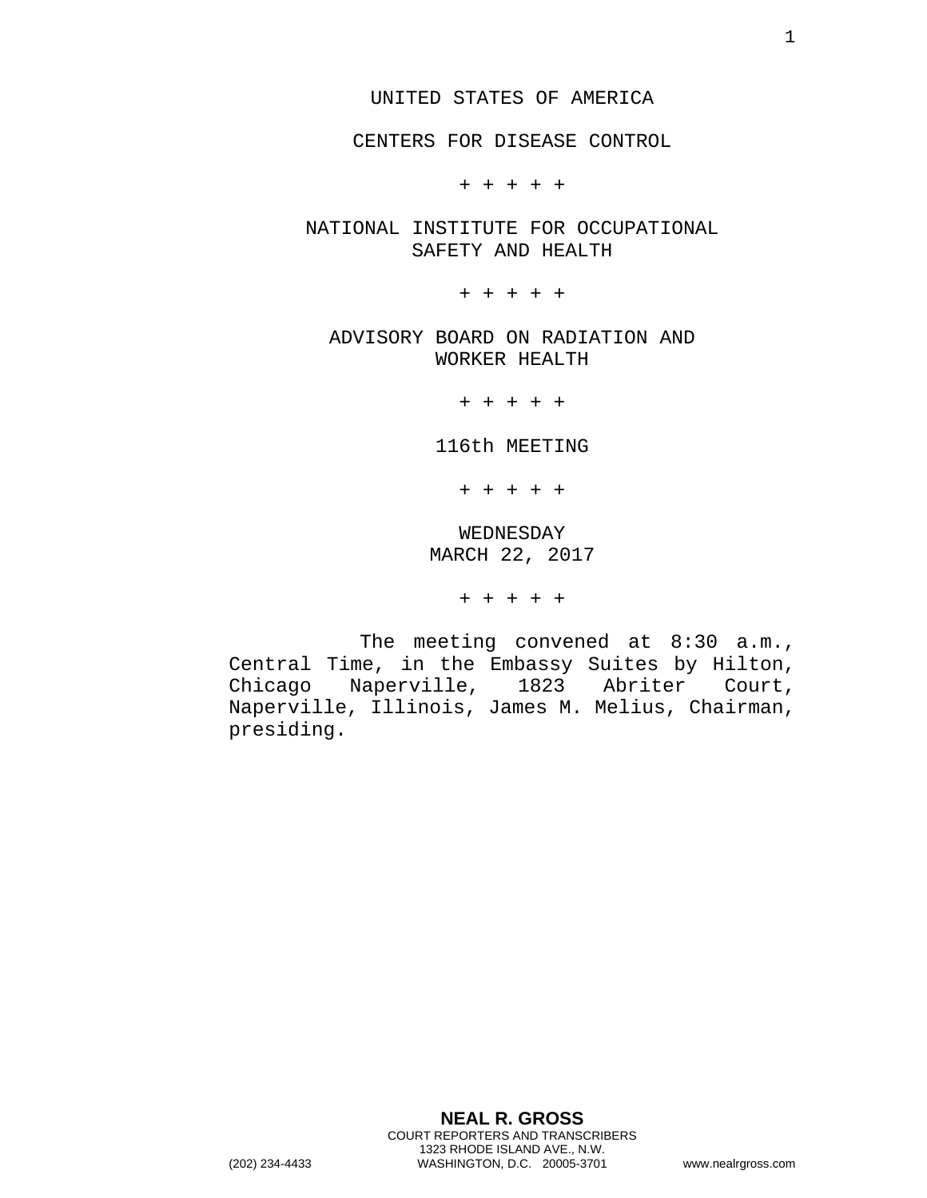UNITED STATES OF AMERICA

CENTERS FOR DISEASE CONTROL

+ + + + +

NATIONAL INSTITUTE FOR OCCUPATIONAL SAFETY AND HEALTH

+ + + + +

ADVISORY BOARD ON RADIATION AND WORKER HEALTH

+ + + + +

116th MEETING

+ + + + +

WEDNESDAY
MARCH 22, 2017

+ + + + +

The meeting convened at 8:30 a.m., Central Time, in the Embassy Suites by Hilton, Chicago Naperville, 1823 Abriter Court, Naperville, Illinois, James M. Melius, Chairman, presiding.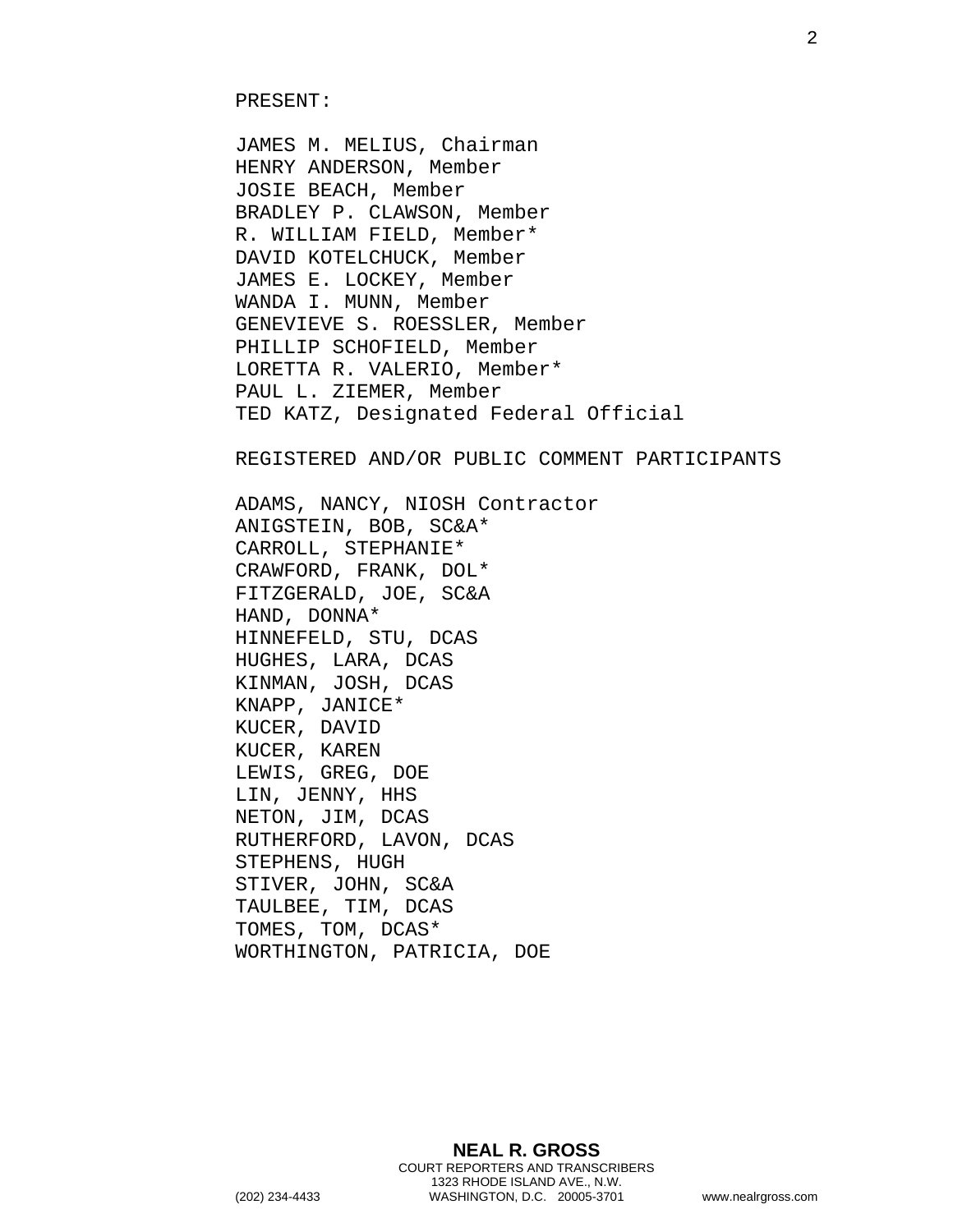PRESENT:

JAMES M. MELIUS, Chairman
HENRY ANDERSON, Member
JOSIE BEACH, Member
BRADLEY P. CLAWSON, Member
R. WILLIAM FIELD, Member*
DAVID KOTELCHUCK, Member
JAMES E. LOCKEY, Member
WANDA I. MUNN, Member
GENEVIEVE S. ROESSLER, Member
PHILLIP SCHOFIELD, Member
LORETTA R. VALERIO, Member*
PAUL L. ZIEMER, Member
TED KATZ, Designated Federal Official

REGISTERED AND/OR PUBLIC COMMENT PARTICIPANTS

ADAMS, NANCY, NIOSH Contractor
ANIGSTEIN, BOB, SC&A*
CARROLL, STEPHANIE*
CRAWFORD, FRANK, DOL*
FITZGERALD, JOE, SC&A
HAND, DONNA*
HINNEFELD, STU, DCAS
HUGHES, LARA, DCAS
KINMAN, JOSH, DCAS
KNAPP, JANICE*
KUCER, DAVID
KUCER, KAREN
LEWIS, GREG, DOE
LIN, JENNY, HHS
NETON, JIM, DCAS
RUTHERFORD, LAVON, DCAS
STEPHENS, HUGH
STIVER, JOHN, SC&A
TAULBEE, TIM, DCAS
TOMES, TOM, DCAS*
WORTHINGTON, PATRICIA, DOE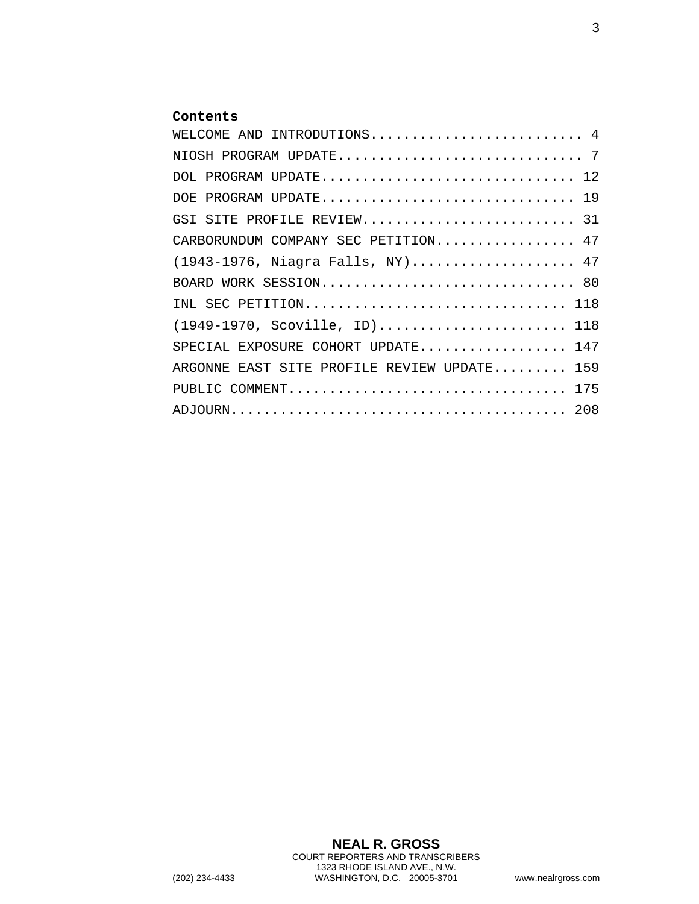**Contents**

WELCOME AND INTRODUTIONS.......................... 4

NIOSH PROGRAM UPDATE.............................. 7

DOL PROGRAM UPDATE............................... 12

DOE PROGRAM UPDATE............................... 19

GSI SITE PROFILE REVIEW.......................... 31

CARBORUNDUM COMPANY SEC PETITION................. 47

(1943-1976, Niagra Falls, NY).................... 47

BOARD WORK SESSION............................... 80

INL SEC PETITION................................ 118

(1949-1970, Scoville, ID)....................... 118

SPECIAL EXPOSURE COHORT UPDATE.................. 147

ARGONNE EAST SITE PROFILE REVIEW UPDATE......... 159

PUBLIC COMMENT.................................. 175

ADJOURN......................................... 208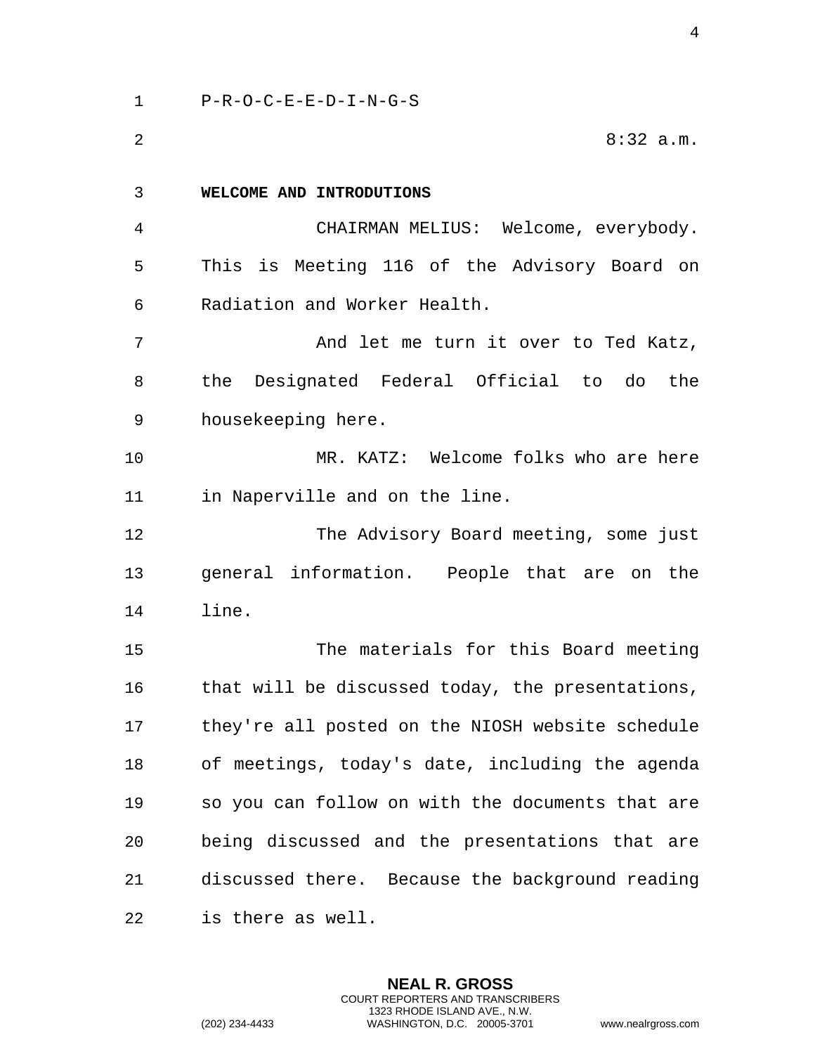P-R-O-C-E-E-D-I-N-G-S

8:32 a.m.

**WELCOME AND INTRODUTIONS**

CHAIRMAN MELIUS: Welcome, everybody. This is Meeting 116 of the Advisory Board on Radiation and Worker Health.

And let me turn it over to Ted Katz, the Designated Federal Official to do the housekeeping here.

MR. KATZ: Welcome folks who are here in Naperville and on the line.

The Advisory Board meeting, some just general information. People that are on the line.

The materials for this Board meeting that will be discussed today, the presentations, they're all posted on the NIOSH website schedule of meetings, today's date, including the agenda so you can follow on with the documents that are being discussed and the presentations that are discussed there. Because the background reading is there as well.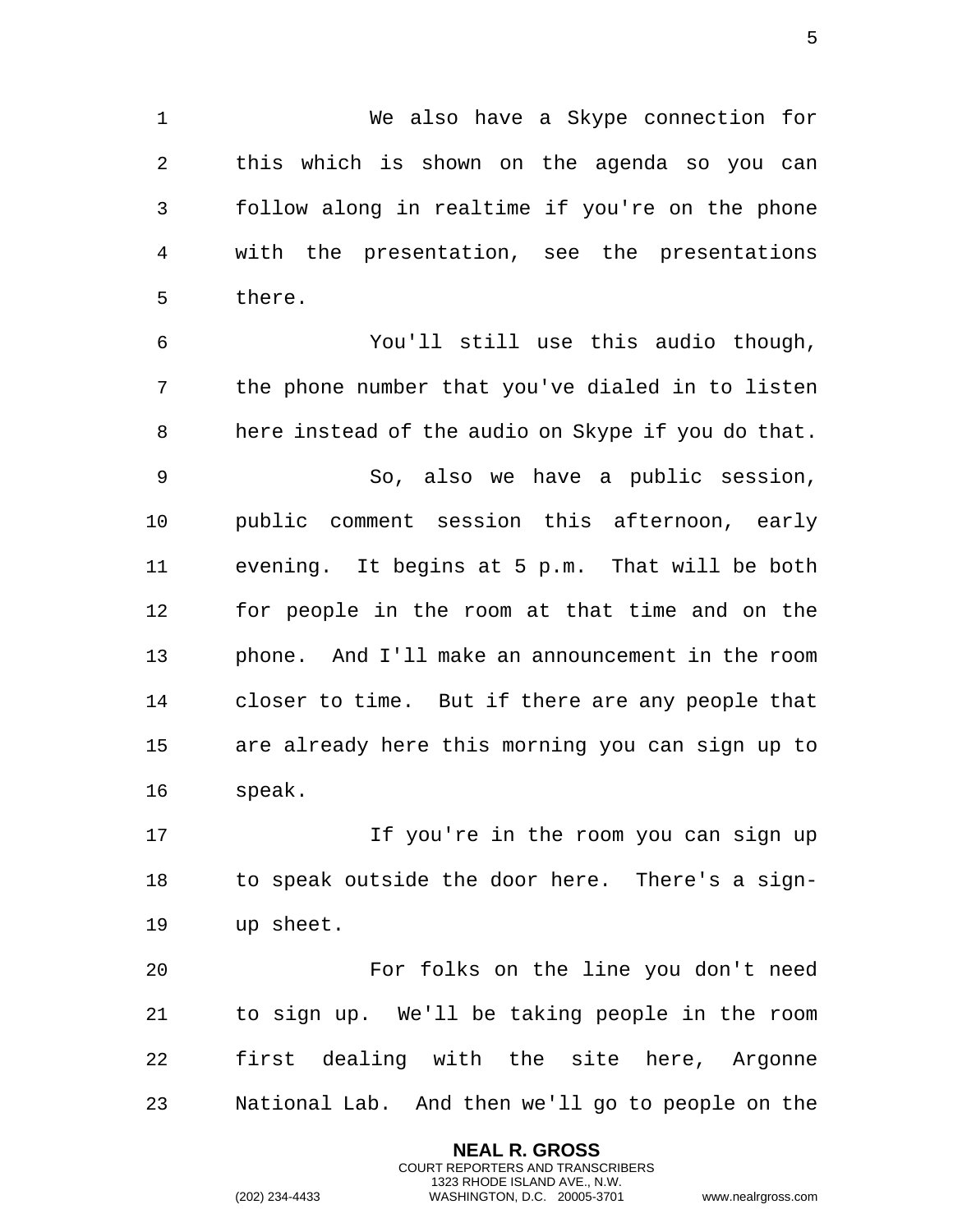We also have a Skype connection for this which is shown on the agenda so you can follow along in realtime if you're on the phone with the presentation, see the presentations there.

You'll still use this audio though, the phone number that you've dialed in to listen here instead of the audio on Skype if you do that.

So, also we have a public session, public comment session this afternoon, early evening. It begins at 5 p.m. That will be both for people in the room at that time and on the phone. And I'll make an announcement in the room closer to time. But if there are any people that are already here this morning you can sign up to speak.

If you're in the room you can sign up to speak outside the door here. There's a sign-up sheet.

For folks on the line you don't need to sign up. We'll be taking people in the room first dealing with the site here, Argonne National Lab. And then we'll go to people on the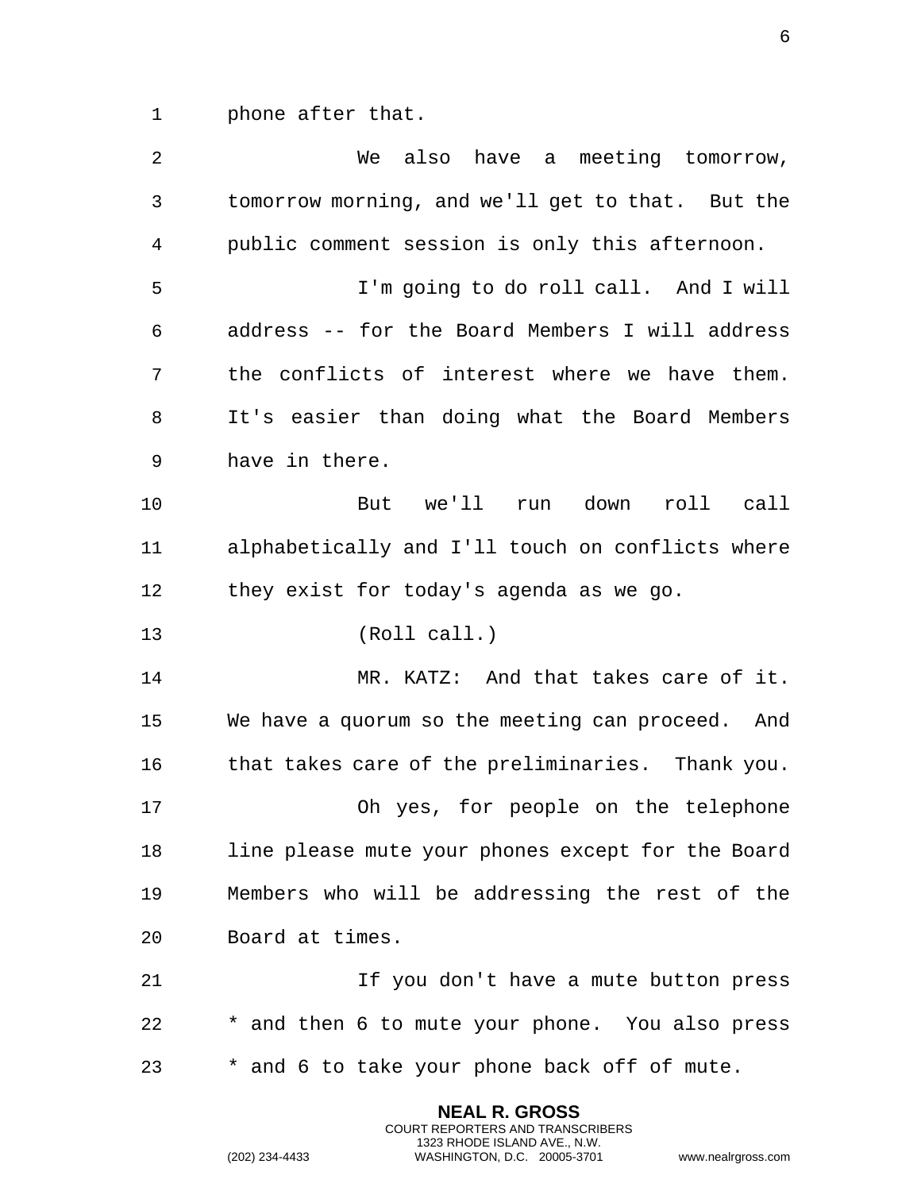phone after that.

We also have a meeting tomorrow, tomorrow morning, and we'll get to that. But the public comment session is only this afternoon.

I'm going to do roll call. And I will address -- for the Board Members I will address the conflicts of interest where we have them. It's easier than doing what the Board Members have in there.

But we'll run down roll call alphabetically and I'll touch on conflicts where they exist for today's agenda as we go.

(Roll call.)

MR. KATZ: And that takes care of it. We have a quorum so the meeting can proceed. And that takes care of the preliminaries. Thank you.

Oh yes, for people on the telephone line please mute your phones except for the Board Members who will be addressing the rest of the Board at times.

If you don't have a mute button press * and then 6 to mute your phone. You also press * and 6 to take your phone back off of mute.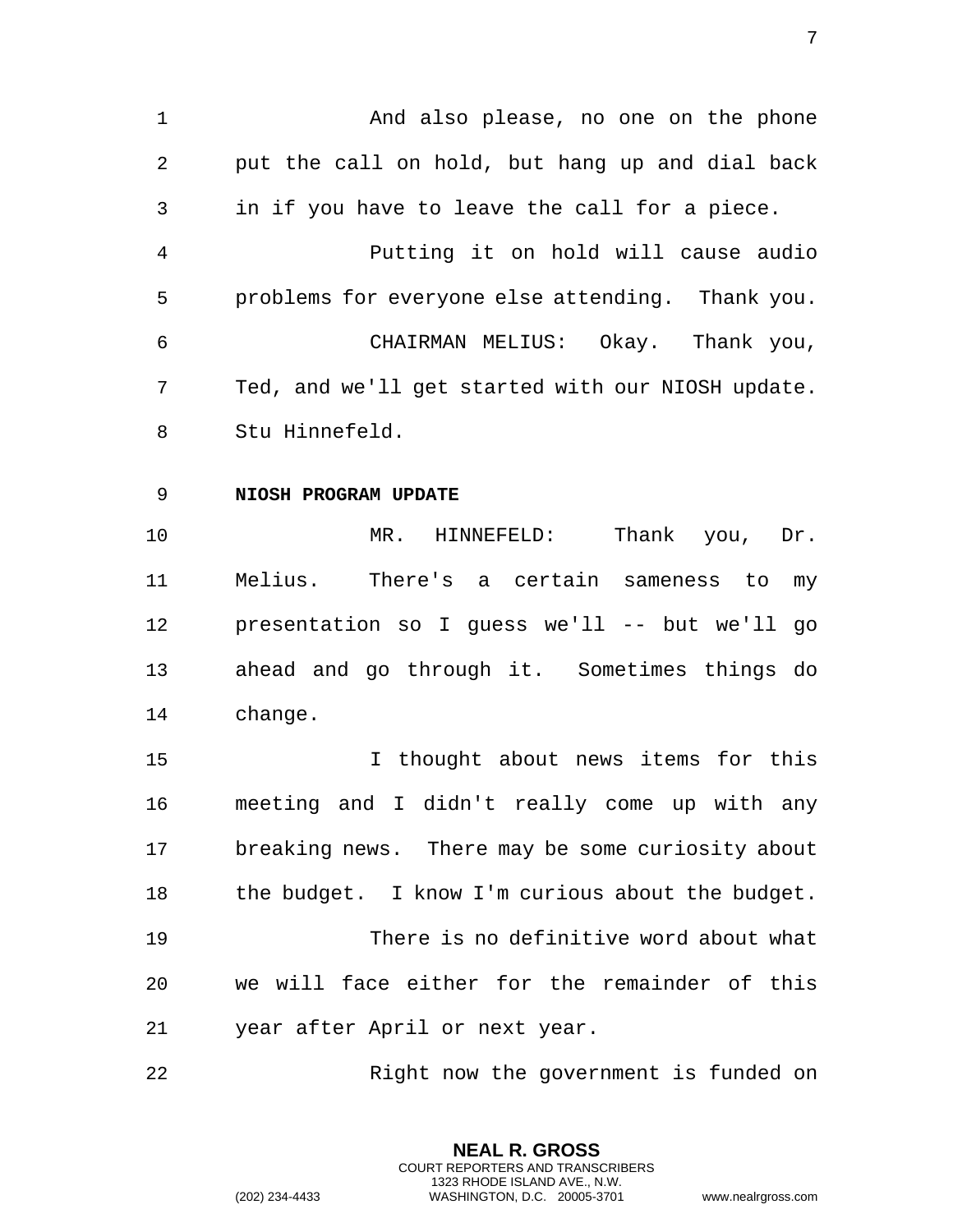And also please, no one on the phone put the call on hold, but hang up and dial back in if you have to leave the call for a piece.

Putting it on hold will cause audio problems for everyone else attending. Thank you.

CHAIRMAN MELIUS: Okay. Thank you, Ted, and we'll get started with our NIOSH update. Stu Hinnefeld.

**NIOSH PROGRAM UPDATE**

MR. HINNEFELD: Thank you, Dr. Melius. There's a certain sameness to my presentation so I guess we'll -- but we'll go ahead and go through it. Sometimes things do change.

I thought about news items for this meeting and I didn't really come up with any breaking news. There may be some curiosity about the budget. I know I'm curious about the budget.

There is no definitive word about what we will face either for the remainder of this year after April or next year.

Right now the government is funded on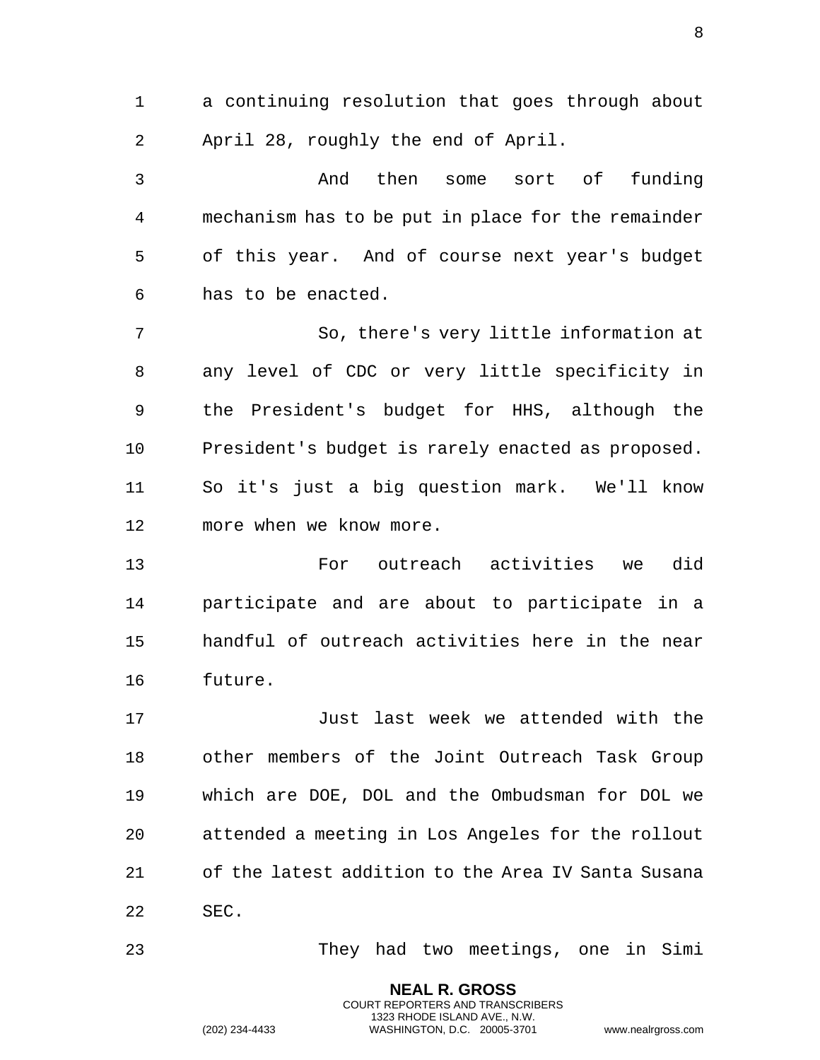a continuing resolution that goes through about April 28, roughly the end of April.

And then some sort of funding mechanism has to be put in place for the remainder of this year. And of course next year's budget has to be enacted.

So, there's very little information at any level of CDC or very little specificity in the President's budget for HHS, although the President's budget is rarely enacted as proposed. So it's just a big question mark. We'll know more when we know more.

For outreach activities we did participate and are about to participate in a handful of outreach activities here in the near future.

Just last week we attended with the other members of the Joint Outreach Task Group which are DOE, DOL and the Ombudsman for DOL we attended a meeting in Los Angeles for the rollout of the latest addition to the Area IV Santa Susana SEC.

They had two meetings, one in Simi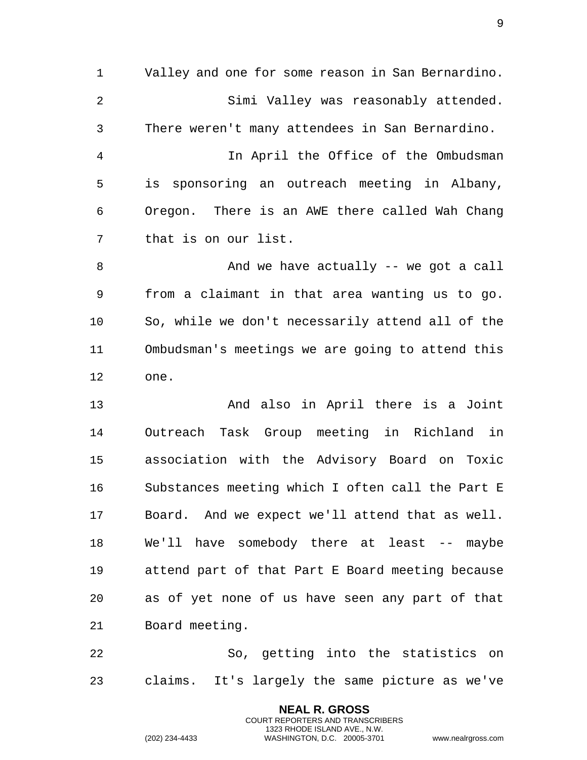Valley and one for some reason in San Bernardino.

Simi Valley was reasonably attended. There weren't many attendees in San Bernardino.

In April the Office of the Ombudsman is sponsoring an outreach meeting in Albany, Oregon. There is an AWE there called Wah Chang that is on our list.

And we have actually -- we got a call from a claimant in that area wanting us to go. So, while we don't necessarily attend all of the Ombudsman's meetings we are going to attend this one.

And also in April there is a Joint Outreach Task Group meeting in Richland in association with the Advisory Board on Toxic Substances meeting which I often call the Part E Board. And we expect we'll attend that as well. We'll have somebody there at least -- maybe attend part of that Part E Board meeting because as of yet none of us have seen any part of that Board meeting.

So, getting into the statistics on claims. It's largely the same picture as we've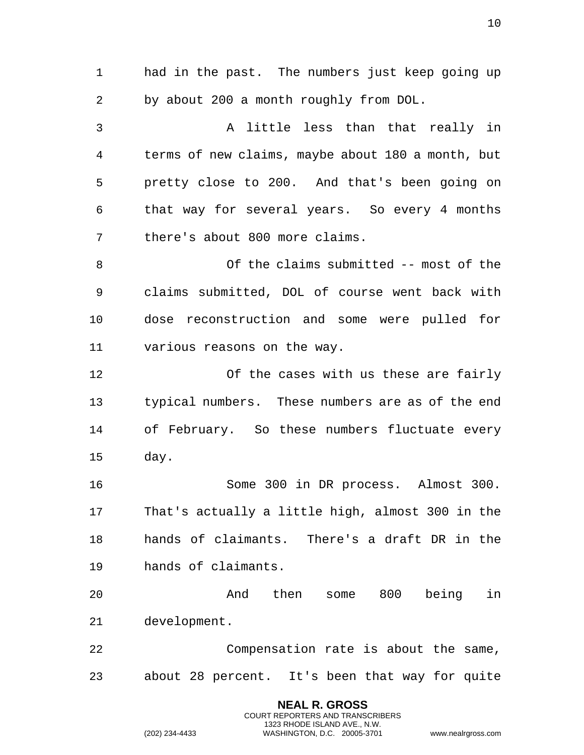had in the past. The numbers just keep going up by about 200 a month roughly from DOL.

A little less than that really in terms of new claims, maybe about 180 a month, but pretty close to 200. And that's been going on that way for several years. So every 4 months there's about 800 more claims.

Of the claims submitted -- most of the claims submitted, DOL of course went back with dose reconstruction and some were pulled for various reasons on the way.

Of the cases with us these are fairly typical numbers. These numbers are as of the end of February. So these numbers fluctuate every day.

Some 300 in DR process. Almost 300. That's actually a little high, almost 300 in the hands of claimants. There's a draft DR in the hands of claimants.

And then some 800 being in development.

Compensation rate is about the same, about 28 percent. It's been that way for quite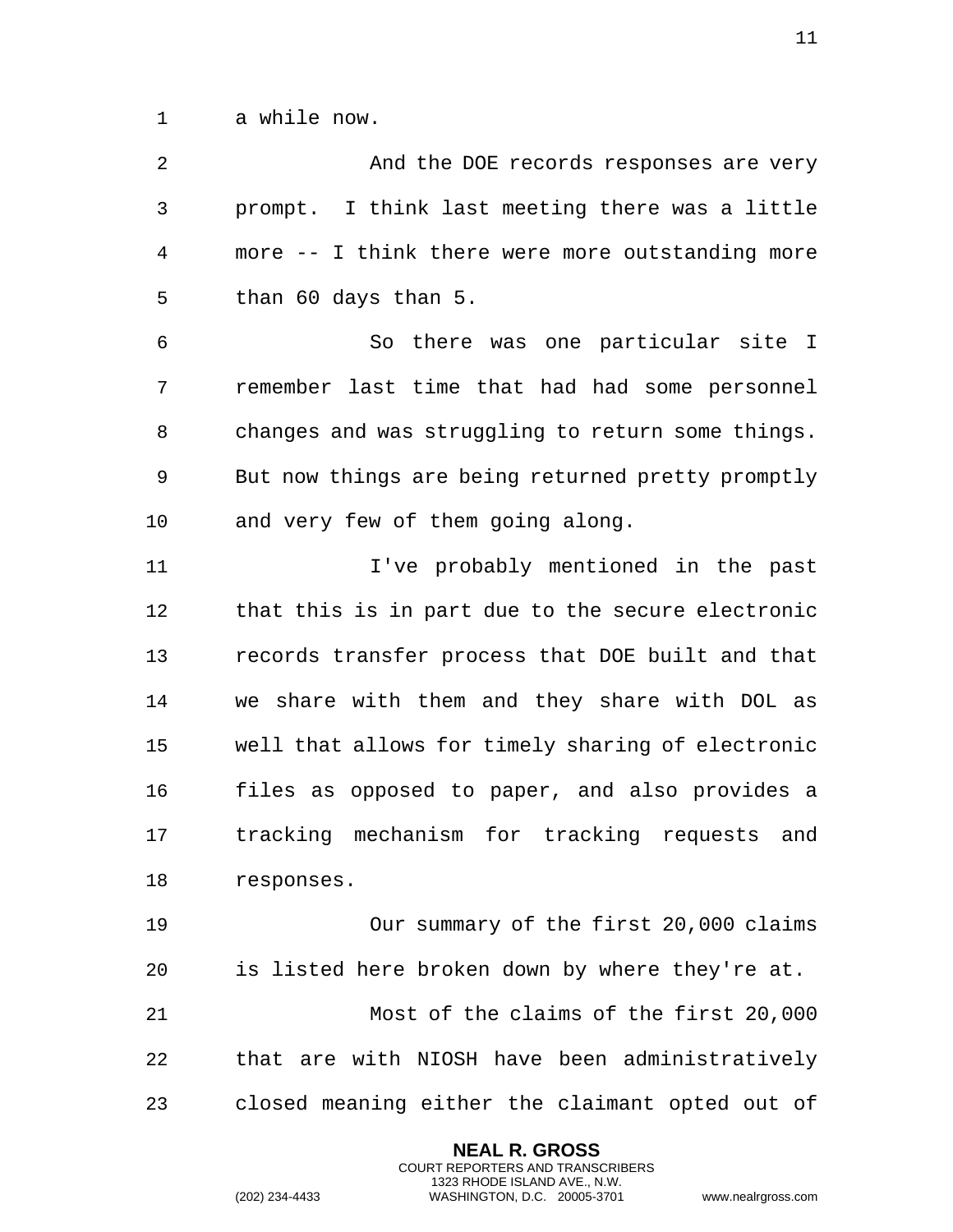a while now.

And the DOE records responses are very prompt. I think last meeting there was a little more -- I think there were more outstanding more than 60 days than 5.

So there was one particular site I remember last time that had had some personnel changes and was struggling to return some things. But now things are being returned pretty promptly and very few of them going along.

I've probably mentioned in the past that this is in part due to the secure electronic records transfer process that DOE built and that we share with them and they share with DOL as well that allows for timely sharing of electronic files as opposed to paper, and also provides a tracking mechanism for tracking requests and responses.

Our summary of the first 20,000 claims is listed here broken down by where they're at.

Most of the claims of the first 20,000 that are with NIOSH have been administratively closed meaning either the claimant opted out of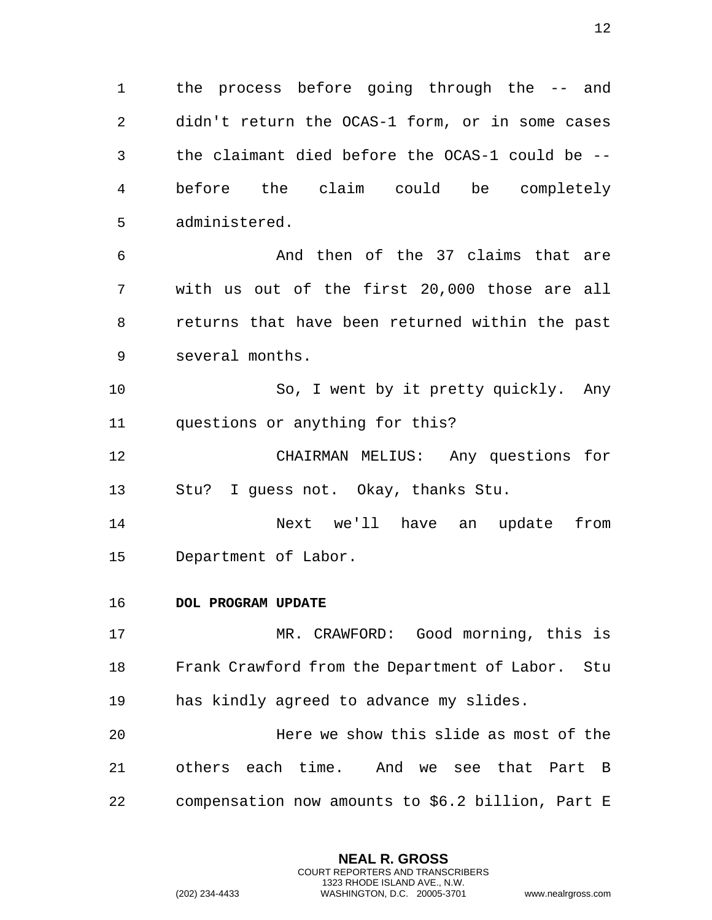the process before going through the -- and didn't return the OCAS-1 form, or in some cases the claimant died before the OCAS-1 could be -- before the claim could be completely administered.

And then of the 37 claims that are with us out of the first 20,000 those are all returns that have been returned within the past several months.

So, I went by it pretty quickly. Any questions or anything for this?

CHAIRMAN MELIUS: Any questions for Stu? I guess not. Okay, thanks Stu.

Next we'll have an update from Department of Labor.

**DOL PROGRAM UPDATE**

MR. CRAWFORD: Good morning, this is Frank Crawford from the Department of Labor. Stu has kindly agreed to advance my slides.

Here we show this slide as most of the others each time. And we see that Part B compensation now amounts to $6.2 billion, Part E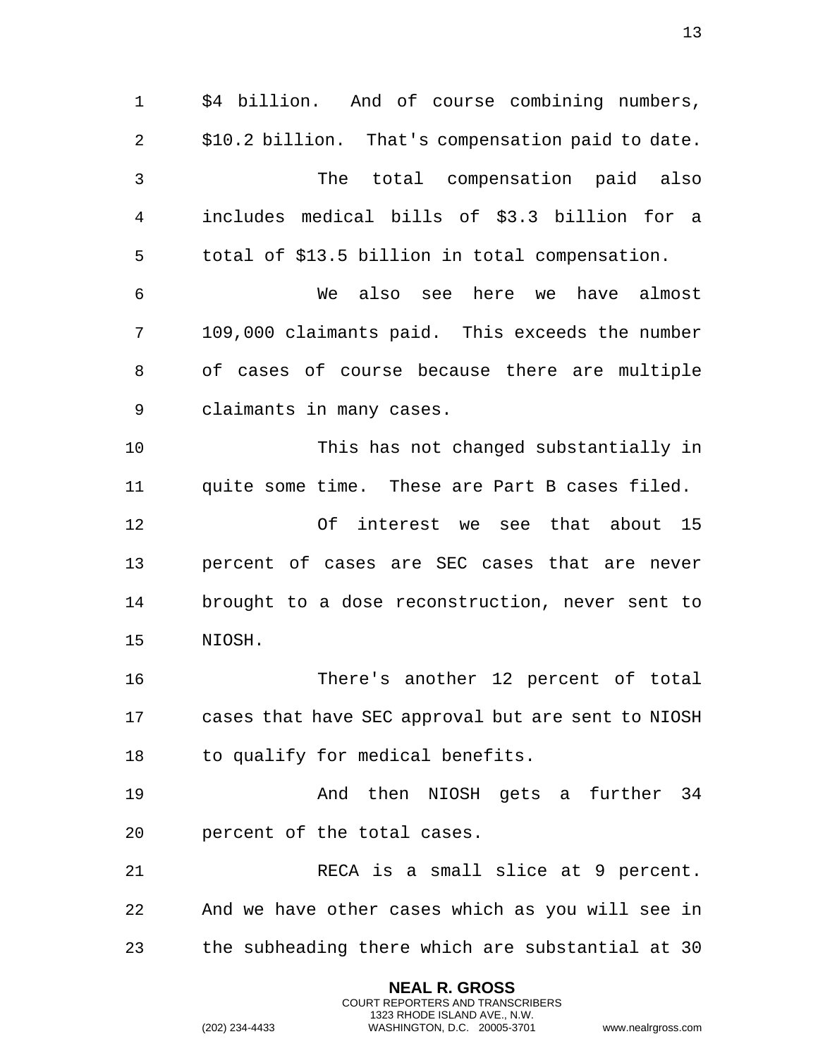$4 billion. And of course combining numbers, $10.2 billion. That's compensation paid to date.

The total compensation paid also includes medical bills of $3.3 billion for a total of $13.5 billion in total compensation.

We also see here we have almost 109,000 claimants paid. This exceeds the number of cases of course because there are multiple claimants in many cases.

This has not changed substantially in quite some time. These are Part B cases filed.

Of interest we see that about 15 percent of cases are SEC cases that are never brought to a dose reconstruction, never sent to NIOSH.

There's another 12 percent of total cases that have SEC approval but are sent to NIOSH to qualify for medical benefits.

And then NIOSH gets a further 34 percent of the total cases.

RECA is a small slice at 9 percent. And we have other cases which as you will see in the subheading there which are substantial at 30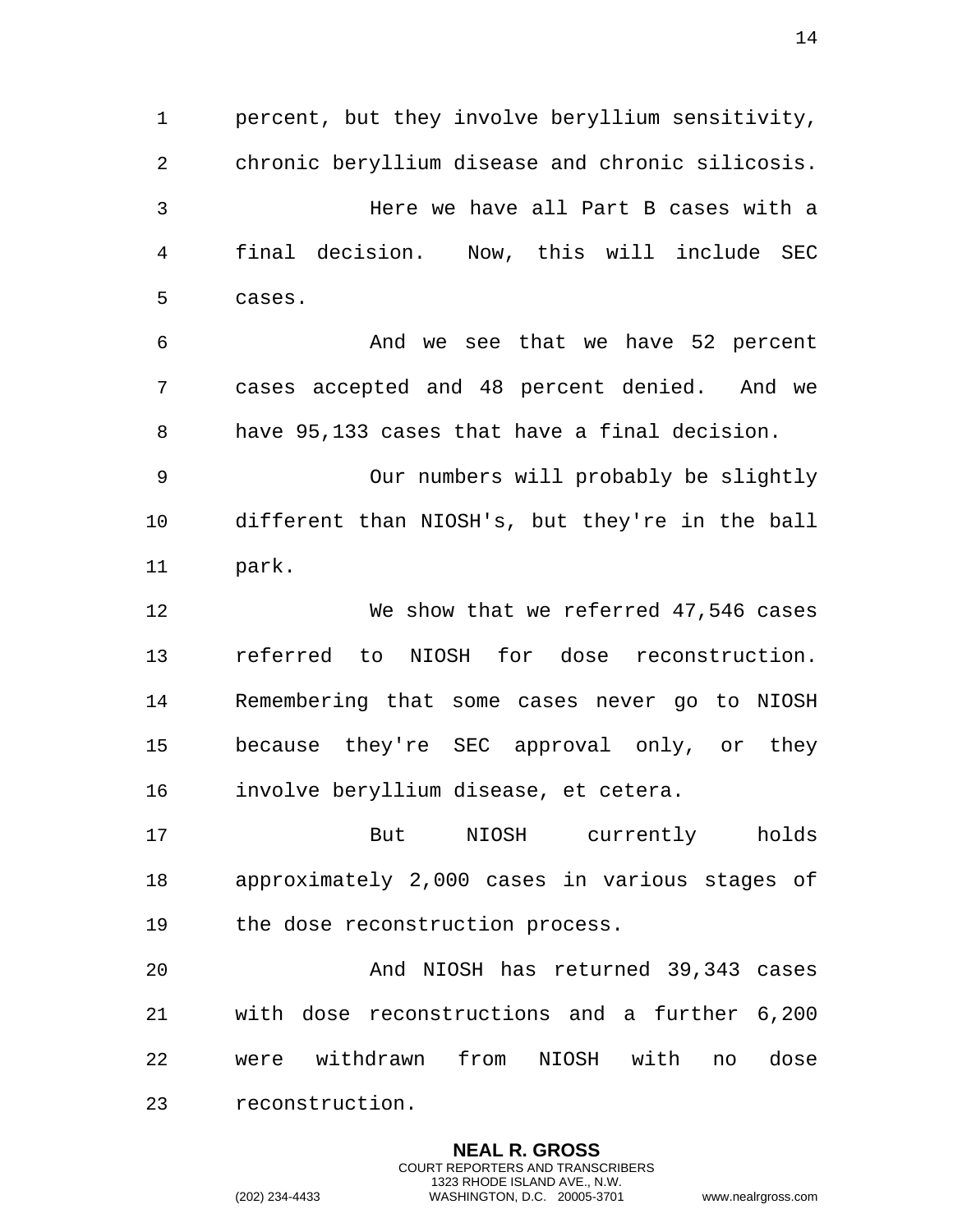percent, but they involve beryllium sensitivity, chronic beryllium disease and chronic silicosis.

Here we have all Part B cases with a final decision. Now, this will include SEC cases.

And we see that we have 52 percent cases accepted and 48 percent denied. And we have 95,133 cases that have a final decision.

Our numbers will probably be slightly different than NIOSH's, but they're in the ball park.

We show that we referred 47,546 cases referred to NIOSH for dose reconstruction. Remembering that some cases never go to NIOSH because they're SEC approval only, or they involve beryllium disease, et cetera.

But NIOSH currently holds approximately 2,000 cases in various stages of the dose reconstruction process.

And NIOSH has returned 39,343 cases with dose reconstructions and a further 6,200 were withdrawn from NIOSH with no dose reconstruction.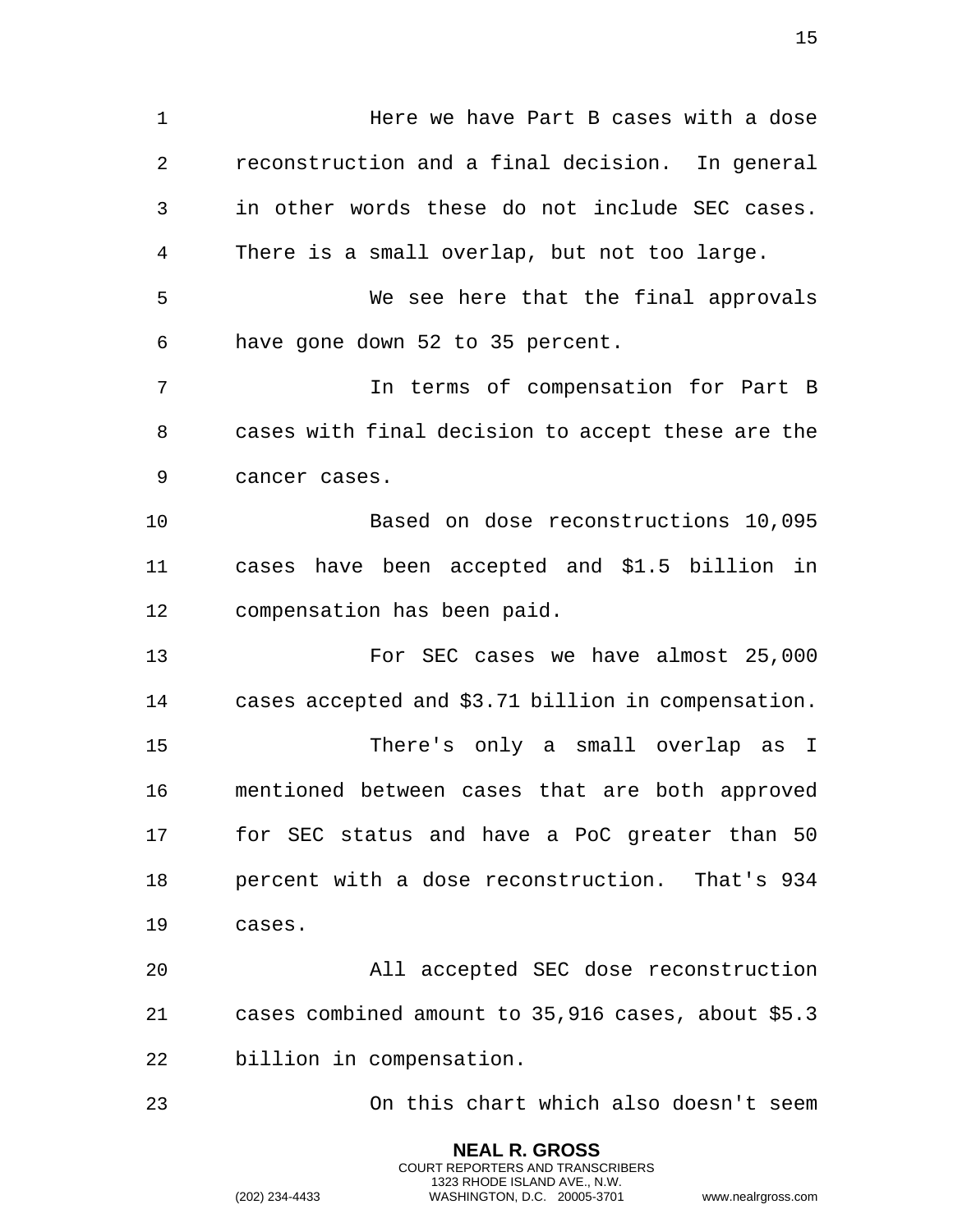Here we have Part B cases with a dose reconstruction and a final decision. In general in other words these do not include SEC cases. There is a small overlap, but not too large.

We see here that the final approvals have gone down 52 to 35 percent.

In terms of compensation for Part B cases with final decision to accept these are the cancer cases.

Based on dose reconstructions 10,095 cases have been accepted and $1.5 billion in compensation has been paid.

For SEC cases we have almost 25,000 cases accepted and $3.71 billion in compensation.

There's only a small overlap as I mentioned between cases that are both approved for SEC status and have a PoC greater than 50 percent with a dose reconstruction. That's 934 cases.

All accepted SEC dose reconstruction cases combined amount to 35,916 cases, about $5.3 billion in compensation.

On this chart which also doesn't seem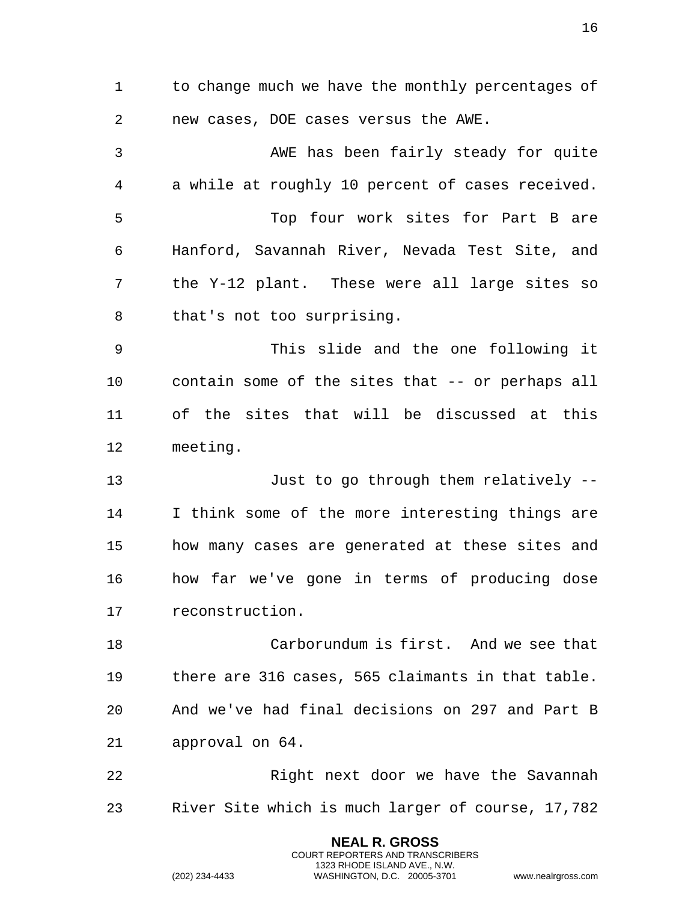to change much we have the monthly percentages of new cases, DOE cases versus the AWE.

AWE has been fairly steady for quite a while at roughly 10 percent of cases received.

Top four work sites for Part B are Hanford, Savannah River, Nevada Test Site, and the Y-12 plant. These were all large sites so that's not too surprising.

This slide and the one following it contain some of the sites that -- or perhaps all of the sites that will be discussed at this meeting.

Just to go through them relatively -- I think some of the more interesting things are how many cases are generated at these sites and how far we've gone in terms of producing dose reconstruction.

Carborundum is first. And we see that there are 316 cases, 565 claimants in that table. And we've had final decisions on 297 and Part B approval on 64.

Right next door we have the Savannah River Site which is much larger of course, 17,782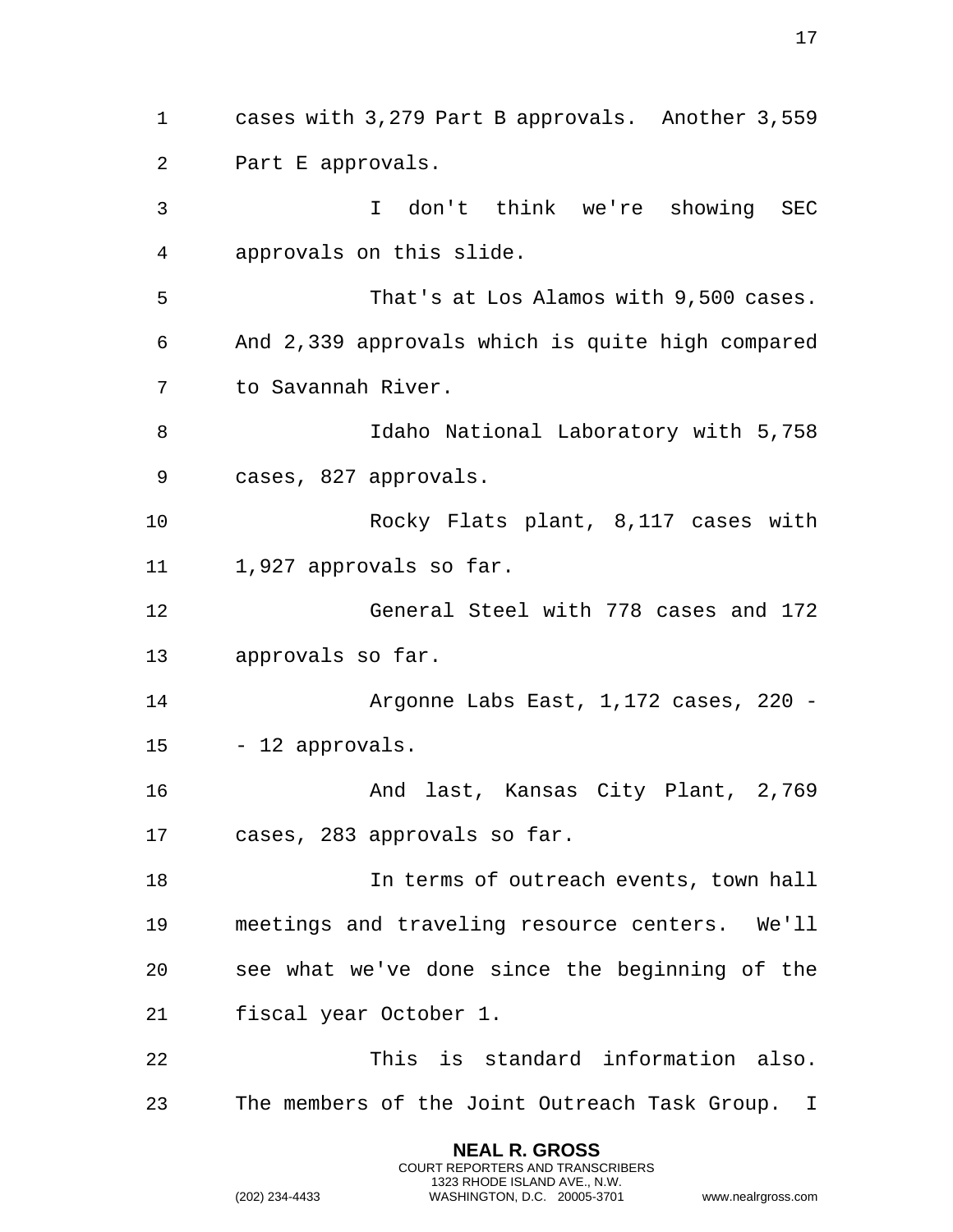cases with 3,279 Part B approvals. Another 3,559 Part E approvals.

I don't think we're showing SEC approvals on this slide.

That's at Los Alamos with 9,500 cases. And 2,339 approvals which is quite high compared to Savannah River.

Idaho National Laboratory with 5,758 cases, 827 approvals.

Rocky Flats plant, 8,117 cases with 1,927 approvals so far.

General Steel with 778 cases and 172 approvals so far.

Argonne Labs East, 1,172 cases, 220 -- 12 approvals.

And last, Kansas City Plant, 2,769 cases, 283 approvals so far.

In terms of outreach events, town hall meetings and traveling resource centers. We'll see what we've done since the beginning of the fiscal year October 1.

This is standard information also. The members of the Joint Outreach Task Group. I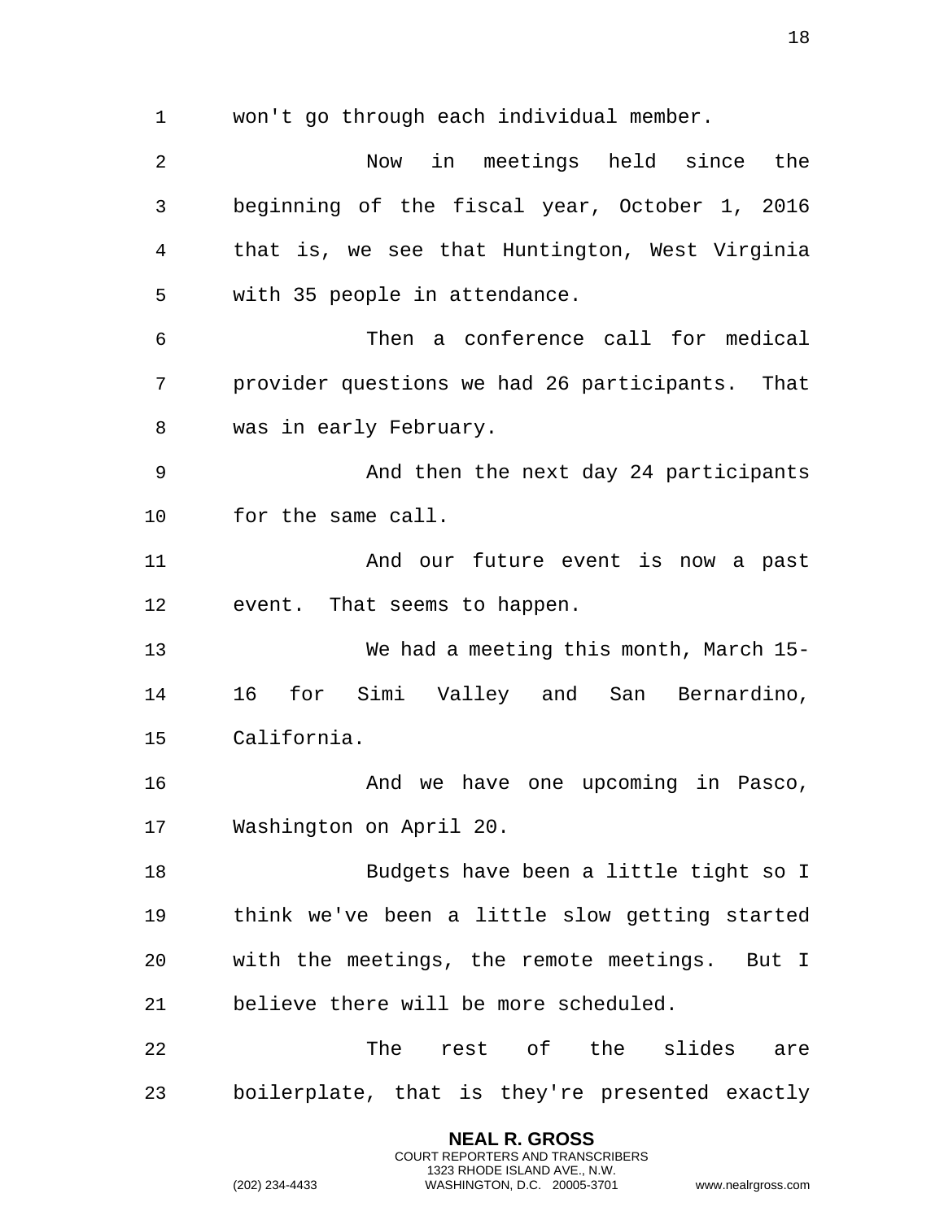won't go through each individual member.

Now in meetings held since the beginning of the fiscal year, October 1, 2016 that is, we see that Huntington, West Virginia with 35 people in attendance.

Then a conference call for medical provider questions we had 26 participants. That was in early February.

And then the next day 24 participants for the same call.

And our future event is now a past event. That seems to happen.

We had a meeting this month, March 15-16 for Simi Valley and San Bernardino, California.

And we have one upcoming in Pasco, Washington on April 20.

Budgets have been a little tight so I think we've been a little slow getting started with the meetings, the remote meetings. But I believe there will be more scheduled.

The rest of the slides are boilerplate, that is they're presented exactly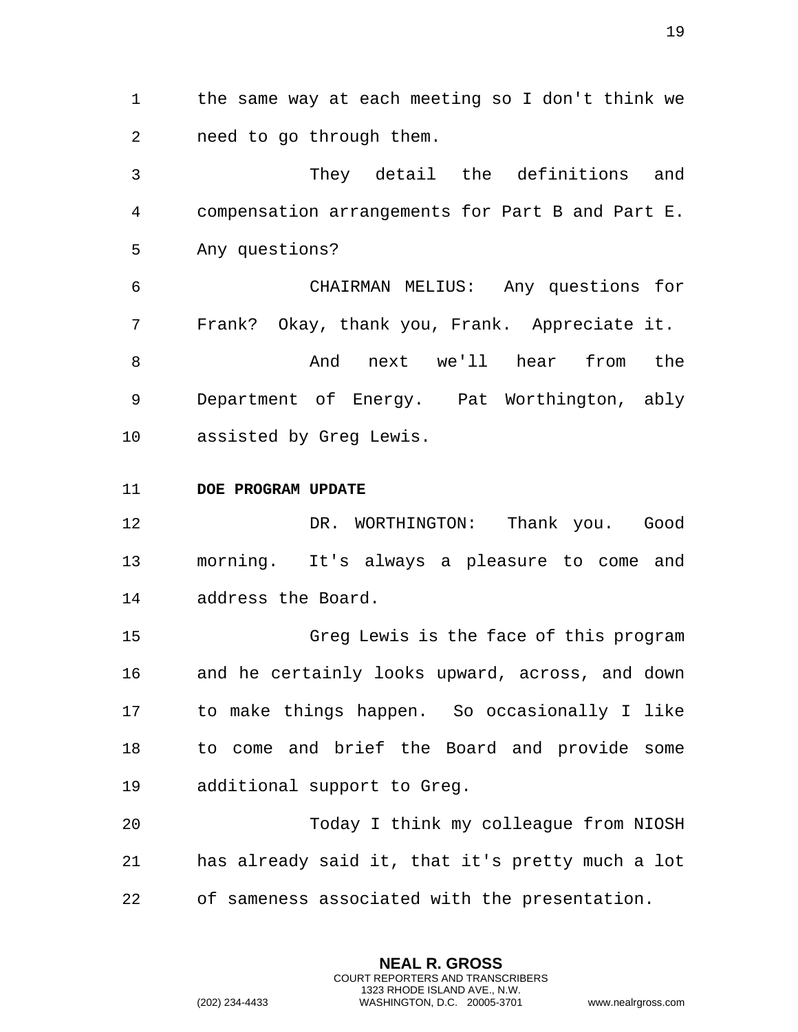the same way at each meeting so I don't think we need to go through them.

They detail the definitions and compensation arrangements for Part B and Part E. Any questions?

CHAIRMAN MELIUS: Any questions for Frank? Okay, thank you, Frank. Appreciate it.

And next we'll hear from the Department of Energy. Pat Worthington, ably assisted by Greg Lewis.

**DOE PROGRAM UPDATE**

DR. WORTHINGTON: Thank you. Good morning. It's always a pleasure to come and address the Board.

Greg Lewis is the face of this program and he certainly looks upward, across, and down to make things happen. So occasionally I like to come and brief the Board and provide some additional support to Greg.

Today I think my colleague from NIOSH has already said it, that it's pretty much a lot of sameness associated with the presentation.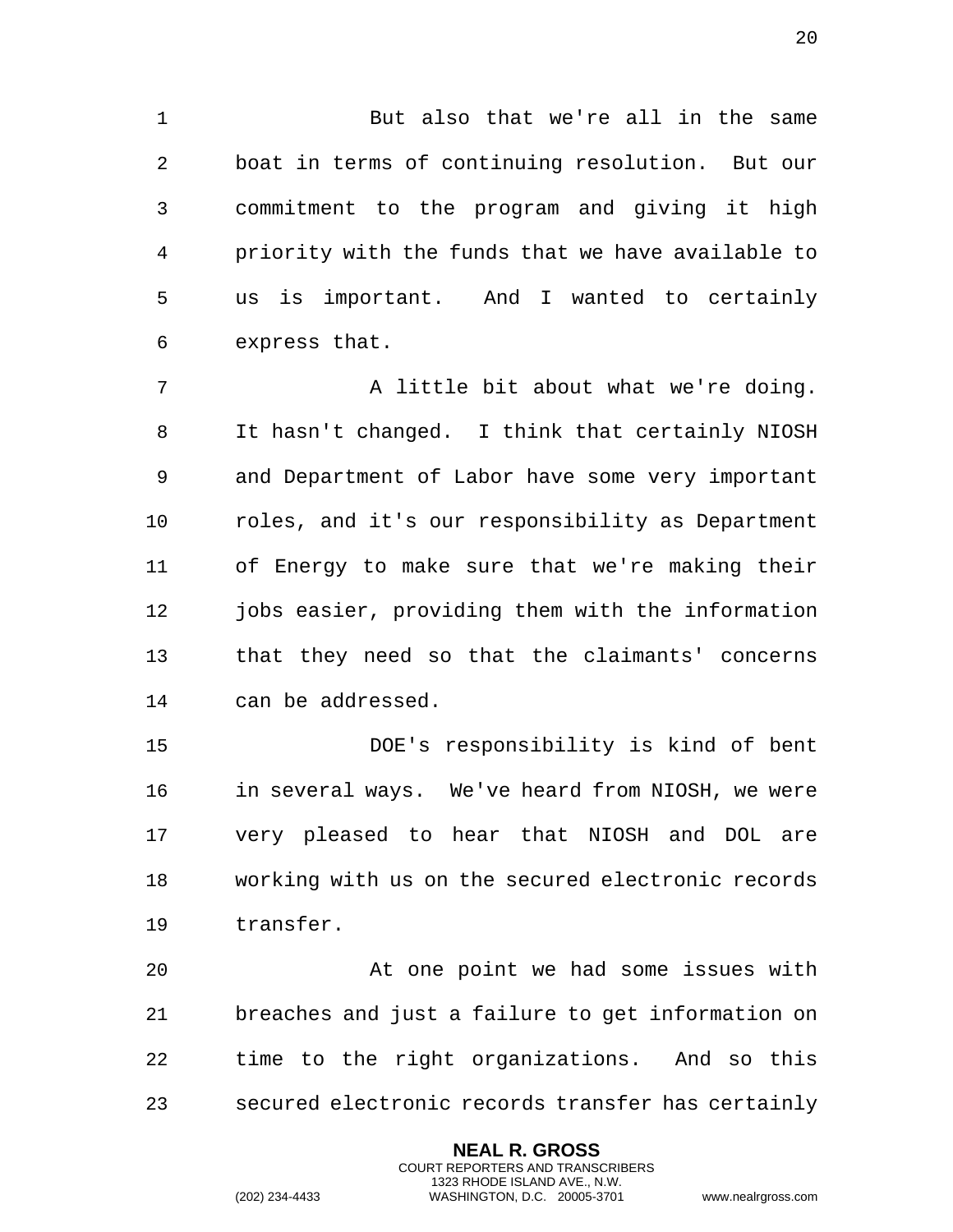But also that we're all in the same boat in terms of continuing resolution. But our commitment to the program and giving it high priority with the funds that we have available to us is important. And I wanted to certainly express that.

A little bit about what we're doing. It hasn't changed. I think that certainly NIOSH and Department of Labor have some very important roles, and it's our responsibility as Department of Energy to make sure that we're making their jobs easier, providing them with the information that they need so that the claimants' concerns can be addressed.

DOE's responsibility is kind of bent in several ways. We've heard from NIOSH, we were very pleased to hear that NIOSH and DOL are working with us on the secured electronic records transfer.

At one point we had some issues with breaches and just a failure to get information on time to the right organizations. And so this secured electronic records transfer has certainly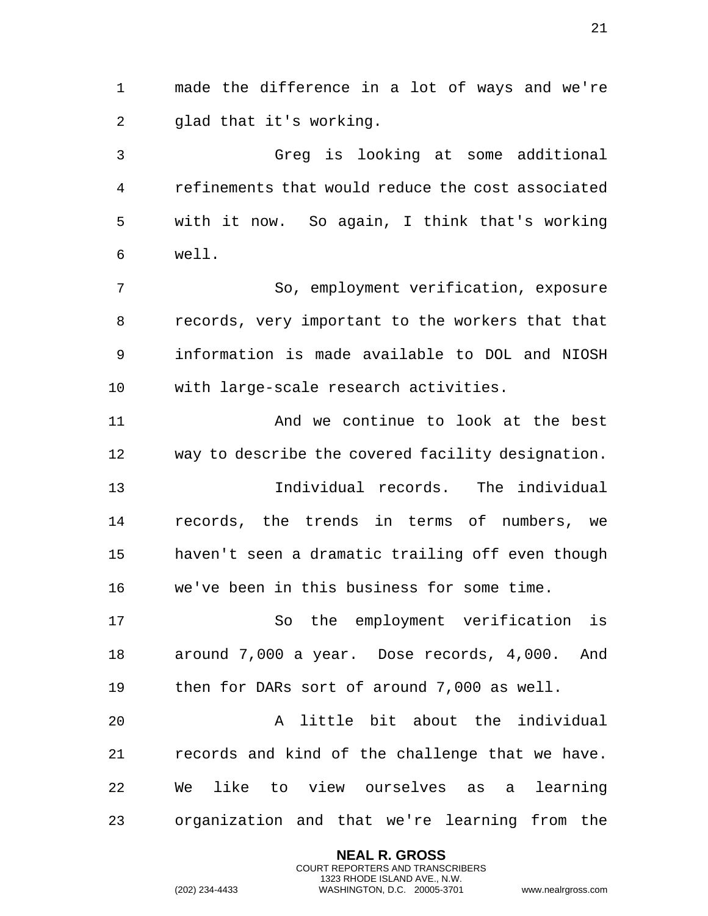made the difference in a lot of ways and we're glad that it's working.

Greg is looking at some additional refinements that would reduce the cost associated with it now. So again, I think that's working well.

So, employment verification, exposure records, very important to the workers that that information is made available to DOL and NIOSH with large-scale research activities.

And we continue to look at the best way to describe the covered facility designation.

Individual records. The individual records, the trends in terms of numbers, we haven't seen a dramatic trailing off even though we've been in this business for some time.

So the employment verification is around 7,000 a year. Dose records, 4,000. And then for DARs sort of around 7,000 as well.

A little bit about the individual records and kind of the challenge that we have. We like to view ourselves as a learning organization and that we're learning from the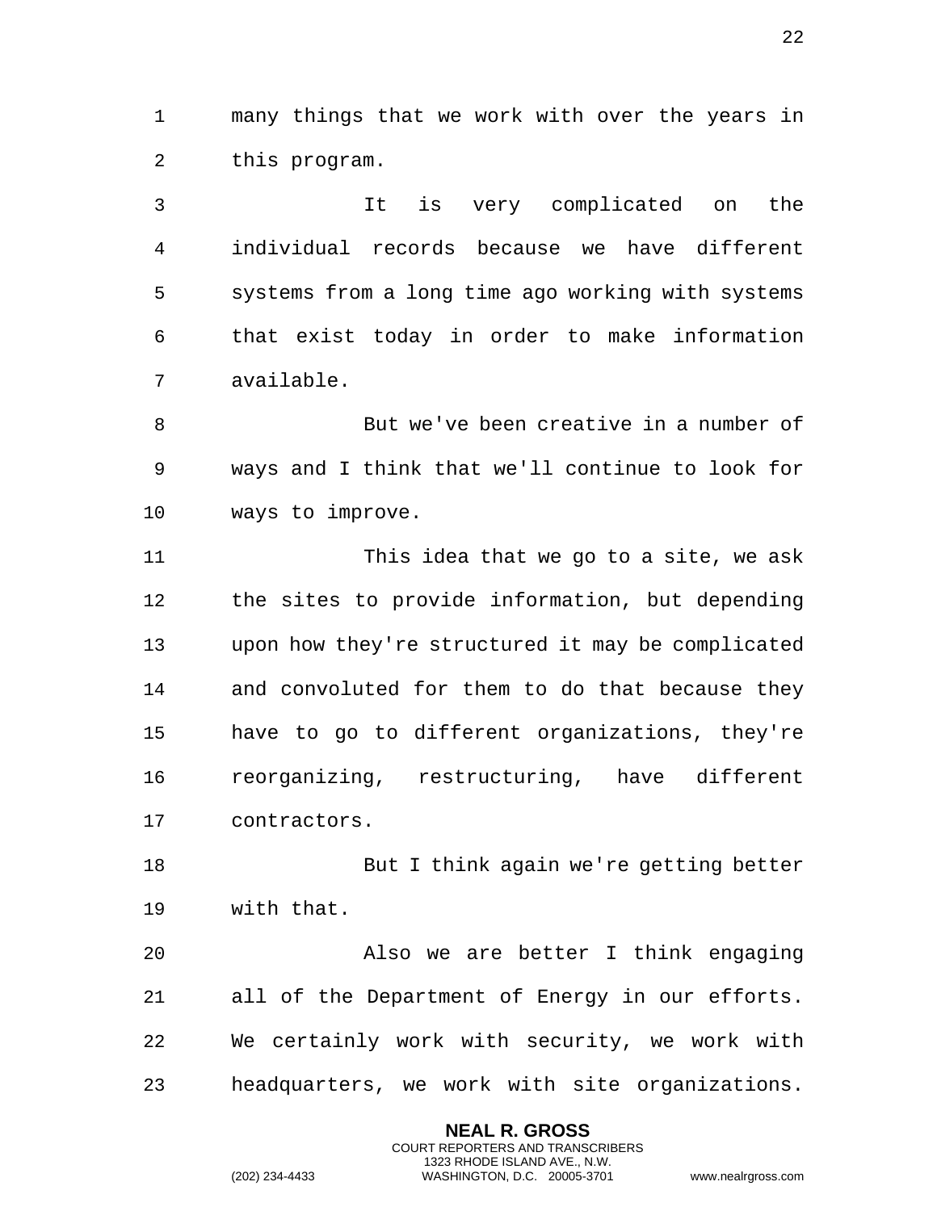many things that we work with over the years in this program.

It is very complicated on the individual records because we have different systems from a long time ago working with systems that exist today in order to make information available.

But we've been creative in a number of ways and I think that we'll continue to look for ways to improve.

This idea that we go to a site, we ask the sites to provide information, but depending upon how they're structured it may be complicated and convoluted for them to do that because they have to go to different organizations, they're reorganizing, restructuring, have different contractors.

But I think again we're getting better with that.

Also we are better I think engaging all of the Department of Energy in our efforts. We certainly work with security, we work with headquarters, we work with site organizations.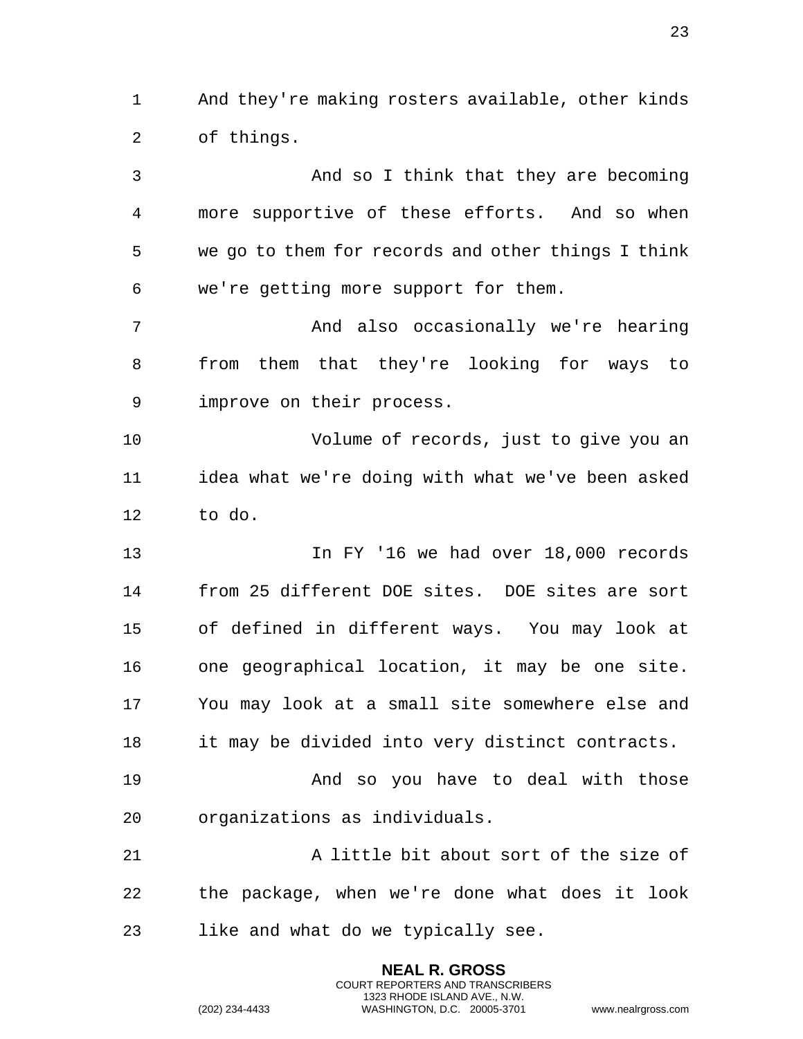And they're making rosters available, other kinds of things.

And so I think that they are becoming more supportive of these efforts. And so when we go to them for records and other things I think we're getting more support for them.

And also occasionally we're hearing from them that they're looking for ways to improve on their process.

Volume of records, just to give you an idea what we're doing with what we've been asked to do.

In FY '16 we had over 18,000 records from 25 different DOE sites. DOE sites are sort of defined in different ways. You may look at one geographical location, it may be one site. You may look at a small site somewhere else and it may be divided into very distinct contracts.

And so you have to deal with those organizations as individuals.

A little bit about sort of the size of the package, when we're done what does it look like and what do we typically see.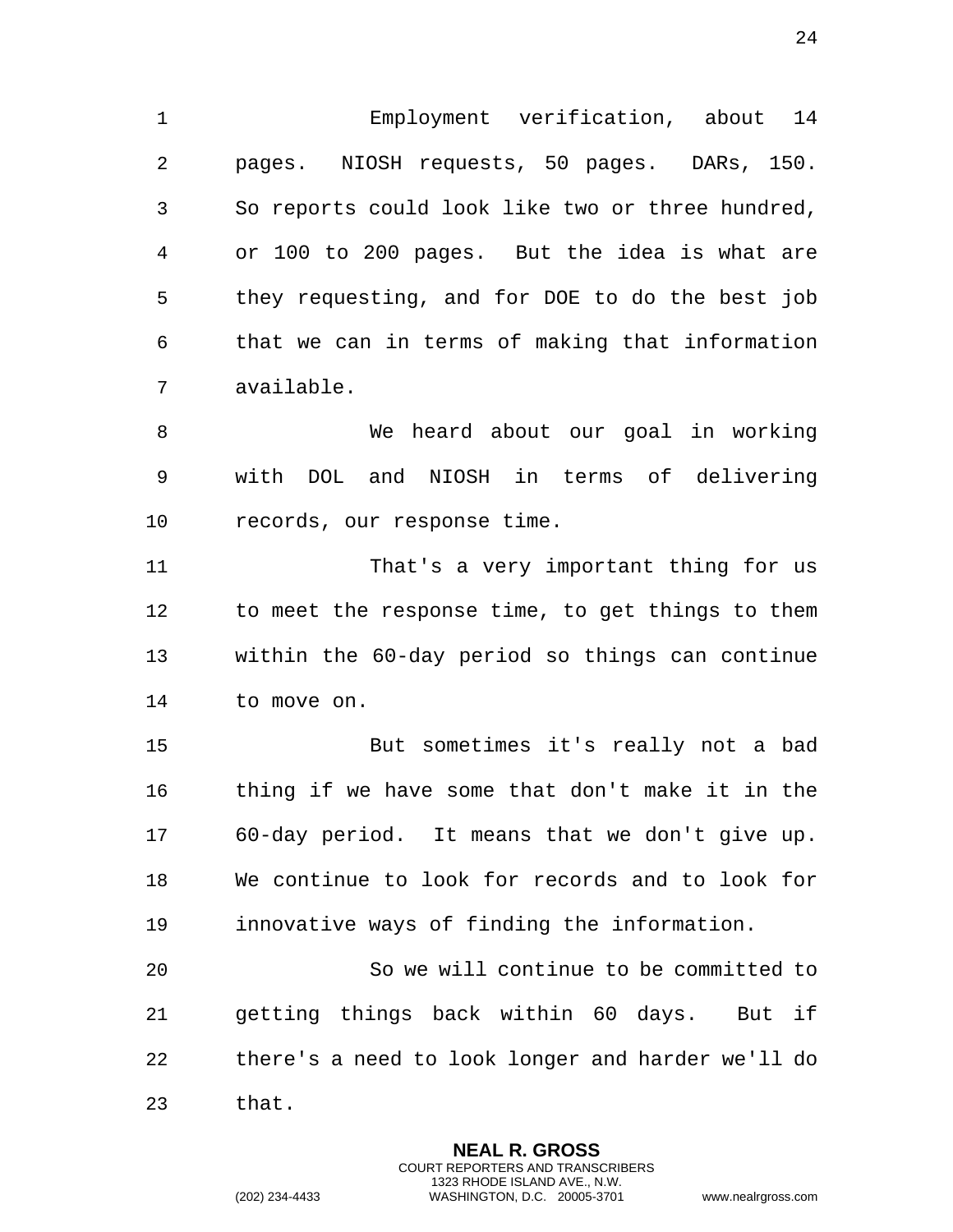Employment verification, about 14 pages. NIOSH requests, 50 pages. DARs, 150. So reports could look like two or three hundred, or 100 to 200 pages. But the idea is what are they requesting, and for DOE to do the best job that we can in terms of making that information available.

We heard about our goal in working with DOL and NIOSH in terms of delivering records, our response time.

That's a very important thing for us to meet the response time, to get things to them within the 60-day period so things can continue to move on.

But sometimes it's really not a bad thing if we have some that don't make it in the 60-day period. It means that we don't give up. We continue to look for records and to look for innovative ways of finding the information.

So we will continue to be committed to getting things back within 60 days. But if there's a need to look longer and harder we'll do that.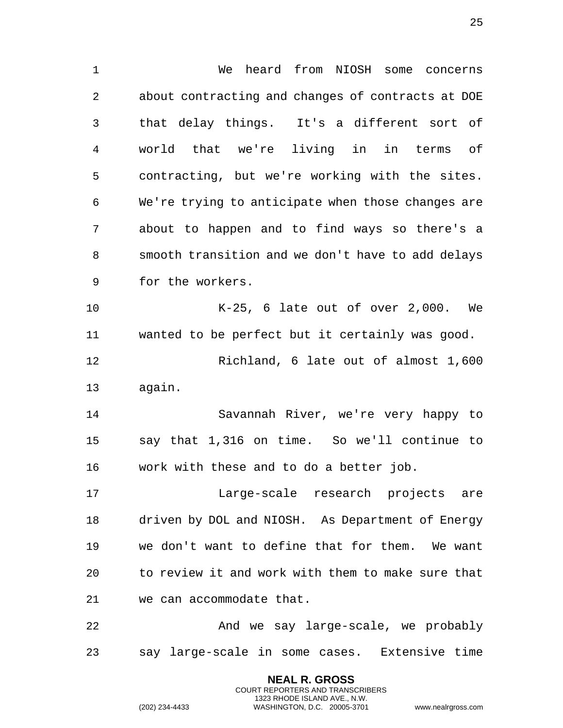We heard from NIOSH some concerns about contracting and changes of contracts at DOE that delay things. It's a different sort of world that we're living in in terms of contracting, but we're working with the sites. We're trying to anticipate when those changes are about to happen and to find ways so there's a smooth transition and we don't have to add delays for the workers.

K-25, 6 late out of over 2,000. We wanted to be perfect but it certainly was good.

Richland, 6 late out of almost 1,600 again.

Savannah River, we're very happy to say that 1,316 on time. So we'll continue to work with these and to do a better job.

Large-scale research projects are driven by DOL and NIOSH. As Department of Energy we don't want to define that for them. We want to review it and work with them to make sure that we can accommodate that.

And we say large-scale, we probably say large-scale in some cases. Extensive time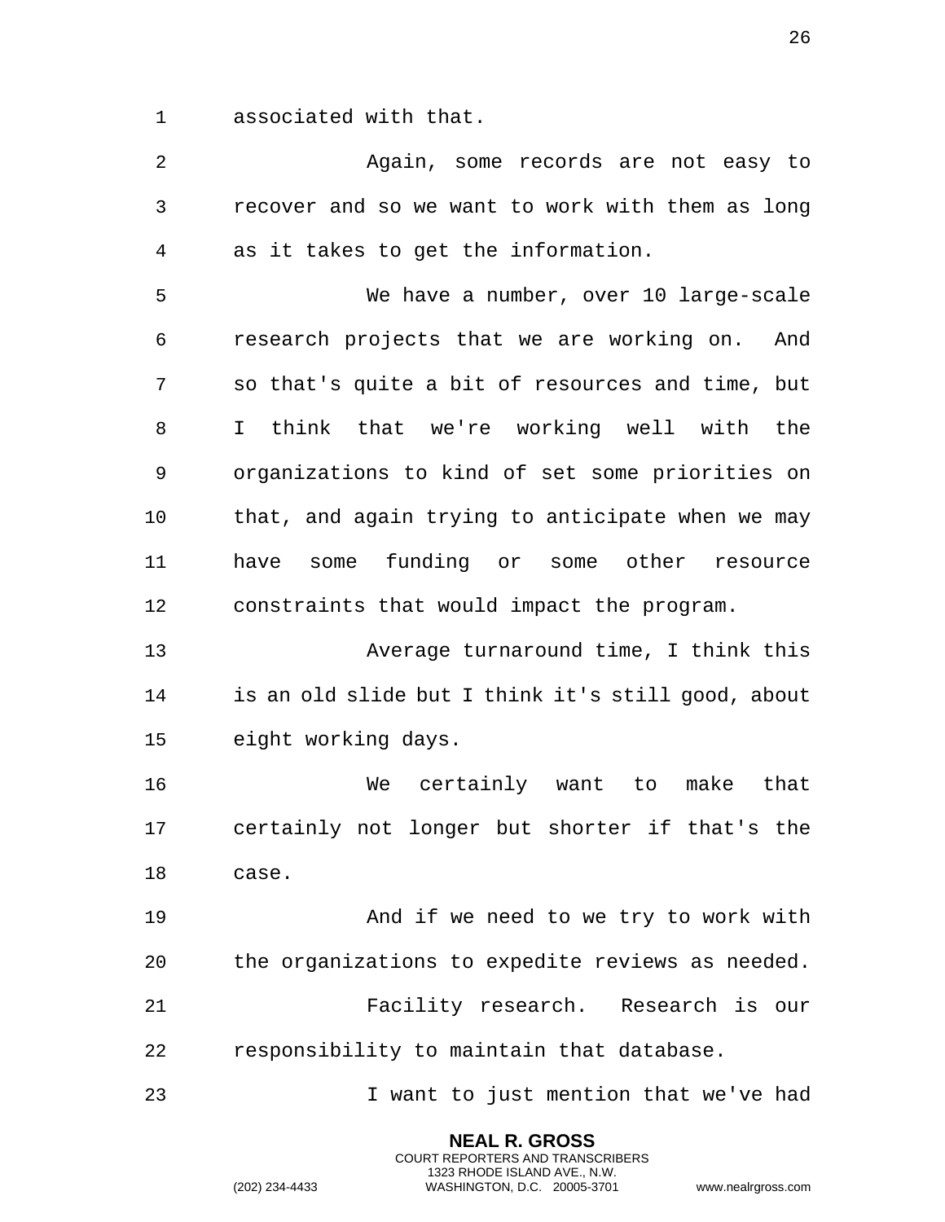associated with that.

Again, some records are not easy to recover and so we want to work with them as long as it takes to get the information.

We have a number, over 10 large-scale research projects that we are working on. And so that's quite a bit of resources and time, but I think that we're working well with the organizations to kind of set some priorities on that, and again trying to anticipate when we may have some funding or some other resource constraints that would impact the program.

Average turnaround time, I think this is an old slide but I think it's still good, about eight working days.

We certainly want to make that certainly not longer but shorter if that's the case.

And if we need to we try to work with the organizations to expedite reviews as needed.

Facility research. Research is our responsibility to maintain that database.

I want to just mention that we've had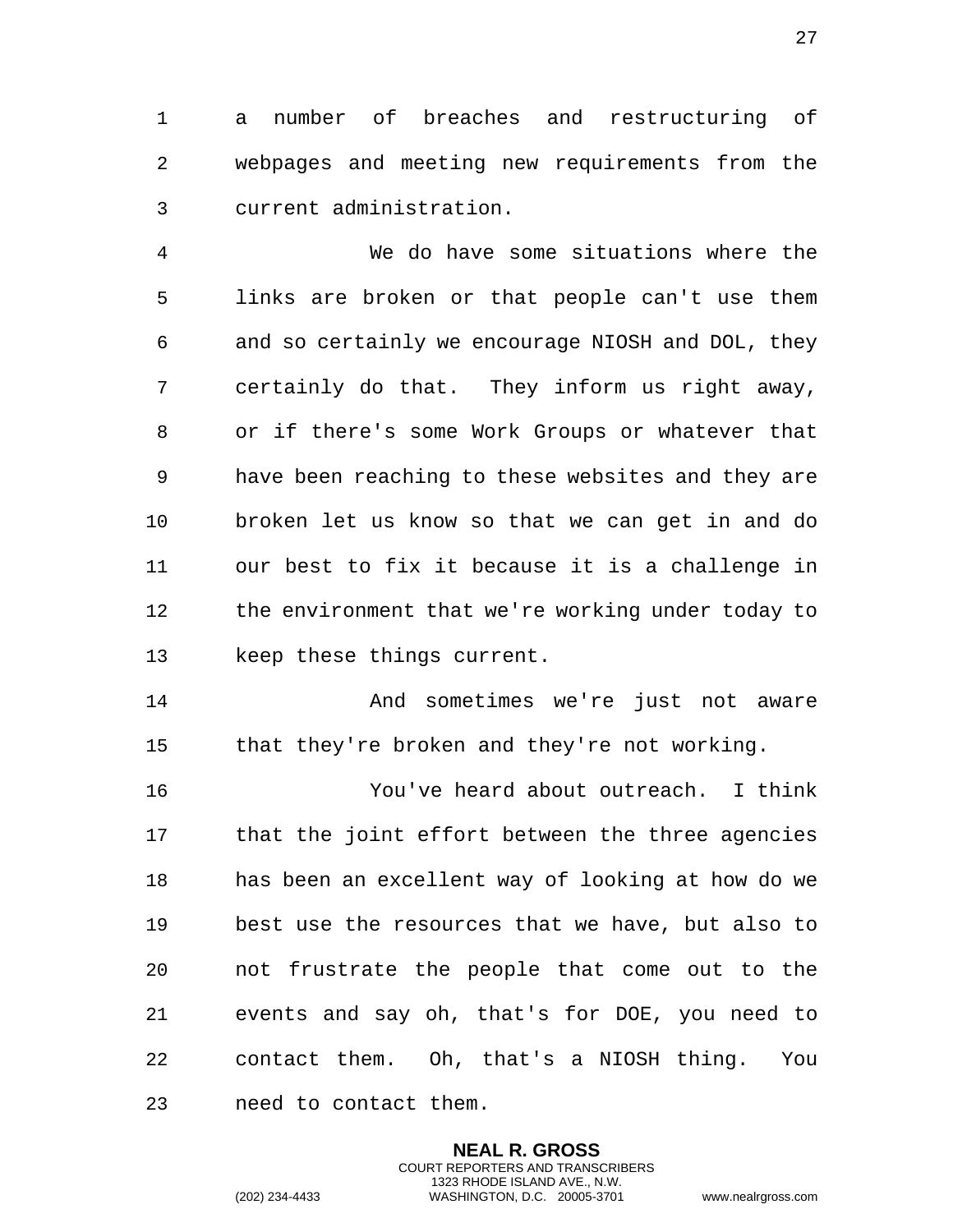a number of breaches and restructuring of webpages and meeting new requirements from the current administration.

We do have some situations where the links are broken or that people can't use them and so certainly we encourage NIOSH and DOL, they certainly do that. They inform us right away, or if there's some Work Groups or whatever that have been reaching to these websites and they are broken let us know so that we can get in and do our best to fix it because it is a challenge in the environment that we're working under today to keep these things current.

And sometimes we're just not aware that they're broken and they're not working.

You've heard about outreach. I think that the joint effort between the three agencies has been an excellent way of looking at how do we best use the resources that we have, but also to not frustrate the people that come out to the events and say oh, that's for DOE, you need to contact them. Oh, that's a NIOSH thing. You need to contact them.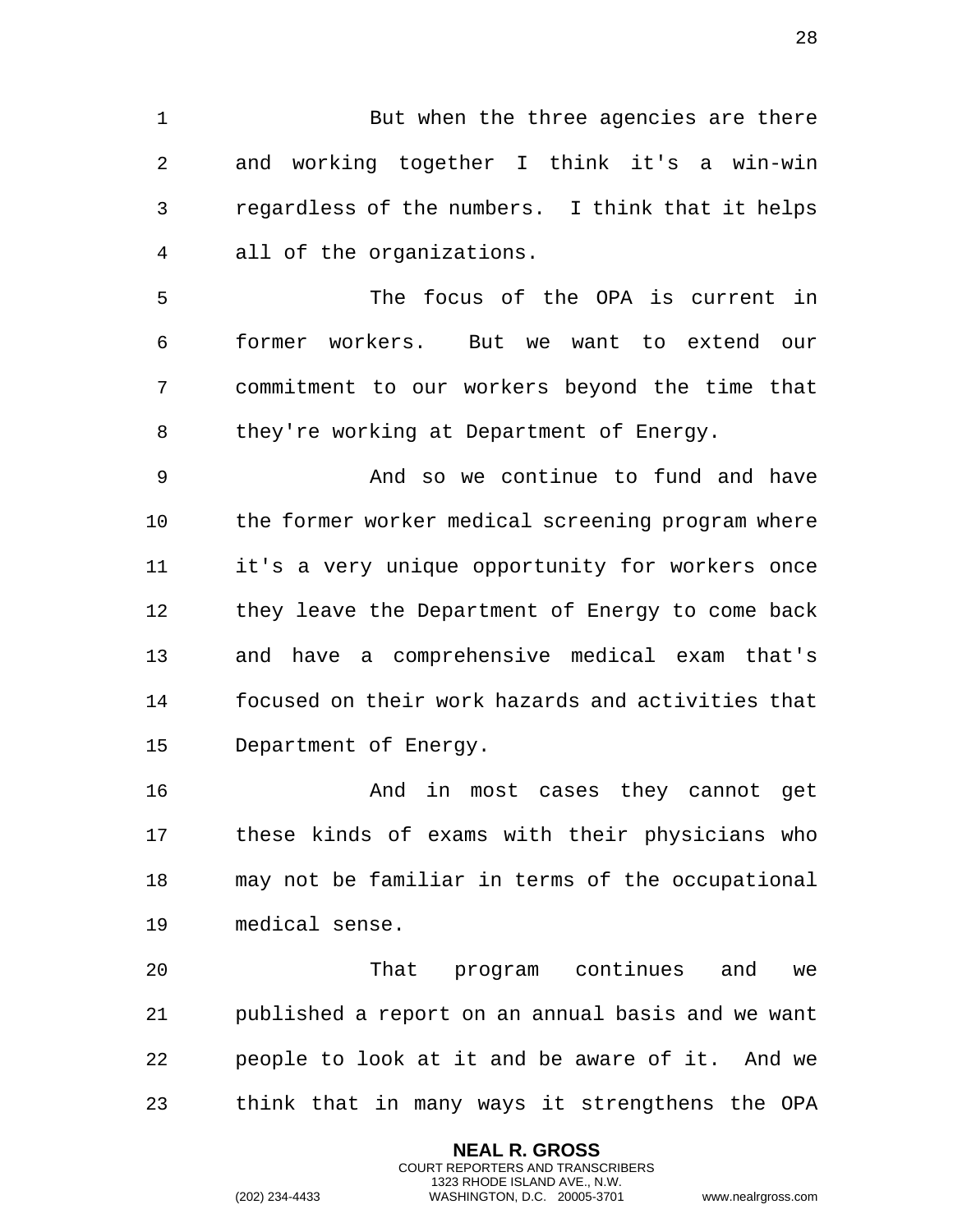But when the three agencies are there and working together I think it's a win-win regardless of the numbers. I think that it helps all of the organizations.

The focus of the OPA is current in former workers. But we want to extend our commitment to our workers beyond the time that they're working at Department of Energy.

And so we continue to fund and have the former worker medical screening program where it's a very unique opportunity for workers once they leave the Department of Energy to come back and have a comprehensive medical exam that's focused on their work hazards and activities that Department of Energy.

And in most cases they cannot get these kinds of exams with their physicians who may not be familiar in terms of the occupational medical sense.

That program continues and we published a report on an annual basis and we want people to look at it and be aware of it. And we think that in many ways it strengthens the OPA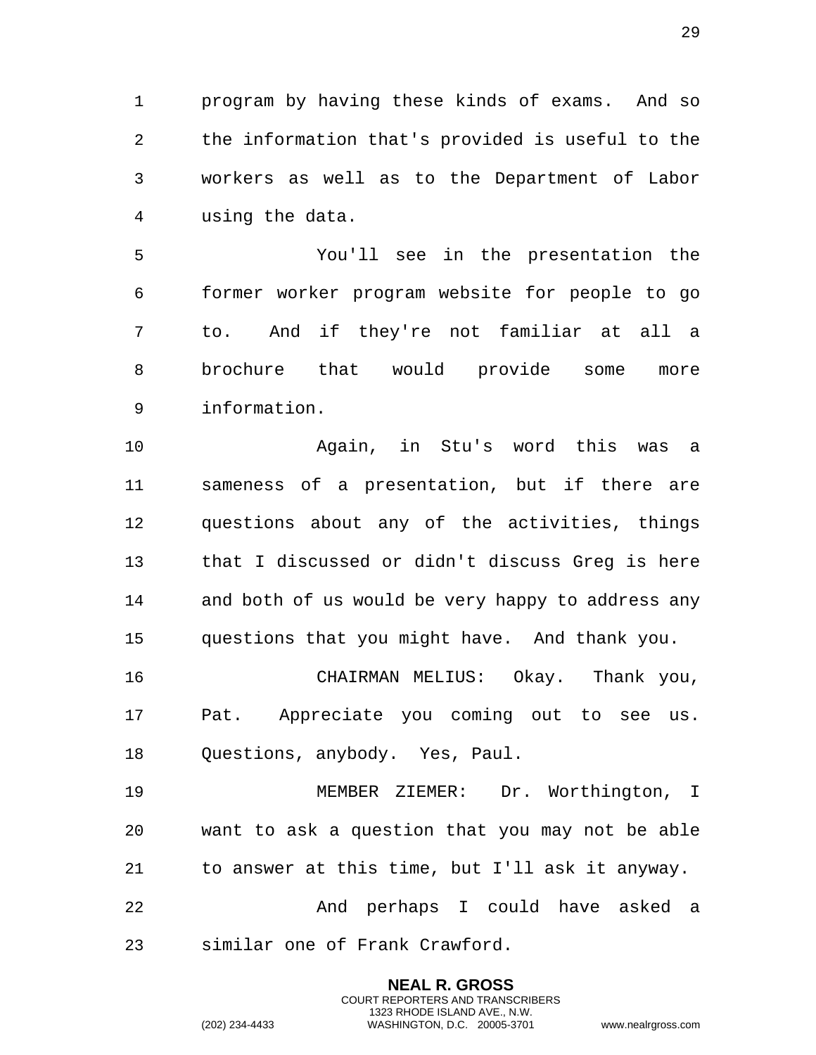program by having these kinds of exams. And so the information that's provided is useful to the workers as well as to the Department of Labor using the data.

You'll see in the presentation the former worker program website for people to go to. And if they're not familiar at all a brochure that would provide some more information.

Again, in Stu's word this was a sameness of a presentation, but if there are questions about any of the activities, things that I discussed or didn't discuss Greg is here and both of us would be very happy to address any questions that you might have. And thank you.

CHAIRMAN MELIUS: Okay. Thank you, Pat. Appreciate you coming out to see us. Questions, anybody. Yes, Paul.

MEMBER ZIEMER: Dr. Worthington, I want to ask a question that you may not be able to answer at this time, but I'll ask it anyway.

And perhaps I could have asked a similar one of Frank Crawford.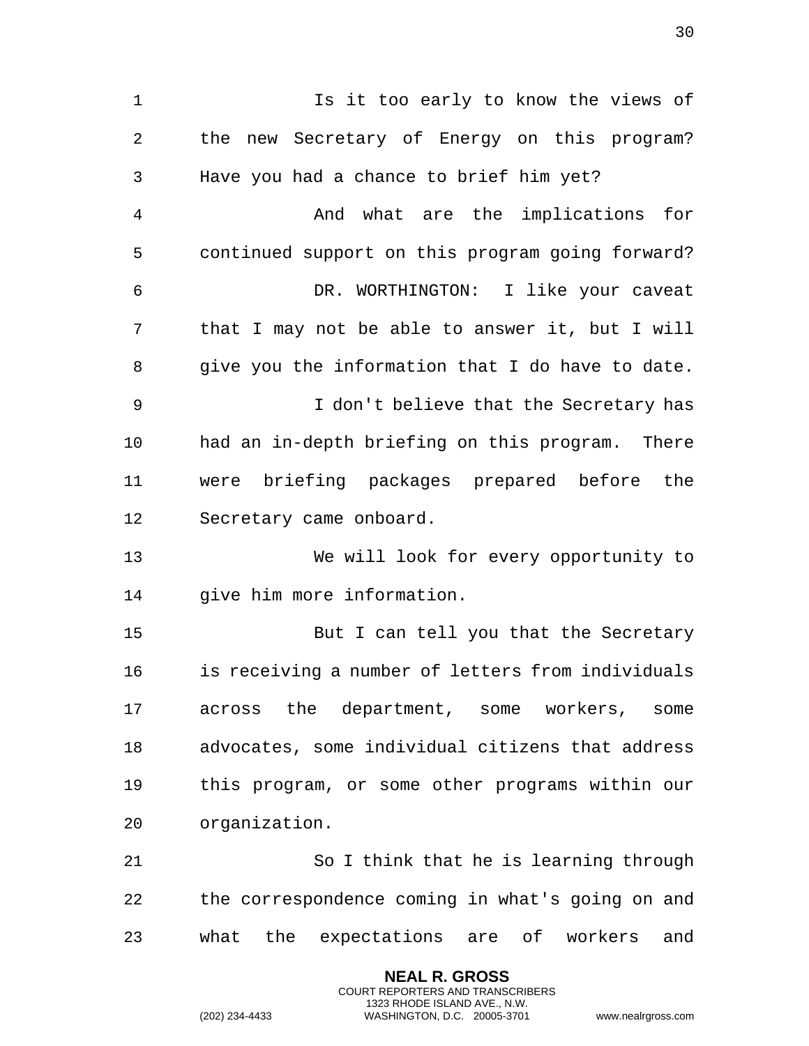Is it too early to know the views of the new Secretary of Energy on this program? Have you had a chance to brief him yet?

And what are the implications for continued support on this program going forward?

DR. WORTHINGTON: I like your caveat that I may not be able to answer it, but I will give you the information that I do have to date.

I don't believe that the Secretary has had an in-depth briefing on this program. There were briefing packages prepared before the Secretary came onboard.

We will look for every opportunity to give him more information.

But I can tell you that the Secretary is receiving a number of letters from individuals across the department, some workers, some advocates, some individual citizens that address this program, or some other programs within our organization.

So I think that he is learning through the correspondence coming in what's going on and what the expectations are of workers and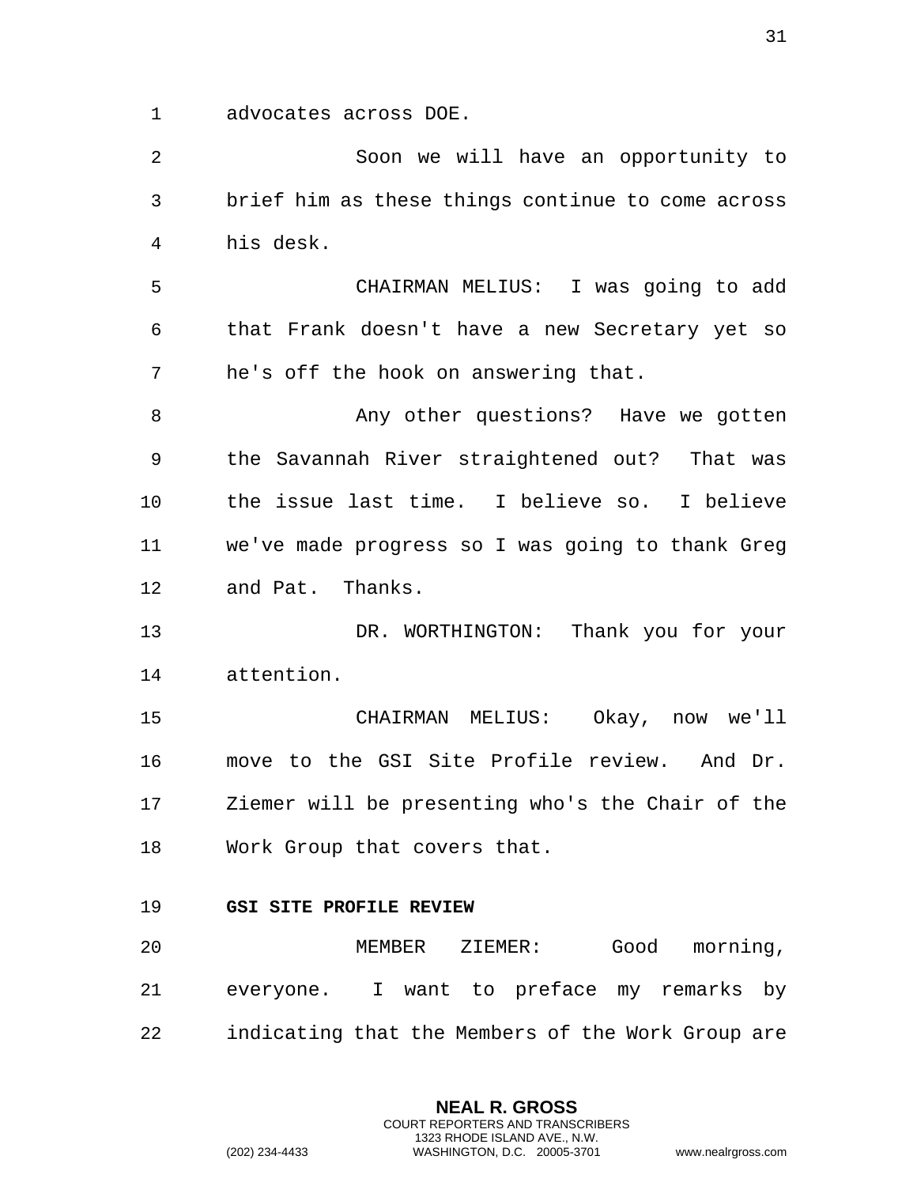advocates across DOE.

Soon we will have an opportunity to brief him as these things continue to come across his desk.

CHAIRMAN MELIUS: I was going to add that Frank doesn't have a new Secretary yet so he's off the hook on answering that.

Any other questions? Have we gotten the Savannah River straightened out? That was the issue last time. I believe so. I believe we've made progress so I was going to thank Greg and Pat. Thanks.

DR. WORTHINGTON: Thank you for your attention.

CHAIRMAN MELIUS: Okay, now we'll move to the GSI Site Profile review. And Dr. Ziemer will be presenting who's the Chair of the Work Group that covers that.

**GSI SITE PROFILE REVIEW**

MEMBER ZIEMER: Good morning, everyone. I want to preface my remarks by indicating that the Members of the Work Group are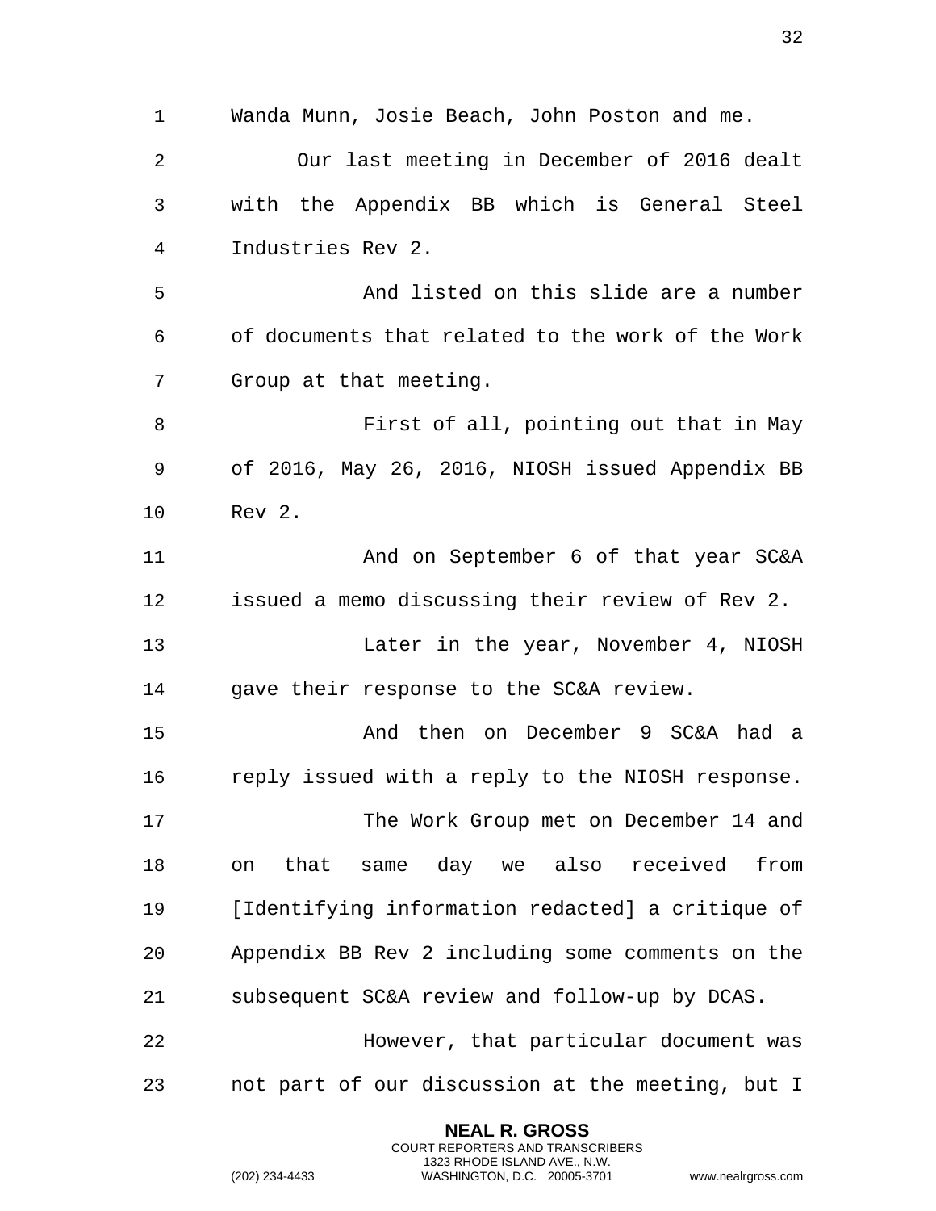Wanda Munn, Josie Beach, John Poston and me.

Our last meeting in December of 2016 dealt with the Appendix BB which is General Steel Industries Rev 2.

And listed on this slide are a number of documents that related to the work of the Work Group at that meeting.

First of all, pointing out that in May of 2016, May 26, 2016, NIOSH issued Appendix BB Rev 2.

And on September 6 of that year SC&A issued a memo discussing their review of Rev 2.

Later in the year, November 4, NIOSH gave their response to the SC&A review.

And then on December 9 SC&A had a reply issued with a reply to the NIOSH response.

The Work Group met on December 14 and on that same day we also received from [Identifying information redacted] a critique of Appendix BB Rev 2 including some comments on the subsequent SC&A review and follow-up by DCAS.

However, that particular document was not part of our discussion at the meeting, but I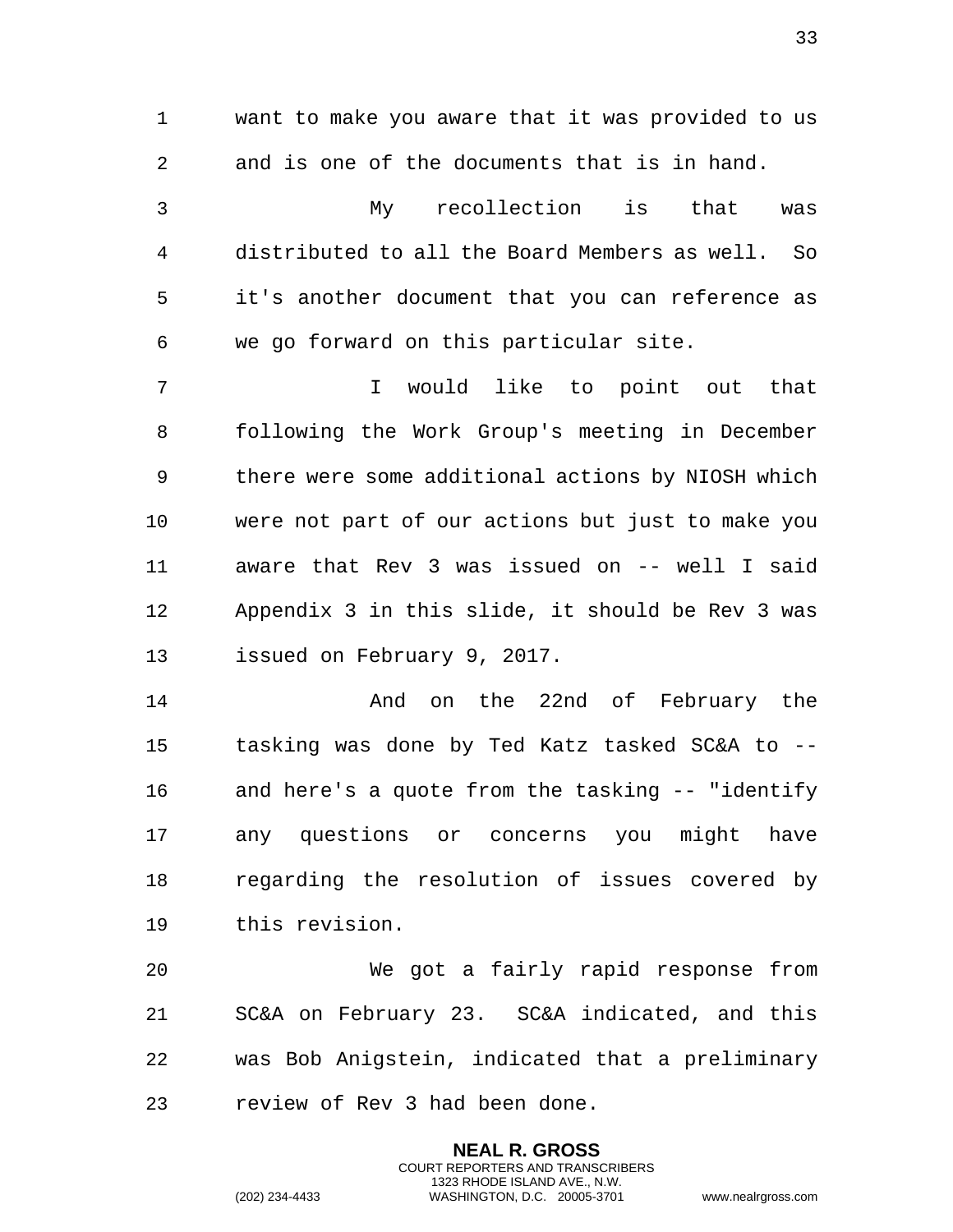want to make you aware that it was provided to us and is one of the documents that is in hand.

My recollection is that was distributed to all the Board Members as well. So it's another document that you can reference as we go forward on this particular site.

I would like to point out that following the Work Group's meeting in December there were some additional actions by NIOSH which were not part of our actions but just to make you aware that Rev 3 was issued on -- well I said Appendix 3 in this slide, it should be Rev 3 was issued on February 9, 2017.

And on the 22nd of February the tasking was done by Ted Katz tasked SC&A to -- and here's a quote from the tasking -- "identify any questions or concerns you might have regarding the resolution of issues covered by this revision.

We got a fairly rapid response from SC&A on February 23. SC&A indicated, and this was Bob Anigstein, indicated that a preliminary review of Rev 3 had been done.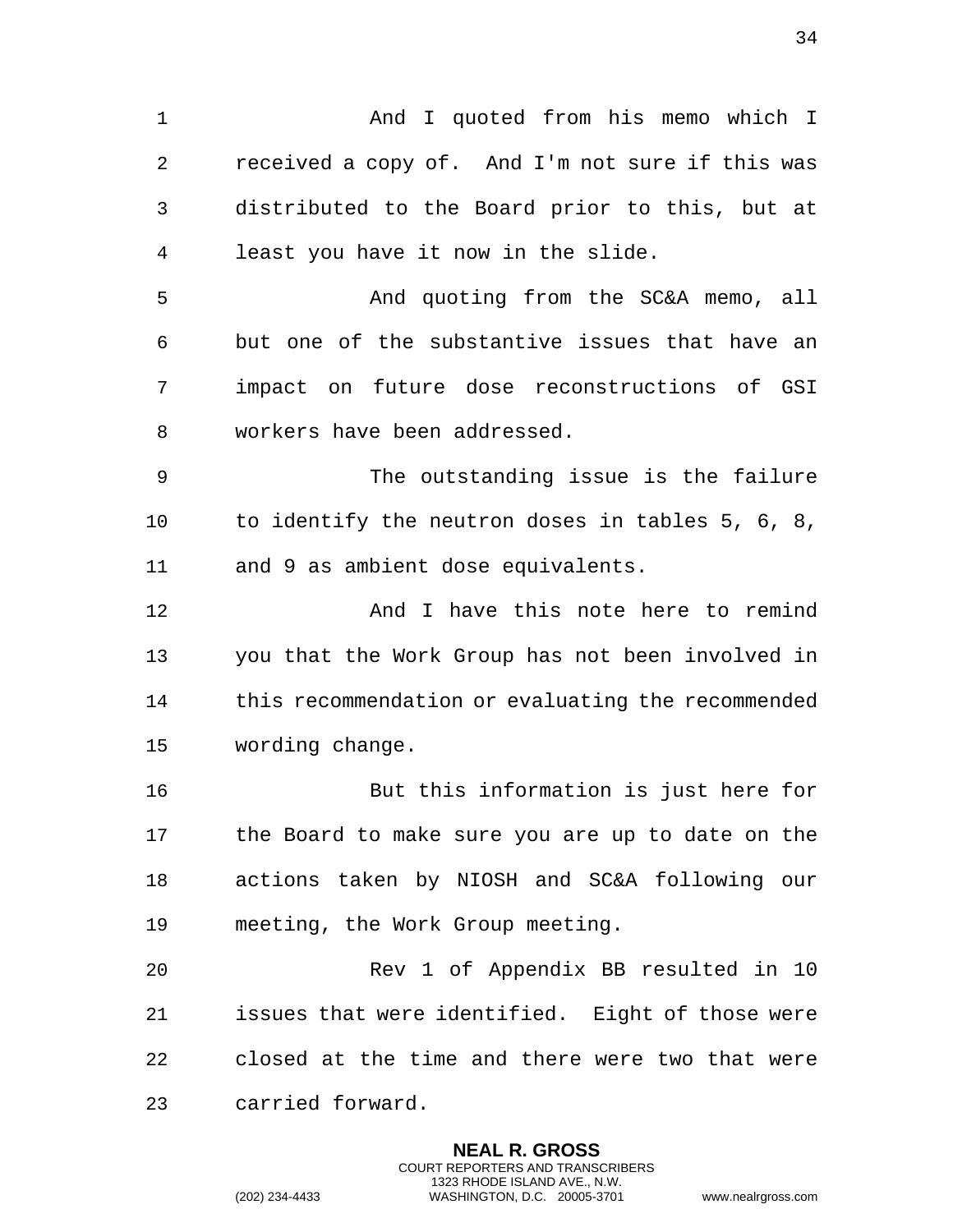And I quoted from his memo which I received a copy of. And I'm not sure if this was distributed to the Board prior to this, but at least you have it now in the slide.

And quoting from the SC&A memo, all but one of the substantive issues that have an impact on future dose reconstructions of GSI workers have been addressed.

The outstanding issue is the failure to identify the neutron doses in tables 5, 6, 8, and 9 as ambient dose equivalents.

And I have this note here to remind you that the Work Group has not been involved in this recommendation or evaluating the recommended wording change.

But this information is just here for the Board to make sure you are up to date on the actions taken by NIOSH and SC&A following our meeting, the Work Group meeting.

Rev 1 of Appendix BB resulted in 10 issues that were identified. Eight of those were closed at the time and there were two that were carried forward.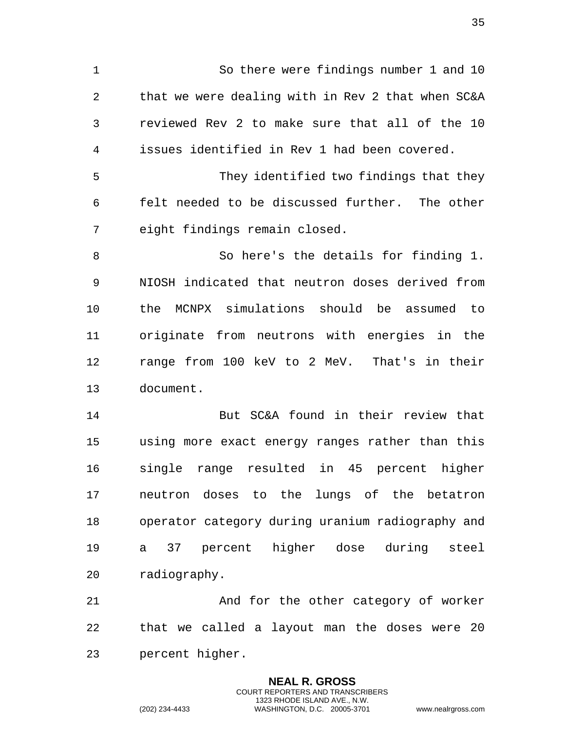So there were findings number 1 and 10 that we were dealing with in Rev 2 that when SC&A reviewed Rev 2 to make sure that all of the 10 issues identified in Rev 1 had been covered.

They identified two findings that they felt needed to be discussed further. The other eight findings remain closed.

So here's the details for finding 1. NIOSH indicated that neutron doses derived from the MCNPX simulations should be assumed to originate from neutrons with energies in the range from 100 keV to 2 MeV. That's in their document.

But SC&A found in their review that using more exact energy ranges rather than this single range resulted in 45 percent higher neutron doses to the lungs of the betatron operator category during uranium radiography and a 37 percent higher dose during steel radiography.

And for the other category of worker that we called a layout man the doses were 20 percent higher.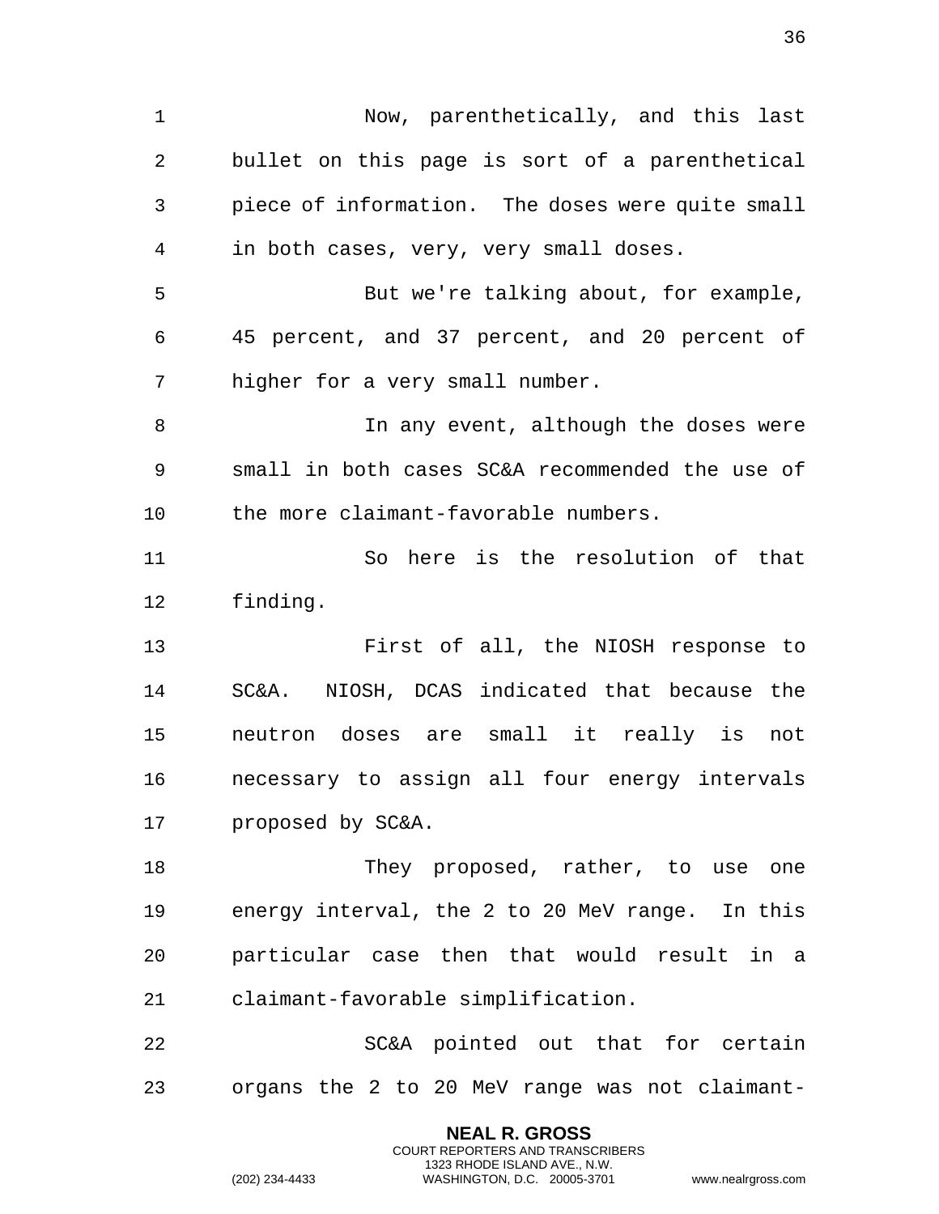Now, parenthetically, and this last bullet on this page is sort of a parenthetical piece of information. The doses were quite small in both cases, very, very small doses.

But we're talking about, for example, 45 percent, and 37 percent, and 20 percent of higher for a very small number.

In any event, although the doses were small in both cases SC&A recommended the use of the more claimant-favorable numbers.

So here is the resolution of that finding.

First of all, the NIOSH response to SC&A. NIOSH, DCAS indicated that because the neutron doses are small it really is not necessary to assign all four energy intervals proposed by SC&A.

They proposed, rather, to use one energy interval, the 2 to 20 MeV range. In this particular case then that would result in a claimant-favorable simplification.

SC&A pointed out that for certain organs the 2 to 20 MeV range was not claimant-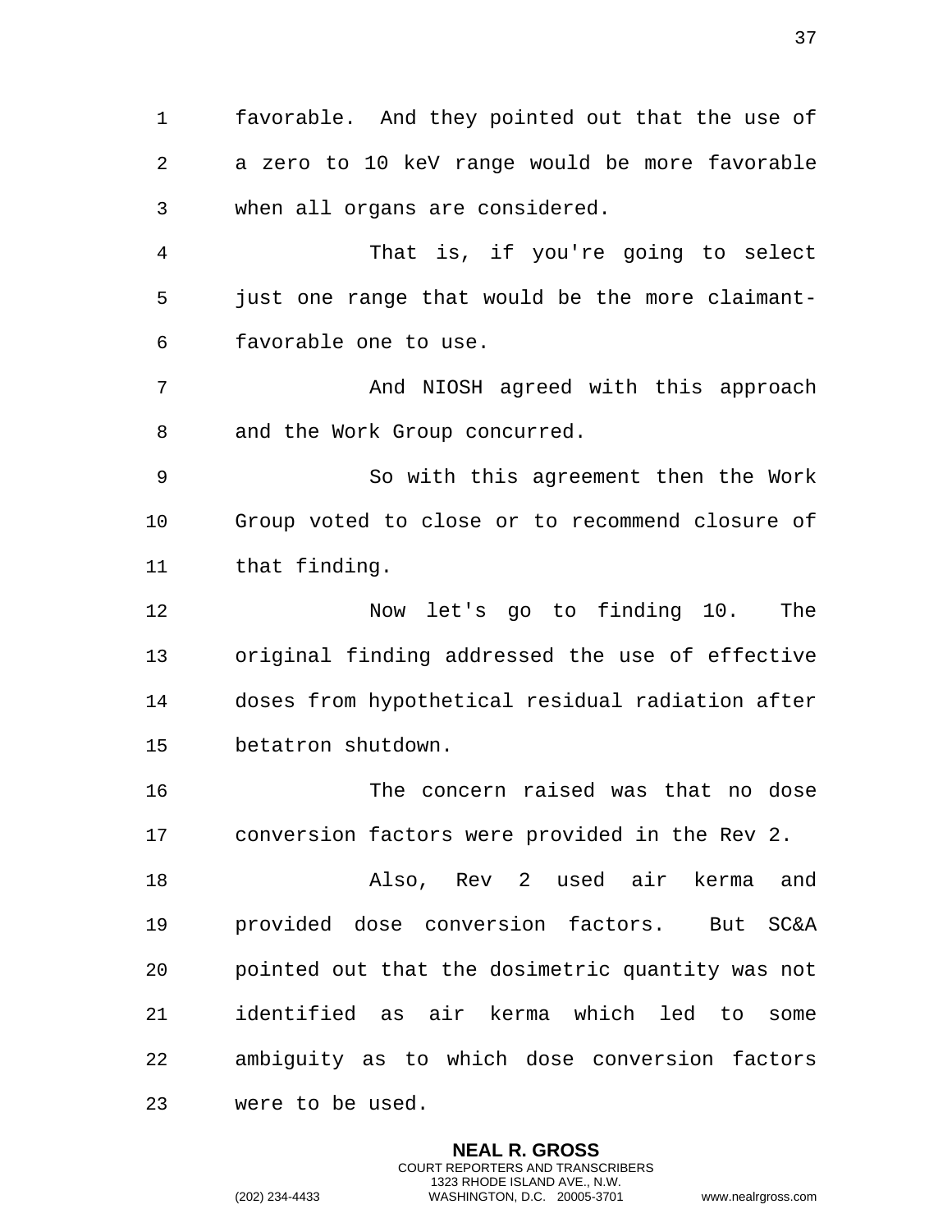favorable. And they pointed out that the use of a zero to 10 keV range would be more favorable when all organs are considered.

That is, if you're going to select just one range that would be the more claimant-favorable one to use.

And NIOSH agreed with this approach and the Work Group concurred.

So with this agreement then the Work Group voted to close or to recommend closure of that finding.

Now let's go to finding 10. The original finding addressed the use of effective doses from hypothetical residual radiation after betatron shutdown.

The concern raised was that no dose conversion factors were provided in the Rev 2.

Also, Rev 2 used air kerma and provided dose conversion factors. But SC&A pointed out that the dosimetric quantity was not identified as air kerma which led to some ambiguity as to which dose conversion factors were to be used.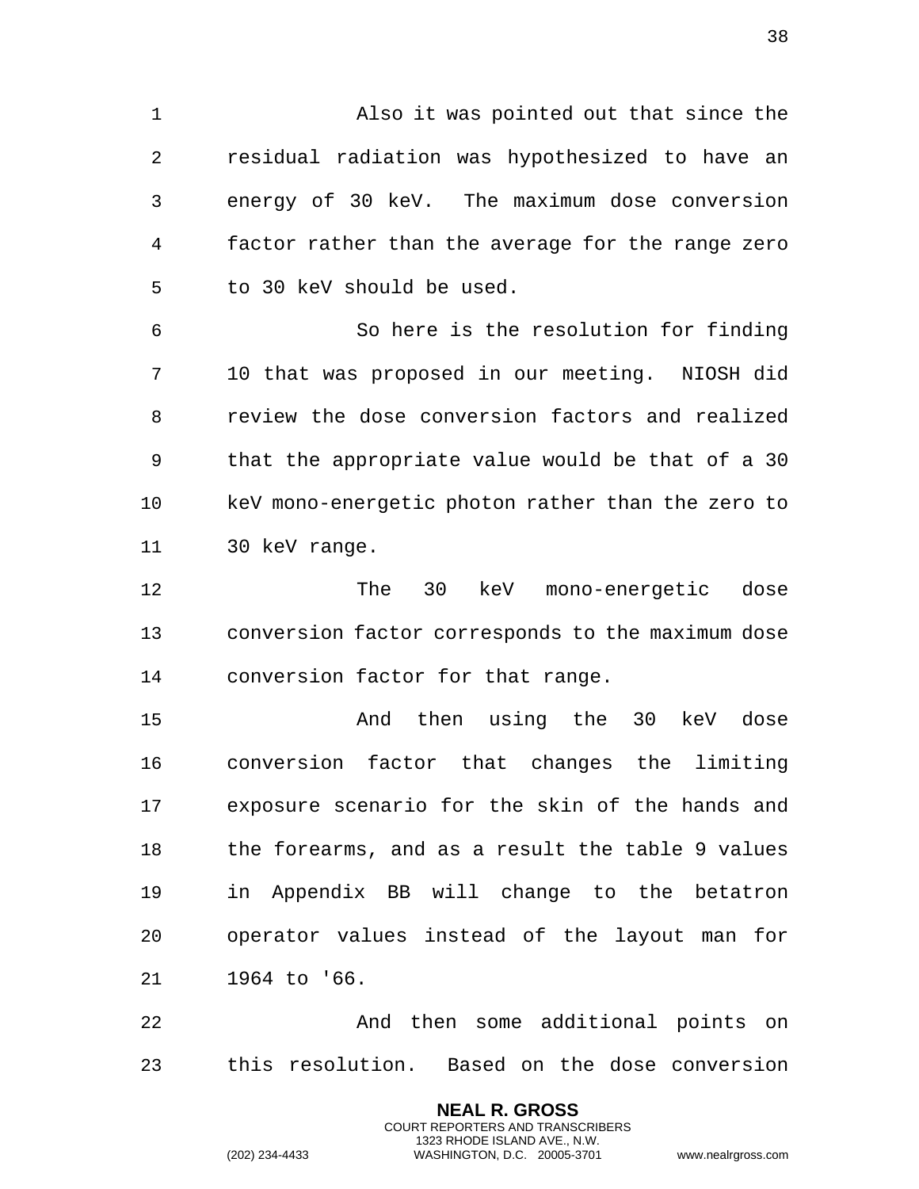Also it was pointed out that since the residual radiation was hypothesized to have an energy of 30 keV. The maximum dose conversion factor rather than the average for the range zero to 30 keV should be used.

So here is the resolution for finding 10 that was proposed in our meeting. NIOSH did review the dose conversion factors and realized that the appropriate value would be that of a 30 keV mono-energetic photon rather than the zero to 30 keV range.

The 30 keV mono-energetic dose conversion factor corresponds to the maximum dose conversion factor for that range.

And then using the 30 keV dose conversion factor that changes the limiting exposure scenario for the skin of the hands and the forearms, and as a result the table 9 values in Appendix BB will change to the betatron operator values instead of the layout man for 1964 to '66.

And then some additional points on this resolution. Based on the dose conversion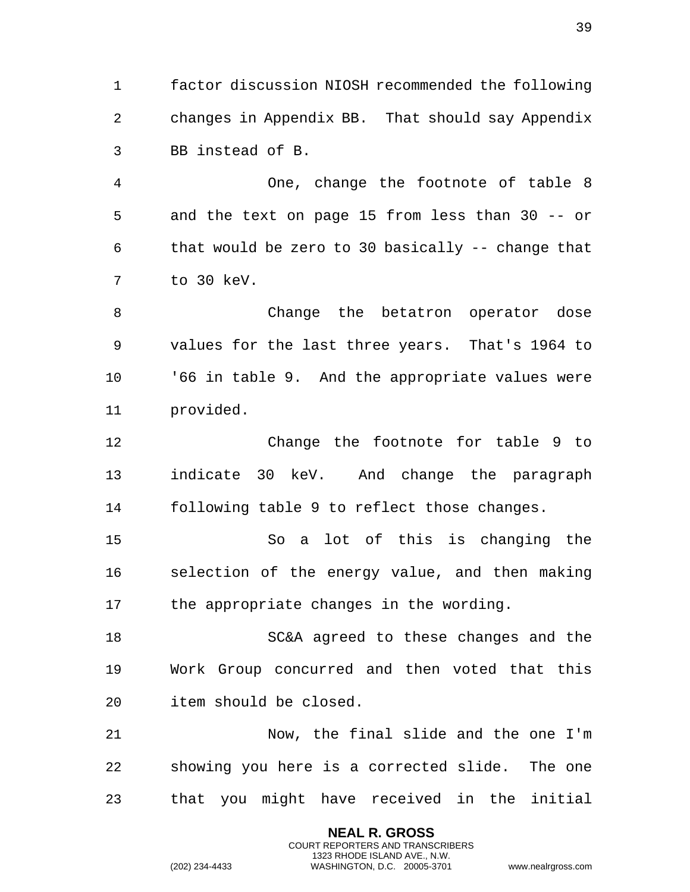factor discussion NIOSH recommended the following changes in Appendix BB. That should say Appendix BB instead of B.

One, change the footnote of table 8 and the text on page 15 from less than 30 -- or that would be zero to 30 basically -- change that to 30 keV.

Change the betatron operator dose values for the last three years. That's 1964 to '66 in table 9. And the appropriate values were provided.

Change the footnote for table 9 to indicate 30 keV. And change the paragraph following table 9 to reflect those changes.

So a lot of this is changing the selection of the energy value, and then making the appropriate changes in the wording.

SC&A agreed to these changes and the Work Group concurred and then voted that this item should be closed.

Now, the final slide and the one I'm showing you here is a corrected slide. The one that you might have received in the initial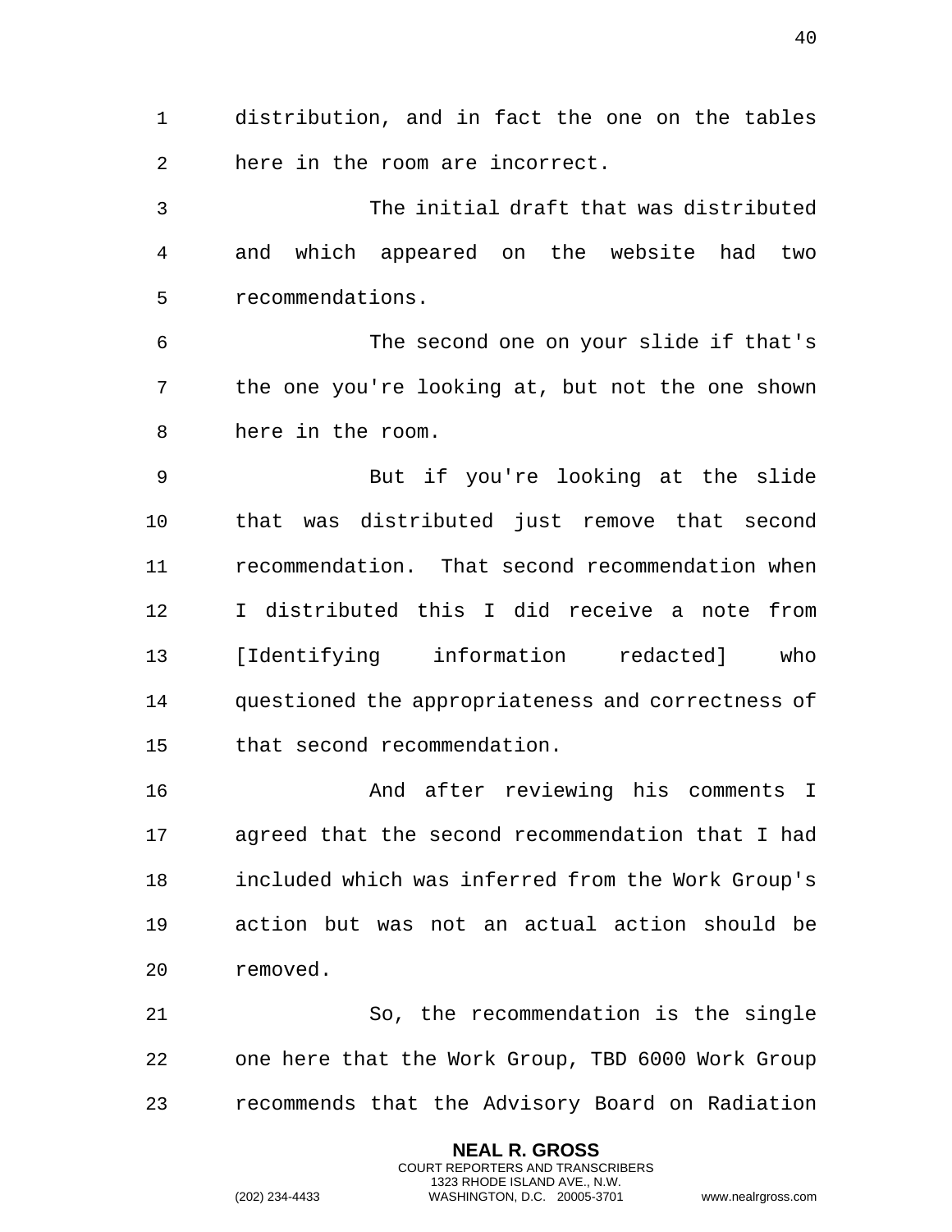distribution, and in fact the one on the tables here in the room are incorrect.

The initial draft that was distributed and which appeared on the website had two recommendations.

The second one on your slide if that's the one you're looking at, but not the one shown here in the room.

But if you're looking at the slide that was distributed just remove that second recommendation. That second recommendation when I distributed this I did receive a note from [Identifying information redacted] who questioned the appropriateness and correctness of that second recommendation.

And after reviewing his comments I agreed that the second recommendation that I had included which was inferred from the Work Group's action but was not an actual action should be removed.

So, the recommendation is the single one here that the Work Group, TBD 6000 Work Group recommends that the Advisory Board on Radiation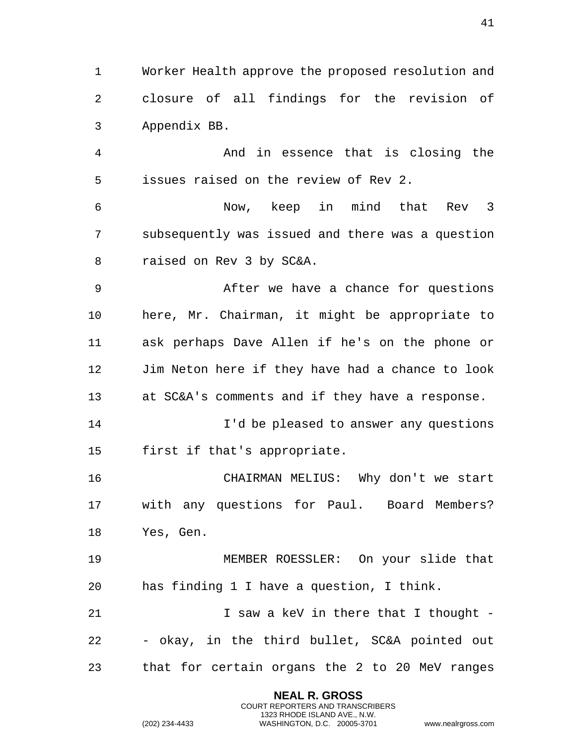Worker Health approve the proposed resolution and closure of all findings for the revision of Appendix BB.

And in essence that is closing the issues raised on the review of Rev 2.

Now, keep in mind that Rev 3 subsequently was issued and there was a question raised on Rev 3 by SC&A.

After we have a chance for questions here, Mr. Chairman, it might be appropriate to ask perhaps Dave Allen if he's on the phone or Jim Neton here if they have had a chance to look at SC&A's comments and if they have a response.

I'd be pleased to answer any questions first if that's appropriate.

CHAIRMAN MELIUS: Why don't we start with any questions for Paul. Board Members? Yes, Gen.

MEMBER ROESSLER: On your slide that has finding 1 I have a question, I think.

I saw a keV in there that I thought -- okay, in the third bullet, SC&A pointed out that for certain organs the 2 to 20 MeV ranges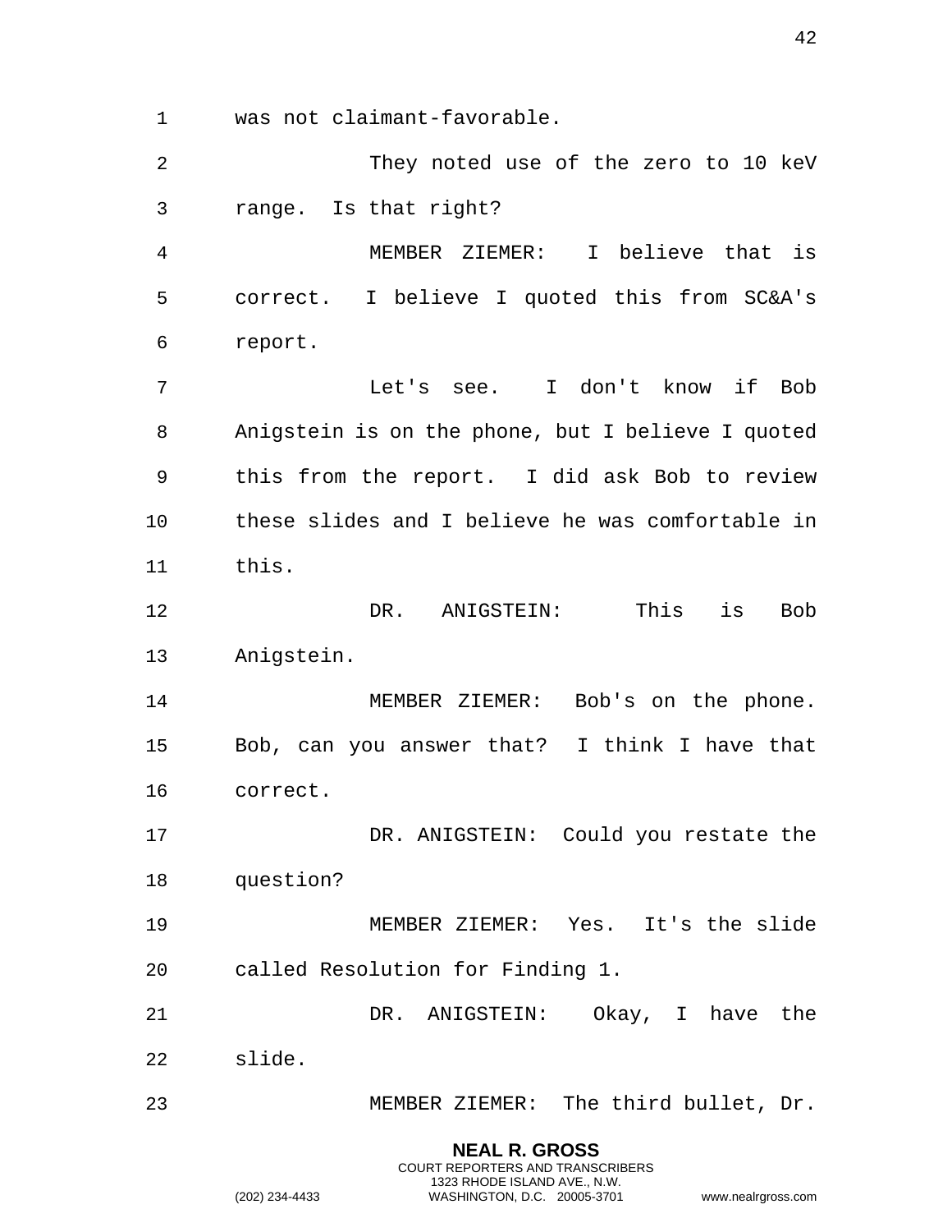was not claimant-favorable.

They noted use of the zero to 10 keV range. Is that right?

MEMBER ZIEMER: I believe that is correct. I believe I quoted this from SC&A's report.

Let's see. I don't know if Bob Anigstein is on the phone, but I believe I quoted this from the report. I did ask Bob to review these slides and I believe he was comfortable in this.

DR. ANIGSTEIN: This is Bob Anigstein.

MEMBER ZIEMER: Bob's on the phone. Bob, can you answer that? I think I have that correct.

DR. ANIGSTEIN: Could you restate the question?

MEMBER ZIEMER: Yes. It's the slide called Resolution for Finding 1.

DR. ANIGSTEIN: Okay, I have the slide.

MEMBER ZIEMER: The third bullet, Dr.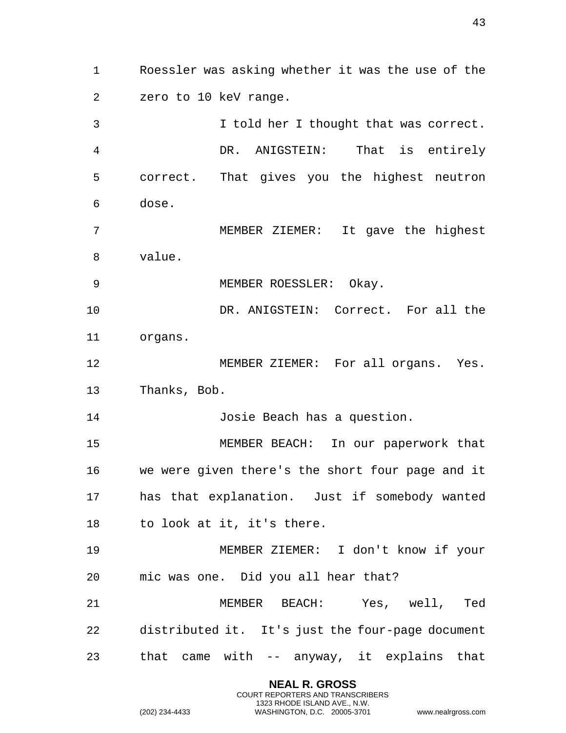Roessler was asking whether it was the use of the zero to 10 keV range.

I told her I thought that was correct.

DR. ANIGSTEIN: That is entirely correct. That gives you the highest neutron dose.

MEMBER ZIEMER: It gave the highest value.

MEMBER ROESSLER: Okay.

DR. ANIGSTEIN: Correct. For all the organs.

MEMBER ZIEMER: For all organs. Yes. Thanks, Bob.

Josie Beach has a question.

MEMBER BEACH: In our paperwork that we were given there's the short four page and it has that explanation. Just if somebody wanted to look at it, it's there.

MEMBER ZIEMER: I don't know if your mic was one. Did you all hear that?

MEMBER BEACH: Yes, well, Ted distributed it. It's just the four-page document that came with -- anyway, it explains that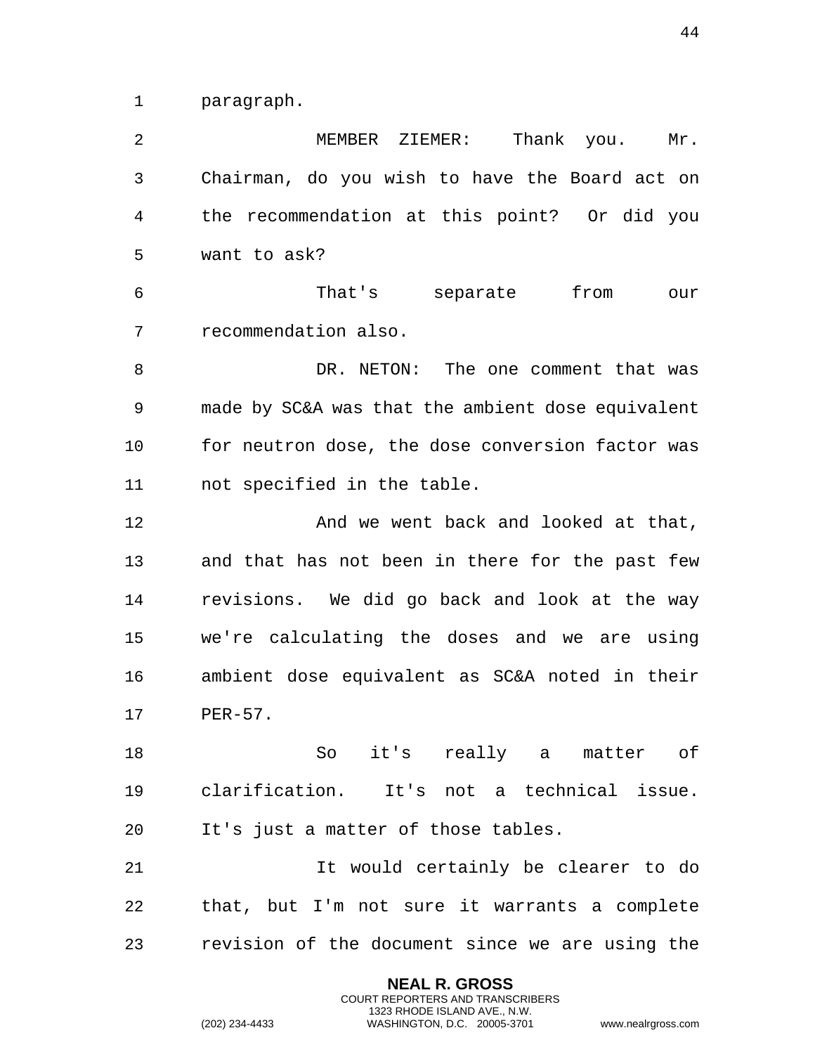paragraph.

MEMBER ZIEMER: Thank you. Mr. Chairman, do you wish to have the Board act on the recommendation at this point? Or did you want to ask?

That's separate from our recommendation also.

DR. NETON: The one comment that was made by SC&A was that the ambient dose equivalent for neutron dose, the dose conversion factor was not specified in the table.

And we went back and looked at that, and that has not been in there for the past few revisions. We did go back and look at the way we're calculating the doses and we are using ambient dose equivalent as SC&A noted in their PER-57.

So it's really a matter of clarification. It's not a technical issue. It's just a matter of those tables.

It would certainly be clearer to do that, but I'm not sure it warrants a complete revision of the document since we are using the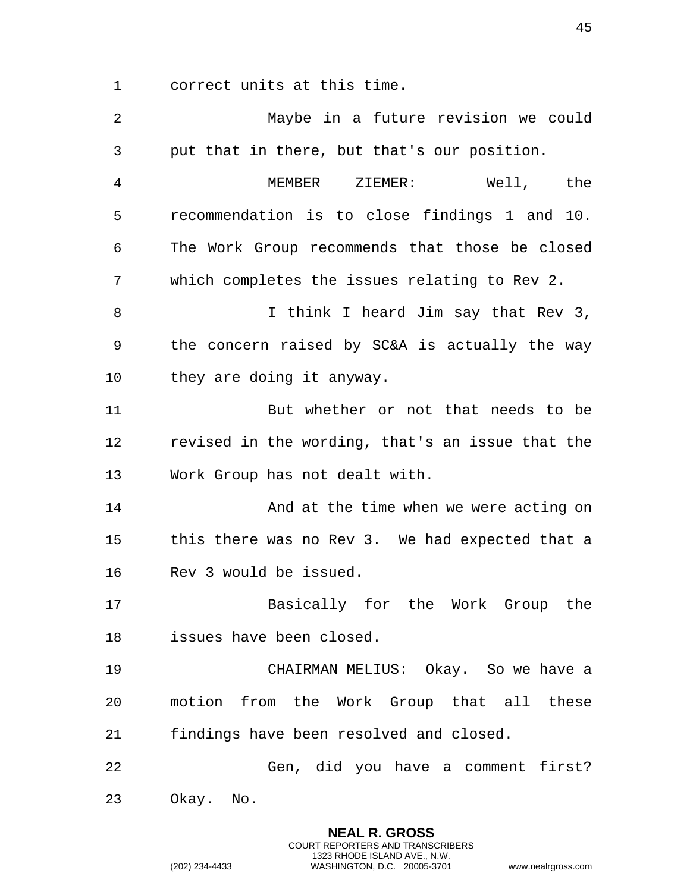correct units at this time.

Maybe in a future revision we could put that in there, but that's our position.

MEMBER ZIEMER: Well, the recommendation is to close findings 1 and 10. The Work Group recommends that those be closed which completes the issues relating to Rev 2.

I think I heard Jim say that Rev 3, the concern raised by SC&A is actually the way they are doing it anyway.

But whether or not that needs to be revised in the wording, that's an issue that the Work Group has not dealt with.

And at the time when we were acting on this there was no Rev 3. We had expected that a Rev 3 would be issued.

Basically for the Work Group the issues have been closed.

CHAIRMAN MELIUS: Okay. So we have a motion from the Work Group that all these findings have been resolved and closed.

Gen, did you have a comment first? Okay. No.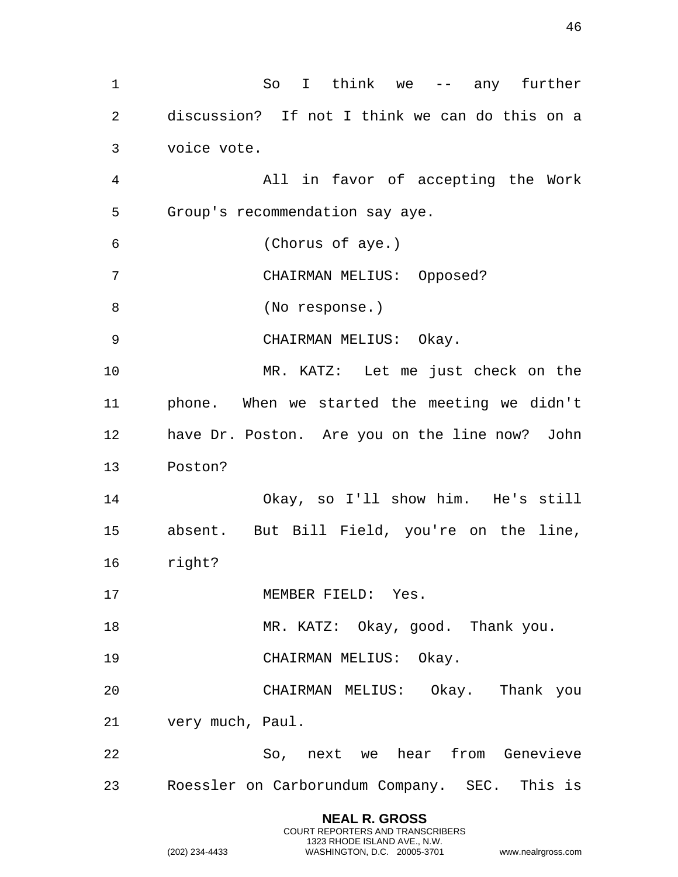So I think we -- any further discussion? If not I think we can do this on a voice vote.

All in favor of accepting the Work Group's recommendation say aye.

(Chorus of aye.)

CHAIRMAN MELIUS: Opposed?

(No response.)

CHAIRMAN MELIUS: Okay.

MR. KATZ: Let me just check on the phone. When we started the meeting we didn't have Dr. Poston. Are you on the line now? John Poston?

Okay, so I'll show him. He's still absent. But Bill Field, you're on the line, right?

MEMBER FIELD: Yes.

MR. KATZ: Okay, good. Thank you.

CHAIRMAN MELIUS: Okay.

CHAIRMAN MELIUS: Okay. Thank you very much, Paul.

So, next we hear from Genevieve Roessler on Carborundum Company. SEC. This is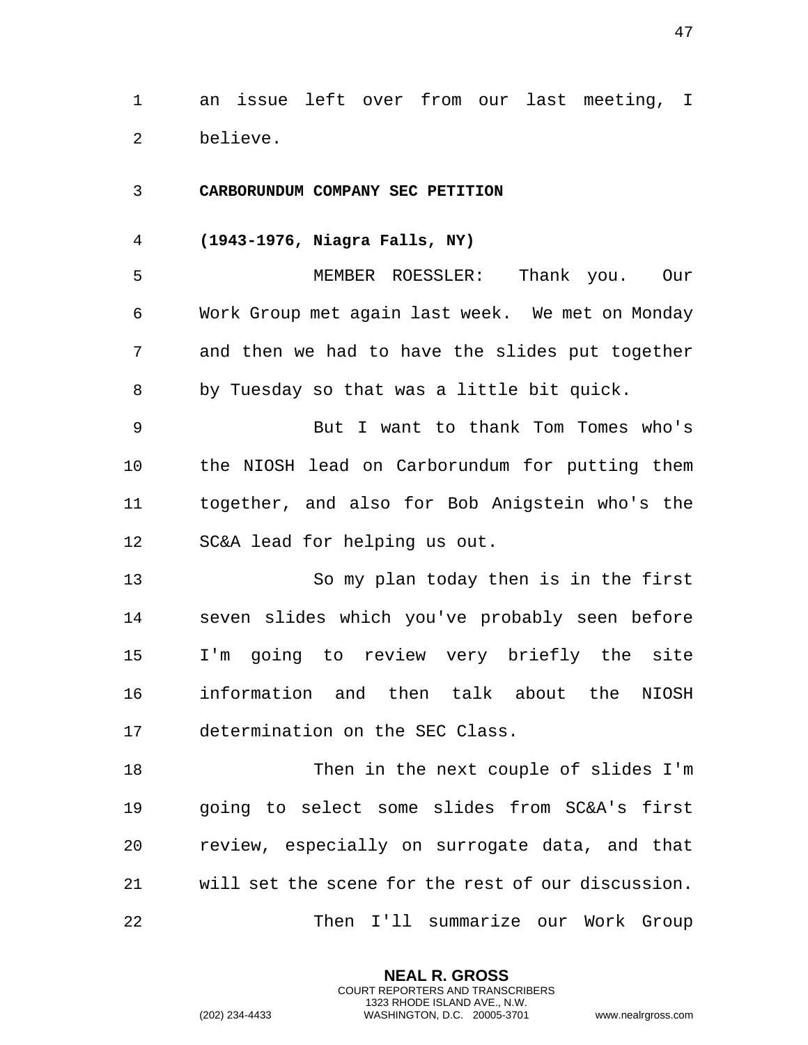an issue left over from our last meeting, I believe.

**CARBORUNDUM COMPANY SEC PETITION**

**(1943-1976, Niagra Falls, NY)**

MEMBER ROESSLER: Thank you. Our Work Group met again last week. We met on Monday and then we had to have the slides put together by Tuesday so that was a little bit quick.

But I want to thank Tom Tomes who's the NIOSH lead on Carborundum for putting them together, and also for Bob Anigstein who's the SC&A lead for helping us out.

So my plan today then is in the first seven slides which you've probably seen before I'm going to review very briefly the site information and then talk about the NIOSH determination on the SEC Class.

Then in the next couple of slides I'm going to select some slides from SC&A's first review, especially on surrogate data, and that will set the scene for the rest of our discussion.

Then I'll summarize our Work Group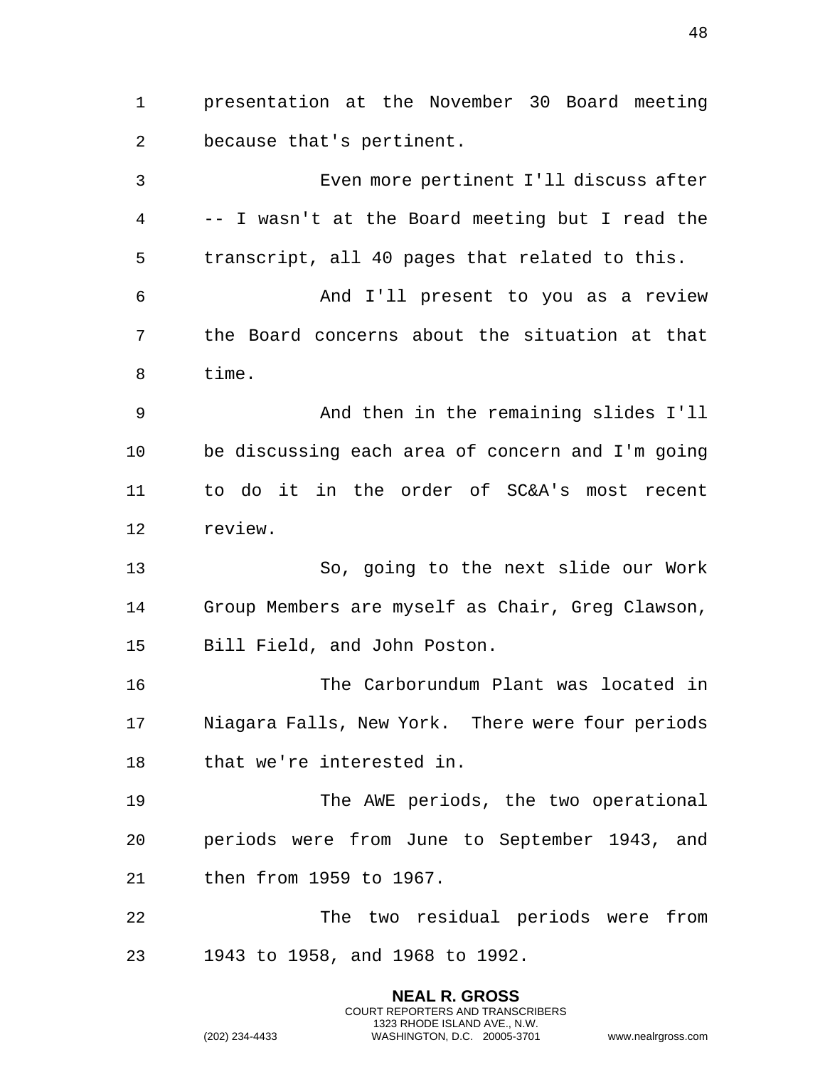presentation at the November 30 Board meeting because that's pertinent.

Even more pertinent I'll discuss after -- I wasn't at the Board meeting but I read the transcript, all 40 pages that related to this.

And I'll present to you as a review the Board concerns about the situation at that time.

And then in the remaining slides I'll be discussing each area of concern and I'm going to do it in the order of SC&A's most recent review.

So, going to the next slide our Work Group Members are myself as Chair, Greg Clawson, Bill Field, and John Poston.

The Carborundum Plant was located in Niagara Falls, New York. There were four periods that we're interested in.

The AWE periods, the two operational periods were from June to September 1943, and then from 1959 to 1967.

The two residual periods were from 1943 to 1958, and 1968 to 1992.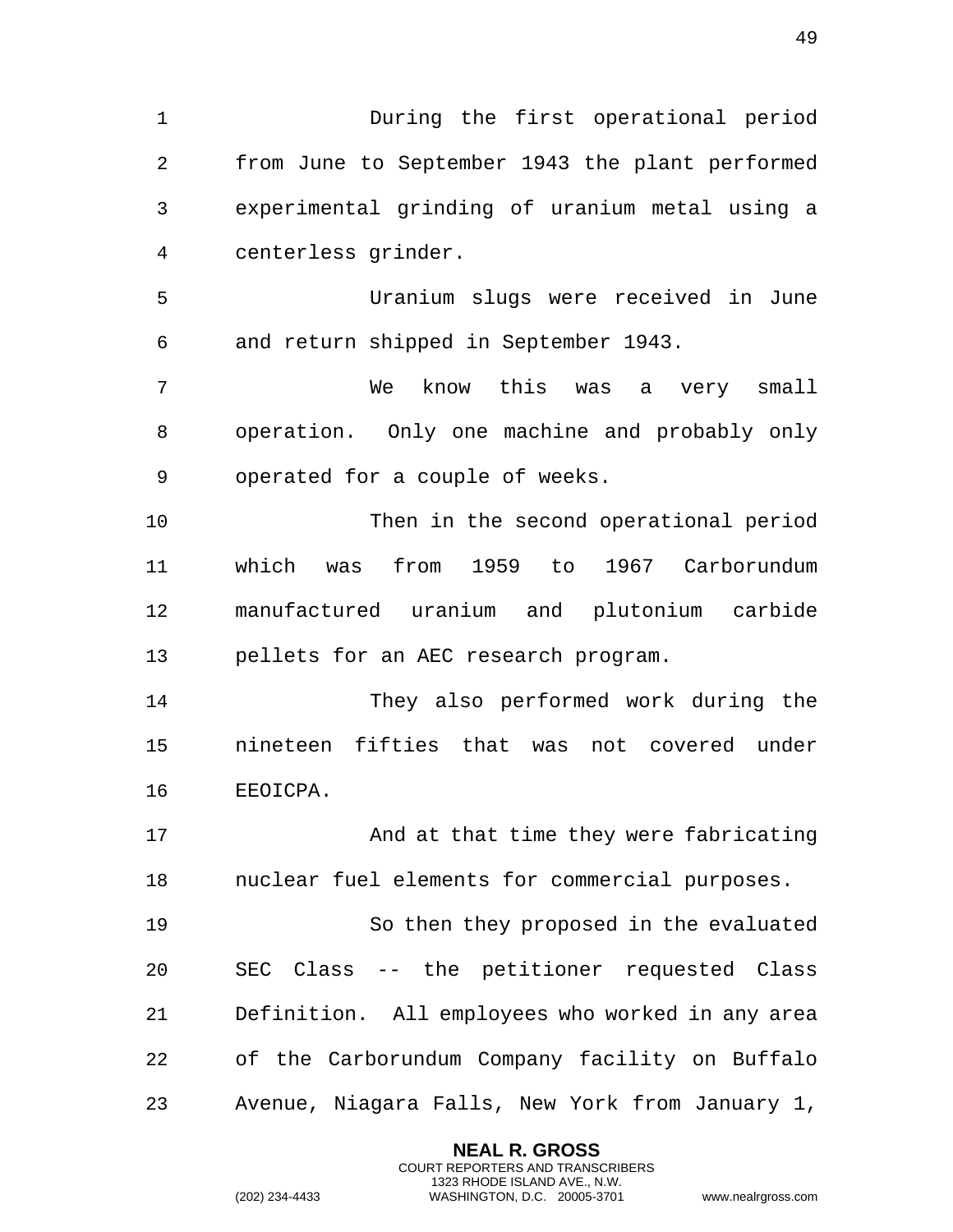During the first operational period from June to September 1943 the plant performed experimental grinding of uranium metal using a centerless grinder.

Uranium slugs were received in June and return shipped in September 1943.

We know this was a very small operation. Only one machine and probably only operated for a couple of weeks.

Then in the second operational period which was from 1959 to 1967 Carborundum manufactured uranium and plutonium carbide pellets for an AEC research program.

They also performed work during the nineteen fifties that was not covered under EEOICPA.

And at that time they were fabricating nuclear fuel elements for commercial purposes.

So then they proposed in the evaluated SEC Class -- the petitioner requested Class Definition. All employees who worked in any area of the Carborundum Company facility on Buffalo Avenue, Niagara Falls, New York from January 1,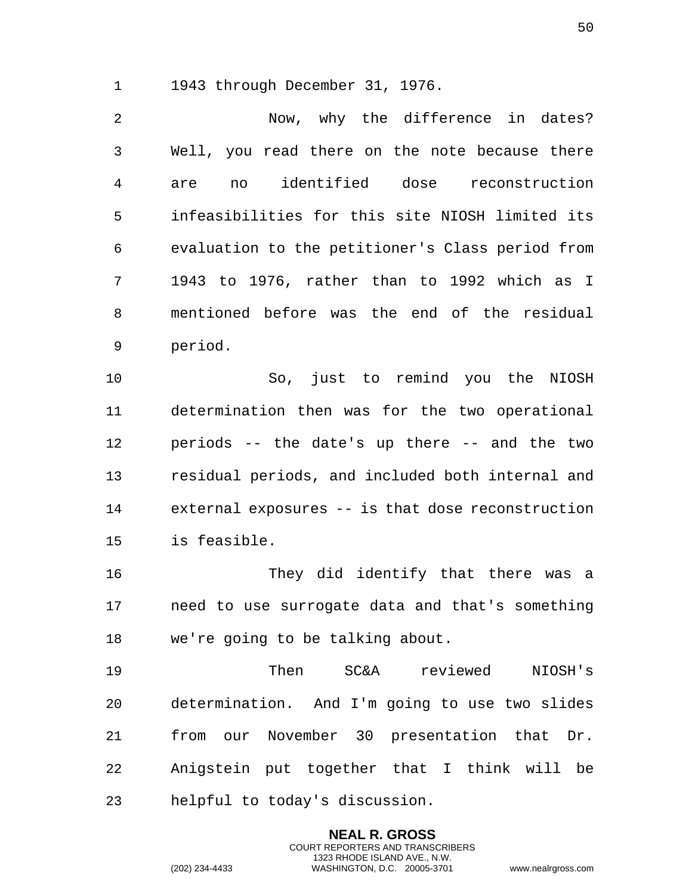1943 through December 31, 1976.

Now, why the difference in dates? Well, you read there on the note because there are no identified dose reconstruction infeasibilities for this site NIOSH limited its evaluation to the petitioner's Class period from 1943 to 1976, rather than to 1992 which as I mentioned before was the end of the residual period.

So, just to remind you the NIOSH determination then was for the two operational periods -- the date's up there -- and the two residual periods, and included both internal and external exposures -- is that dose reconstruction is feasible.

They did identify that there was a need to use surrogate data and that's something we're going to be talking about.

Then SC&A reviewed NIOSH's determination. And I'm going to use two slides from our November 30 presentation that Dr. Anigstein put together that I think will be helpful to today's discussion.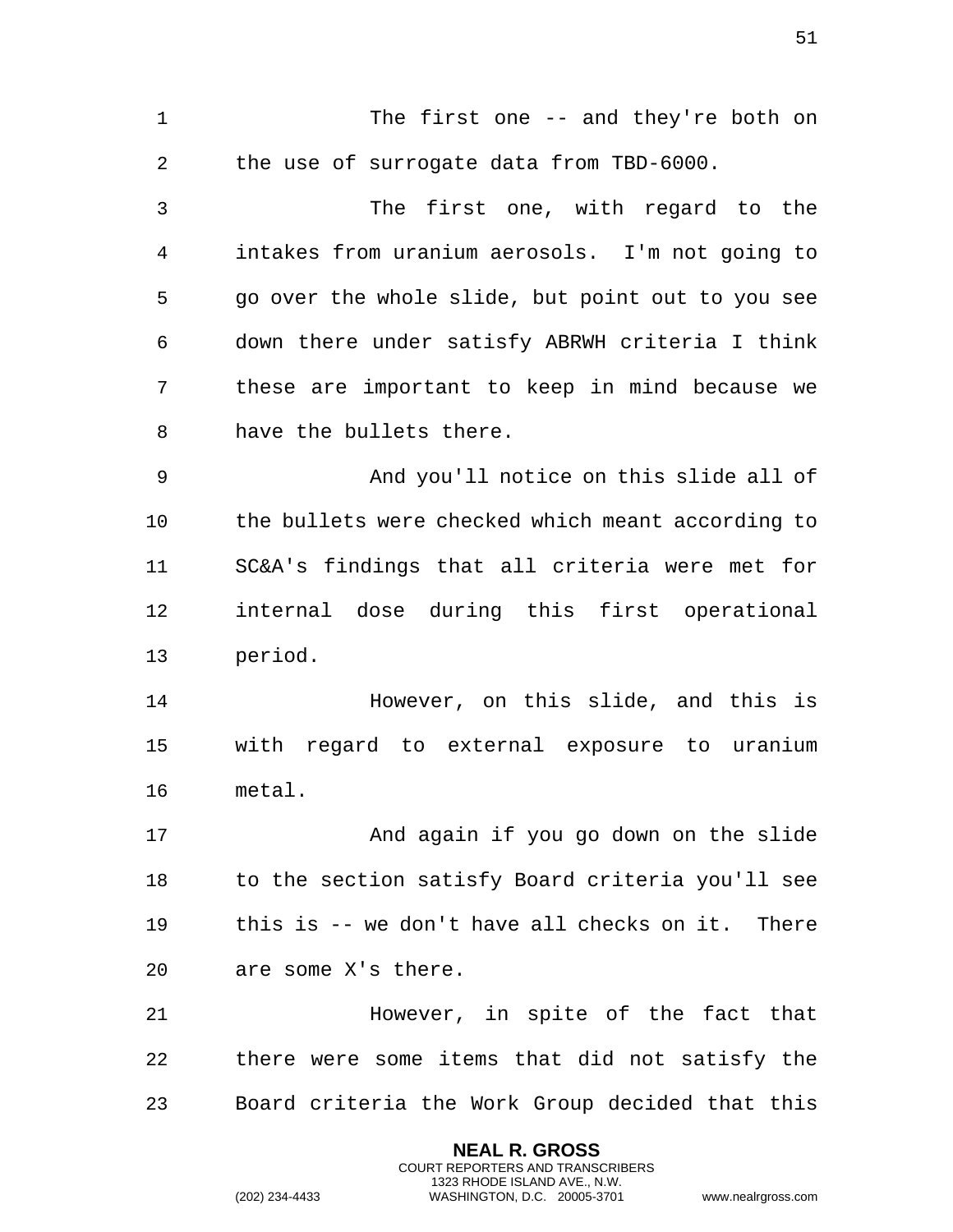The first one -- and they're both on the use of surrogate data from TBD-6000.

The first one, with regard to the intakes from uranium aerosols. I'm not going to go over the whole slide, but point out to you see down there under satisfy ABRWH criteria I think these are important to keep in mind because we have the bullets there.

And you'll notice on this slide all of the bullets were checked which meant according to SC&A's findings that all criteria were met for internal dose during this first operational period.

However, on this slide, and this is with regard to external exposure to uranium metal.

And again if you go down on the slide to the section satisfy Board criteria you'll see this is -- we don't have all checks on it. There are some X's there.

However, in spite of the fact that there were some items that did not satisfy the Board criteria the Work Group decided that this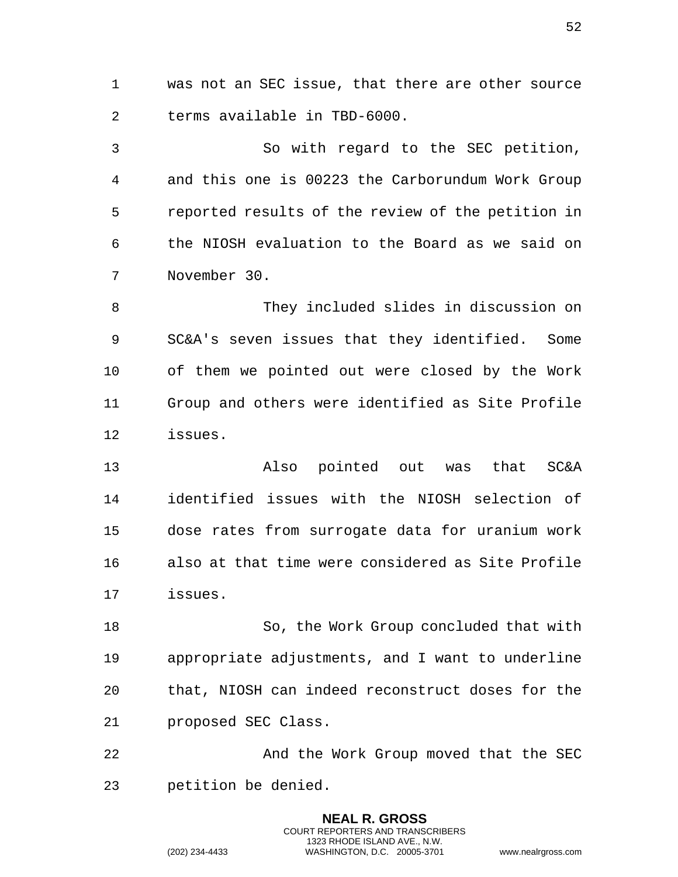was not an SEC issue, that there are other source terms available in TBD-6000.

So with regard to the SEC petition, and this one is 00223 the Carborundum Work Group reported results of the review of the petition in the NIOSH evaluation to the Board as we said on November 30.

They included slides in discussion on SC&A's seven issues that they identified. Some of them we pointed out were closed by the Work Group and others were identified as Site Profile issues.

Also pointed out was that SC&A identified issues with the NIOSH selection of dose rates from surrogate data for uranium work also at that time were considered as Site Profile issues.

So, the Work Group concluded that with appropriate adjustments, and I want to underline that, NIOSH can indeed reconstruct doses for the proposed SEC Class.

And the Work Group moved that the SEC petition be denied.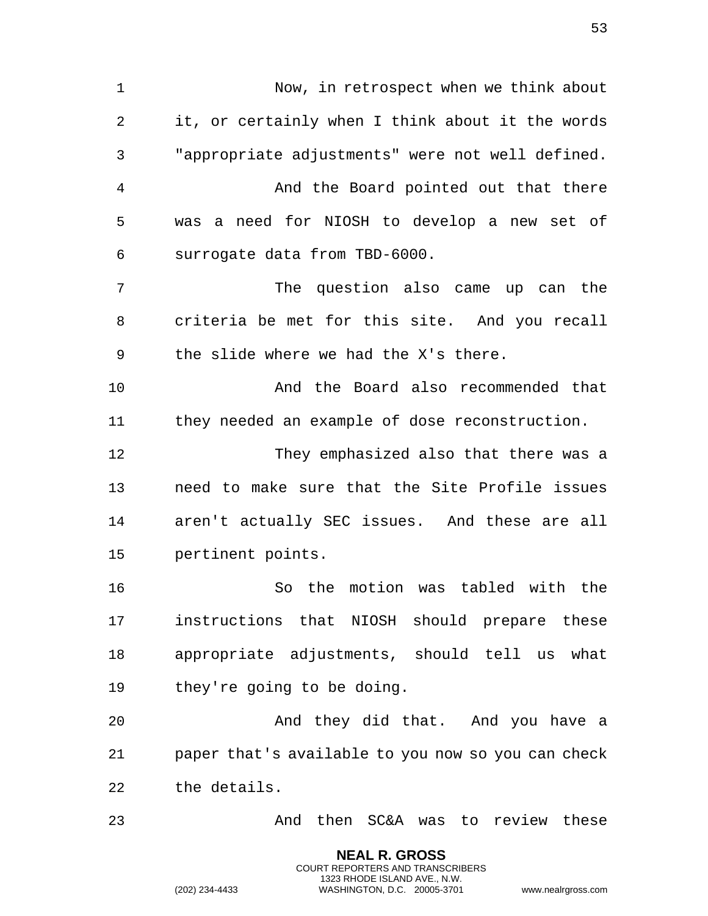Now, in retrospect when we think about it, or certainly when I think about it the words "appropriate adjustments" were not well defined.

And the Board pointed out that there was a need for NIOSH to develop a new set of surrogate data from TBD-6000.

The question also came up can the criteria be met for this site. And you recall the slide where we had the X's there.

And the Board also recommended that they needed an example of dose reconstruction.

They emphasized also that there was a need to make sure that the Site Profile issues aren't actually SEC issues. And these are all pertinent points.

So the motion was tabled with the instructions that NIOSH should prepare these appropriate adjustments, should tell us what they're going to be doing.

And they did that. And you have a paper that's available to you now so you can check the details.

And then SC&A was to review these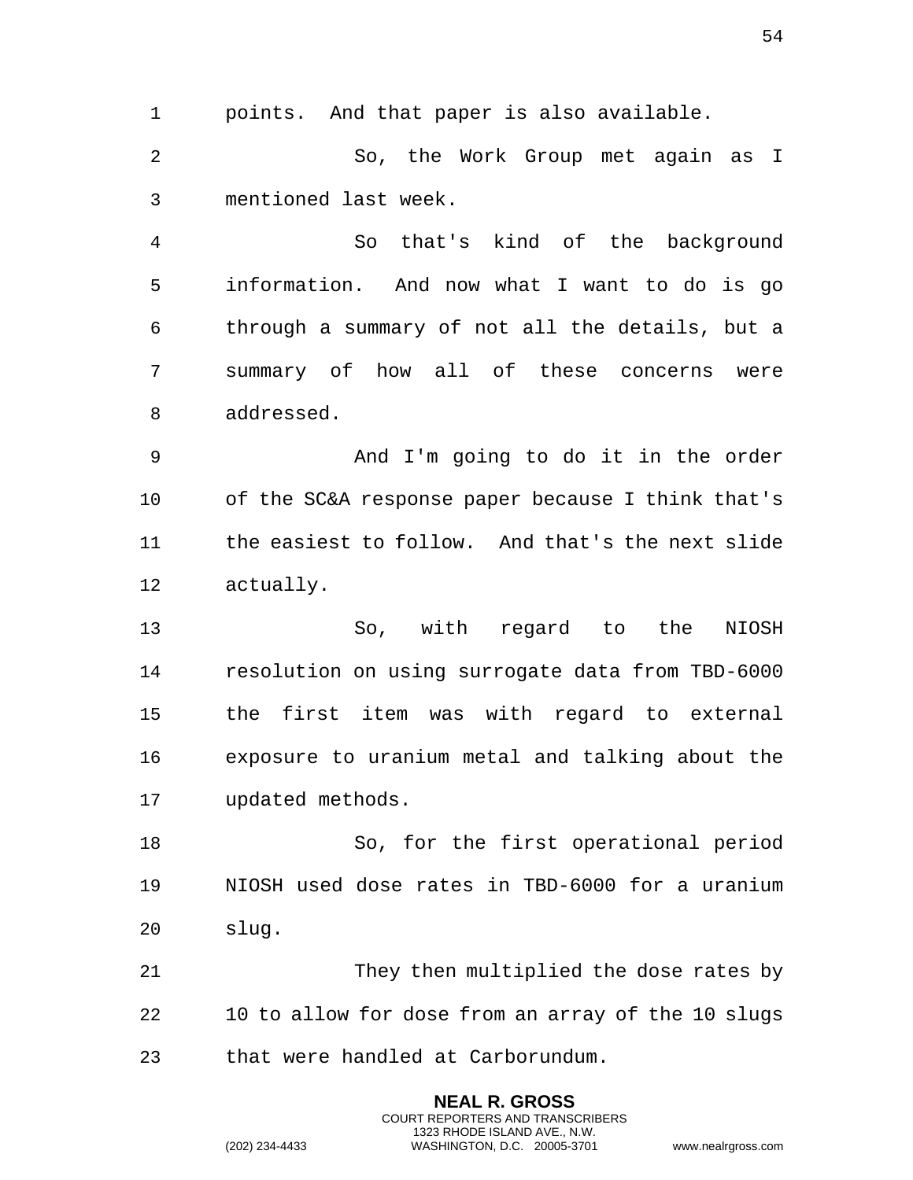points. And that paper is also available.

So, the Work Group met again as I mentioned last week.

So that's kind of the background information. And now what I want to do is go through a summary of not all the details, but a summary of how all of these concerns were addressed.

And I'm going to do it in the order of the SC&A response paper because I think that's the easiest to follow. And that's the next slide actually.

So, with regard to the NIOSH resolution on using surrogate data from TBD-6000 the first item was with regard to external exposure to uranium metal and talking about the updated methods.

So, for the first operational period NIOSH used dose rates in TBD-6000 for a uranium slug.

They then multiplied the dose rates by 10 to allow for dose from an array of the 10 slugs that were handled at Carborundum.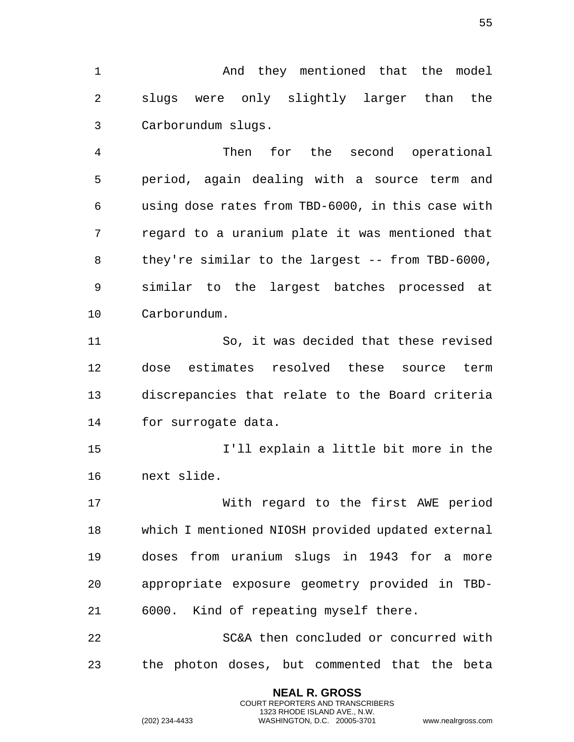And they mentioned that the model slugs were only slightly larger than the Carborundum slugs.

Then for the second operational period, again dealing with a source term and using dose rates from TBD-6000, in this case with regard to a uranium plate it was mentioned that they're similar to the largest -- from TBD-6000, similar to the largest batches processed at Carborundum.

So, it was decided that these revised dose estimates resolved these source term discrepancies that relate to the Board criteria for surrogate data.

I'll explain a little bit more in the next slide.

With regard to the first AWE period which I mentioned NIOSH provided updated external doses from uranium slugs in 1943 for a more appropriate exposure geometry provided in TBD-6000. Kind of repeating myself there.

SC&A then concluded or concurred with the photon doses, but commented that the beta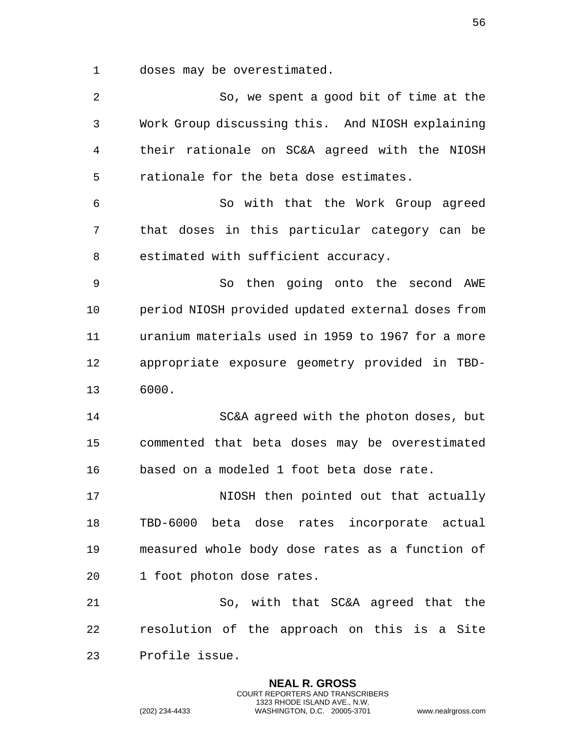doses may be overestimated.

So, we spent a good bit of time at the Work Group discussing this. And NIOSH explaining their rationale on SC&A agreed with the NIOSH rationale for the beta dose estimates.

So with that the Work Group agreed that doses in this particular category can be estimated with sufficient accuracy.

So then going onto the second AWE period NIOSH provided updated external doses from uranium materials used in 1959 to 1967 for a more appropriate exposure geometry provided in TBD-6000.

SC&A agreed with the photon doses, but commented that beta doses may be overestimated based on a modeled 1 foot beta dose rate.

NIOSH then pointed out that actually TBD-6000 beta dose rates incorporate actual measured whole body dose rates as a function of 1 foot photon dose rates.

So, with that SC&A agreed that the resolution of the approach on this is a Site Profile issue.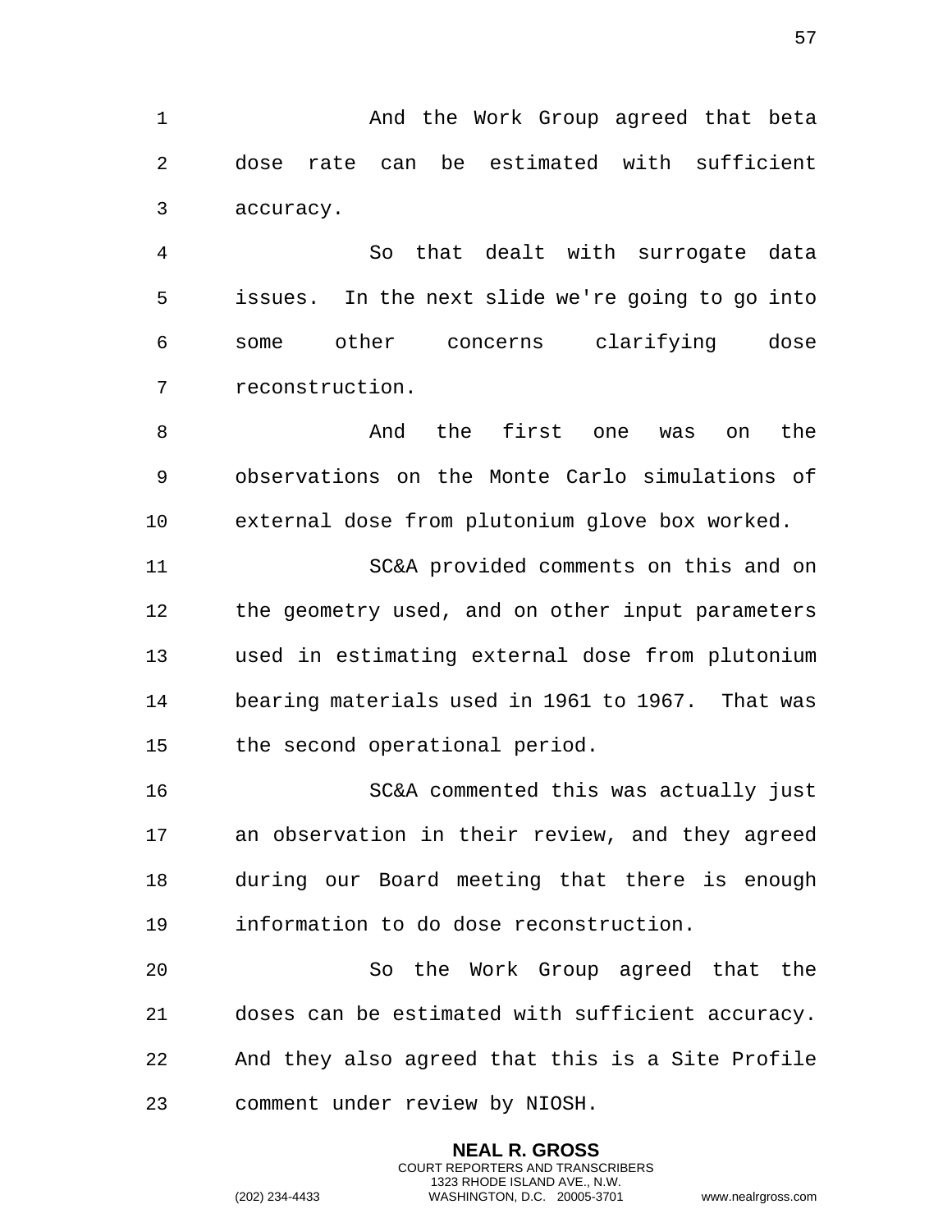And the Work Group agreed that beta dose rate can be estimated with sufficient accuracy.

So that dealt with surrogate data issues. In the next slide we're going to go into some other concerns clarifying dose reconstruction.

And the first one was on the observations on the Monte Carlo simulations of external dose from plutonium glove box worked.

SC&A provided comments on this and on the geometry used, and on other input parameters used in estimating external dose from plutonium bearing materials used in 1961 to 1967. That was the second operational period.

SC&A commented this was actually just an observation in their review, and they agreed during our Board meeting that there is enough information to do dose reconstruction.

So the Work Group agreed that the doses can be estimated with sufficient accuracy. And they also agreed that this is a Site Profile comment under review by NIOSH.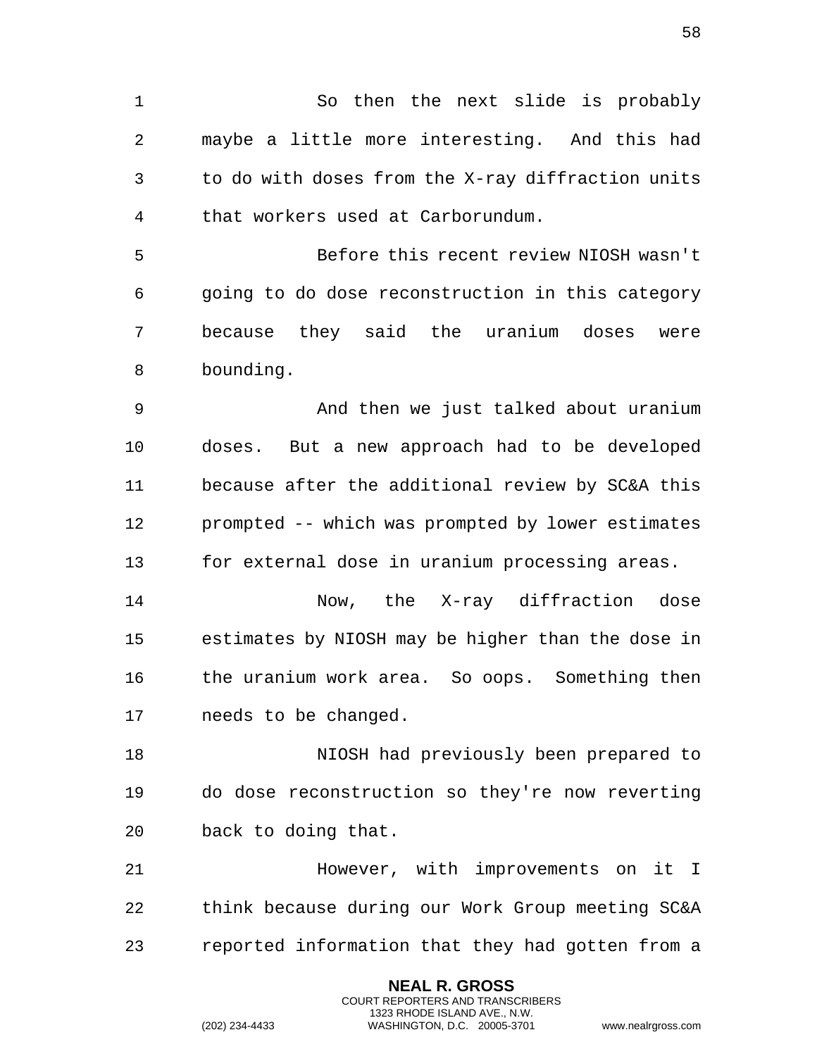So then the next slide is probably maybe a little more interesting. And this had to do with doses from the X-ray diffraction units that workers used at Carborundum.

Before this recent review NIOSH wasn't going to do dose reconstruction in this category because they said the uranium doses were bounding.

And then we just talked about uranium doses. But a new approach had to be developed because after the additional review by SC&A this prompted -- which was prompted by lower estimates for external dose in uranium processing areas.

Now, the X-ray diffraction dose estimates by NIOSH may be higher than the dose in the uranium work area. So oops. Something then needs to be changed.

NIOSH had previously been prepared to do dose reconstruction so they're now reverting back to doing that.

However, with improvements on it I think because during our Work Group meeting SC&A reported information that they had gotten from a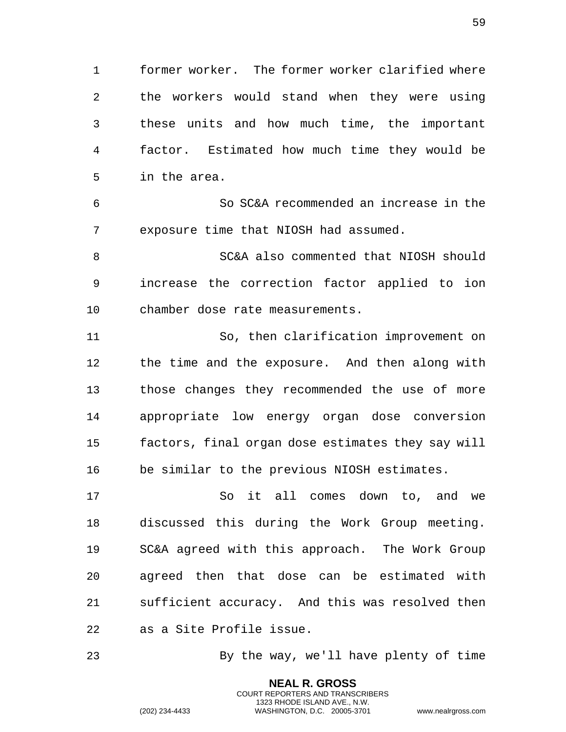former worker. The former worker clarified where the workers would stand when they were using these units and how much time, the important factor. Estimated how much time they would be in the area.

So SC&A recommended an increase in the exposure time that NIOSH had assumed.

SC&A also commented that NIOSH should increase the correction factor applied to ion chamber dose rate measurements.

So, then clarification improvement on the time and the exposure. And then along with those changes they recommended the use of more appropriate low energy organ dose conversion factors, final organ dose estimates they say will be similar to the previous NIOSH estimates.

So it all comes down to, and we discussed this during the Work Group meeting. SC&A agreed with this approach. The Work Group agreed then that dose can be estimated with sufficient accuracy. And this was resolved then as a Site Profile issue.

By the way, we'll have plenty of time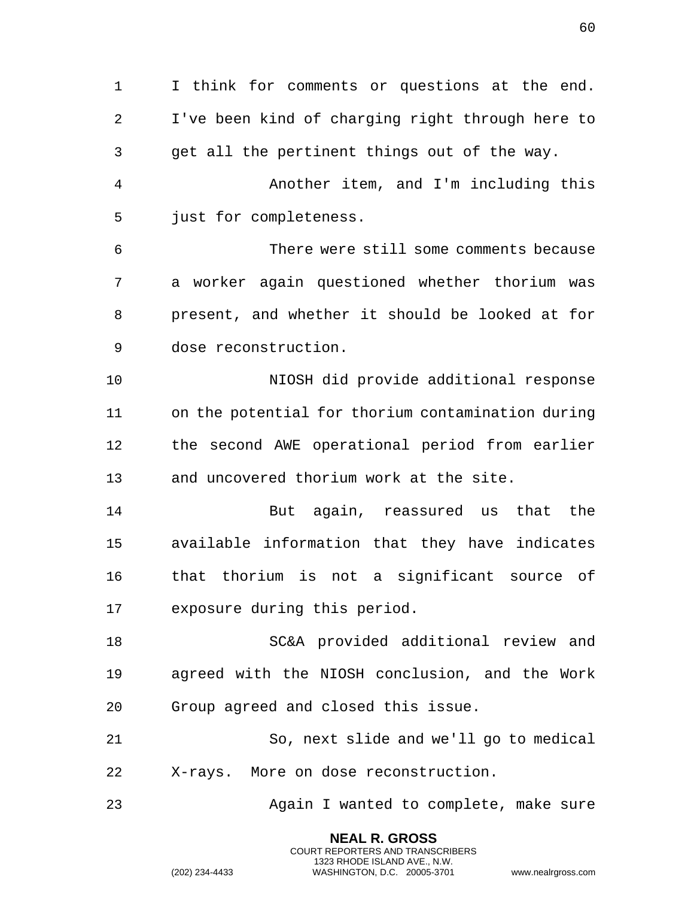I think for comments or questions at the end. I've been kind of charging right through here to get all the pertinent things out of the way.

Another item, and I'm including this just for completeness.

There were still some comments because a worker again questioned whether thorium was present, and whether it should be looked at for dose reconstruction.

NIOSH did provide additional response on the potential for thorium contamination during the second AWE operational period from earlier and uncovered thorium work at the site.

But again, reassured us that the available information that they have indicates that thorium is not a significant source of exposure during this period.

SC&A provided additional review and agreed with the NIOSH conclusion, and the Work Group agreed and closed this issue.

So, next slide and we'll go to medical X-rays. More on dose reconstruction.

Again I wanted to complete, make sure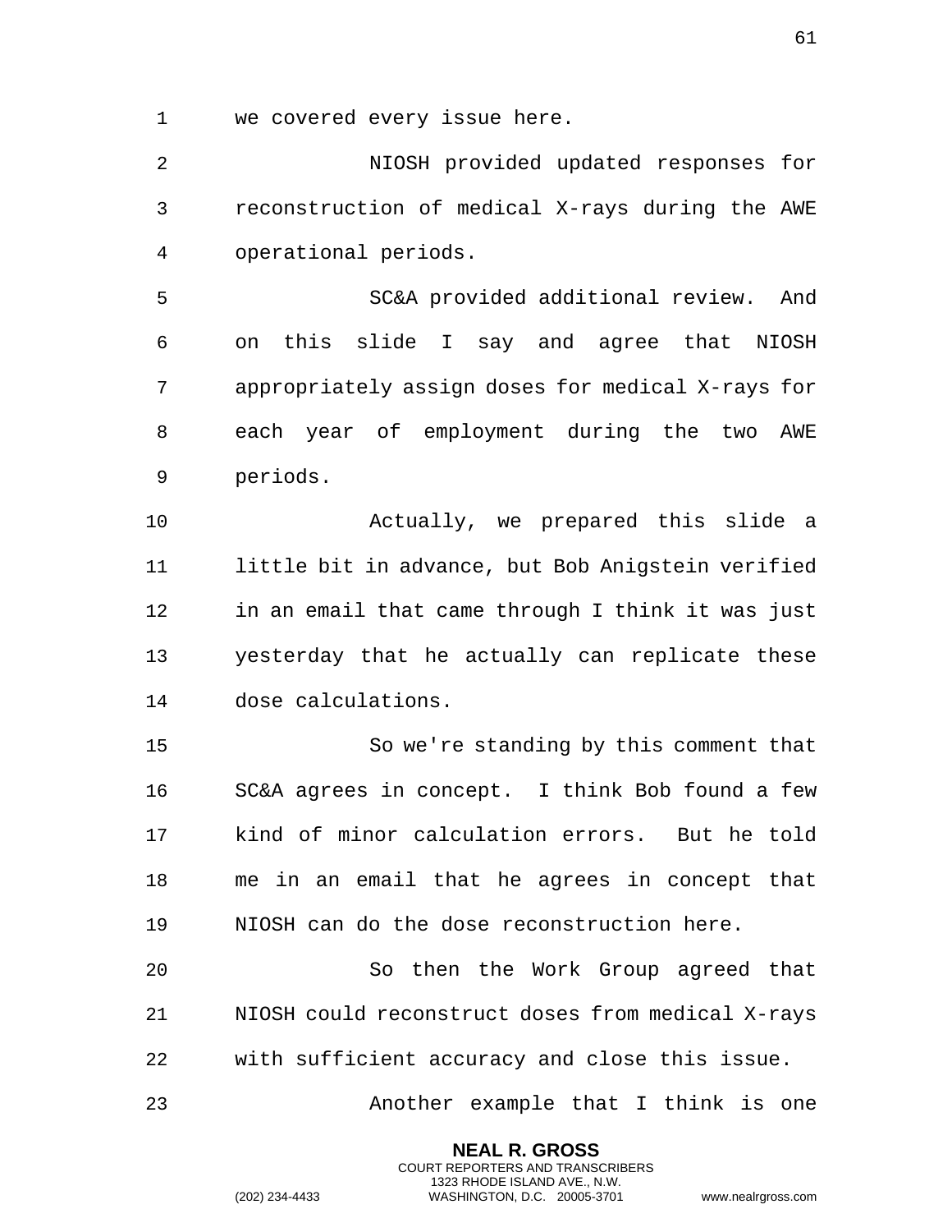we covered every issue here.

NIOSH provided updated responses for reconstruction of medical X-rays during the AWE operational periods.

SC&A provided additional review. And on this slide I say and agree that NIOSH appropriately assign doses for medical X-rays for each year of employment during the two AWE periods.

Actually, we prepared this slide a little bit in advance, but Bob Anigstein verified in an email that came through I think it was just yesterday that he actually can replicate these dose calculations.

So we're standing by this comment that SC&A agrees in concept. I think Bob found a few kind of minor calculation errors. But he told me in an email that he agrees in concept that NIOSH can do the dose reconstruction here.

So then the Work Group agreed that NIOSH could reconstruct doses from medical X-rays with sufficient accuracy and close this issue.

Another example that I think is one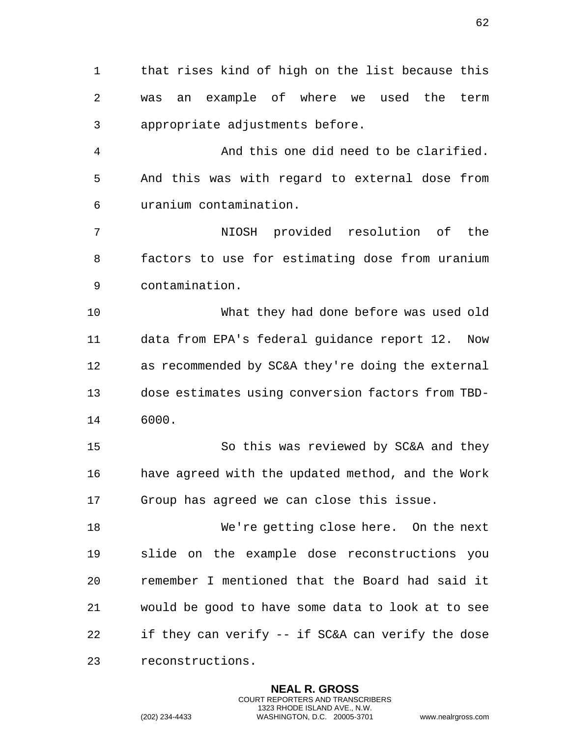that rises kind of high on the list because this was an example of where we used the term appropriate adjustments before.

And this one did need to be clarified. And this was with regard to external dose from uranium contamination.

NIOSH provided resolution of the factors to use for estimating dose from uranium contamination.

What they had done before was used old data from EPA's federal guidance report 12. Now as recommended by SC&A they're doing the external dose estimates using conversion factors from TBD-6000.

So this was reviewed by SC&A and they have agreed with the updated method, and the Work Group has agreed we can close this issue.

We're getting close here. On the next slide on the example dose reconstructions you remember I mentioned that the Board had said it would be good to have some data to look at to see if they can verify -- if SC&A can verify the dose reconstructions.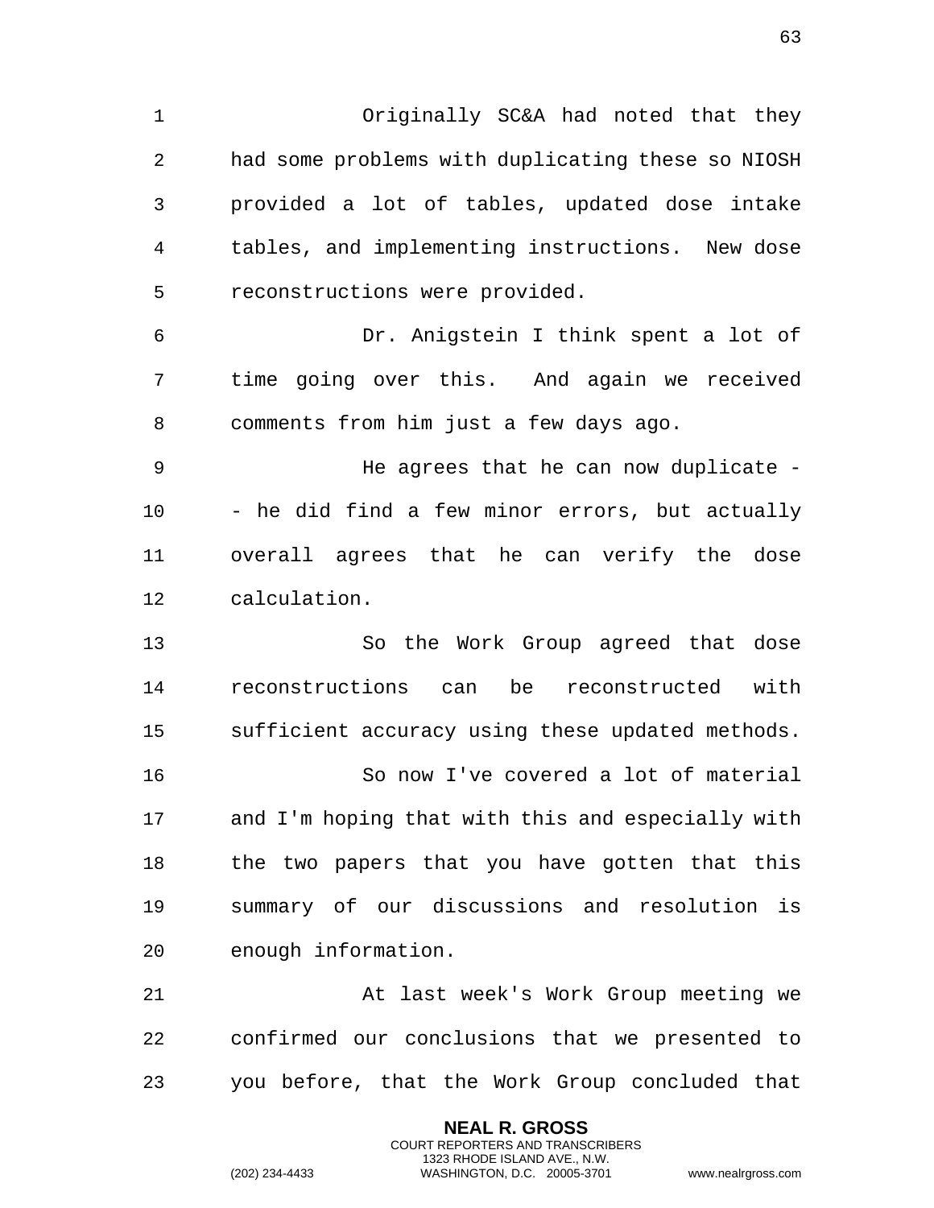Originally SC&A had noted that they had some problems with duplicating these so NIOSH provided a lot of tables, updated dose intake tables, and implementing instructions. New dose reconstructions were provided.

Dr. Anigstein I think spent a lot of time going over this. And again we received comments from him just a few days ago.

He agrees that he can now duplicate -- he did find a few minor errors, but actually overall agrees that he can verify the dose calculation.

So the Work Group agreed that dose reconstructions can be reconstructed with sufficient accuracy using these updated methods.

So now I've covered a lot of material and I'm hoping that with this and especially with the two papers that you have gotten that this summary of our discussions and resolution is enough information.

At last week's Work Group meeting we confirmed our conclusions that we presented to you before, that the Work Group concluded that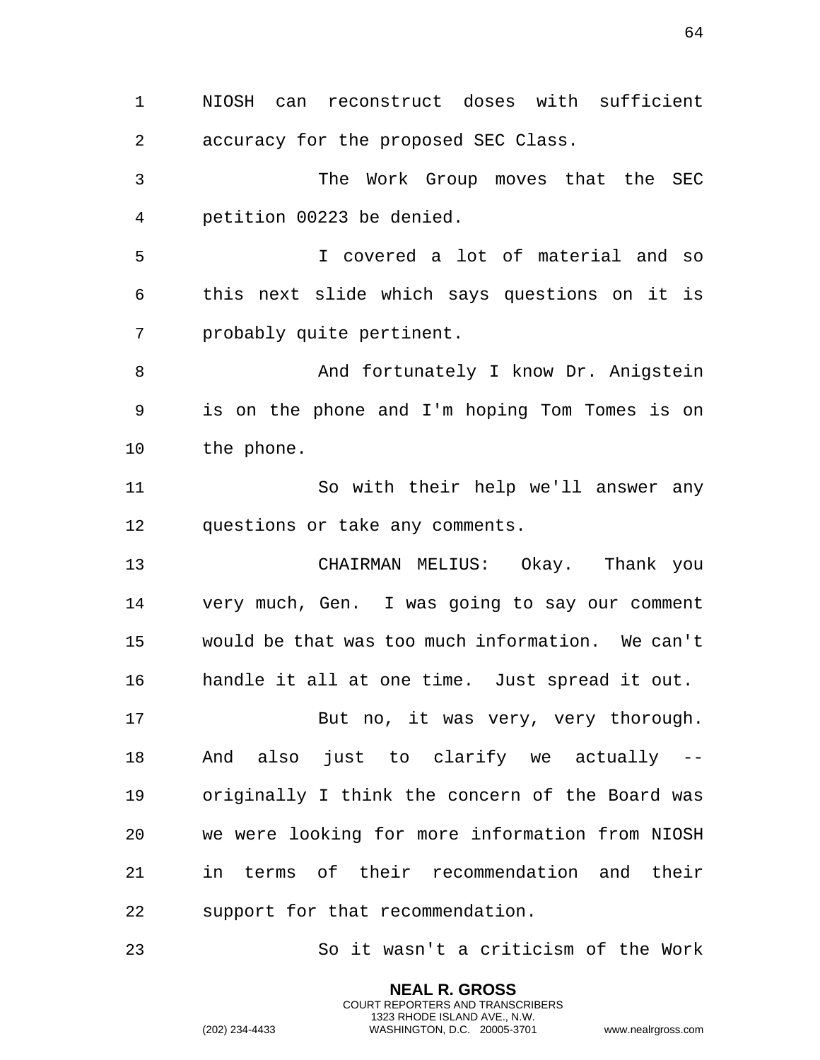NIOSH can reconstruct doses with sufficient accuracy for the proposed SEC Class.

The Work Group moves that the SEC petition 00223 be denied.

I covered a lot of material and so this next slide which says questions on it is probably quite pertinent.

And fortunately I know Dr. Anigstein is on the phone and I'm hoping Tom Tomes is on the phone.

So with their help we'll answer any questions or take any comments.

CHAIRMAN MELIUS: Okay. Thank you very much, Gen. I was going to say our comment would be that was too much information. We can't handle it all at one time. Just spread it out.

But no, it was very, very thorough. And also just to clarify we actually -- originally I think the concern of the Board was we were looking for more information from NIOSH in terms of their recommendation and their support for that recommendation.

So it wasn't a criticism of the Work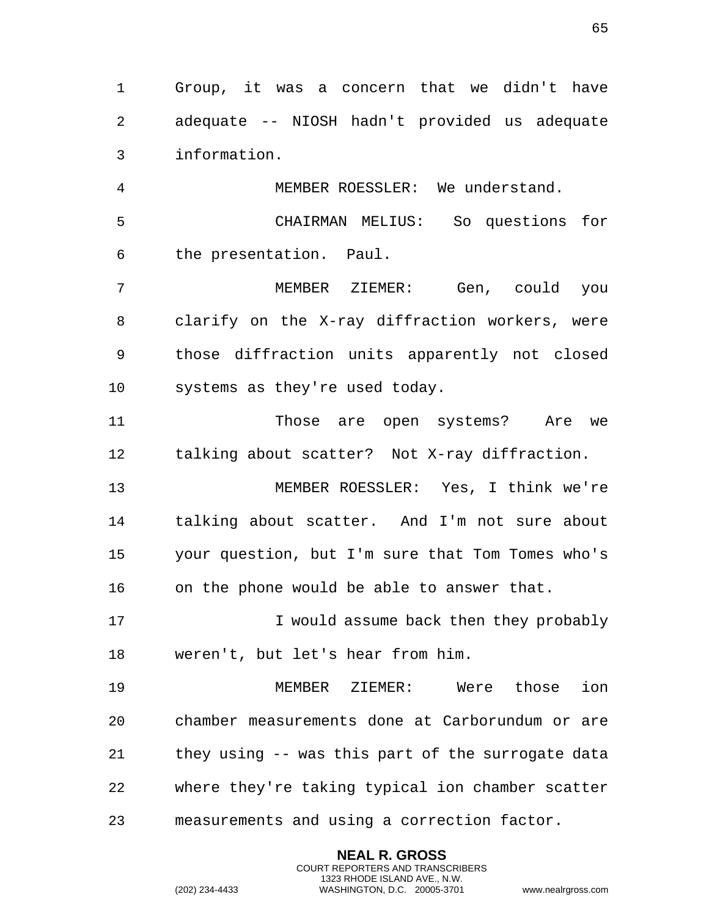Group, it was a concern that we didn't have adequate -- NIOSH hadn't provided us adequate information.

MEMBER ROESSLER: We understand.

CHAIRMAN MELIUS: So questions for the presentation. Paul.

MEMBER ZIEMER: Gen, could you clarify on the X-ray diffraction workers, were those diffraction units apparently not closed systems as they're used today.

Those are open systems? Are we talking about scatter? Not X-ray diffraction.

MEMBER ROESSLER: Yes, I think we're talking about scatter. And I'm not sure about your question, but I'm sure that Tom Tomes who's on the phone would be able to answer that.

I would assume back then they probably weren't, but let's hear from him.

MEMBER ZIEMER: Were those ion chamber measurements done at Carborundum or are they using -- was this part of the surrogate data where they're taking typical ion chamber scatter measurements and using a correction factor.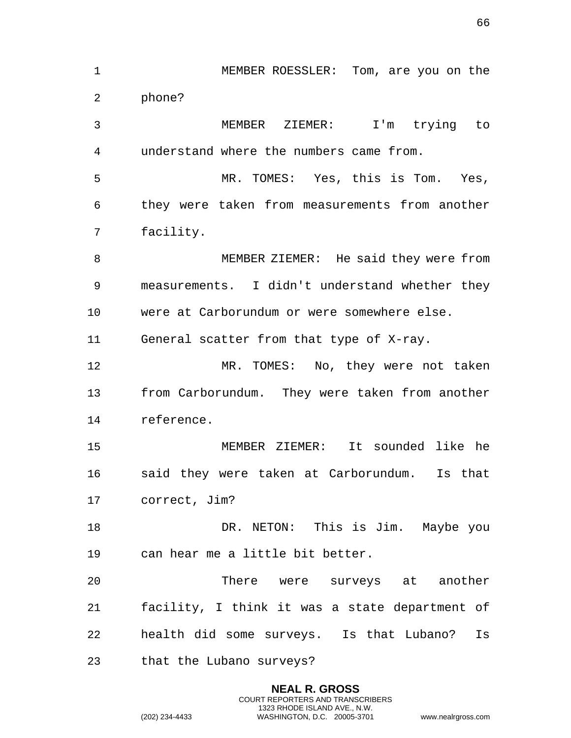MEMBER ROESSLER: Tom, are you on the phone?

MEMBER ZIEMER: I'm trying to understand where the numbers came from.

MR. TOMES: Yes, this is Tom. Yes, they were taken from measurements from another facility.

MEMBER ZIEMER: He said they were from measurements. I didn't understand whether they were at Carborundum or were somewhere else. General scatter from that type of X-ray.

MR. TOMES: No, they were not taken from Carborundum. They were taken from another reference.

MEMBER ZIEMER: It sounded like he said they were taken at Carborundum. Is that correct, Jim?

DR. NETON: This is Jim. Maybe you can hear me a little bit better.

There were surveys at another facility, I think it was a state department of health did some surveys. Is that Lubano? Is that the Lubano surveys?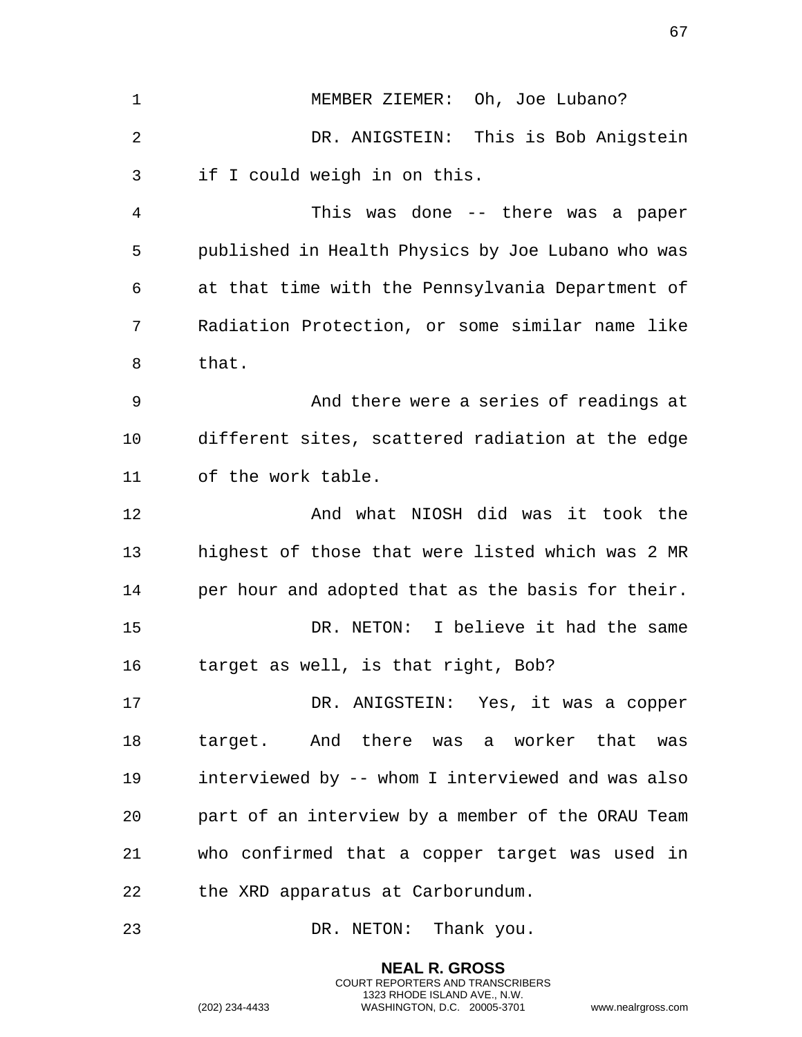MEMBER ZIEMER: Oh, Joe Lubano?

DR. ANIGSTEIN: This is Bob Anigstein if I could weigh in on this.

This was done -- there was a paper published in Health Physics by Joe Lubano who was at that time with the Pennsylvania Department of Radiation Protection, or some similar name like that.

And there were a series of readings at different sites, scattered radiation at the edge of the work table.

And what NIOSH did was it took the highest of those that were listed which was 2 MR per hour and adopted that as the basis for their.

DR. NETON: I believe it had the same target as well, is that right, Bob?

DR. ANIGSTEIN: Yes, it was a copper target. And there was a worker that was interviewed by -- whom I interviewed and was also part of an interview by a member of the ORAU Team who confirmed that a copper target was used in the XRD apparatus at Carborundum.

DR. NETON: Thank you.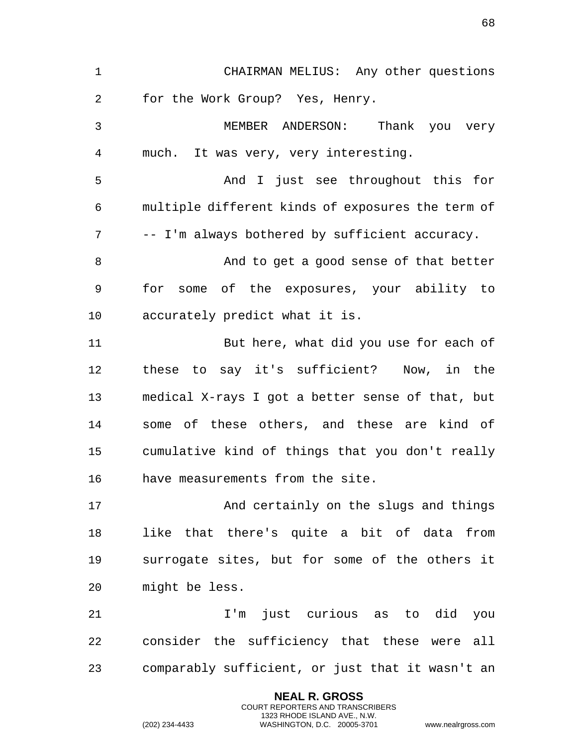CHAIRMAN MELIUS: Any other questions for the Work Group? Yes, Henry.

MEMBER ANDERSON: Thank you very much. It was very, very interesting.

And I just see throughout this for multiple different kinds of exposures the term of -- I'm always bothered by sufficient accuracy.

And to get a good sense of that better for some of the exposures, your ability to accurately predict what it is.

But here, what did you use for each of these to say it's sufficient? Now, in the medical X-rays I got a better sense of that, but some of these others, and these are kind of cumulative kind of things that you don't really have measurements from the site.

And certainly on the slugs and things like that there's quite a bit of data from surrogate sites, but for some of the others it might be less.

I'm just curious as to did you consider the sufficiency that these were all comparably sufficient, or just that it wasn't an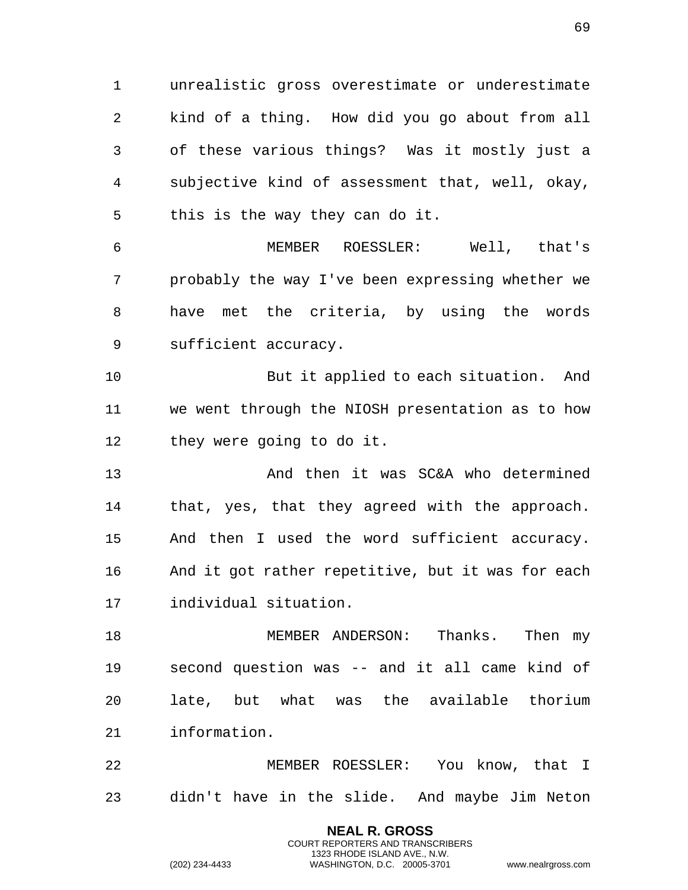unrealistic gross overestimate or underestimate kind of a thing. How did you go about from all of these various things? Was it mostly just a subjective kind of assessment that, well, okay, this is the way they can do it.

MEMBER ROESSLER: Well, that's probably the way I've been expressing whether we have met the criteria, by using the words sufficient accuracy.

But it applied to each situation. And we went through the NIOSH presentation as to how they were going to do it.

And then it was SC&A who determined that, yes, that they agreed with the approach. And then I used the word sufficient accuracy. And it got rather repetitive, but it was for each individual situation.

MEMBER ANDERSON: Thanks. Then my second question was -- and it all came kind of late, but what was the available thorium information.

MEMBER ROESSLER: You know, that I didn't have in the slide. And maybe Jim Neton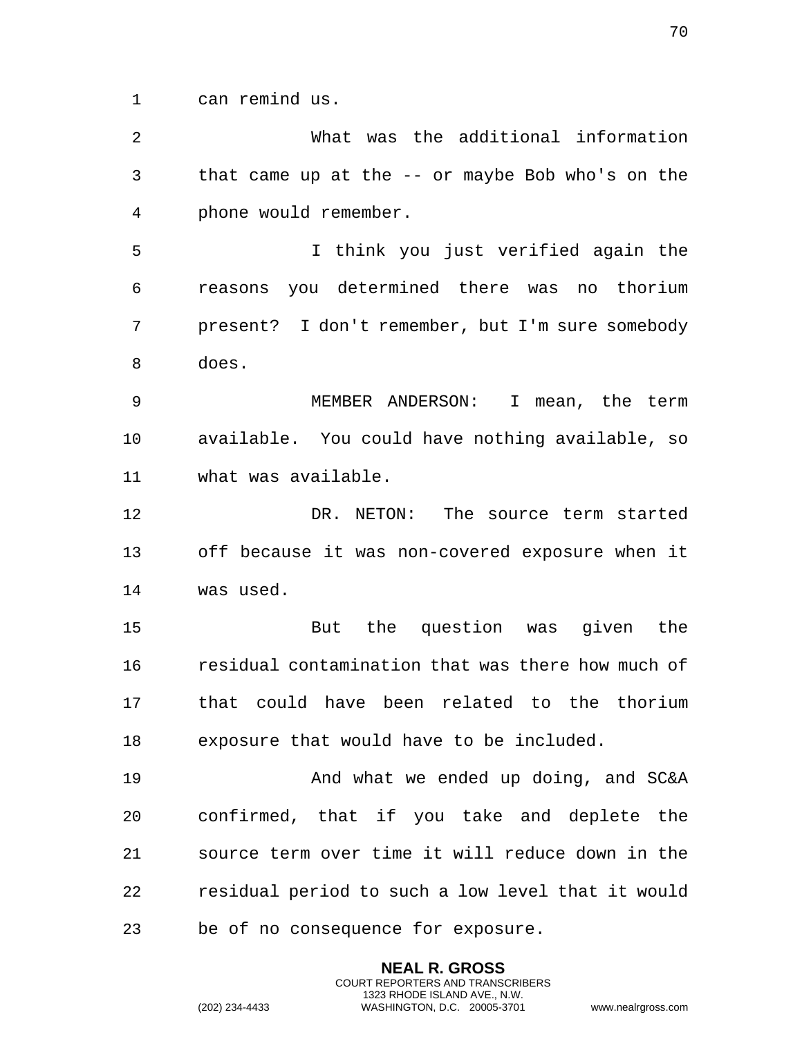can remind us.

What was the additional information that came up at the -- or maybe Bob who's on the phone would remember.

I think you just verified again the reasons you determined there was no thorium present? I don't remember, but I'm sure somebody does.

MEMBER ANDERSON: I mean, the term available. You could have nothing available, so what was available.

DR. NETON: The source term started off because it was non-covered exposure when it was used.

But the question was given the residual contamination that was there how much of that could have been related to the thorium exposure that would have to be included.

And what we ended up doing, and SC&A confirmed, that if you take and deplete the source term over time it will reduce down in the residual period to such a low level that it would be of no consequence for exposure.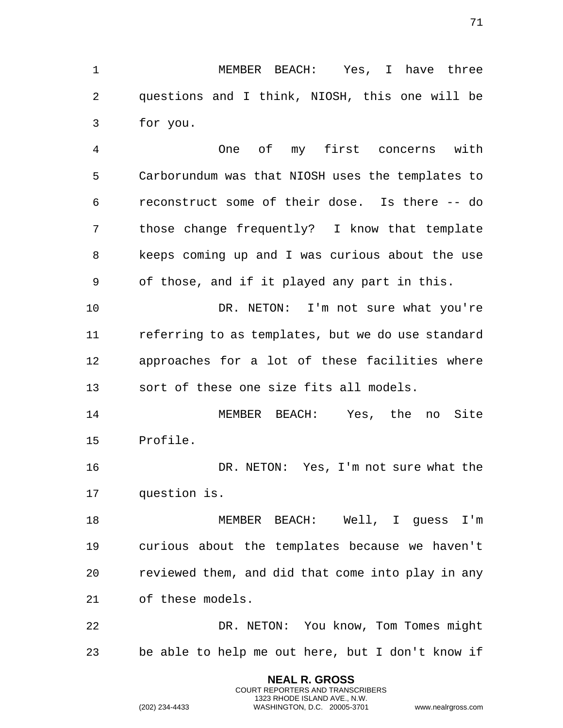MEMBER BEACH: Yes, I have three questions and I think, NIOSH, this one will be for you.

One of my first concerns with Carborundum was that NIOSH uses the templates to reconstruct some of their dose. Is there -- do those change frequently? I know that template keeps coming up and I was curious about the use of those, and if it played any part in this.

DR. NETON: I'm not sure what you're referring to as templates, but we do use standard approaches for a lot of these facilities where sort of these one size fits all models.

MEMBER BEACH: Yes, the no Site Profile.

DR. NETON: Yes, I'm not sure what the question is.

MEMBER BEACH: Well, I guess I'm curious about the templates because we haven't reviewed them, and did that come into play in any of these models.

DR. NETON: You know, Tom Tomes might be able to help me out here, but I don't know if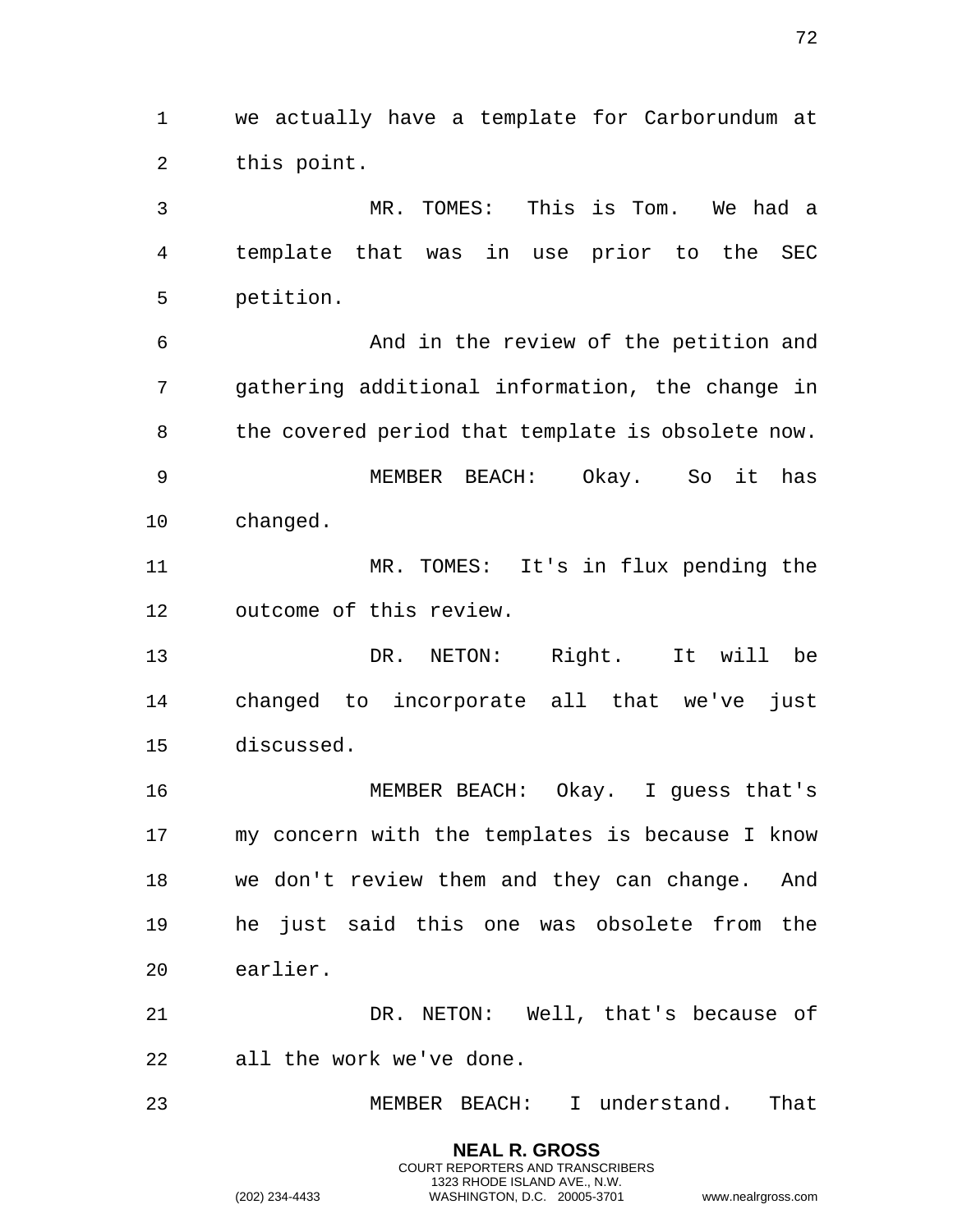we actually have a template for Carborundum at this point.

MR. TOMES: This is Tom. We had a template that was in use prior to the SEC petition.

And in the review of the petition and gathering additional information, the change in the covered period that template is obsolete now.

MEMBER BEACH: Okay. So it has changed.

MR. TOMES: It's in flux pending the outcome of this review.

DR. NETON: Right. It will be changed to incorporate all that we've just discussed.

MEMBER BEACH: Okay. I guess that's my concern with the templates is because I know we don't review them and they can change. And he just said this one was obsolete from the earlier.

DR. NETON: Well, that's because of all the work we've done.

MEMBER BEACH: I understand. That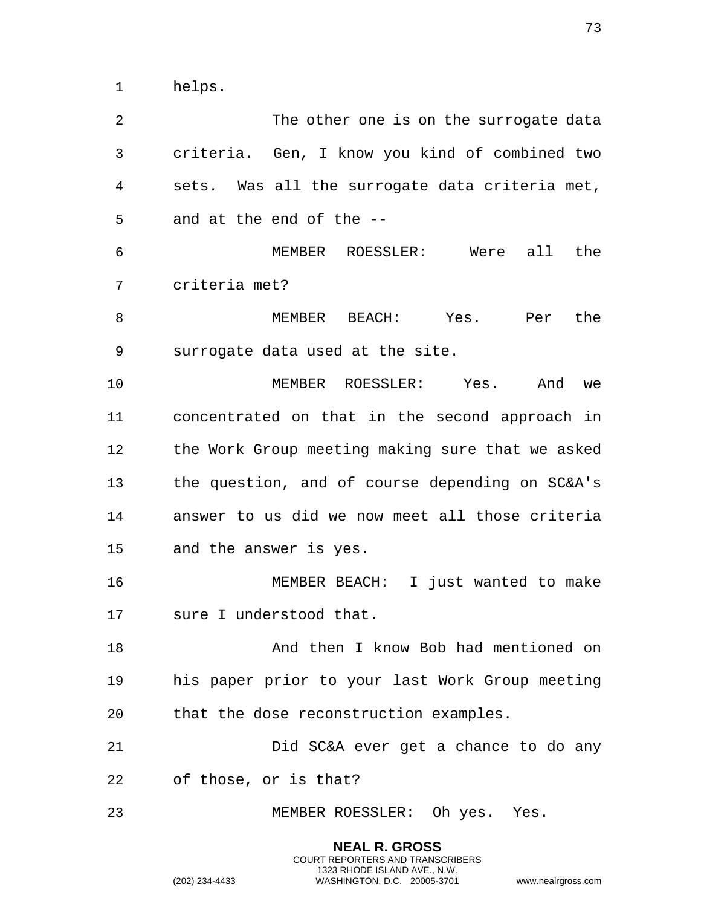helps.

The other one is on the surrogate data criteria. Gen, I know you kind of combined two sets. Was all the surrogate data criteria met, and at the end of the --

MEMBER ROESSLER: Were all the criteria met?

MEMBER BEACH: Yes. Per the surrogate data used at the site.

MEMBER ROESSLER: Yes. And we concentrated on that in the second approach in the Work Group meeting making sure that we asked the question, and of course depending on SC&A's answer to us did we now meet all those criteria and the answer is yes.

MEMBER BEACH: I just wanted to make sure I understood that.

And then I know Bob had mentioned on his paper prior to your last Work Group meeting that the dose reconstruction examples.

Did SC&A ever get a chance to do any of those, or is that?

MEMBER ROESSLER: Oh yes. Yes.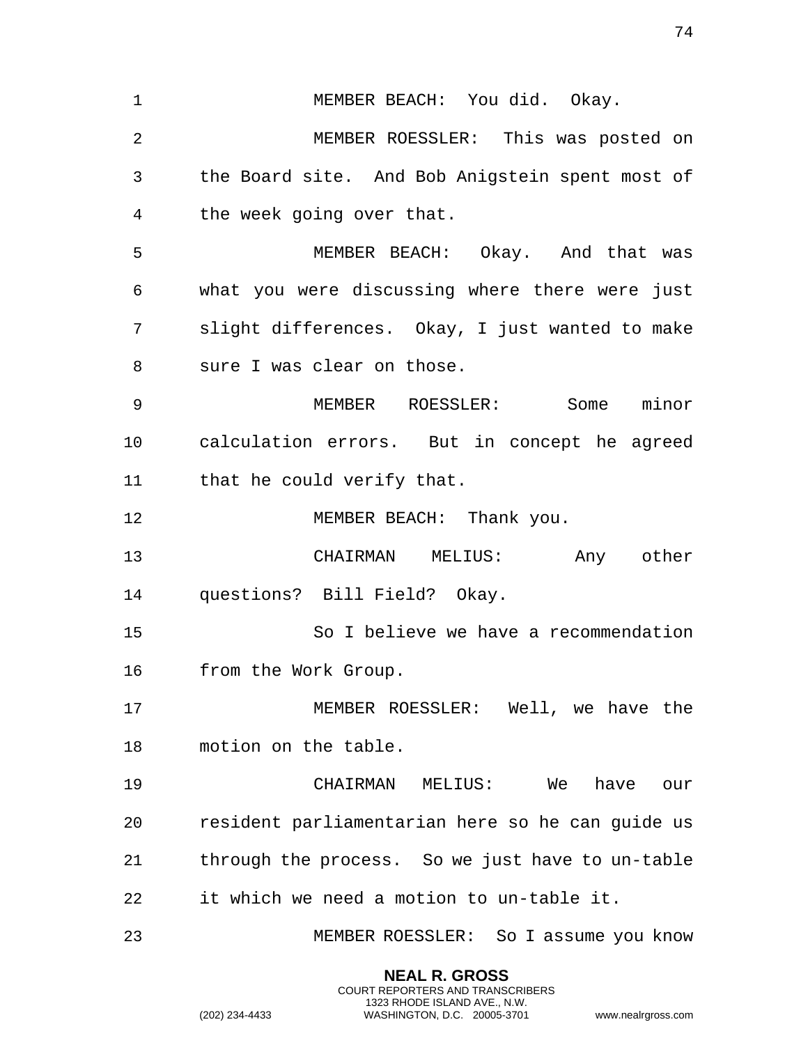MEMBER BEACH: You did. Okay.

MEMBER ROESSLER: This was posted on the Board site. And Bob Anigstein spent most of the week going over that.

MEMBER BEACH: Okay. And that was what you were discussing where there were just slight differences. Okay, I just wanted to make sure I was clear on those.

MEMBER ROESSLER: Some minor calculation errors. But in concept he agreed that he could verify that.

MEMBER BEACH: Thank you.

CHAIRMAN MELIUS: Any other questions? Bill Field? Okay.

So I believe we have a recommendation from the Work Group.

MEMBER ROESSLER: Well, we have the motion on the table.

CHAIRMAN MELIUS: We have our resident parliamentarian here so he can guide us through the process. So we just have to un-table it which we need a motion to un-table it.

MEMBER ROESSLER: So I assume you know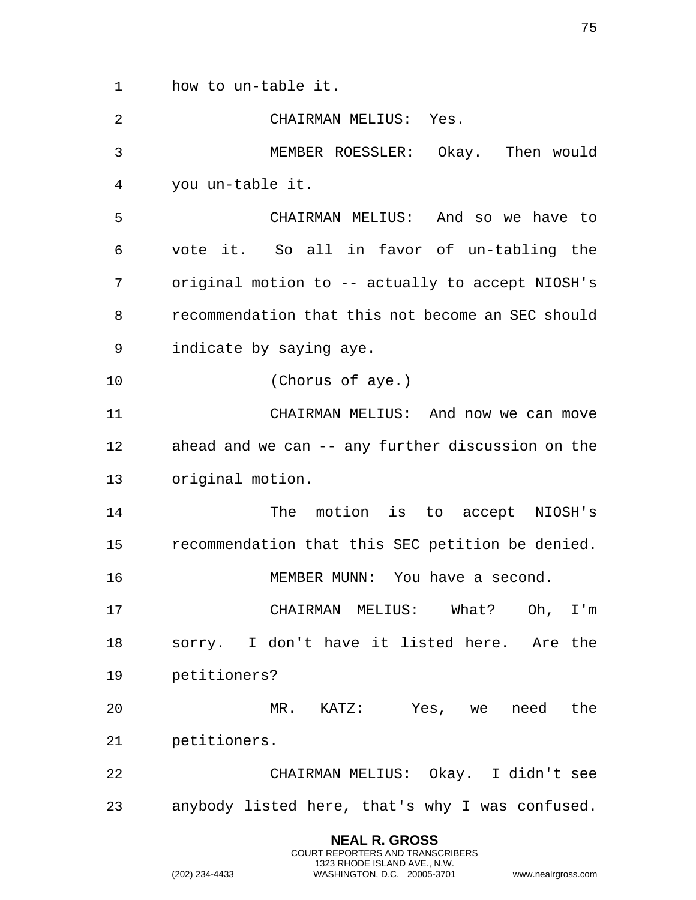how to un-table it.

CHAIRMAN MELIUS: Yes.

MEMBER ROESSLER: Okay. Then would you un-table it.

CHAIRMAN MELIUS: And so we have to vote it. So all in favor of un-tabling the original motion to -- actually to accept NIOSH's recommendation that this not become an SEC should indicate by saying aye.

(Chorus of aye.)

CHAIRMAN MELIUS: And now we can move ahead and we can -- any further discussion on the original motion.

The motion is to accept NIOSH's recommendation that this SEC petition be denied.

MEMBER MUNN: You have a second.

CHAIRMAN MELIUS: What? Oh, I'm sorry. I don't have it listed here. Are the petitioners?

MR. KATZ: Yes, we need the petitioners.

CHAIRMAN MELIUS: Okay. I didn't see anybody listed here, that's why I was confused.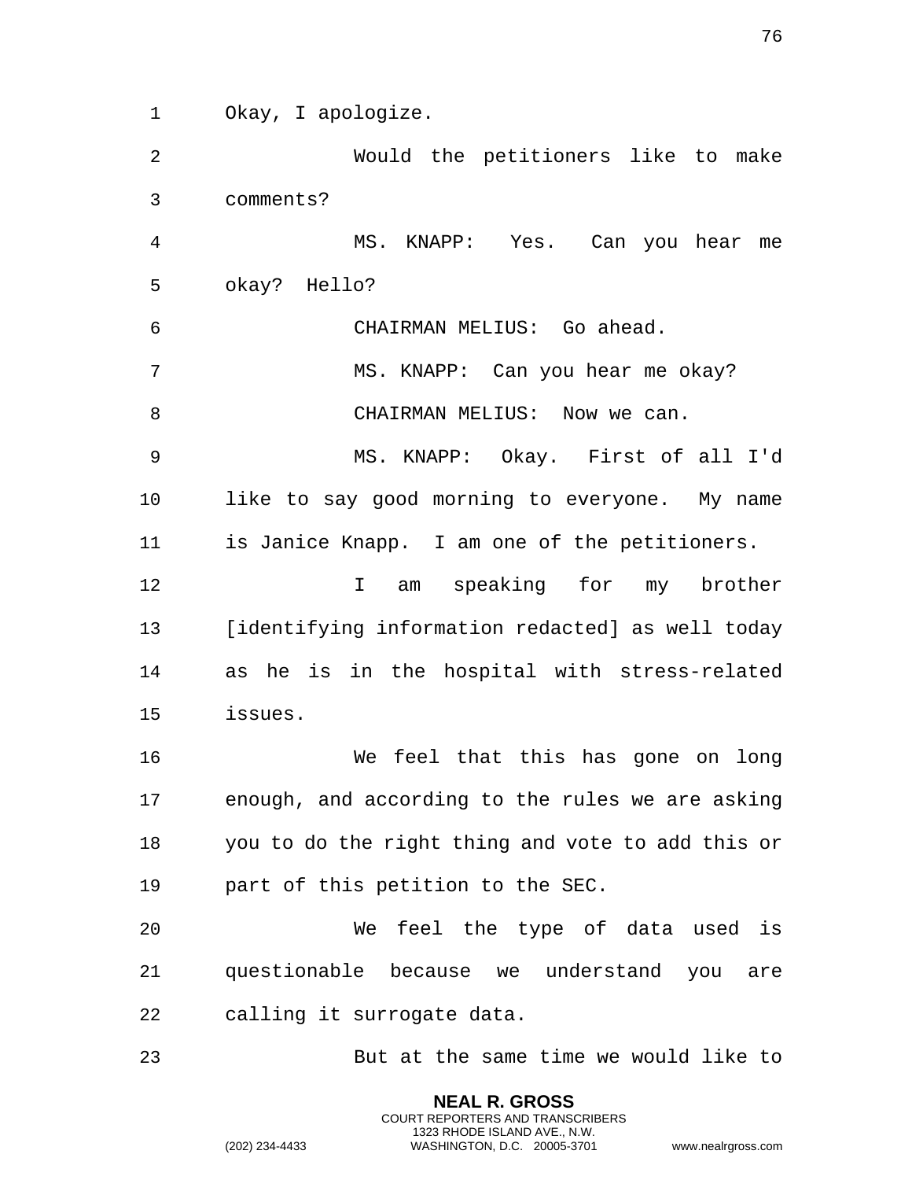Okay, I apologize.

Would the petitioners like to make comments?

MS. KNAPP: Yes. Can you hear me okay? Hello?

CHAIRMAN MELIUS: Go ahead.

MS. KNAPP: Can you hear me okay?

CHAIRMAN MELIUS: Now we can.

MS. KNAPP: Okay. First of all I'd like to say good morning to everyone. My name is Janice Knapp. I am one of the petitioners.

I am speaking for my brother [identifying information redacted] as well today as he is in the hospital with stress-related issues.

We feel that this has gone on long enough, and according to the rules we are asking you to do the right thing and vote to add this or part of this petition to the SEC.

We feel the type of data used is questionable because we understand you are calling it surrogate data.

But at the same time we would like to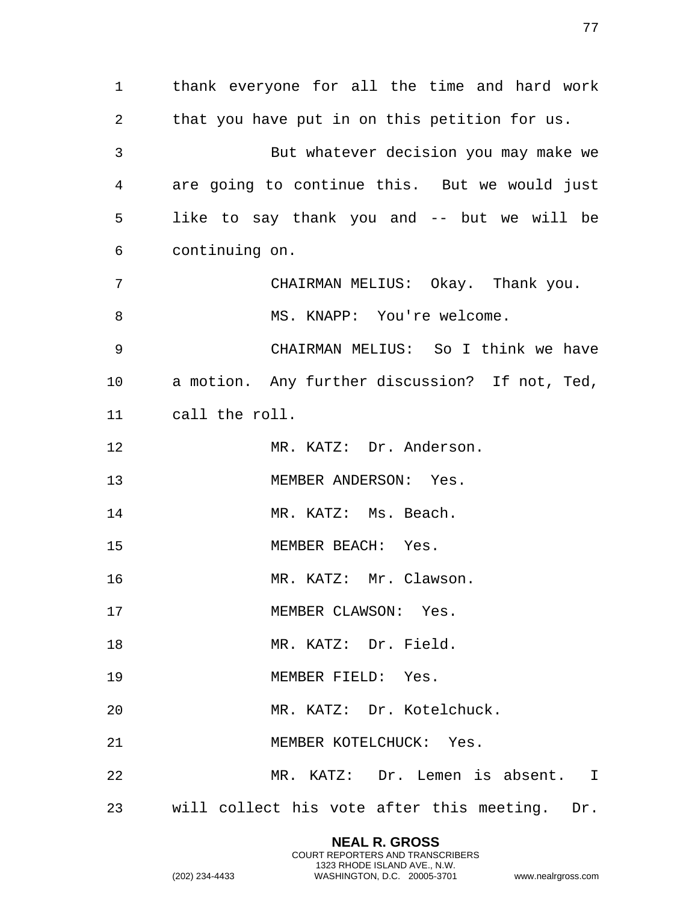thank everyone for all the time and hard work that you have put in on this petition for us.

But whatever decision you may make we are going to continue this. But we would just like to say thank you and -- but we will be continuing on.

CHAIRMAN MELIUS: Okay. Thank you.

MS. KNAPP: You're welcome.

CHAIRMAN MELIUS: So I think we have a motion. Any further discussion? If not, Ted, call the roll.

MR. KATZ: Dr. Anderson.

MEMBER ANDERSON: Yes.

MR. KATZ: Ms. Beach.

MEMBER BEACH: Yes.

MR. KATZ: Mr. Clawson.

MEMBER CLAWSON: Yes.

MR. KATZ: Dr. Field.

MEMBER FIELD: Yes.

MR. KATZ: Dr. Kotelchuck.

MEMBER KOTELCHUCK: Yes.

MR. KATZ: Dr. Lemen is absent. I will collect his vote after this meeting. Dr.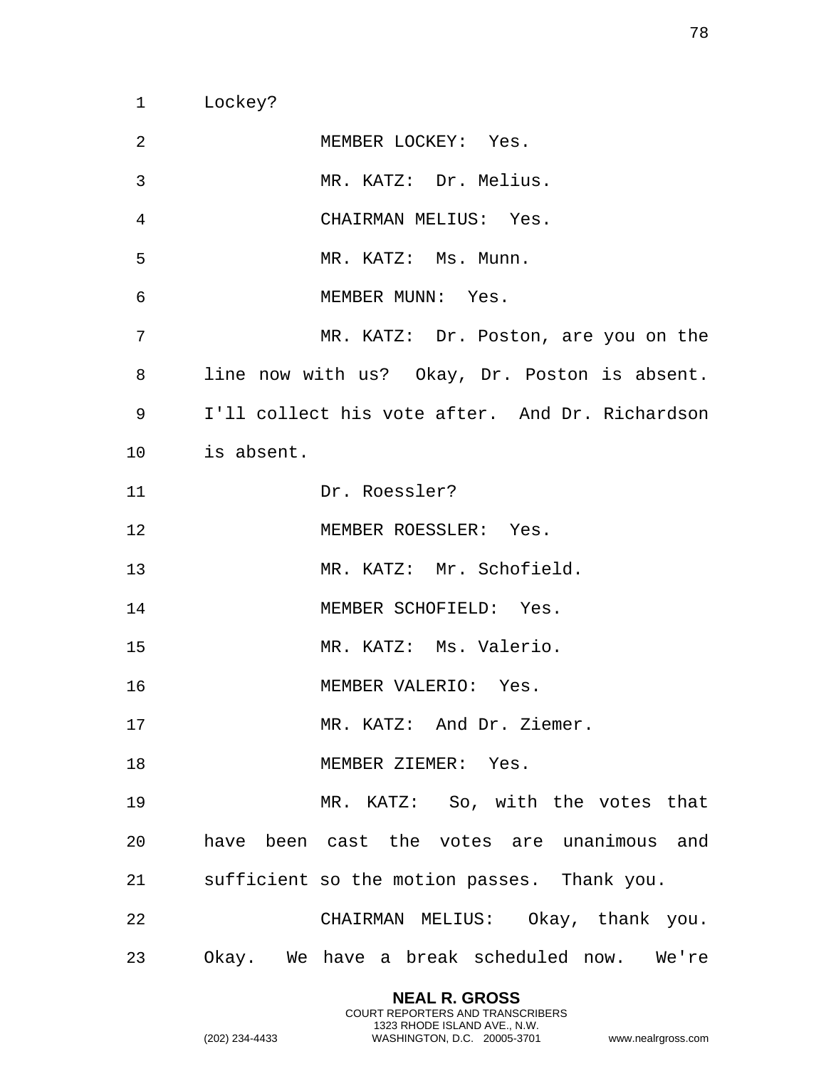Lockey?

MEMBER LOCKEY: Yes.

MR. KATZ: Dr. Melius.

CHAIRMAN MELIUS: Yes.

MR. KATZ: Ms. Munn.

MEMBER MUNN: Yes.

MR. KATZ: Dr. Poston, are you on the line now with us? Okay, Dr. Poston is absent. I'll collect his vote after. And Dr. Richardson is absent.

Dr. Roessler?

MEMBER ROESSLER: Yes.

MR. KATZ: Mr. Schofield.

MEMBER SCHOFIELD: Yes.

MR. KATZ: Ms. Valerio.

MEMBER VALERIO: Yes.

MR. KATZ: And Dr. Ziemer.

MEMBER ZIEMER: Yes.

MR. KATZ: So, with the votes that have been cast the votes are unanimous and sufficient so the motion passes. Thank you.

CHAIRMAN MELIUS: Okay, thank you. Okay. We have a break scheduled now. We're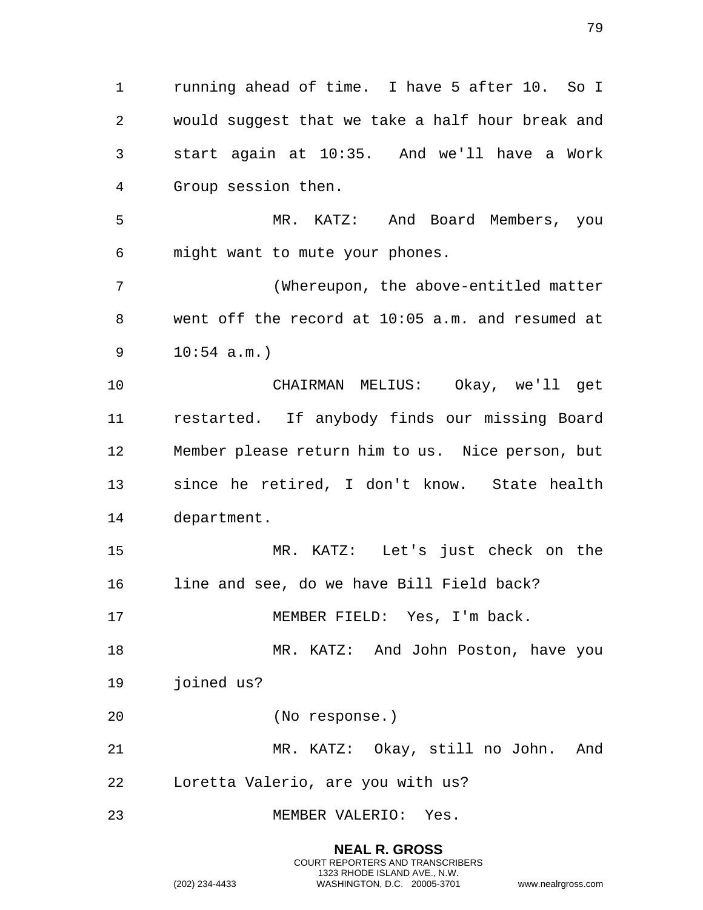running ahead of time. I have 5 after 10. So I would suggest that we take a half hour break and start again at 10:35. And we'll have a Work Group session then.

MR. KATZ: And Board Members, you might want to mute your phones.

(Whereupon, the above-entitled matter went off the record at 10:05 a.m. and resumed at 10:54 a.m.)

CHAIRMAN MELIUS: Okay, we'll get restarted. If anybody finds our missing Board Member please return him to us. Nice person, but since he retired, I don't know. State health department.

MR. KATZ: Let's just check on the line and see, do we have Bill Field back?

MEMBER FIELD: Yes, I'm back.

MR. KATZ: And John Poston, have you joined us?

(No response.)

MR. KATZ: Okay, still no John. And Loretta Valerio, are you with us?

MEMBER VALERIO: Yes.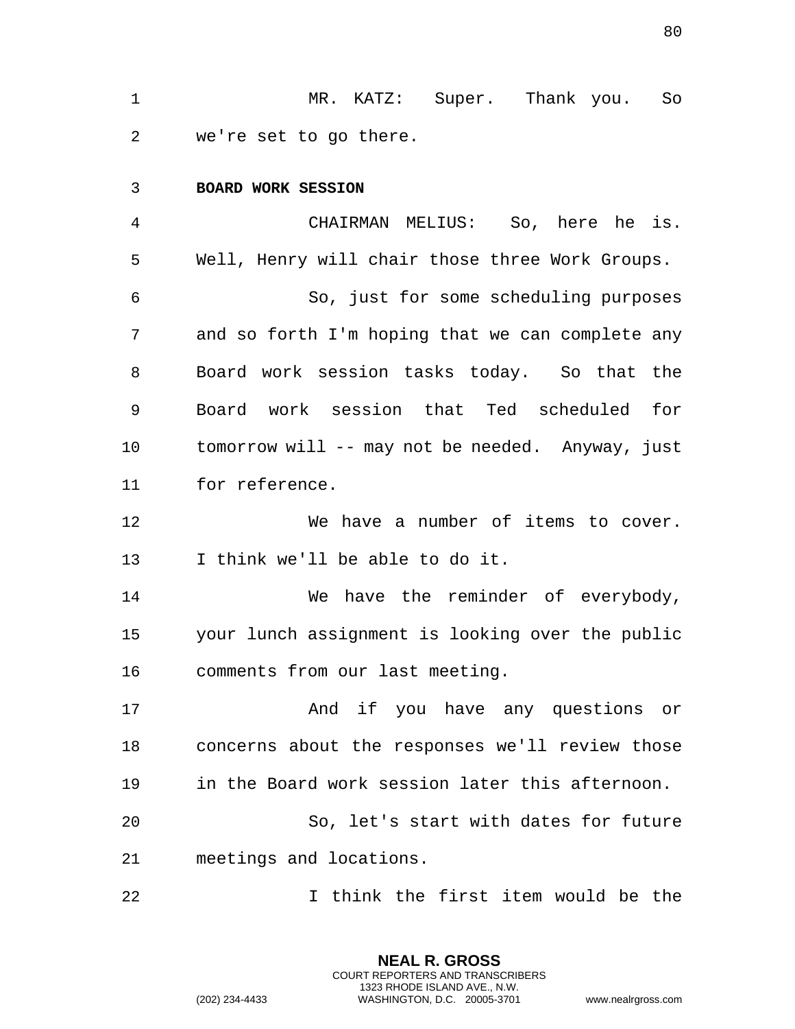MR. KATZ: Super. Thank you. So we're set to go there.

**BOARD WORK SESSION**

CHAIRMAN MELIUS: So, here he is. Well, Henry will chair those three Work Groups.

So, just for some scheduling purposes and so forth I'm hoping that we can complete any Board work session tasks today. So that the Board work session that Ted scheduled for tomorrow will -- may not be needed. Anyway, just for reference.

We have a number of items to cover. I think we'll be able to do it.

We have the reminder of everybody, your lunch assignment is looking over the public comments from our last meeting.

And if you have any questions or concerns about the responses we'll review those in the Board work session later this afternoon.

So, let's start with dates for future meetings and locations.

I think the first item would be the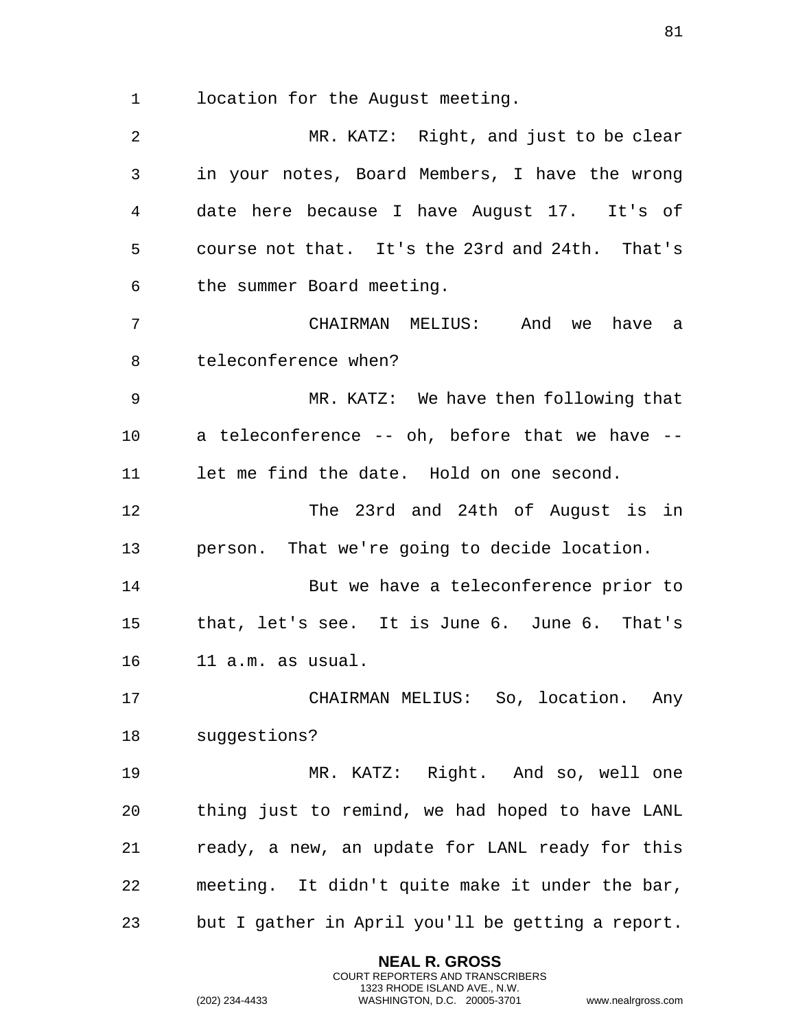location for the August meeting.

MR. KATZ: Right, and just to be clear in your notes, Board Members, I have the wrong date here because I have August 17. It's of course not that. It's the 23rd and 24th. That's the summer Board meeting.

CHAIRMAN MELIUS: And we have a teleconference when?

MR. KATZ: We have then following that a teleconference -- oh, before that we have -- let me find the date. Hold on one second.

The 23rd and 24th of August is in person. That we're going to decide location.

But we have a teleconference prior to that, let's see. It is June 6. June 6. That's 11 a.m. as usual.

CHAIRMAN MELIUS: So, location. Any suggestions?

MR. KATZ: Right. And so, well one thing just to remind, we had hoped to have LANL ready, a new, an update for LANL ready for this meeting. It didn't quite make it under the bar, but I gather in April you'll be getting a report.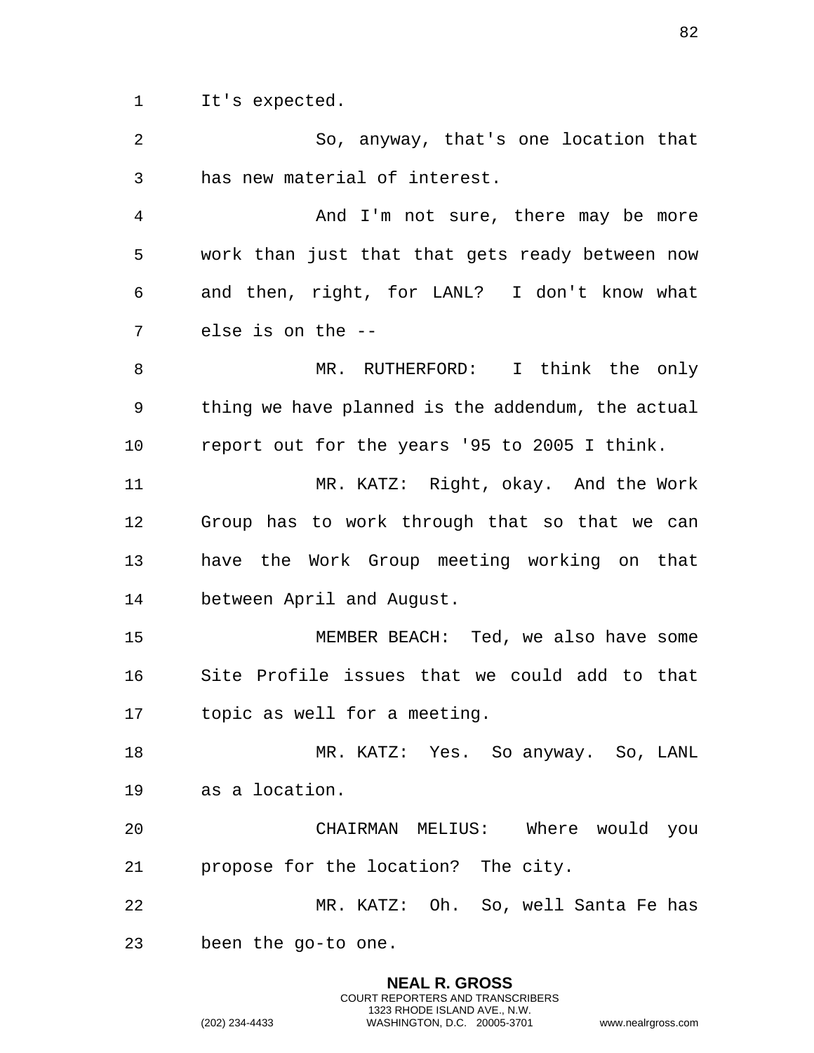It's expected.

So, anyway, that's one location that has new material of interest.

And I'm not sure, there may be more work than just that that gets ready between now and then, right, for LANL? I don't know what else is on the --

MR. RUTHERFORD: I think the only thing we have planned is the addendum, the actual report out for the years '95 to 2005 I think.

MR. KATZ: Right, okay. And the Work Group has to work through that so that we can have the Work Group meeting working on that between April and August.

MEMBER BEACH: Ted, we also have some Site Profile issues that we could add to that topic as well for a meeting.

MR. KATZ: Yes. So anyway. So, LANL as a location.

CHAIRMAN MELIUS: Where would you propose for the location? The city.

MR. KATZ: Oh. So, well Santa Fe has been the go-to one.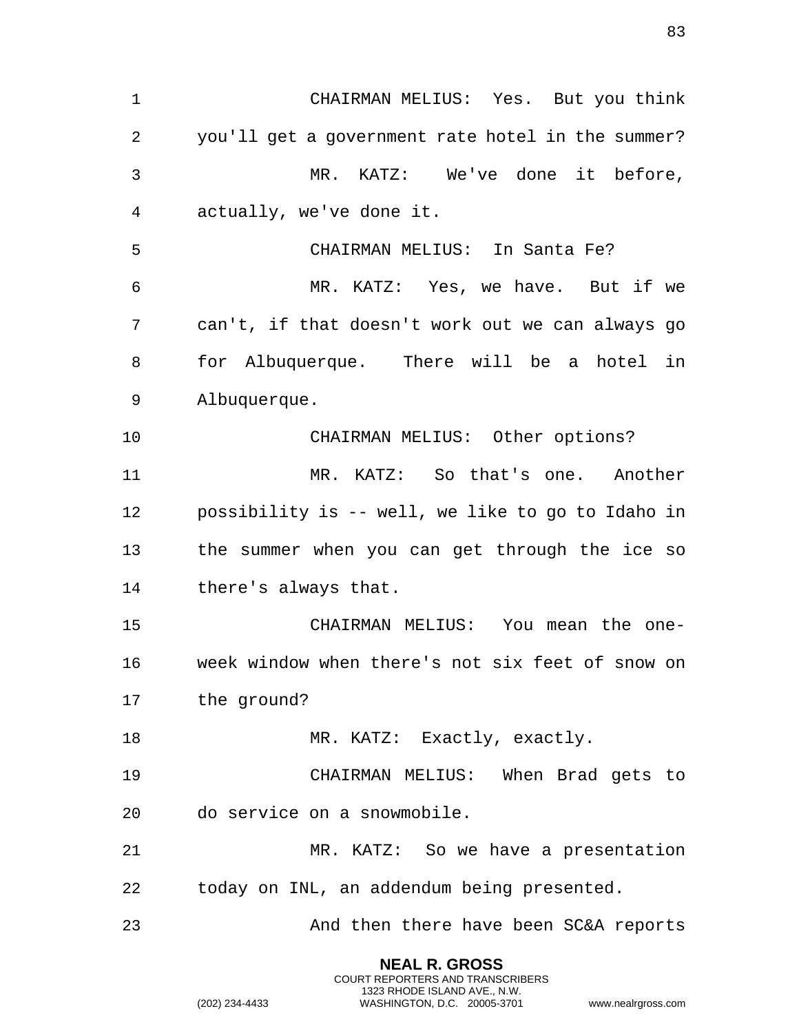CHAIRMAN MELIUS: Yes. But you think you'll get a government rate hotel in the summer?

MR. KATZ: We've done it before, actually, we've done it.

CHAIRMAN MELIUS: In Santa Fe?

MR. KATZ: Yes, we have. But if we can't, if that doesn't work out we can always go for Albuquerque. There will be a hotel in Albuquerque.

CHAIRMAN MELIUS: Other options?

MR. KATZ: So that's one. Another possibility is -- well, we like to go to Idaho in the summer when you can get through the ice so there's always that.

CHAIRMAN MELIUS: You mean the one-week window when there's not six feet of snow on the ground?

MR. KATZ: Exactly, exactly.

CHAIRMAN MELIUS: When Brad gets to do service on a snowmobile.

MR. KATZ: So we have a presentation today on INL, an addendum being presented.

And then there have been SC&A reports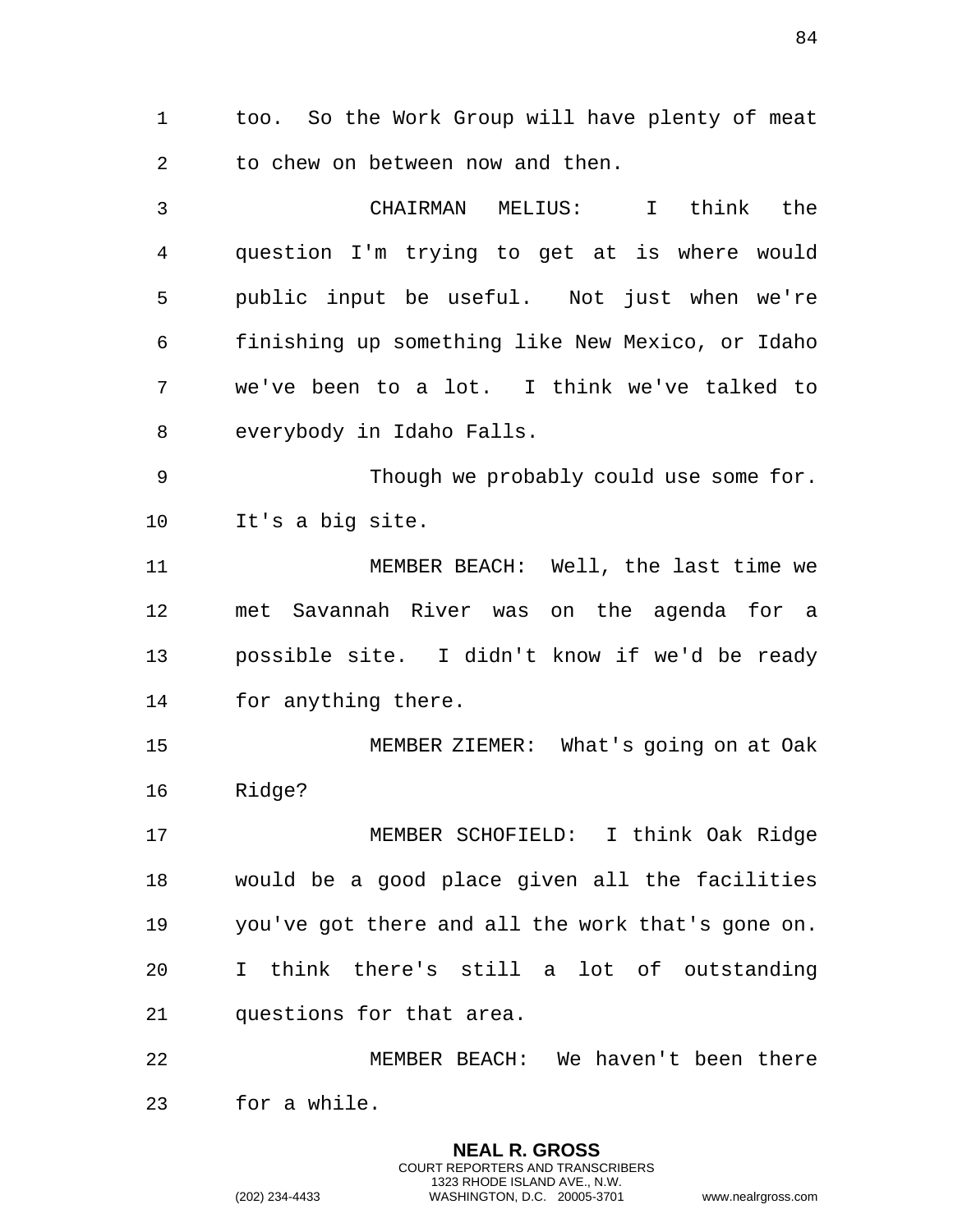too. So the Work Group will have plenty of meat to chew on between now and then.

CHAIRMAN MELIUS: I think the question I'm trying to get at is where would public input be useful. Not just when we're finishing up something like New Mexico, or Idaho we've been to a lot. I think we've talked to everybody in Idaho Falls.

Though we probably could use some for. It's a big site.

MEMBER BEACH: Well, the last time we met Savannah River was on the agenda for a possible site. I didn't know if we'd be ready for anything there.

MEMBER ZIEMER: What's going on at Oak Ridge?

MEMBER SCHOFIELD: I think Oak Ridge would be a good place given all the facilities you've got there and all the work that's gone on. I think there's still a lot of outstanding questions for that area.

MEMBER BEACH: We haven't been there for a while.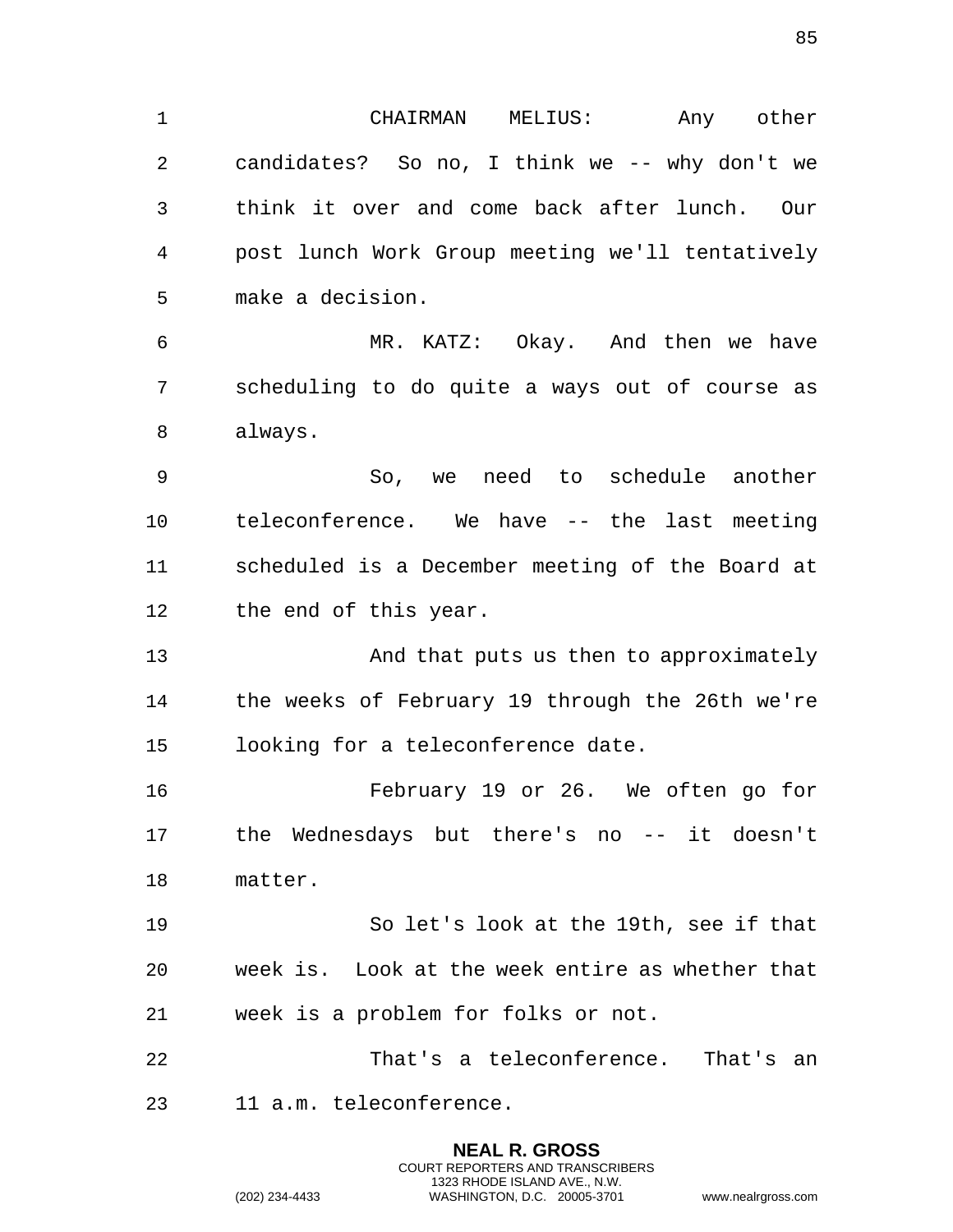CHAIRMAN MELIUS: Any other candidates? So no, I think we -- why don't we think it over and come back after lunch. Our post lunch Work Group meeting we'll tentatively make a decision.

MR. KATZ: Okay. And then we have scheduling to do quite a ways out of course as always.

So, we need to schedule another teleconference. We have -- the last meeting scheduled is a December meeting of the Board at the end of this year.

And that puts us then to approximately the weeks of February 19 through the 26th we're looking for a teleconference date.

February 19 or 26. We often go for the Wednesdays but there's no -- it doesn't matter.

So let's look at the 19th, see if that week is. Look at the week entire as whether that week is a problem for folks or not.

That's a teleconference. That's an 11 a.m. teleconference.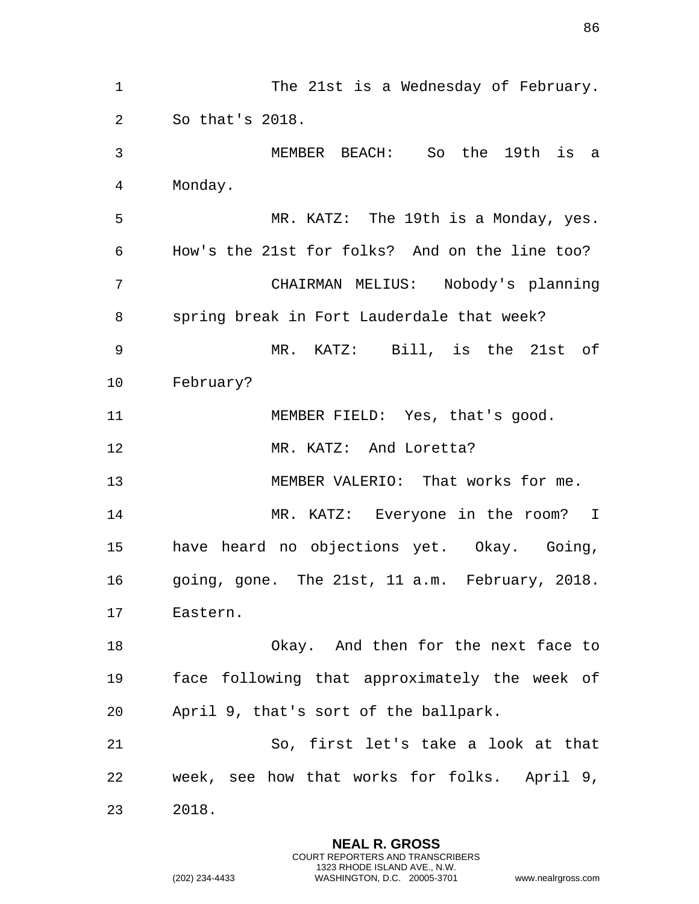The 21st is a Wednesday of February. So that's 2018.

MEMBER BEACH: So the 19th is a Monday.

MR. KATZ: The 19th is a Monday, yes. How's the 21st for folks? And on the line too?

CHAIRMAN MELIUS: Nobody's planning spring break in Fort Lauderdale that week?

MR. KATZ: Bill, is the 21st of February?

MEMBER FIELD: Yes, that's good.

MR. KATZ: And Loretta?

MEMBER VALERIO: That works for me.

MR. KATZ: Everyone in the room? I have heard no objections yet. Okay. Going, going, gone. The 21st, 11 a.m. February, 2018. Eastern.

Okay. And then for the next face to face following that approximately the week of April 9, that's sort of the ballpark.

So, first let's take a look at that week, see how that works for folks. April 9, 2018.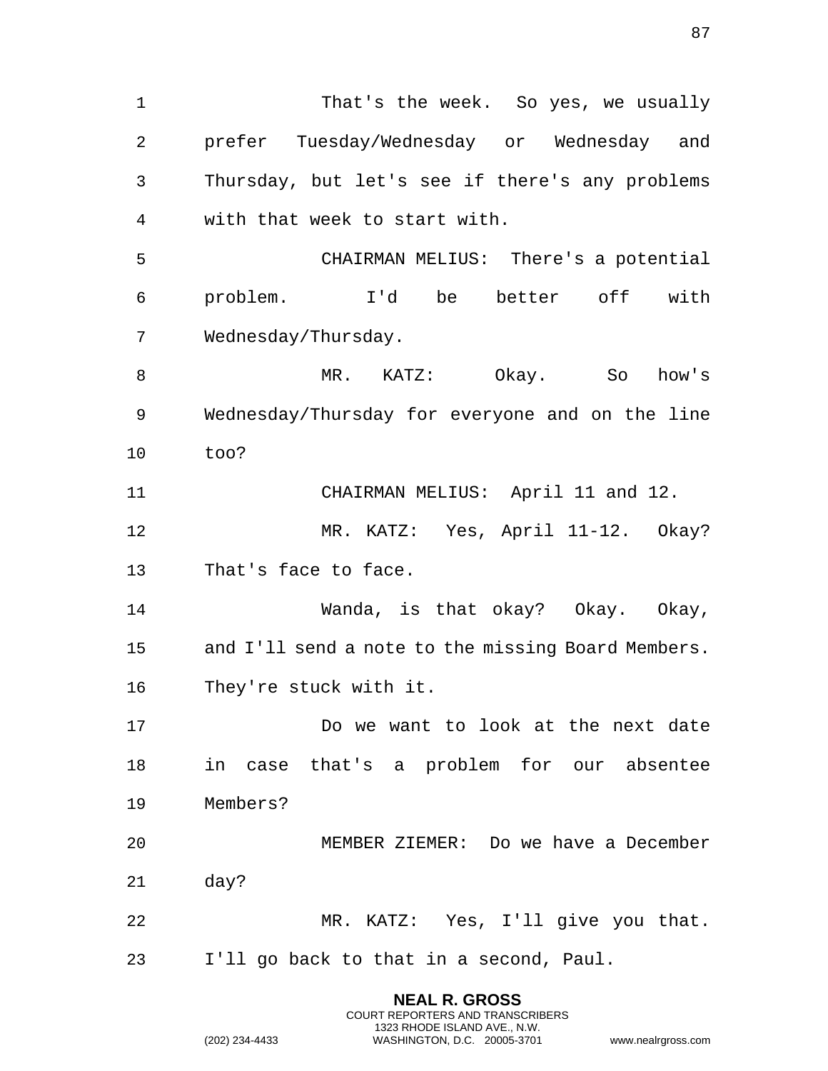That's the week. So yes, we usually prefer Tuesday/Wednesday or Wednesday and Thursday, but let's see if there's any problems with that week to start with.

CHAIRMAN MELIUS: There's a potential problem. I'd be better off with Wednesday/Thursday.

MR. KATZ: Okay. So how's Wednesday/Thursday for everyone and on the line too?

CHAIRMAN MELIUS: April 11 and 12.

MR. KATZ: Yes, April 11-12. Okay? That's face to face.

Wanda, is that okay? Okay. Okay, and I'll send a note to the missing Board Members. They're stuck with it.

Do we want to look at the next date in case that's a problem for our absentee Members?

MEMBER ZIEMER: Do we have a December day?

MR. KATZ: Yes, I'll give you that. I'll go back to that in a second, Paul.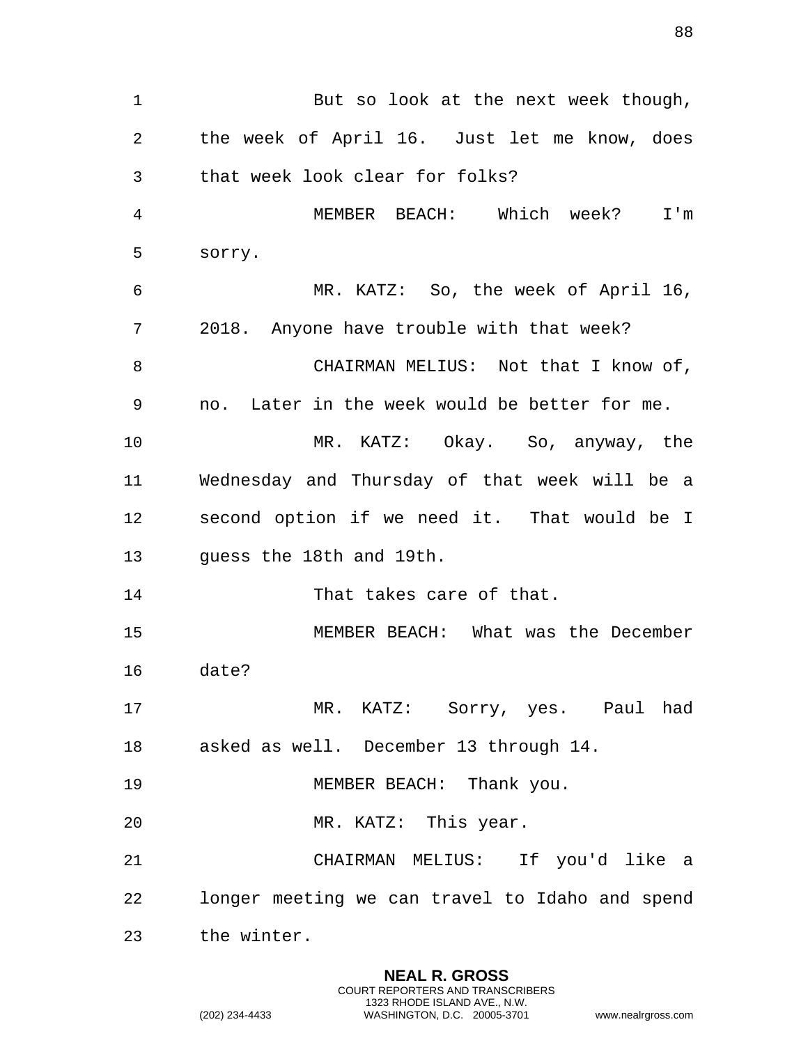But so look at the next week though, the week of April 16. Just let me know, does that week look clear for folks?

MEMBER BEACH: Which week? I'm sorry.

MR. KATZ: So, the week of April 16, 2018. Anyone have trouble with that week?

CHAIRMAN MELIUS: Not that I know of, no. Later in the week would be better for me.

MR. KATZ: Okay. So, anyway, the Wednesday and Thursday of that week will be a second option if we need it. That would be I guess the 18th and 19th.

That takes care of that.

MEMBER BEACH: What was the December date?

MR. KATZ: Sorry, yes. Paul had asked as well. December 13 through 14.

MEMBER BEACH: Thank you.

MR. KATZ: This year.

CHAIRMAN MELIUS: If you'd like a longer meeting we can travel to Idaho and spend the winter.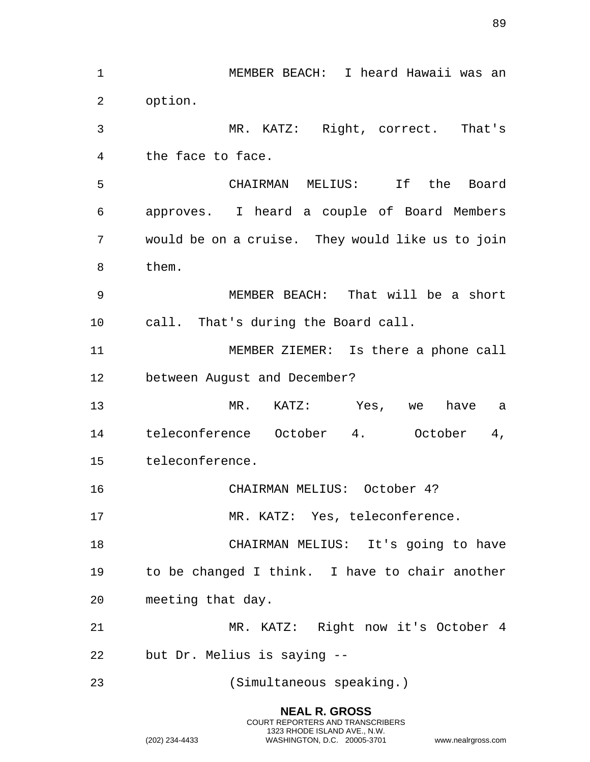MEMBER BEACH: I heard Hawaii was an option.

MR. KATZ: Right, correct. That's the face to face.

CHAIRMAN MELIUS: If the Board approves. I heard a couple of Board Members would be on a cruise. They would like us to join them.

MEMBER BEACH: That will be a short call. That's during the Board call.

MEMBER ZIEMER: Is there a phone call between August and December?

MR. KATZ: Yes, we have a teleconference October 4. October 4, teleconference.

CHAIRMAN MELIUS: October 4?

MR. KATZ: Yes, teleconference.

CHAIRMAN MELIUS: It's going to have to be changed I think. I have to chair another meeting that day.

MR. KATZ: Right now it's October 4 but Dr. Melius is saying --

(Simultaneous speaking.)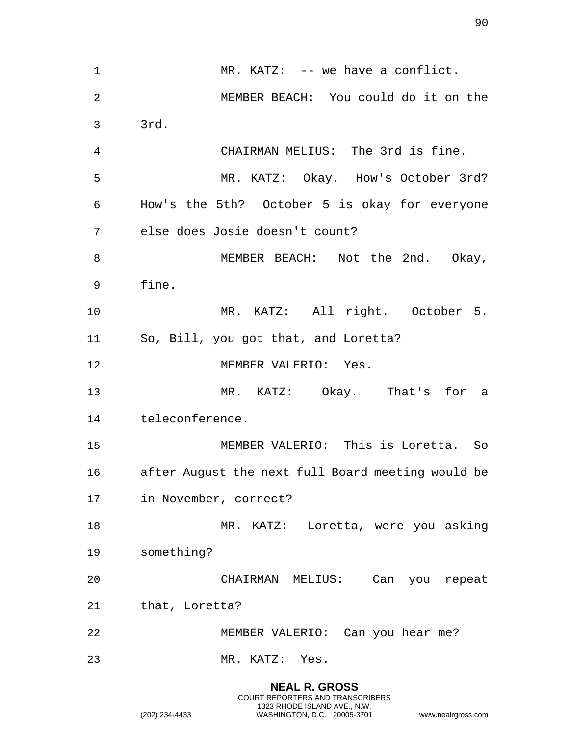MR. KATZ: -- we have a conflict.

MEMBER BEACH: You could do it on the 3rd.

CHAIRMAN MELIUS: The 3rd is fine.

MR. KATZ: Okay. How's October 3rd? How's the 5th? October 5 is okay for everyone else does Josie doesn't count?

MEMBER BEACH: Not the 2nd. Okay, fine.

MR. KATZ: All right. October 5. So, Bill, you got that, and Loretta?

MEMBER VALERIO: Yes.

MR. KATZ: Okay. That's for a teleconference.

MEMBER VALERIO: This is Loretta. So after August the next full Board meeting would be in November, correct?

MR. KATZ: Loretta, were you asking something?

CHAIRMAN MELIUS: Can you repeat that, Loretta?

MEMBER VALERIO: Can you hear me?

MR. KATZ: Yes.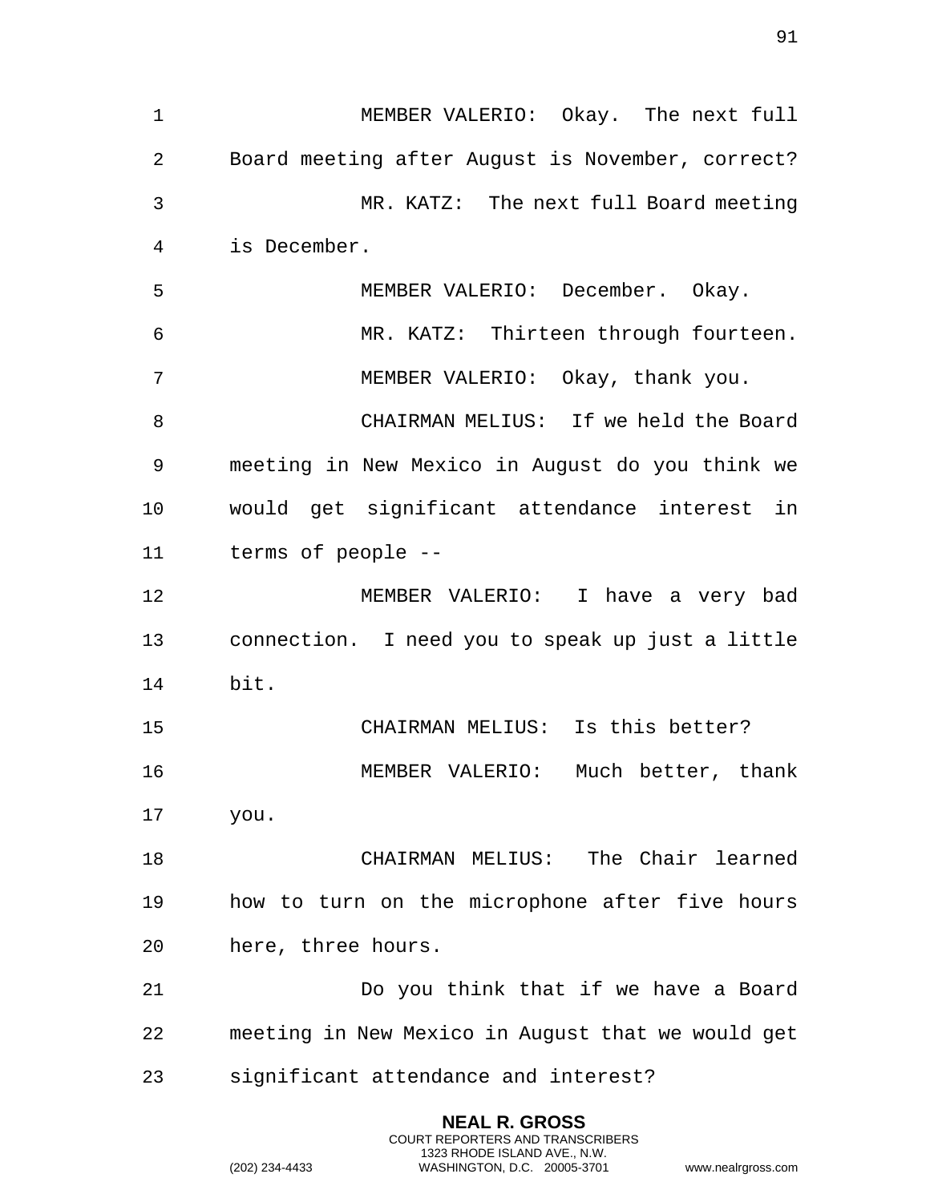MEMBER VALERIO: Okay. The next full Board meeting after August is November, correct?

MR. KATZ: The next full Board meeting is December.

MEMBER VALERIO: December. Okay.

MR. KATZ: Thirteen through fourteen.

MEMBER VALERIO: Okay, thank you.

CHAIRMAN MELIUS: If we held the Board meeting in New Mexico in August do you think we would get significant attendance interest in terms of people --

MEMBER VALERIO: I have a very bad connection. I need you to speak up just a little bit.

CHAIRMAN MELIUS: Is this better?

MEMBER VALERIO: Much better, thank you.

CHAIRMAN MELIUS: The Chair learned how to turn on the microphone after five hours here, three hours.

Do you think that if we have a Board meeting in New Mexico in August that we would get significant attendance and interest?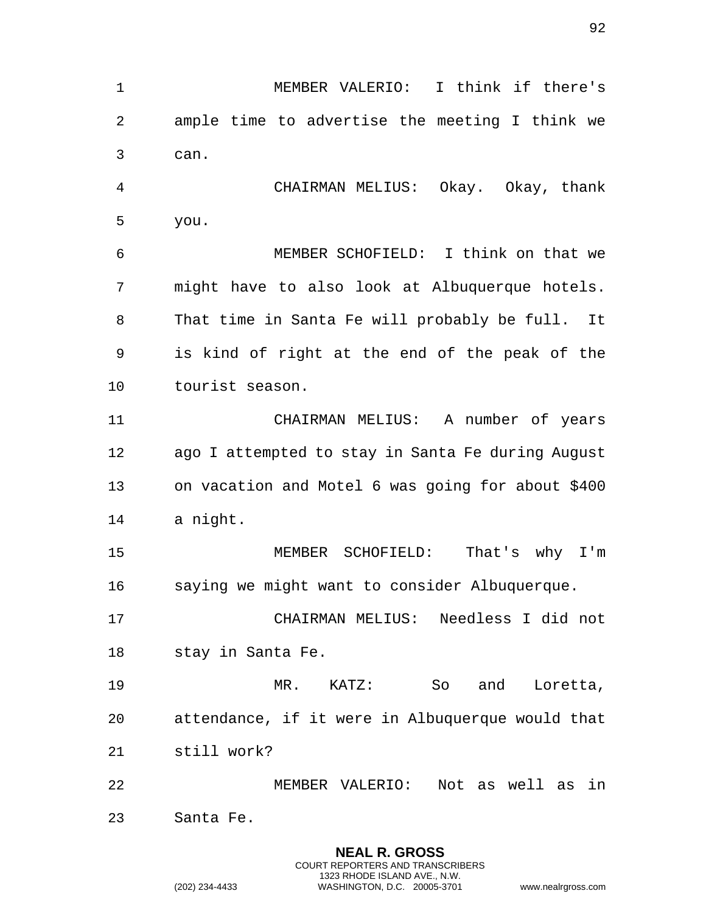MEMBER VALERIO: I think if there's ample time to advertise the meeting I think we can.

CHAIRMAN MELIUS: Okay. Okay, thank you.

MEMBER SCHOFIELD: I think on that we might have to also look at Albuquerque hotels. That time in Santa Fe will probably be full. It is kind of right at the end of the peak of the tourist season.

CHAIRMAN MELIUS: A number of years ago I attempted to stay in Santa Fe during August on vacation and Motel 6 was going for about $400 a night.

MEMBER SCHOFIELD: That's why I'm saying we might want to consider Albuquerque.

CHAIRMAN MELIUS: Needless I did not stay in Santa Fe.

MR. KATZ: So and Loretta, attendance, if it were in Albuquerque would that still work?

MEMBER VALERIO: Not as well as in Santa Fe.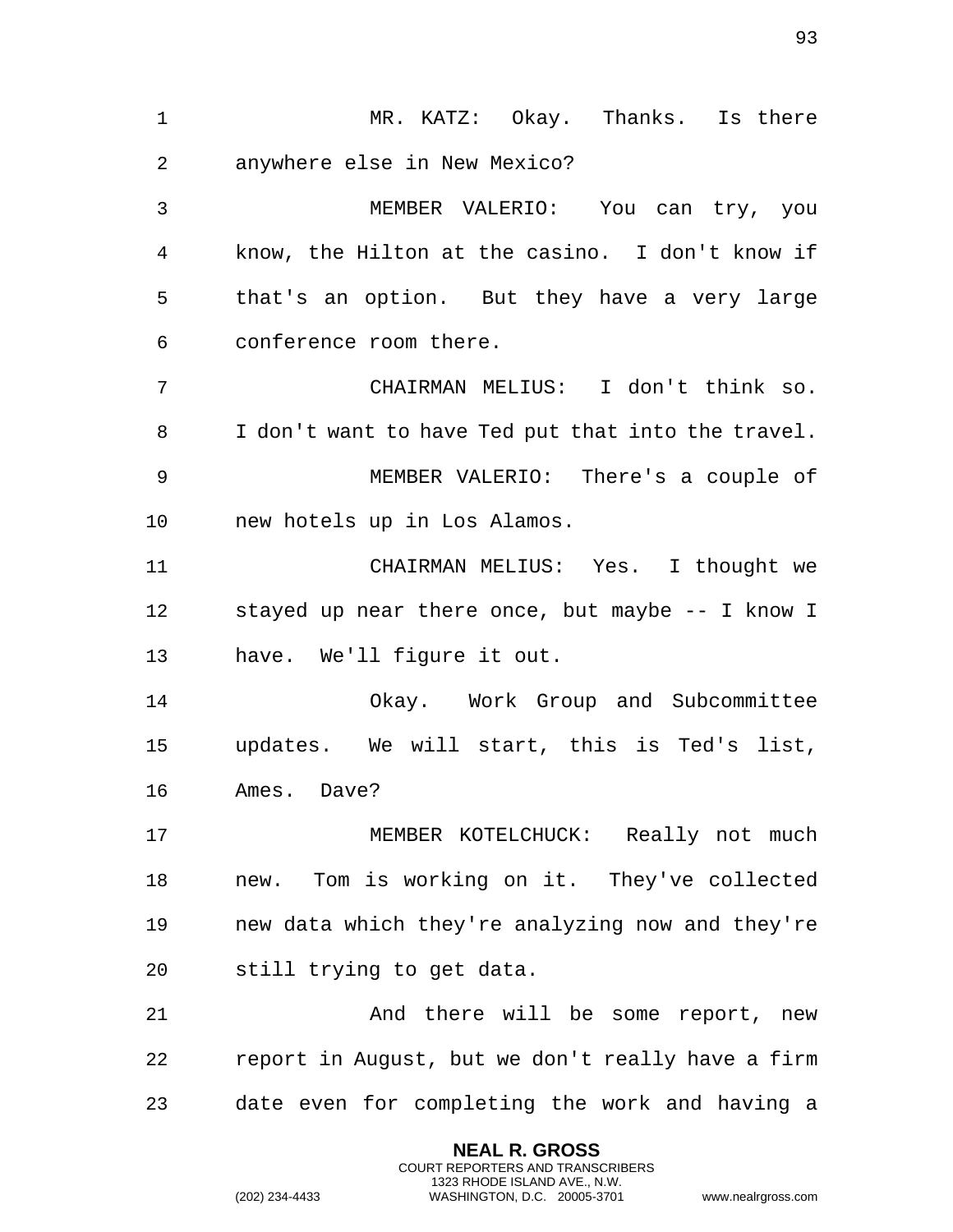MR. KATZ: Okay. Thanks. Is there anywhere else in New Mexico?

MEMBER VALERIO: You can try, you know, the Hilton at the casino. I don't know if that's an option. But they have a very large conference room there.

CHAIRMAN MELIUS: I don't think so. I don't want to have Ted put that into the travel.

MEMBER VALERIO: There's a couple of new hotels up in Los Alamos.

CHAIRMAN MELIUS: Yes. I thought we stayed up near there once, but maybe -- I know I have. We'll figure it out.

Okay. Work Group and Subcommittee updates. We will start, this is Ted's list, Ames. Dave?

MEMBER KOTELCHUCK: Really not much new. Tom is working on it. They've collected new data which they're analyzing now and they're still trying to get data.

And there will be some report, new report in August, but we don't really have a firm date even for completing the work and having a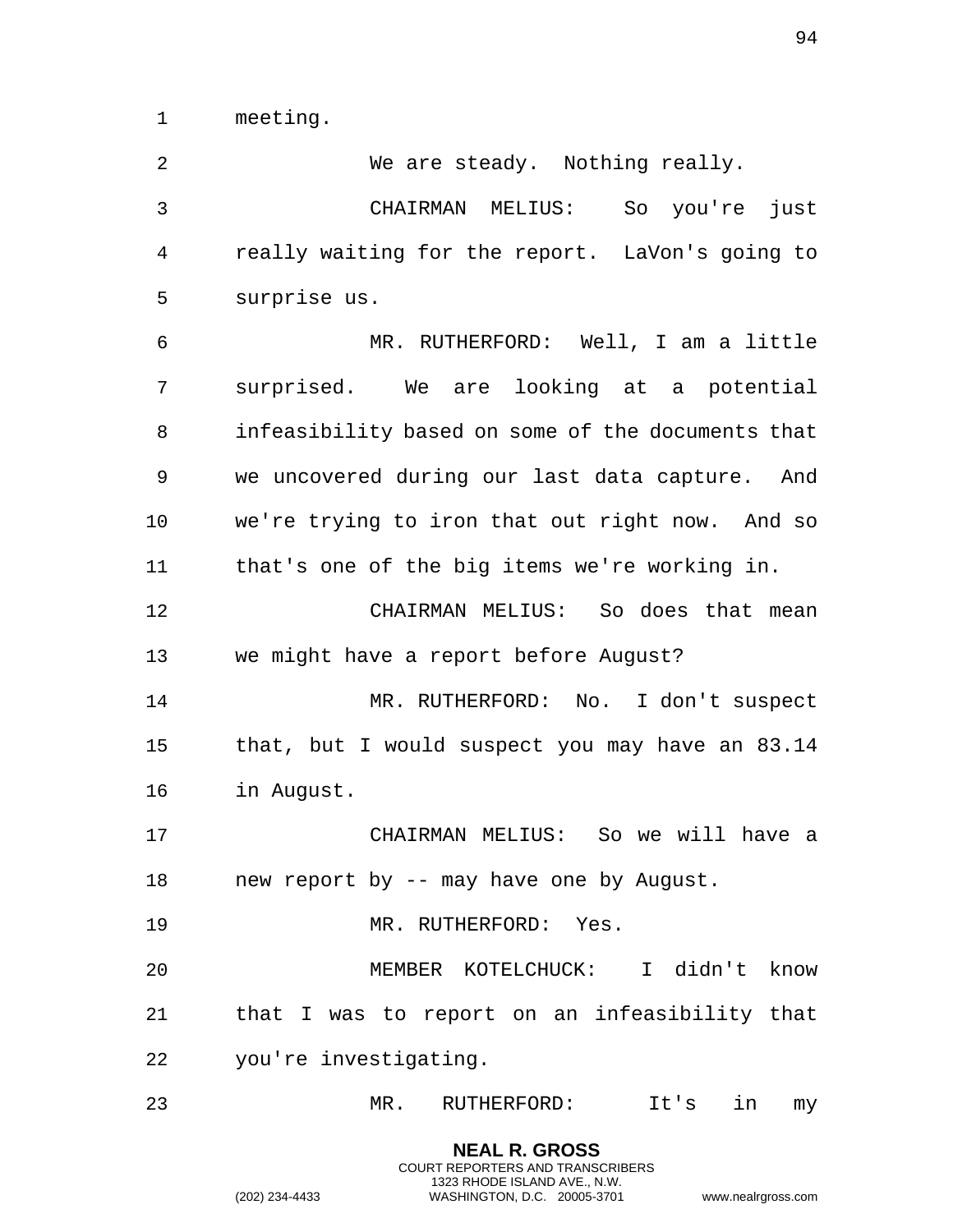meeting.

We are steady. Nothing really.

CHAIRMAN MELIUS: So you're just really waiting for the report. LaVon's going to surprise us.

MR. RUTHERFORD: Well, I am a little surprised. We are looking at a potential infeasibility based on some of the documents that we uncovered during our last data capture. And we're trying to iron that out right now. And so that's one of the big items we're working in.

CHAIRMAN MELIUS: So does that mean we might have a report before August?

MR. RUTHERFORD: No. I don't suspect that, but I would suspect you may have an 83.14 in August.

CHAIRMAN MELIUS: So we will have a new report by -- may have one by August.

MR. RUTHERFORD: Yes.

MEMBER KOTELCHUCK: I didn't know that I was to report on an infeasibility that you're investigating.

MR. RUTHERFORD: It's in my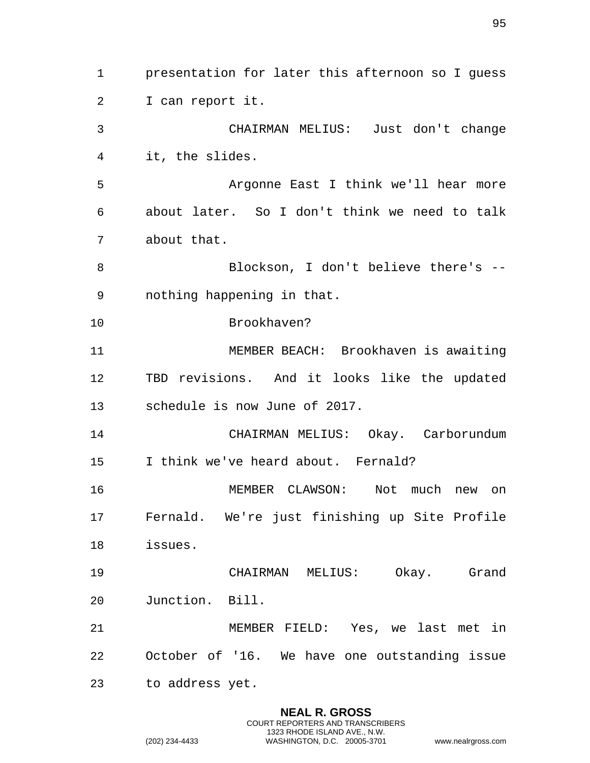presentation for later this afternoon so I guess I can report it.

CHAIRMAN MELIUS: Just don't change it, the slides.

Argonne East I think we'll hear more about later. So I don't think we need to talk about that.

Blockson, I don't believe there's -- nothing happening in that.

Brookhaven?

MEMBER BEACH: Brookhaven is awaiting TBD revisions. And it looks like the updated schedule is now June of 2017.

CHAIRMAN MELIUS: Okay. Carborundum I think we've heard about. Fernald?

MEMBER CLAWSON: Not much new on Fernald. We're just finishing up Site Profile issues.

CHAIRMAN MELIUS: Okay. Grand Junction. Bill.

MEMBER FIELD: Yes, we last met in October of '16. We have one outstanding issue to address yet.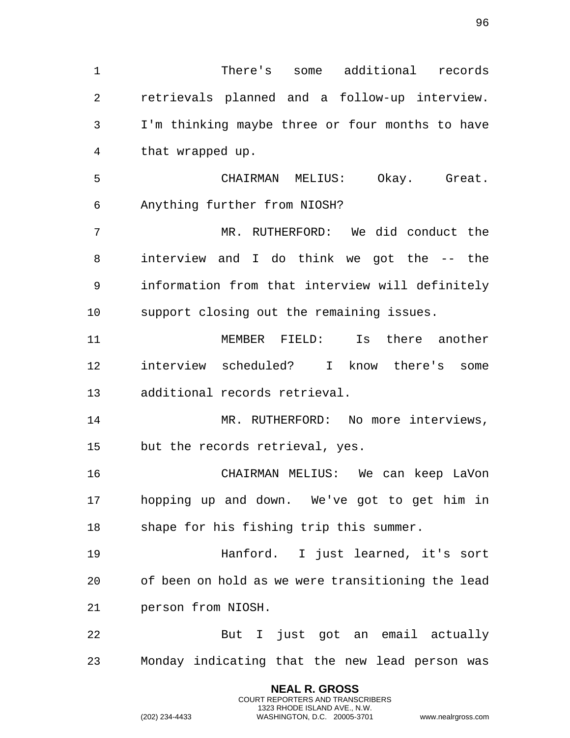There's some additional records retrievals planned and a follow-up interview. I'm thinking maybe three or four months to have that wrapped up.

CHAIRMAN MELIUS: Okay. Great. Anything further from NIOSH?

MR. RUTHERFORD: We did conduct the interview and I do think we got the -- the information from that interview will definitely support closing out the remaining issues.

MEMBER FIELD: Is there another interview scheduled? I know there's some additional records retrieval.

MR. RUTHERFORD: No more interviews, but the records retrieval, yes.

CHAIRMAN MELIUS: We can keep LaVon hopping up and down. We've got to get him in shape for his fishing trip this summer.

Hanford. I just learned, it's sort of been on hold as we were transitioning the lead person from NIOSH.

But I just got an email actually Monday indicating that the new lead person was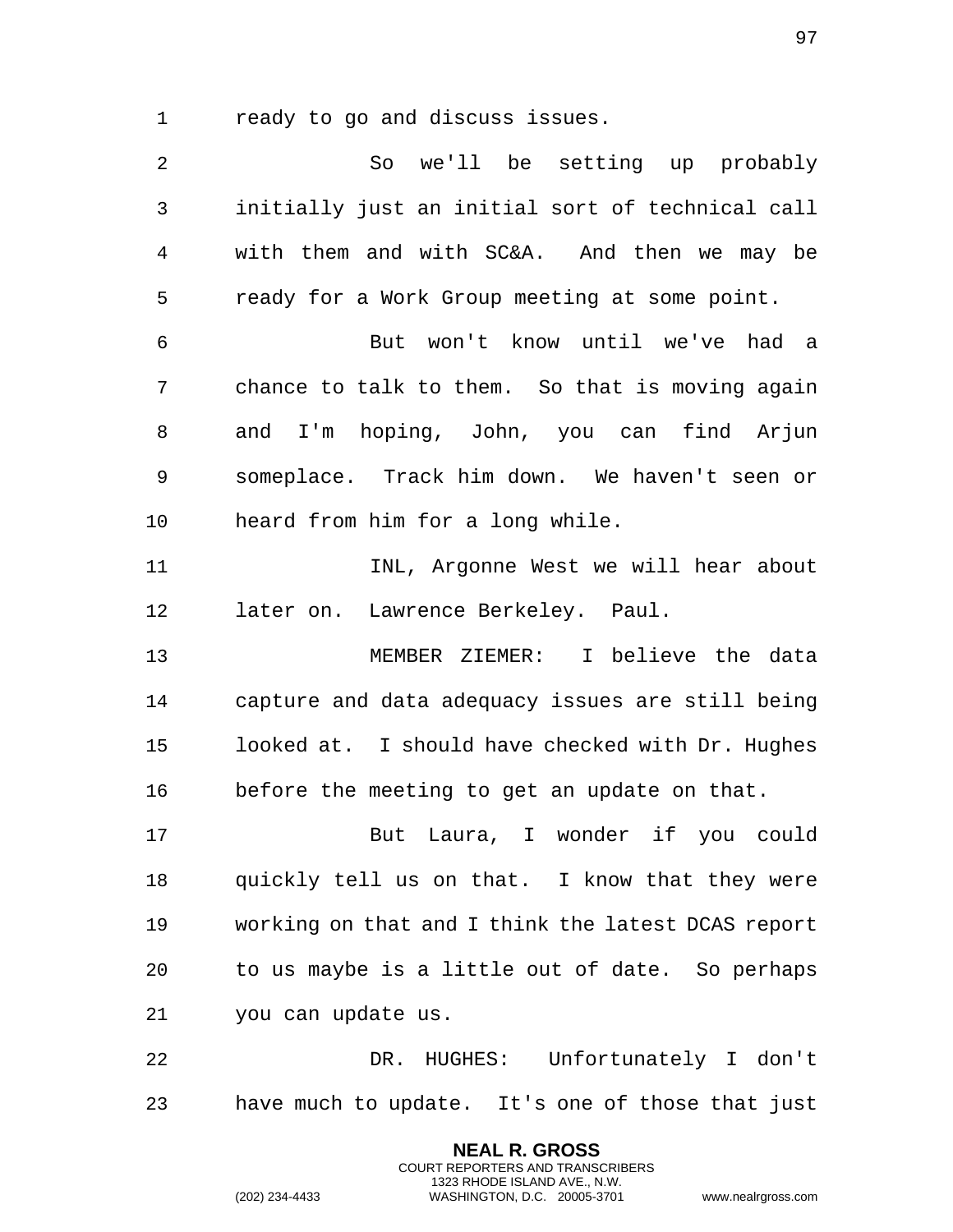ready to go and discuss issues.

So we'll be setting up probably initially just an initial sort of technical call with them and with SC&A. And then we may be ready for a Work Group meeting at some point.

But won't know until we've had a chance to talk to them. So that is moving again and I'm hoping, John, you can find Arjun someplace. Track him down. We haven't seen or heard from him for a long while.

INL, Argonne West we will hear about later on. Lawrence Berkeley. Paul.

MEMBER ZIEMER: I believe the data capture and data adequacy issues are still being looked at. I should have checked with Dr. Hughes before the meeting to get an update on that.

But Laura, I wonder if you could quickly tell us on that. I know that they were working on that and I think the latest DCAS report to us maybe is a little out of date. So perhaps you can update us.

DR. HUGHES: Unfortunately I don't have much to update. It's one of those that just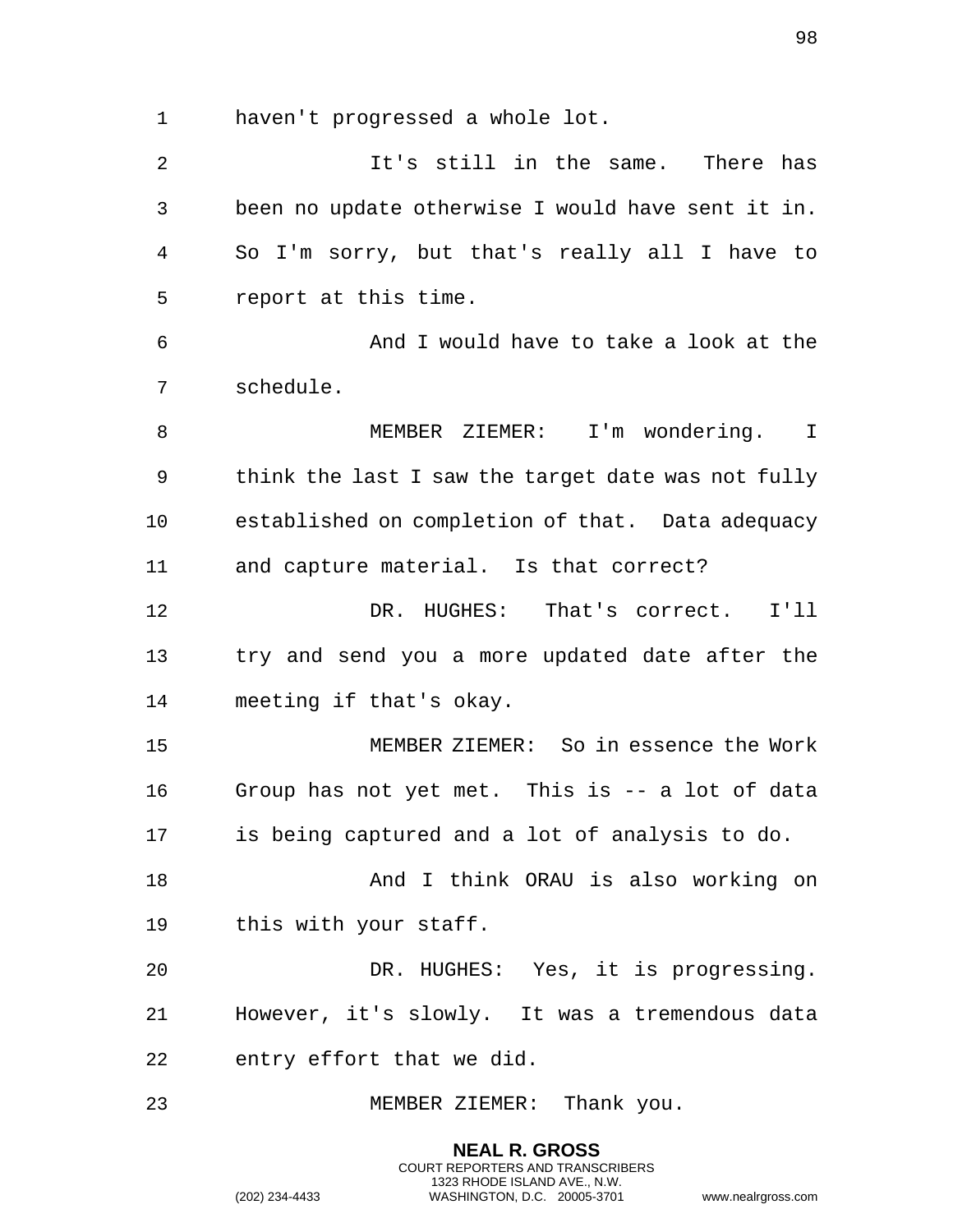haven't progressed a whole lot.

It's still in the same. There has been no update otherwise I would have sent it in. So I'm sorry, but that's really all I have to report at this time.

And I would have to take a look at the schedule.

MEMBER ZIEMER: I'm wondering. I think the last I saw the target date was not fully established on completion of that. Data adequacy and capture material. Is that correct?

DR. HUGHES: That's correct. I'll try and send you a more updated date after the meeting if that's okay.

MEMBER ZIEMER: So in essence the Work Group has not yet met. This is -- a lot of data is being captured and a lot of analysis to do.

And I think ORAU is also working on this with your staff.

DR. HUGHES: Yes, it is progressing. However, it's slowly. It was a tremendous data entry effort that we did.

MEMBER ZIEMER: Thank you.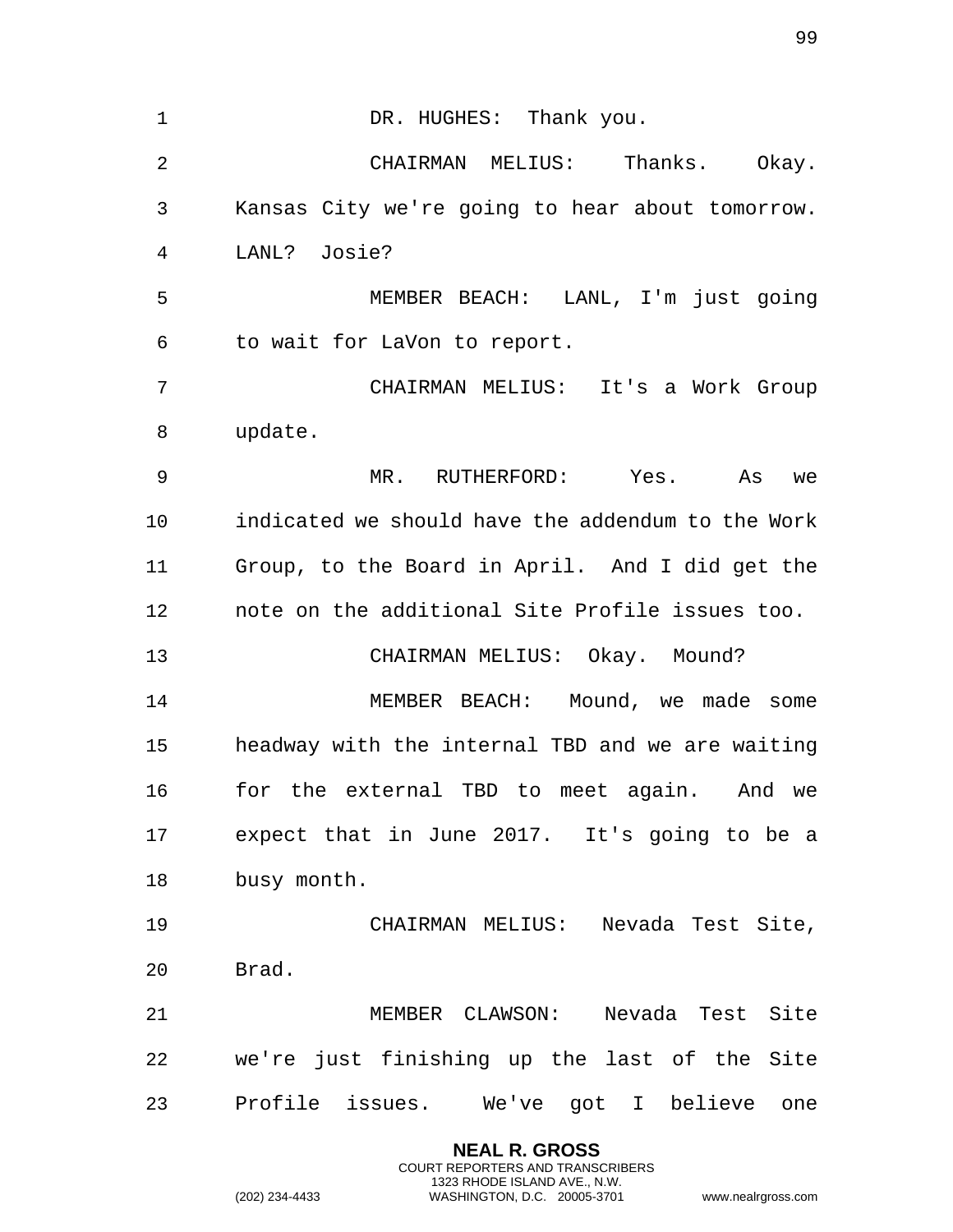DR. HUGHES: Thank you.

CHAIRMAN MELIUS: Thanks. Okay. Kansas City we're going to hear about tomorrow. LANL? Josie?

MEMBER BEACH: LANL, I'm just going to wait for LaVon to report.

CHAIRMAN MELIUS: It's a Work Group update.

MR. RUTHERFORD: Yes. As we indicated we should have the addendum to the Work Group, to the Board in April. And I did get the note on the additional Site Profile issues too.

CHAIRMAN MELIUS: Okay. Mound?

MEMBER BEACH: Mound, we made some headway with the internal TBD and we are waiting for the external TBD to meet again. And we expect that in June 2017. It's going to be a busy month.

CHAIRMAN MELIUS: Nevada Test Site, Brad.

MEMBER CLAWSON: Nevada Test Site we're just finishing up the last of the Site Profile issues. We've got I believe one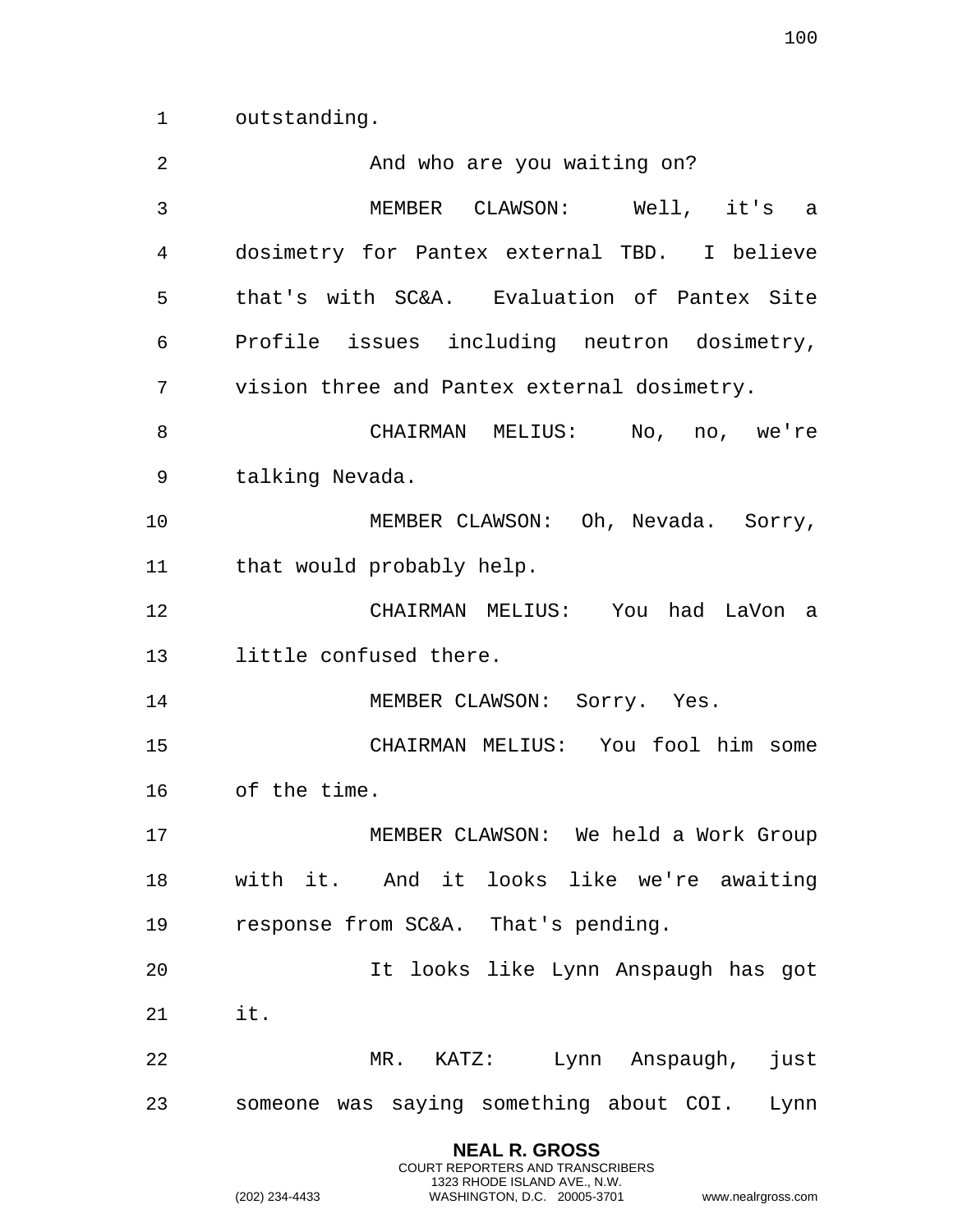outstanding.

And who are you waiting on?

MEMBER CLAWSON: Well, it's a dosimetry for Pantex external TBD. I believe that's with SC&A. Evaluation of Pantex Site Profile issues including neutron dosimetry, vision three and Pantex external dosimetry.

CHAIRMAN MELIUS: No, no, we're talking Nevada.

MEMBER CLAWSON: Oh, Nevada. Sorry, that would probably help.

CHAIRMAN MELIUS: You had LaVon a little confused there.

MEMBER CLAWSON: Sorry. Yes.

CHAIRMAN MELIUS: You fool him some of the time.

MEMBER CLAWSON: We held a Work Group with it. And it looks like we're awaiting response from SC&A. That's pending.

It looks like Lynn Anspaugh has got it.

MR. KATZ: Lynn Anspaugh, just someone was saying something about COI. Lynn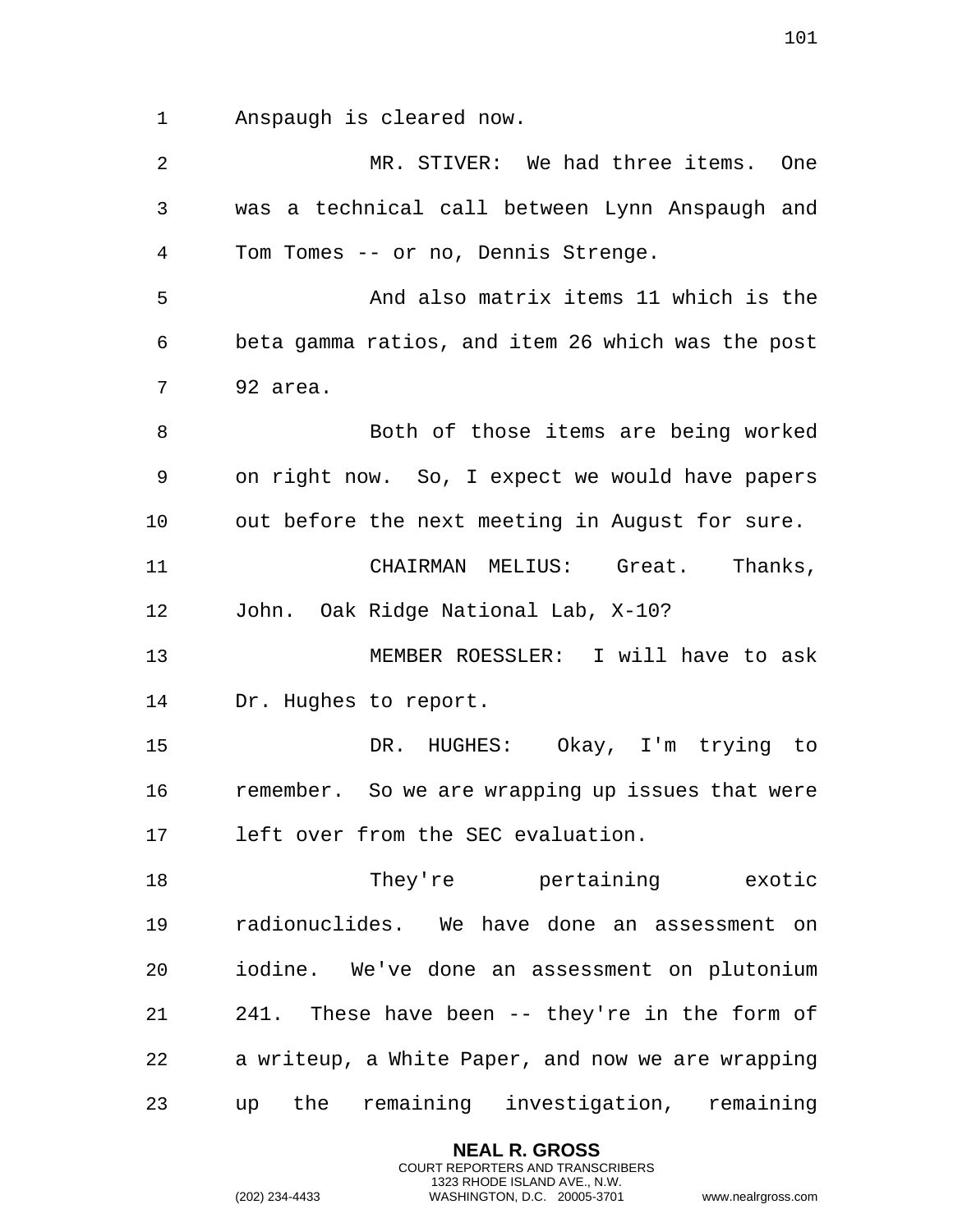Anspaugh is cleared now.

MR. STIVER: We had three items. One was a technical call between Lynn Anspaugh and Tom Tomes -- or no, Dennis Strenge.

And also matrix items 11 which is the beta gamma ratios, and item 26 which was the post 92 area.

Both of those items are being worked on right now. So, I expect we would have papers out before the next meeting in August for sure.

CHAIRMAN MELIUS: Great. Thanks, John. Oak Ridge National Lab, X-10?

MEMBER ROESSLER: I will have to ask Dr. Hughes to report.

DR. HUGHES: Okay, I'm trying to remember. So we are wrapping up issues that were left over from the SEC evaluation.

They're pertaining exotic radionuclides. We have done an assessment on iodine. We've done an assessment on plutonium 241. These have been -- they're in the form of a writeup, a White Paper, and now we are wrapping up the remaining investigation, remaining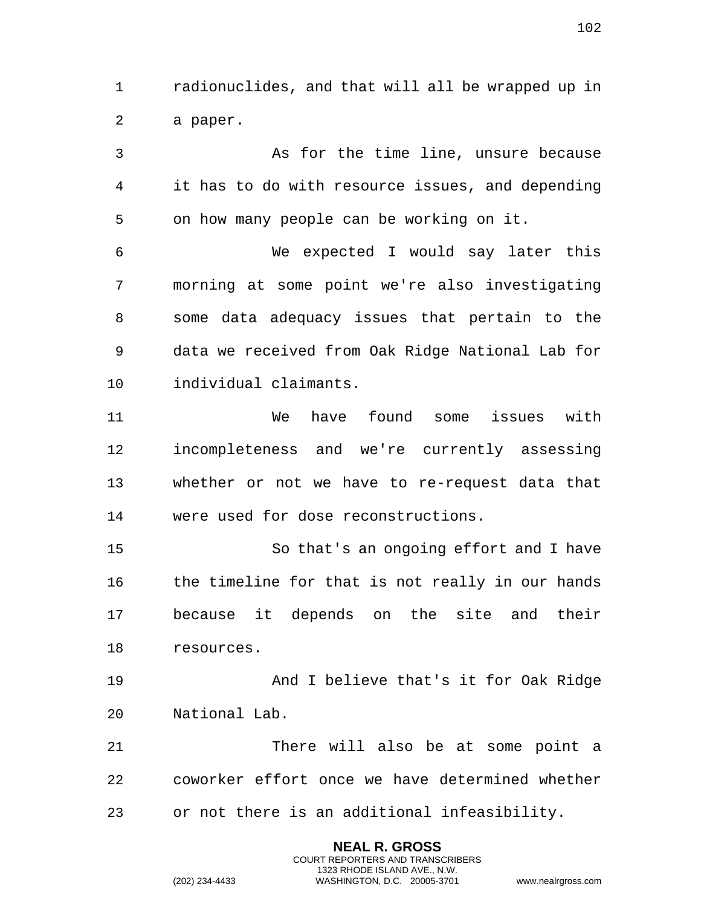radionuclides, and that will all be wrapped up in a paper.

As for the time line, unsure because it has to do with resource issues, and depending on how many people can be working on it.

We expected I would say later this morning at some point we're also investigating some data adequacy issues that pertain to the data we received from Oak Ridge National Lab for individual claimants.

We have found some issues with incompleteness and we're currently assessing whether or not we have to re-request data that were used for dose reconstructions.

So that's an ongoing effort and I have the timeline for that is not really in our hands because it depends on the site and their resources.

And I believe that's it for Oak Ridge National Lab.

There will also be at some point a coworker effort once we have determined whether or not there is an additional infeasibility.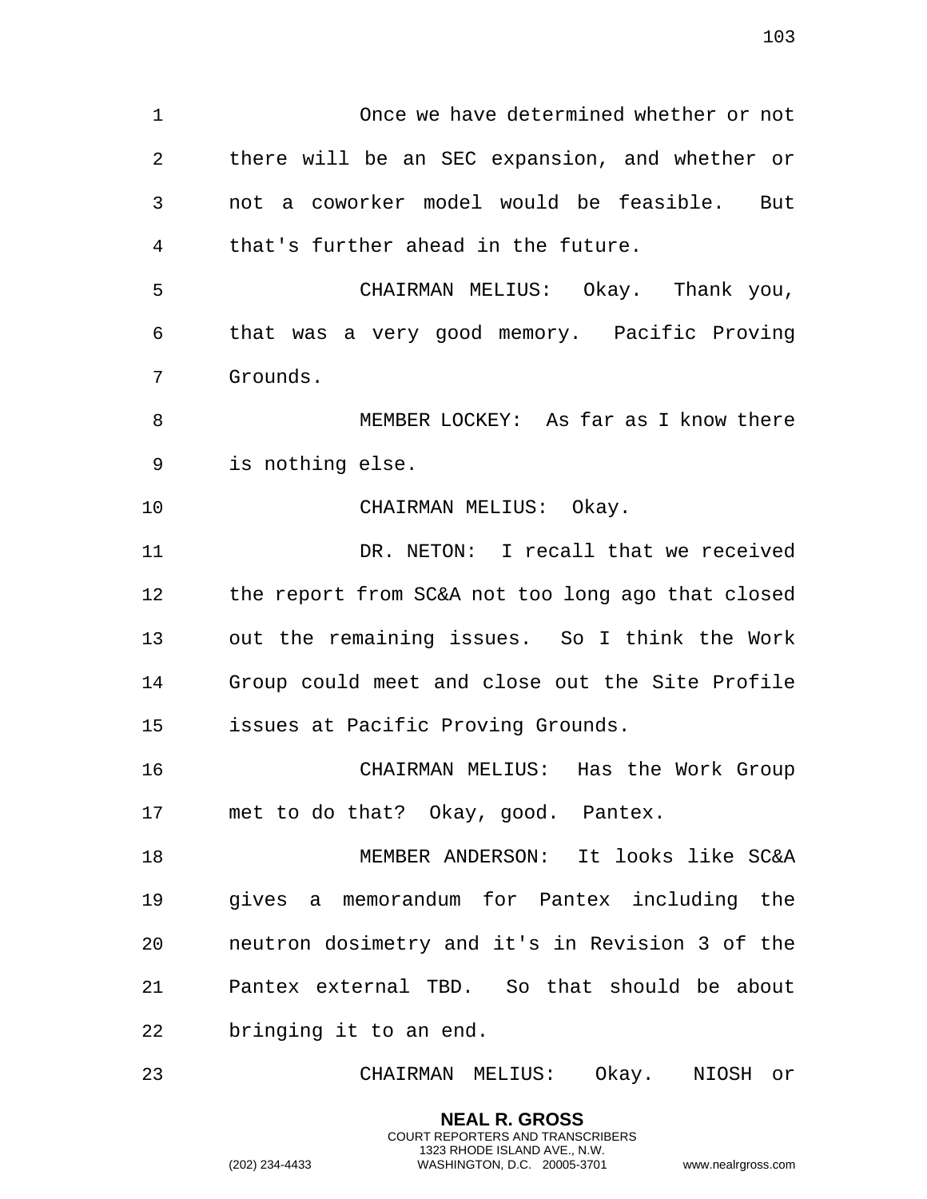Once we have determined whether or not there will be an SEC expansion, and whether or not a coworker model would be feasible. But that's further ahead in the future.

CHAIRMAN MELIUS: Okay. Thank you, that was a very good memory. Pacific Proving Grounds.

MEMBER LOCKEY: As far as I know there is nothing else.

CHAIRMAN MELIUS: Okay.

DR. NETON: I recall that we received the report from SC&A not too long ago that closed out the remaining issues. So I think the Work Group could meet and close out the Site Profile issues at Pacific Proving Grounds.

CHAIRMAN MELIUS: Has the Work Group met to do that? Okay, good. Pantex.

MEMBER ANDERSON: It looks like SC&A gives a memorandum for Pantex including the neutron dosimetry and it's in Revision 3 of the Pantex external TBD. So that should be about bringing it to an end.

CHAIRMAN MELIUS: Okay. NIOSH or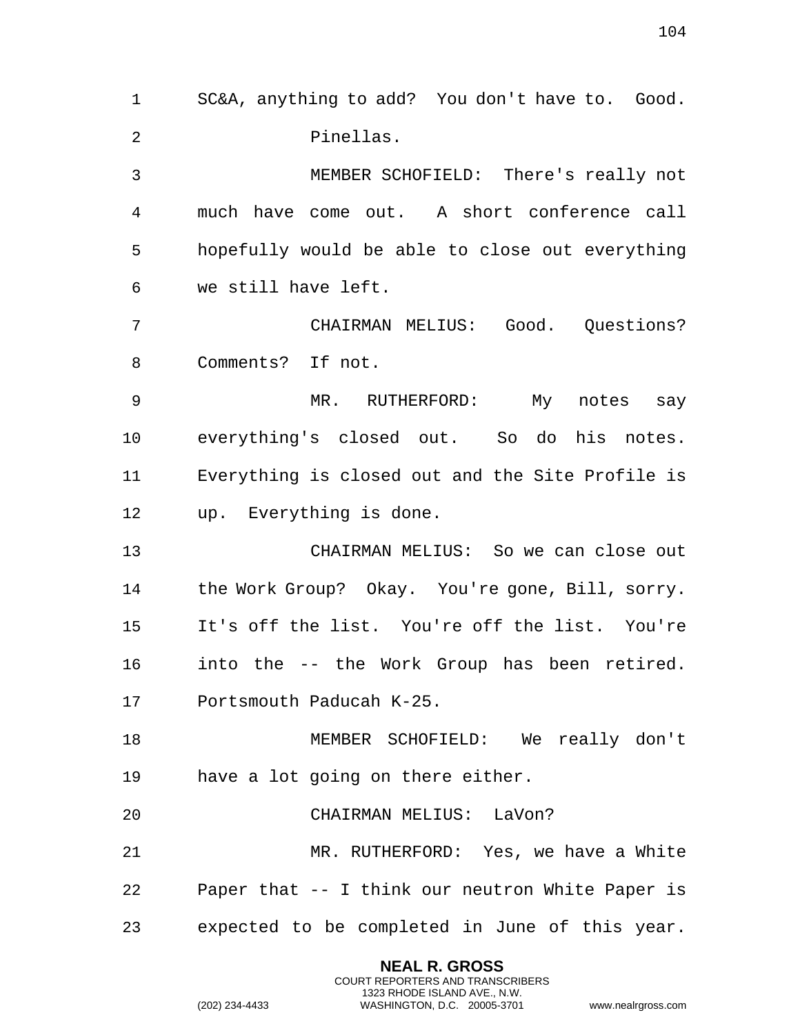SC&A, anything to add? You don't have to. Good.

Pinellas.

MEMBER SCHOFIELD: There's really not much have come out. A short conference call hopefully would be able to close out everything we still have left.

CHAIRMAN MELIUS: Good. Questions? Comments? If not.

MR. RUTHERFORD: My notes say everything's closed out. So do his notes. Everything is closed out and the Site Profile is up. Everything is done.

CHAIRMAN MELIUS: So we can close out the Work Group? Okay. You're gone, Bill, sorry. It's off the list. You're off the list. You're into the -- the Work Group has been retired. Portsmouth Paducah K-25.

MEMBER SCHOFIELD: We really don't have a lot going on there either.

CHAIRMAN MELIUS: LaVon?

MR. RUTHERFORD: Yes, we have a White Paper that -- I think our neutron White Paper is expected to be completed in June of this year.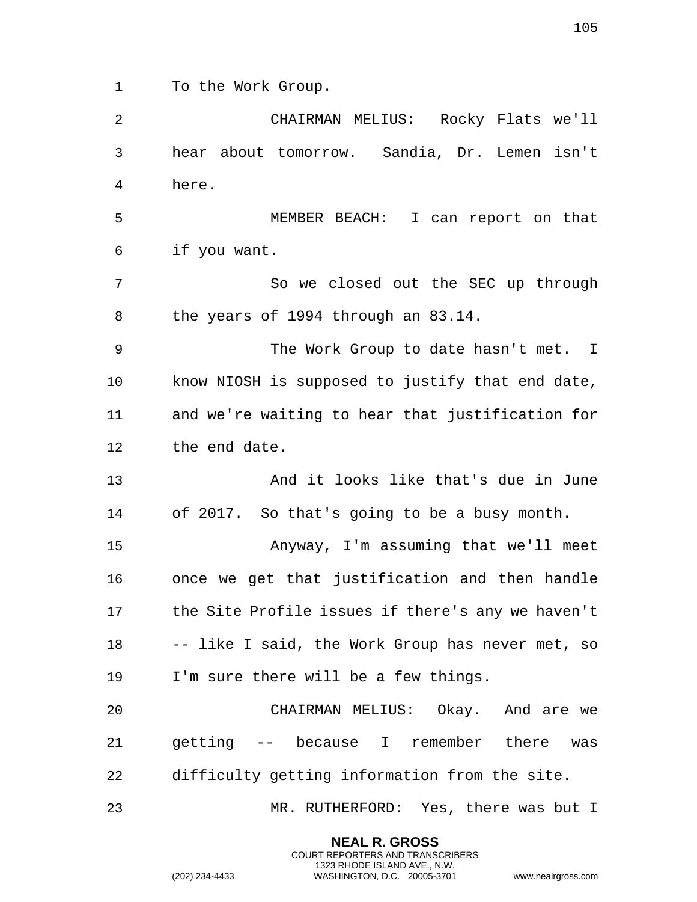To the Work Group.

CHAIRMAN MELIUS: Rocky Flats we'll hear about tomorrow. Sandia, Dr. Lemen isn't here.

MEMBER BEACH: I can report on that if you want.

So we closed out the SEC up through the years of 1994 through an 83.14.

The Work Group to date hasn't met. I know NIOSH is supposed to justify that end date, and we're waiting to hear that justification for the end date.

And it looks like that's due in June of 2017. So that's going to be a busy month.

Anyway, I'm assuming that we'll meet once we get that justification and then handle the Site Profile issues if there's any we haven't -- like I said, the Work Group has never met, so I'm sure there will be a few things.

CHAIRMAN MELIUS: Okay. And are we getting -- because I remember there was difficulty getting information from the site.

MR. RUTHERFORD: Yes, there was but I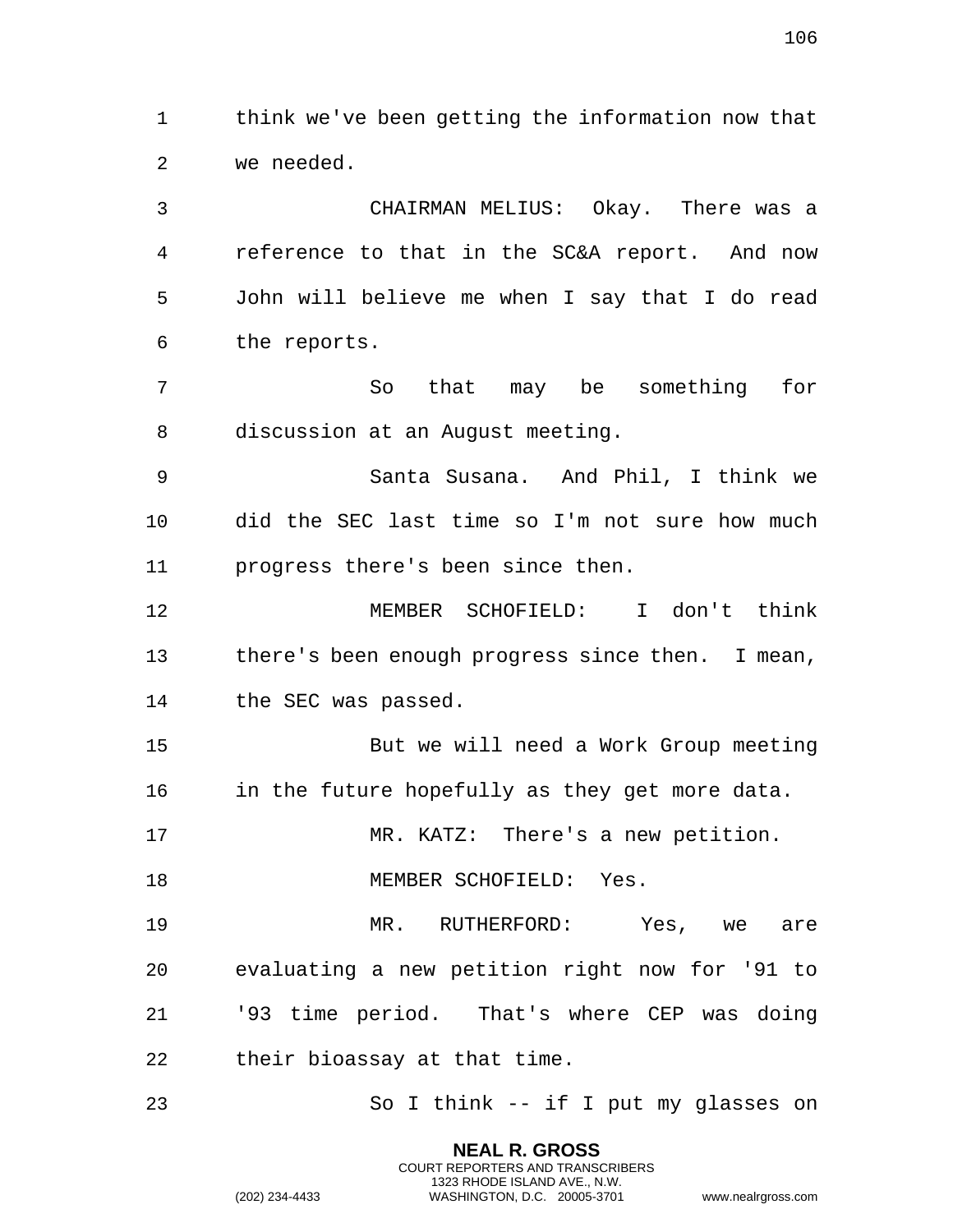think we've been getting the information now that we needed.

CHAIRMAN MELIUS: Okay. There was a reference to that in the SC&A report. And now John will believe me when I say that I do read the reports.

So that may be something for discussion at an August meeting.

Santa Susana. And Phil, I think we did the SEC last time so I'm not sure how much progress there's been since then.

MEMBER SCHOFIELD: I don't think there's been enough progress since then. I mean, the SEC was passed.

But we will need a Work Group meeting in the future hopefully as they get more data.

MR. KATZ: There's a new petition.

MEMBER SCHOFIELD: Yes.

MR. RUTHERFORD: Yes, we are evaluating a new petition right now for '91 to '93 time period. That's where CEP was doing their bioassay at that time.

So I think -- if I put my glasses on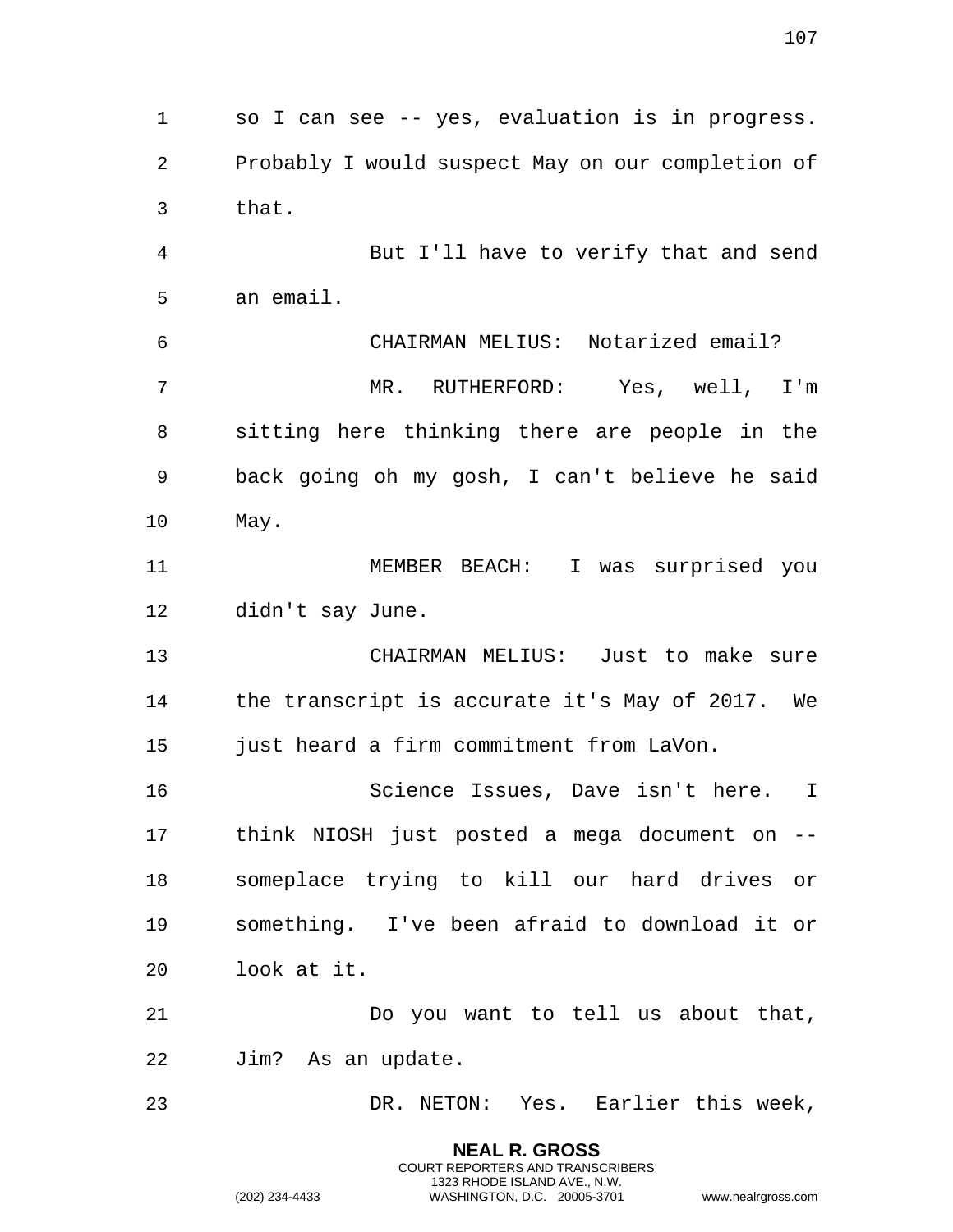so I can see -- yes, evaluation is in progress. Probably I would suspect May on our completion of that.

But I'll have to verify that and send an email.

CHAIRMAN MELIUS: Notarized email?

MR. RUTHERFORD: Yes, well, I'm sitting here thinking there are people in the back going oh my gosh, I can't believe he said May.

MEMBER BEACH: I was surprised you didn't say June.

CHAIRMAN MELIUS: Just to make sure the transcript is accurate it's May of 2017. We just heard a firm commitment from LaVon.

Science Issues, Dave isn't here. I think NIOSH just posted a mega document on -- someplace trying to kill our hard drives or something. I've been afraid to download it or look at it.

Do you want to tell us about that, Jim? As an update.

DR. NETON: Yes. Earlier this week,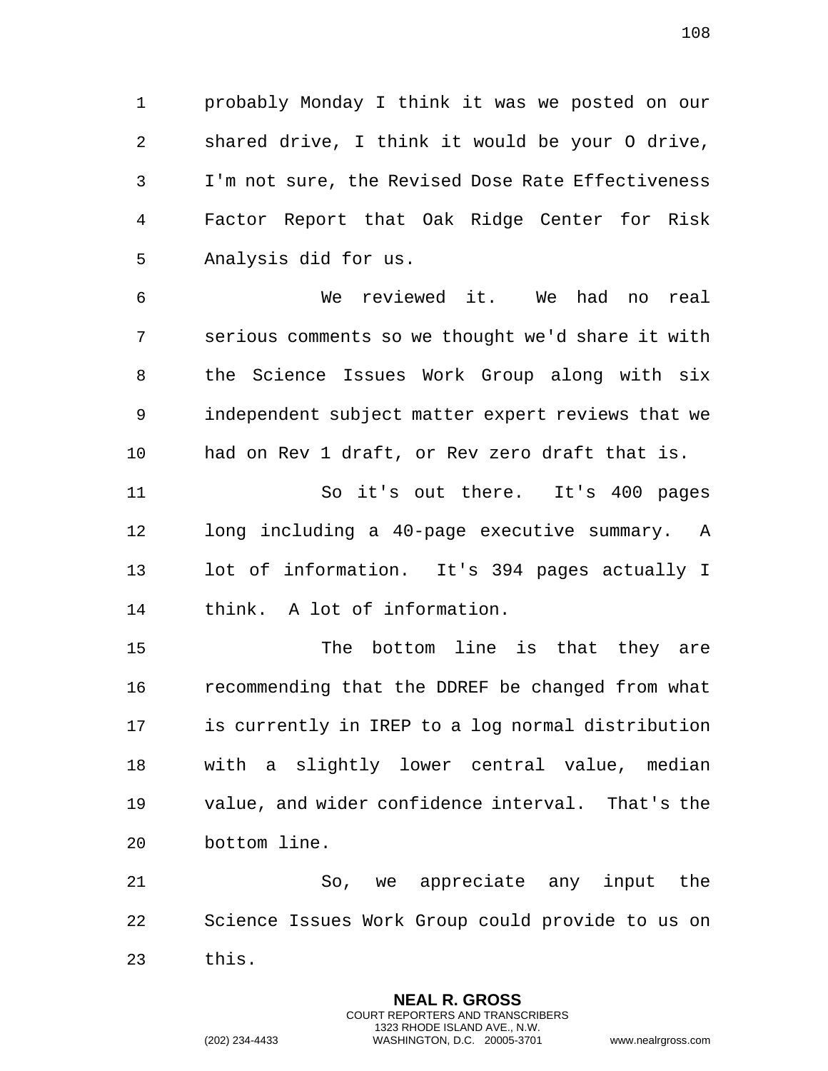probably Monday I think it was we posted on our shared drive, I think it would be your O drive, I'm not sure, the Revised Dose Rate Effectiveness Factor Report that Oak Ridge Center for Risk Analysis did for us.

We reviewed it. We had no real serious comments so we thought we'd share it with the Science Issues Work Group along with six independent subject matter expert reviews that we had on Rev 1 draft, or Rev zero draft that is.

So it's out there. It's 400 pages long including a 40-page executive summary. A lot of information. It's 394 pages actually I think. A lot of information.

The bottom line is that they are recommending that the DDREF be changed from what is currently in IREP to a log normal distribution with a slightly lower central value, median value, and wider confidence interval. That's the bottom line.

So, we appreciate any input the Science Issues Work Group could provide to us on this.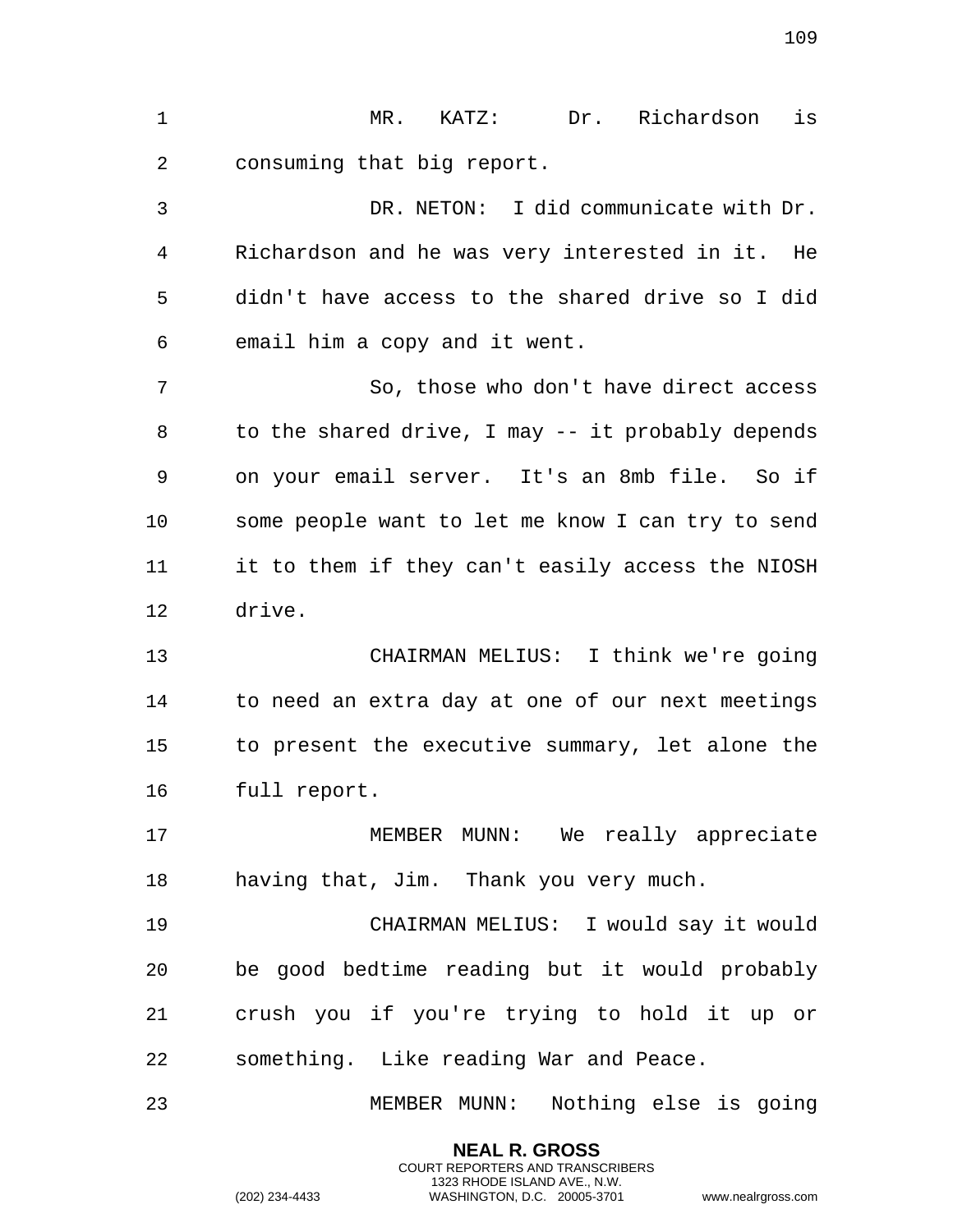MR. KATZ: Dr. Richardson is consuming that big report.

DR. NETON: I did communicate with Dr. Richardson and he was very interested in it. He didn't have access to the shared drive so I did email him a copy and it went.

So, those who don't have direct access to the shared drive, I may -- it probably depends on your email server. It's an 8mb file. So if some people want to let me know I can try to send it to them if they can't easily access the NIOSH drive.

CHAIRMAN MELIUS: I think we're going to need an extra day at one of our next meetings to present the executive summary, let alone the full report.

MEMBER MUNN: We really appreciate having that, Jim. Thank you very much.

CHAIRMAN MELIUS: I would say it would be good bedtime reading but it would probably crush you if you're trying to hold it up or something. Like reading War and Peace.

MEMBER MUNN: Nothing else is going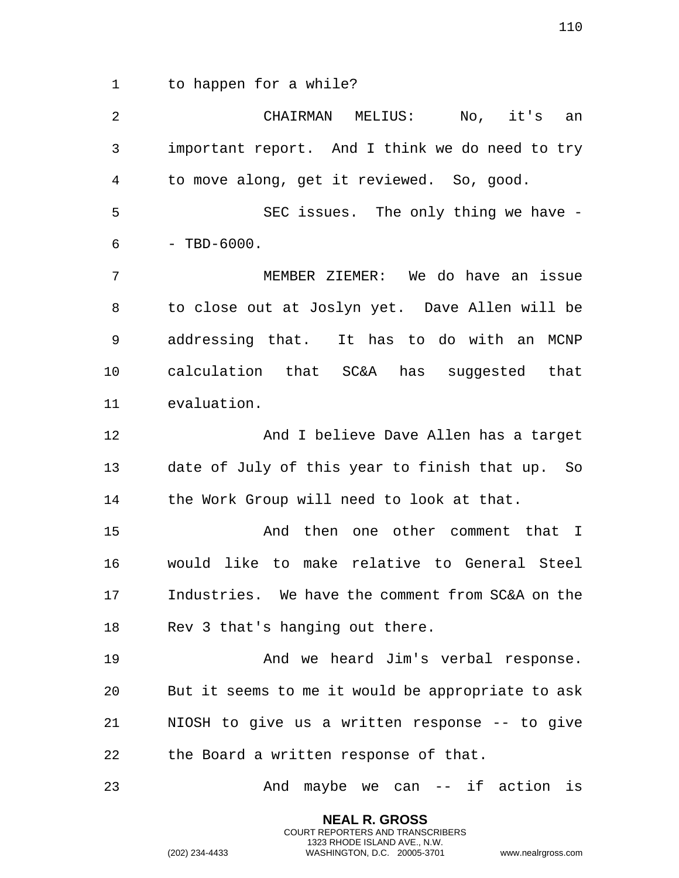to happen for a while?

CHAIRMAN MELIUS: No, it's an important report. And I think we do need to try to move along, get it reviewed. So, good.

SEC issues. The only thing we have -- TBD-6000.

MEMBER ZIEMER: We do have an issue to close out at Joslyn yet. Dave Allen will be addressing that. It has to do with an MCNP calculation that SC&A has suggested that evaluation.

And I believe Dave Allen has a target date of July of this year to finish that up. So the Work Group will need to look at that.

And then one other comment that I would like to make relative to General Steel Industries. We have the comment from SC&A on the Rev 3 that's hanging out there.

And we heard Jim's verbal response. But it seems to me it would be appropriate to ask NIOSH to give us a written response -- to give the Board a written response of that.

And maybe we can -- if action is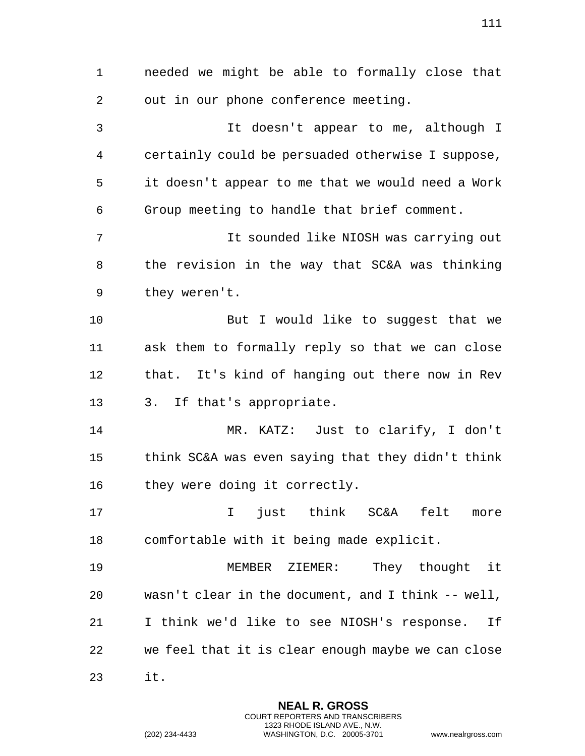needed we might be able to formally close that out in our phone conference meeting.

It doesn't appear to me, although I certainly could be persuaded otherwise I suppose, it doesn't appear to me that we would need a Work Group meeting to handle that brief comment.

It sounded like NIOSH was carrying out the revision in the way that SC&A was thinking they weren't.

But I would like to suggest that we ask them to formally reply so that we can close that. It's kind of hanging out there now in Rev 3. If that's appropriate.

MR. KATZ: Just to clarify, I don't think SC&A was even saying that they didn't think they were doing it correctly.

I just think SC&A felt more comfortable with it being made explicit.

MEMBER ZIEMER: They thought it wasn't clear in the document, and I think -- well, I think we'd like to see NIOSH's response. If we feel that it is clear enough maybe we can close it.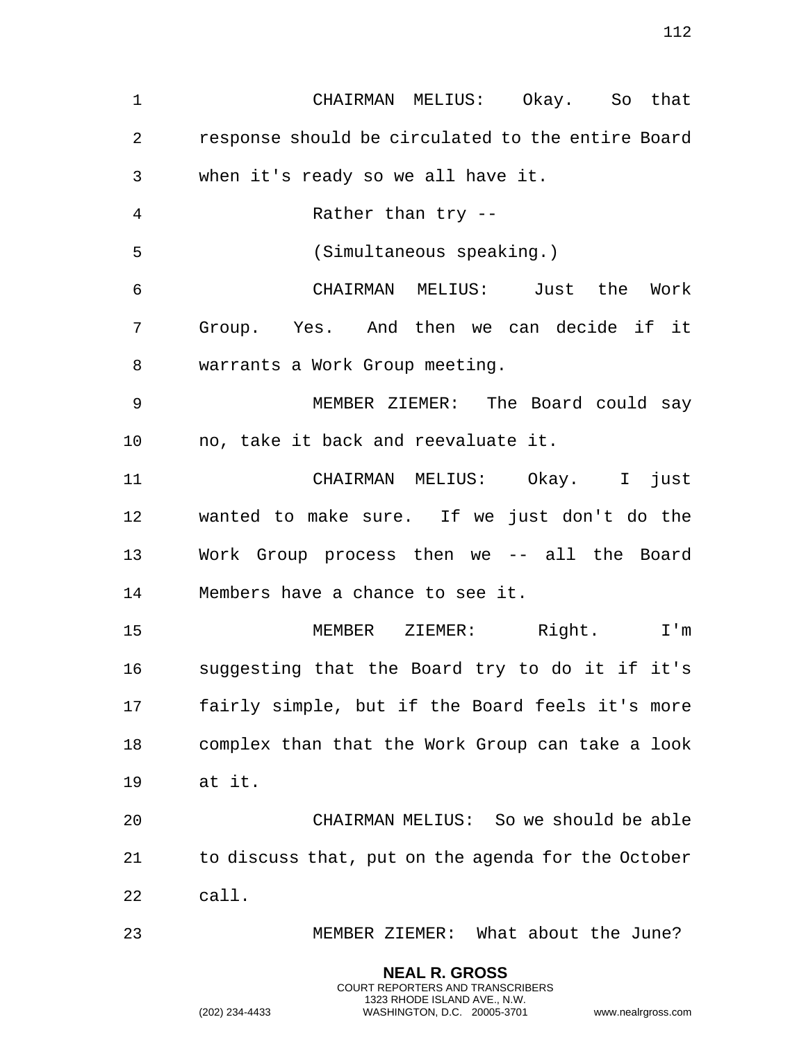CHAIRMAN MELIUS: Okay. So that response should be circulated to the entire Board when it's ready so we all have it.

Rather than try --

(Simultaneous speaking.)

CHAIRMAN MELIUS: Just the Work Group. Yes. And then we can decide if it warrants a Work Group meeting.

MEMBER ZIEMER: The Board could say no, take it back and reevaluate it.

CHAIRMAN MELIUS: Okay. I just wanted to make sure. If we just don't do the Work Group process then we -- all the Board Members have a chance to see it.

MEMBER ZIEMER: Right. I'm suggesting that the Board try to do it if it's fairly simple, but if the Board feels it's more complex than that the Work Group can take a look at it.

CHAIRMAN MELIUS: So we should be able to discuss that, put on the agenda for the October call.

MEMBER ZIEMER: What about the June?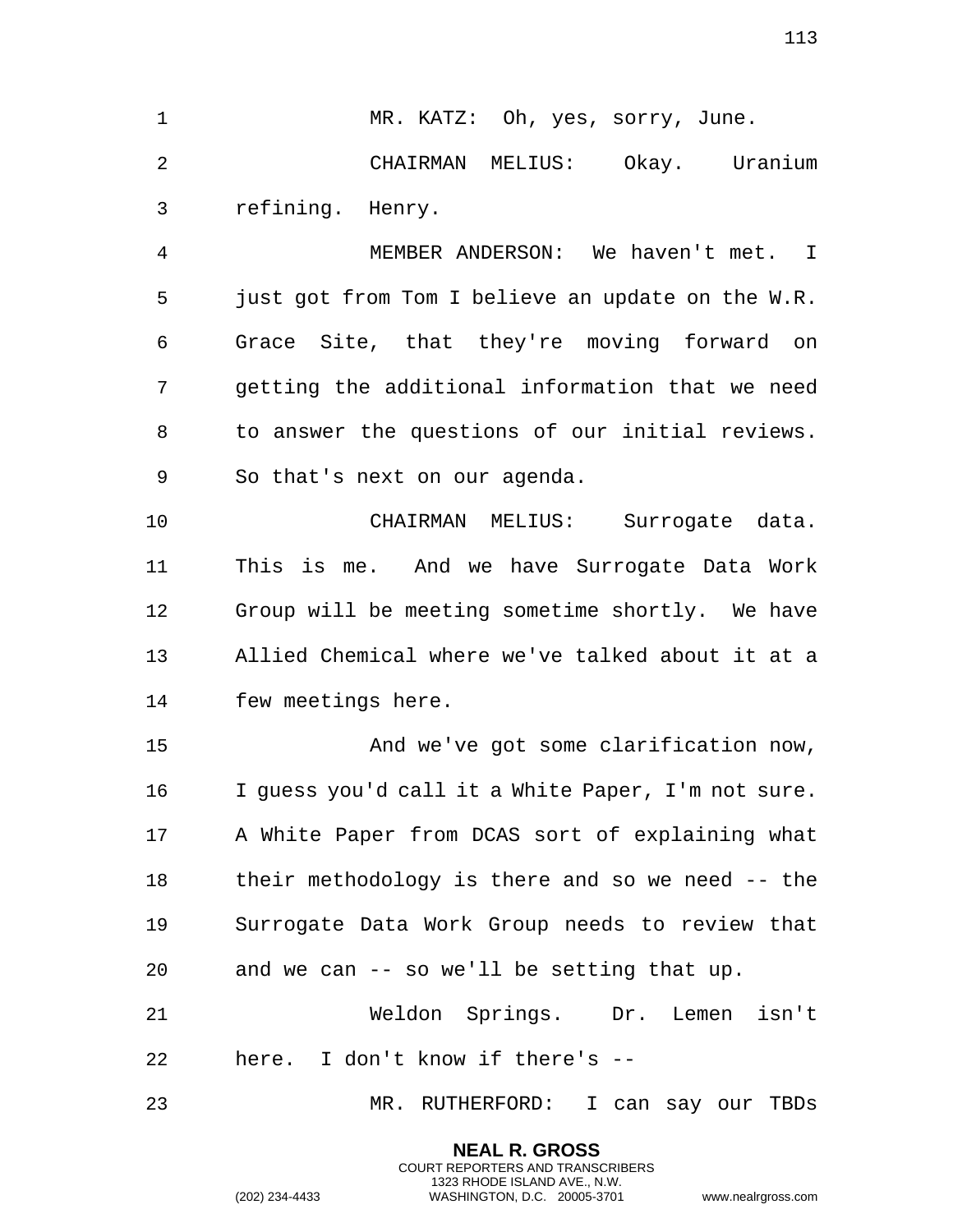MR. KATZ: Oh, yes, sorry, June.

CHAIRMAN MELIUS: Okay. Uranium refining. Henry.

MEMBER ANDERSON: We haven't met. I just got from Tom I believe an update on the W.R. Grace Site, that they're moving forward on getting the additional information that we need to answer the questions of our initial reviews. So that's next on our agenda.

CHAIRMAN MELIUS: Surrogate data. This is me. And we have Surrogate Data Work Group will be meeting sometime shortly. We have Allied Chemical where we've talked about it at a few meetings here.

And we've got some clarification now, I guess you'd call it a White Paper, I'm not sure. A White Paper from DCAS sort of explaining what their methodology is there and so we need -- the Surrogate Data Work Group needs to review that and we can -- so we'll be setting that up.

Weldon Springs. Dr. Lemen isn't here. I don't know if there's --

MR. RUTHERFORD: I can say our TBDs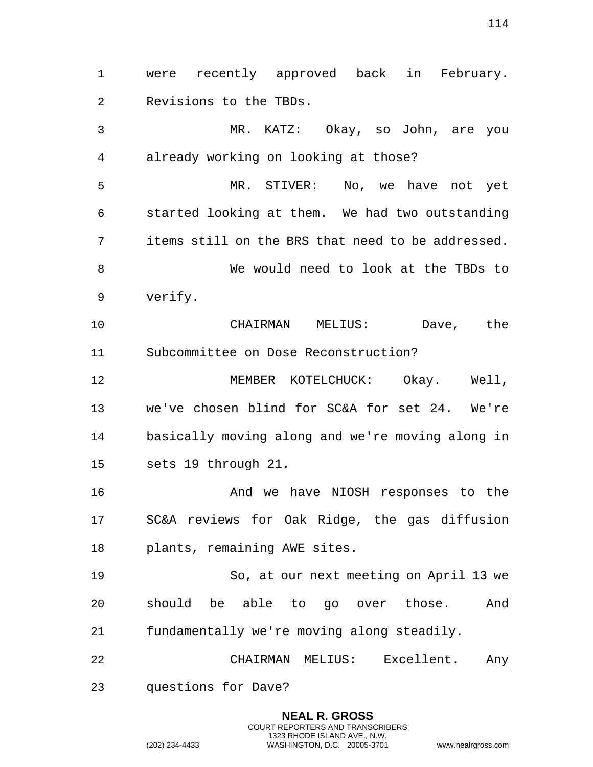were recently approved back in February. Revisions to the TBDs.

MR. KATZ: Okay, so John, are you already working on looking at those?

MR. STIVER: No, we have not yet started looking at them. We had two outstanding items still on the BRS that need to be addressed.

We would need to look at the TBDs to verify.

CHAIRMAN MELIUS: Dave, the Subcommittee on Dose Reconstruction?

MEMBER KOTELCHUCK: Okay. Well, we've chosen blind for SC&A for set 24. We're basically moving along and we're moving along in sets 19 through 21.

And we have NIOSH responses to the SC&A reviews for Oak Ridge, the gas diffusion plants, remaining AWE sites.

So, at our next meeting on April 13 we should be able to go over those. And fundamentally we're moving along steadily.

CHAIRMAN MELIUS: Excellent. Any questions for Dave?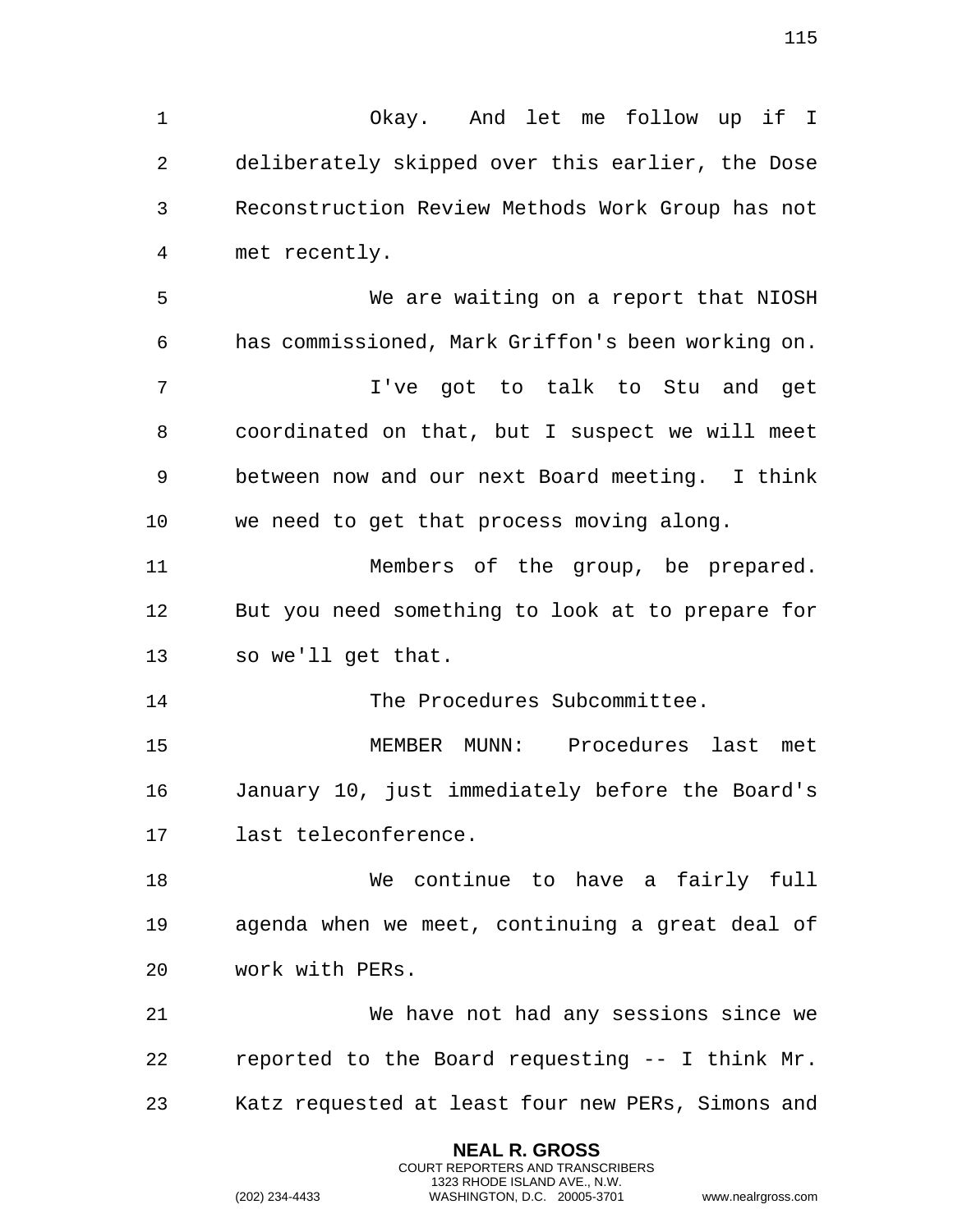Okay. And let me follow up if I deliberately skipped over this earlier, the Dose Reconstruction Review Methods Work Group has not met recently.

We are waiting on a report that NIOSH has commissioned, Mark Griffon's been working on.

I've got to talk to Stu and get coordinated on that, but I suspect we will meet between now and our next Board meeting. I think we need to get that process moving along.

Members of the group, be prepared. But you need something to look at to prepare for so we'll get that.

The Procedures Subcommittee.

MEMBER MUNN: Procedures last met January 10, just immediately before the Board's last teleconference.

We continue to have a fairly full agenda when we meet, continuing a great deal of work with PERs.

We have not had any sessions since we reported to the Board requesting -- I think Mr. Katz requested at least four new PERs, Simons and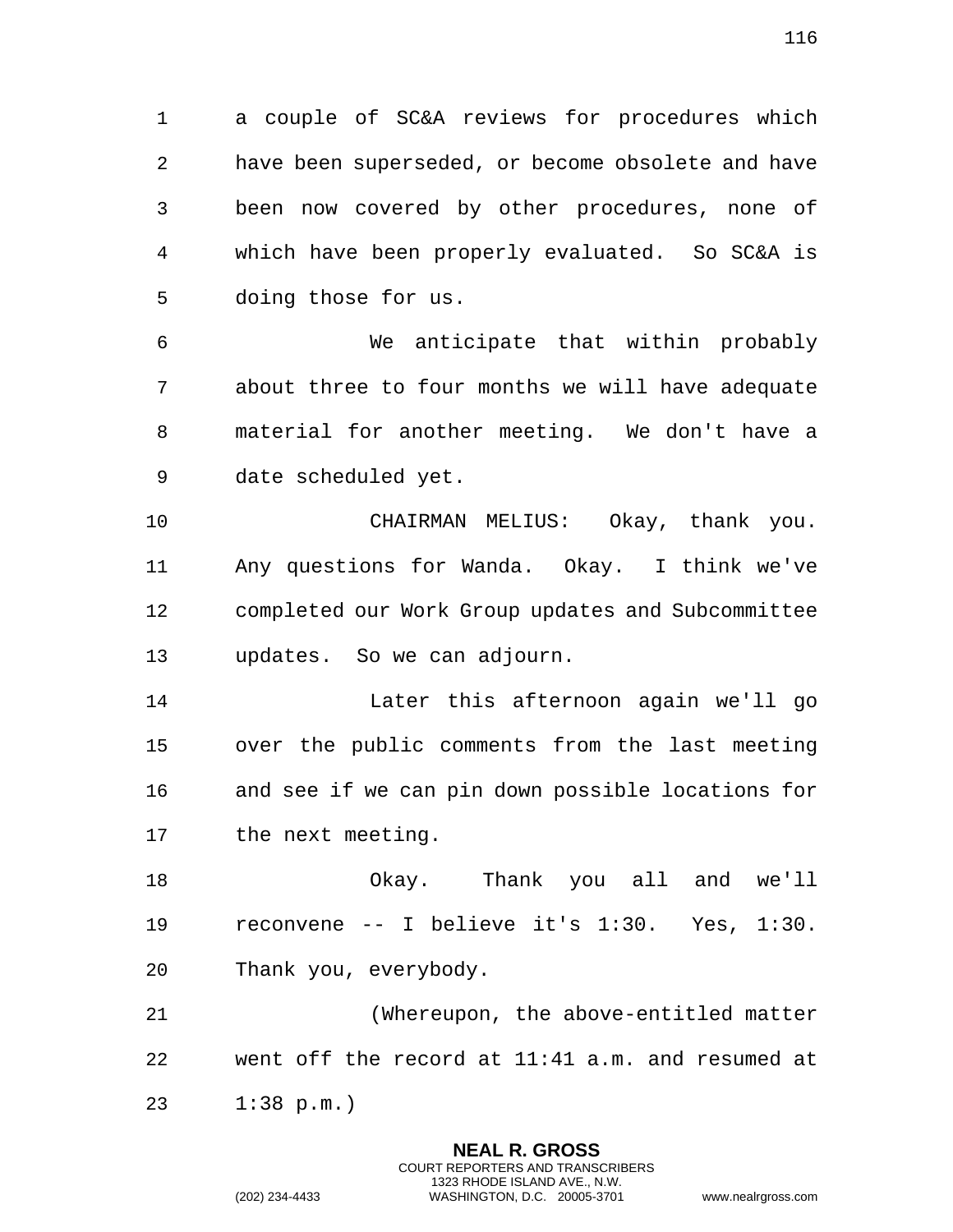a couple of SC&A reviews for procedures which have been superseded, or become obsolete and have been now covered by other procedures, none of which have been properly evaluated. So SC&A is doing those for us.

We anticipate that within probably about three to four months we will have adequate material for another meeting. We don't have a date scheduled yet.

CHAIRMAN MELIUS: Okay, thank you. Any questions for Wanda. Okay. I think we've completed our Work Group updates and Subcommittee updates. So we can adjourn.

Later this afternoon again we'll go over the public comments from the last meeting and see if we can pin down possible locations for the next meeting.

Okay. Thank you all and we'll reconvene -- I believe it's 1:30. Yes, 1:30. Thank you, everybody.

(Whereupon, the above-entitled matter went off the record at 11:41 a.m. and resumed at 1:38 p.m.)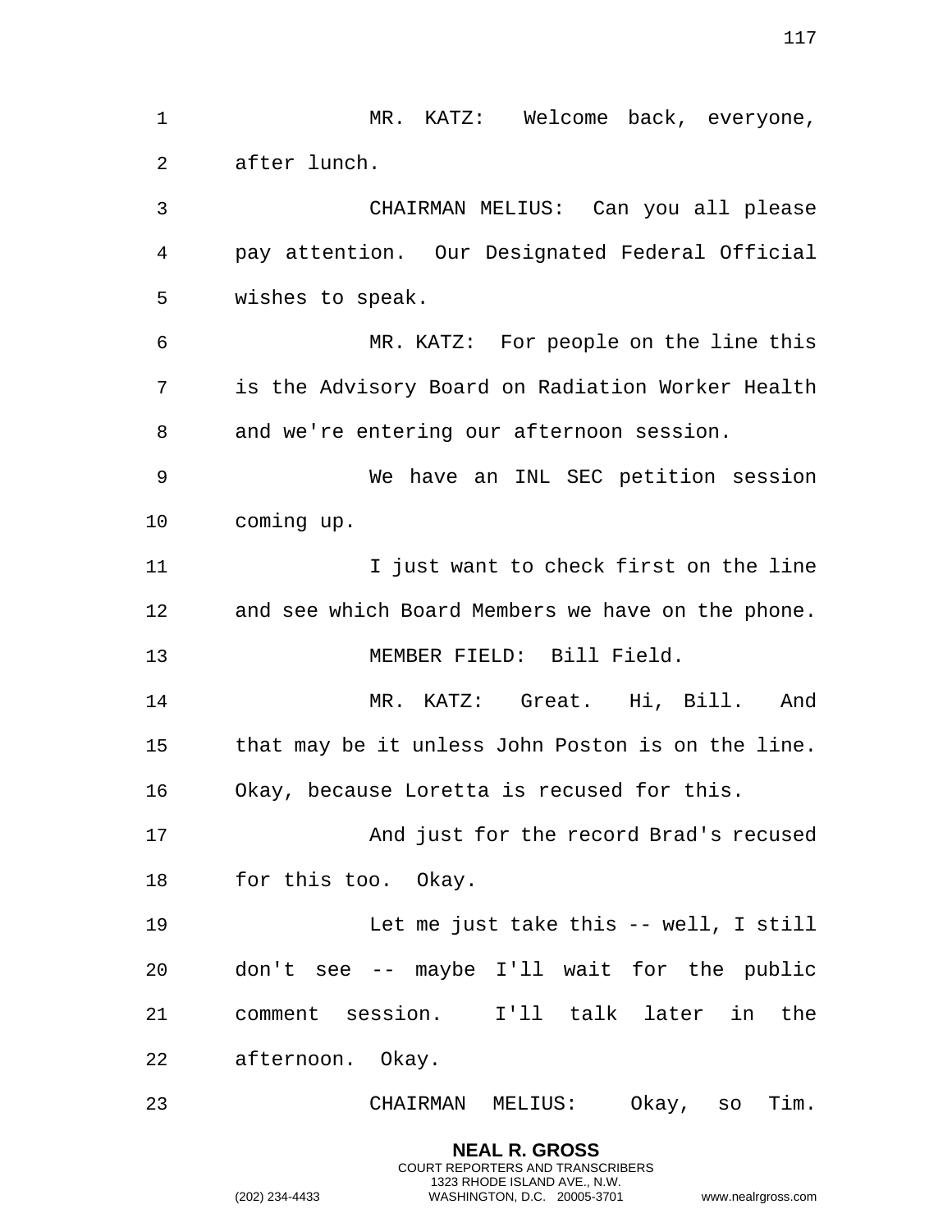MR. KATZ: Welcome back, everyone, after lunch.

CHAIRMAN MELIUS: Can you all please pay attention. Our Designated Federal Official wishes to speak.

MR. KATZ: For people on the line this is the Advisory Board on Radiation Worker Health and we're entering our afternoon session.

We have an INL SEC petition session coming up.

I just want to check first on the line and see which Board Members we have on the phone.

MEMBER FIELD: Bill Field.

MR. KATZ: Great. Hi, Bill. And that may be it unless John Poston is on the line. Okay, because Loretta is recused for this.

And just for the record Brad's recused for this too. Okay.

Let me just take this -- well, I still don't see -- maybe I'll wait for the public comment session. I'll talk later in the afternoon. Okay.

CHAIRMAN MELIUS: Okay, so Tim.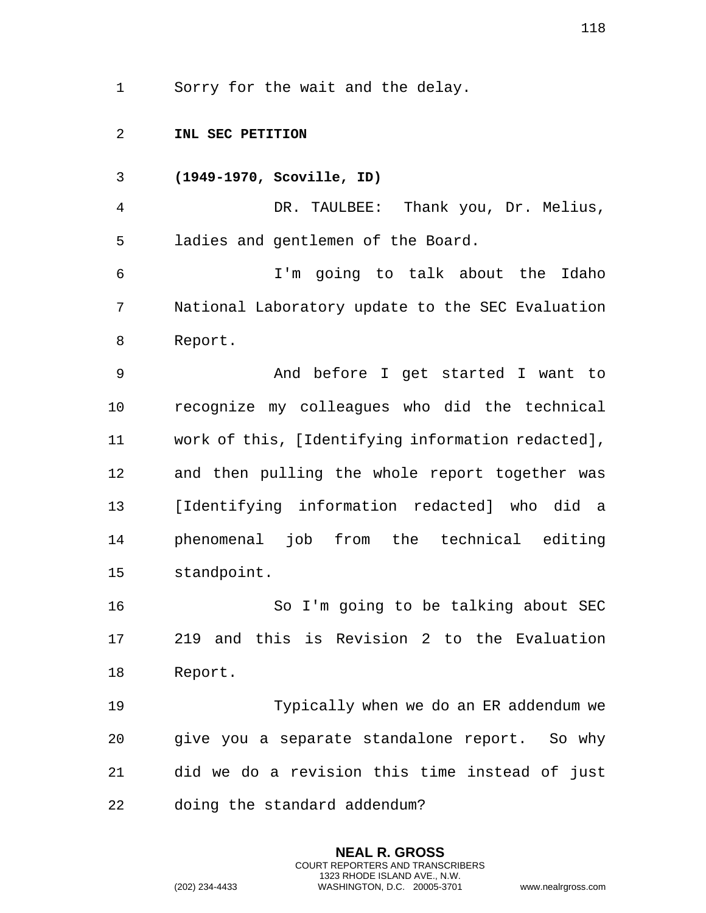Sorry for the wait and the delay.

**INL SEC PETITION**

**(1949-1970, Scoville, ID)**

DR. TAULBEE: Thank you, Dr. Melius, ladies and gentlemen of the Board.

I'm going to talk about the Idaho National Laboratory update to the SEC Evaluation Report.

And before I get started I want to recognize my colleagues who did the technical work of this, [Identifying information redacted], and then pulling the whole report together was [Identifying information redacted] who did a phenomenal job from the technical editing standpoint.

So I'm going to be talking about SEC 219 and this is Revision 2 to the Evaluation Report.

Typically when we do an ER addendum we give you a separate standalone report. So why did we do a revision this time instead of just doing the standard addendum?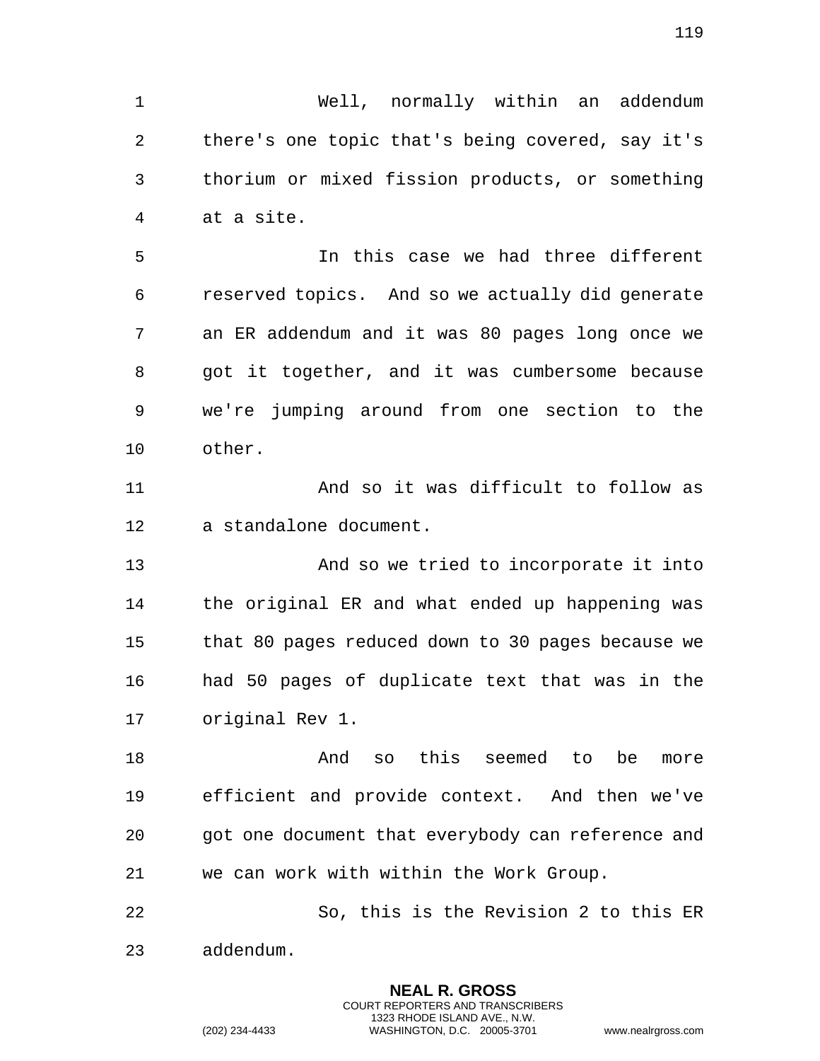Well, normally within an addendum there's one topic that's being covered, say it's thorium or mixed fission products, or something at a site.

In this case we had three different reserved topics. And so we actually did generate an ER addendum and it was 80 pages long once we got it together, and it was cumbersome because we're jumping around from one section to the other.

And so it was difficult to follow as a standalone document.

And so we tried to incorporate it into the original ER and what ended up happening was that 80 pages reduced down to 30 pages because we had 50 pages of duplicate text that was in the original Rev 1.

And so this seemed to be more efficient and provide context. And then we've got one document that everybody can reference and we can work with within the Work Group.

So, this is the Revision 2 to this ER addendum.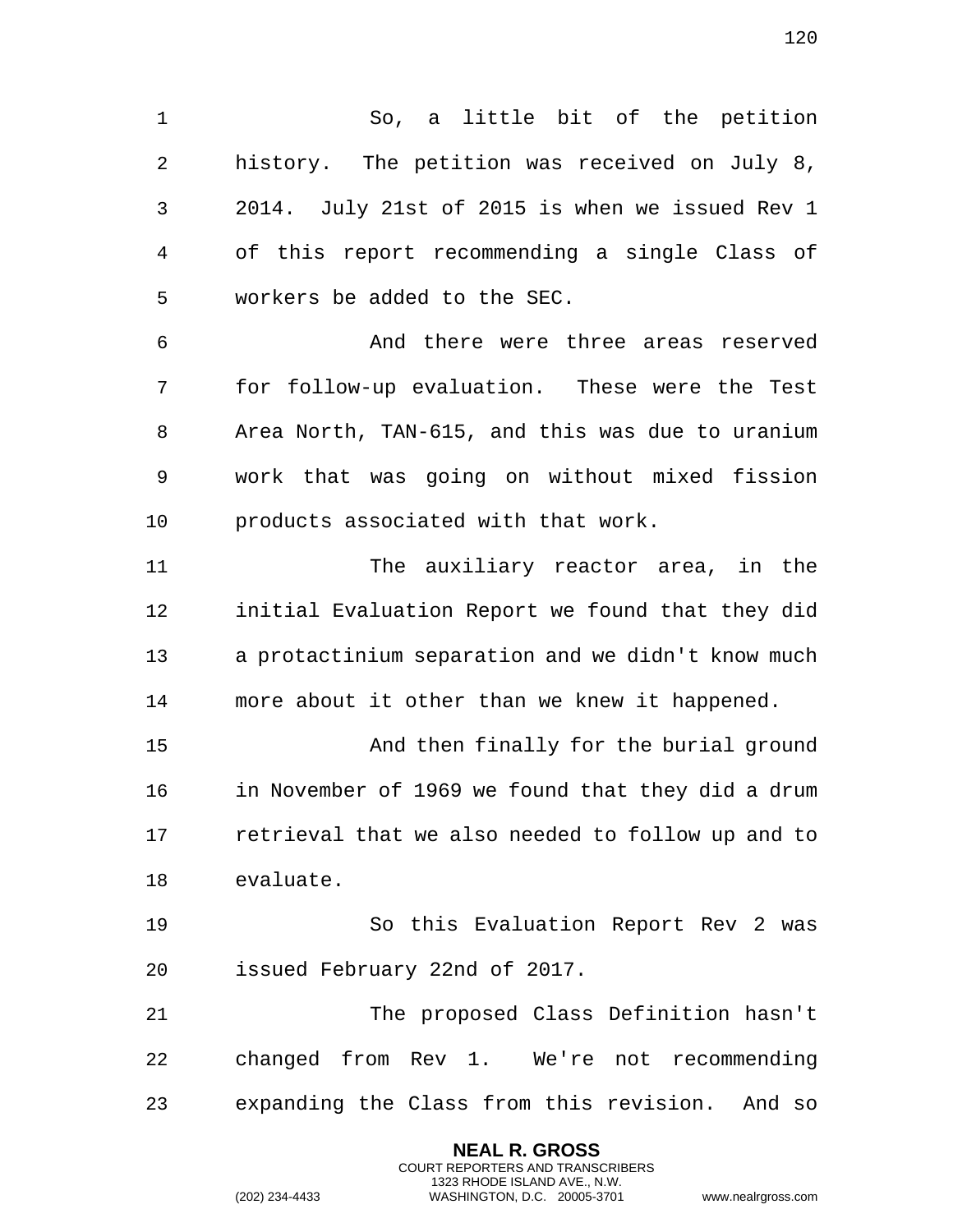So, a little bit of the petition history. The petition was received on July 8, 2014. July 21st of 2015 is when we issued Rev 1 of this report recommending a single Class of workers be added to the SEC.

And there were three areas reserved for follow-up evaluation. These were the Test Area North, TAN-615, and this was due to uranium work that was going on without mixed fission products associated with that work.

The auxiliary reactor area, in the initial Evaluation Report we found that they did a protactinium separation and we didn't know much more about it other than we knew it happened.

And then finally for the burial ground in November of 1969 we found that they did a drum retrieval that we also needed to follow up and to evaluate.

So this Evaluation Report Rev 2 was issued February 22nd of 2017.

The proposed Class Definition hasn't changed from Rev 1. We're not recommending expanding the Class from this revision. And so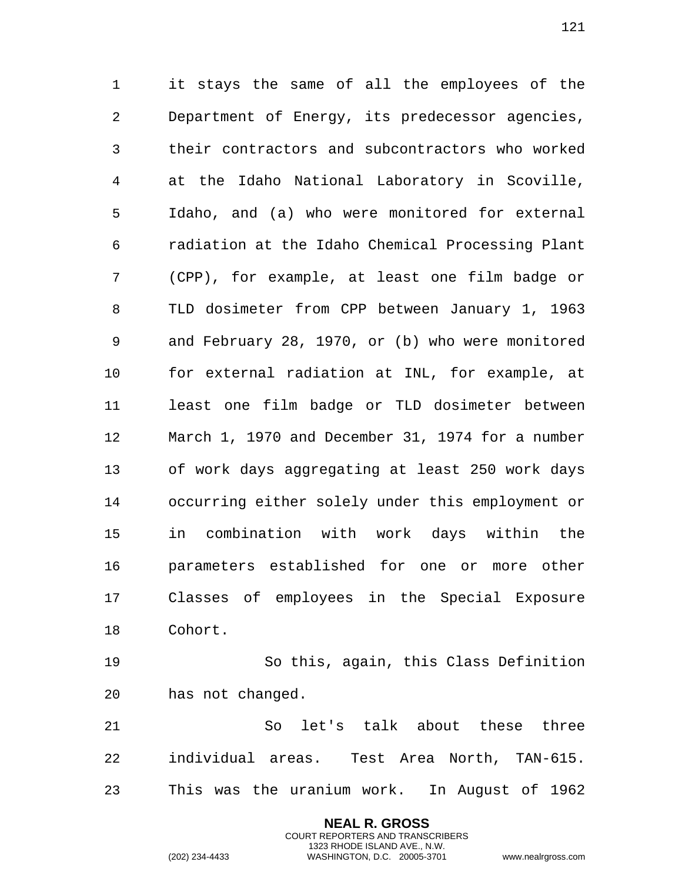it stays the same of all the employees of the Department of Energy, its predecessor agencies, their contractors and subcontractors who worked at the Idaho National Laboratory in Scoville, Idaho, and (a) who were monitored for external radiation at the Idaho Chemical Processing Plant (CPP), for example, at least one film badge or TLD dosimeter from CPP between January 1, 1963 and February 28, 1970, or (b) who were monitored for external radiation at INL, for example, at least one film badge or TLD dosimeter between March 1, 1970 and December 31, 1974 for a number of work days aggregating at least 250 work days occurring either solely under this employment or in combination with work days within the parameters established for one or more other Classes of employees in the Special Exposure Cohort.

So this, again, this Class Definition has not changed.

So let's talk about these three individual areas. Test Area North, TAN-615. This was the uranium work. In August of 1962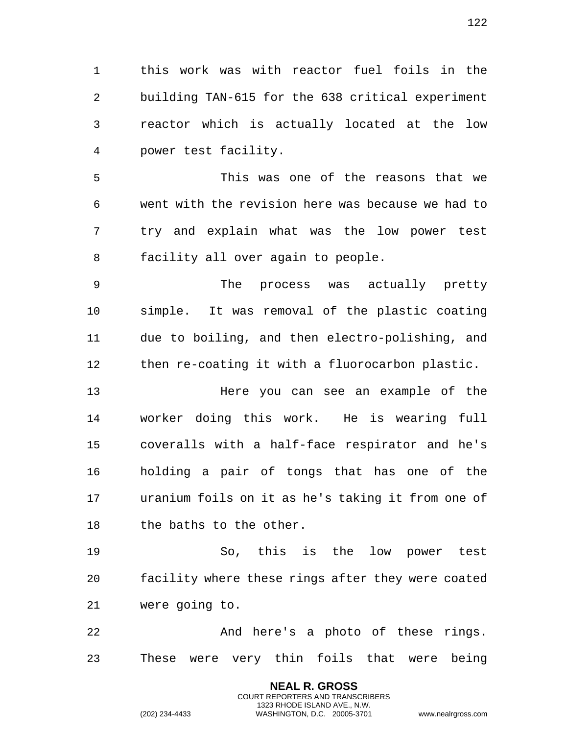this work was with reactor fuel foils in the building TAN-615 for the 638 critical experiment reactor which is actually located at the low power test facility.

This was one of the reasons that we went with the revision here was because we had to try and explain what was the low power test facility all over again to people.

The process was actually pretty simple. It was removal of the plastic coating due to boiling, and then electro-polishing, and then re-coating it with a fluorocarbon plastic.

Here you can see an example of the worker doing this work. He is wearing full coveralls with a half-face respirator and he's holding a pair of tongs that has one of the uranium foils on it as he's taking it from one of the baths to the other.

So, this is the low power test facility where these rings after they were coated were going to.

And here's a photo of these rings. These were very thin foils that were being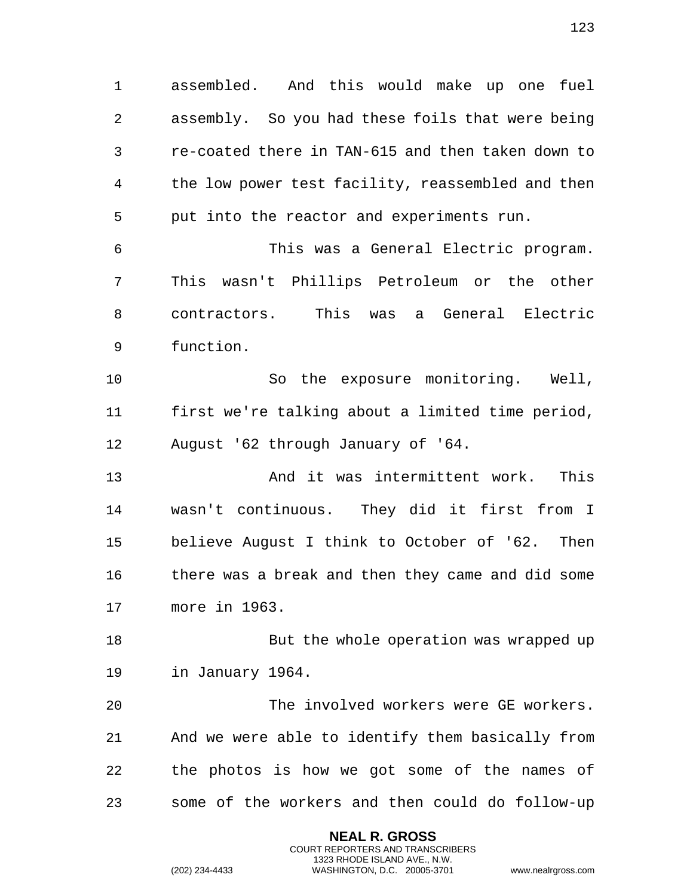assembled. And this would make up one fuel assembly. So you had these foils that were being re-coated there in TAN-615 and then taken down to the low power test facility, reassembled and then put into the reactor and experiments run.

This was a General Electric program. This wasn't Phillips Petroleum or the other contractors. This was a General Electric function.

So the exposure monitoring. Well, first we're talking about a limited time period, August '62 through January of '64.

And it was intermittent work. This wasn't continuous. They did it first from I believe August I think to October of '62. Then there was a break and then they came and did some more in 1963.

But the whole operation was wrapped up in January 1964.

The involved workers were GE workers. And we were able to identify them basically from the photos is how we got some of the names of some of the workers and then could do follow-up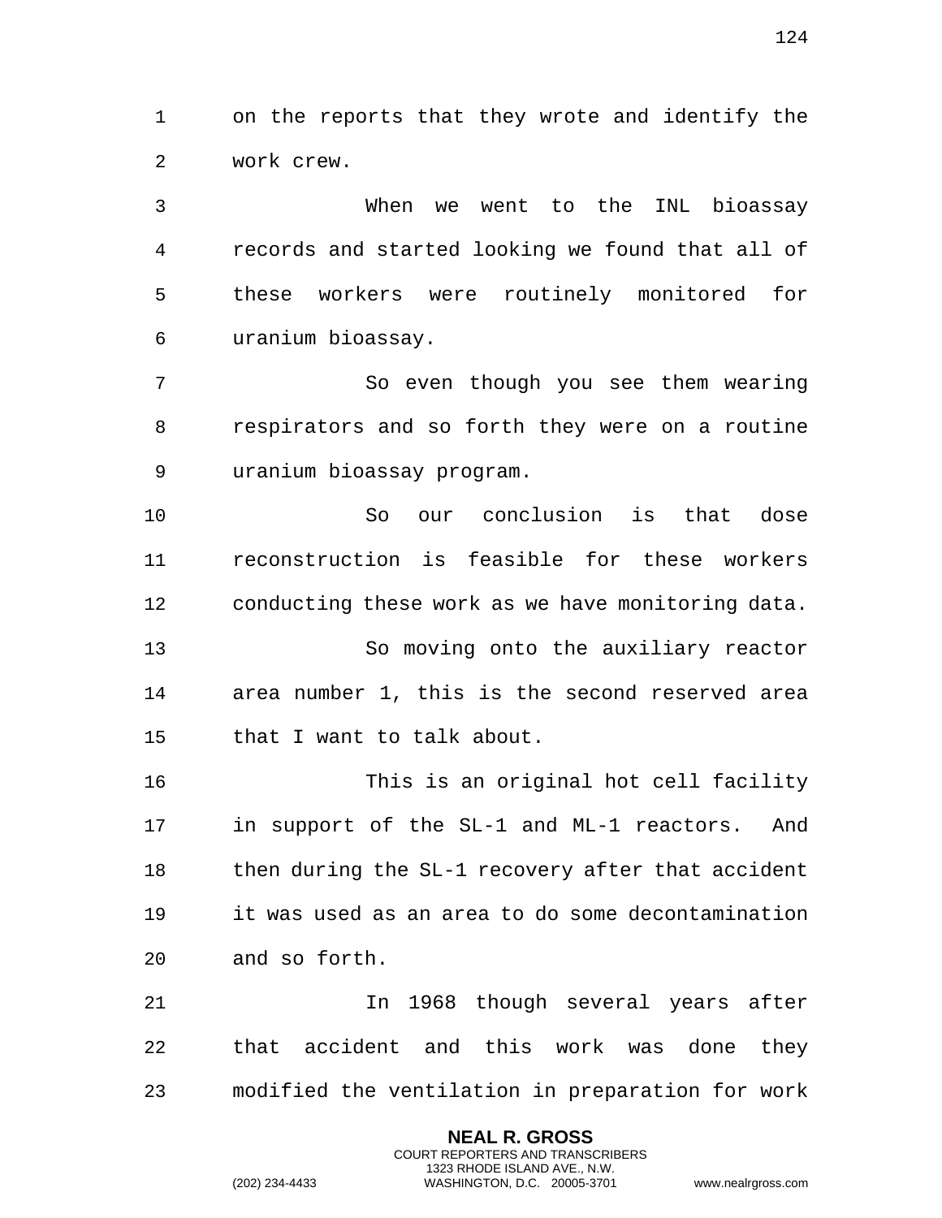on the reports that they wrote and identify the work crew.

When we went to the INL bioassay records and started looking we found that all of these workers were routinely monitored for uranium bioassay.

So even though you see them wearing respirators and so forth they were on a routine uranium bioassay program.

So our conclusion is that dose reconstruction is feasible for these workers conducting these work as we have monitoring data.

So moving onto the auxiliary reactor area number 1, this is the second reserved area that I want to talk about.

This is an original hot cell facility in support of the SL-1 and ML-1 reactors. And then during the SL-1 recovery after that accident it was used as an area to do some decontamination and so forth.

In 1968 though several years after that accident and this work was done they modified the ventilation in preparation for work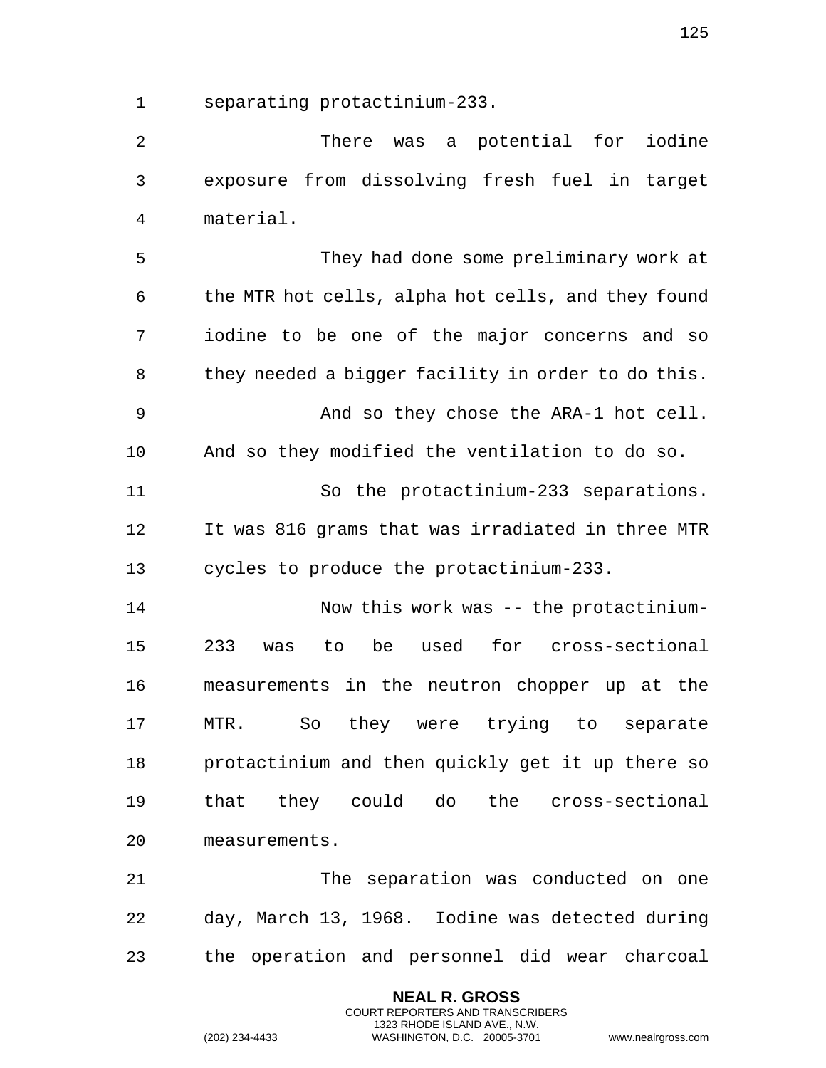separating protactinium-233.

There was a potential for iodine exposure from dissolving fresh fuel in target material.

They had done some preliminary work at the MTR hot cells, alpha hot cells, and they found iodine to be one of the major concerns and so they needed a bigger facility in order to do this.

And so they chose the ARA-1 hot cell. And so they modified the ventilation to do so.

So the protactinium-233 separations. It was 816 grams that was irradiated in three MTR cycles to produce the protactinium-233.

Now this work was -- the protactinium-233 was to be used for cross-sectional measurements in the neutron chopper up at the MTR. So they were trying to separate protactinium and then quickly get it up there so that they could do the cross-sectional measurements.

The separation was conducted on one day, March 13, 1968. Iodine was detected during the operation and personnel did wear charcoal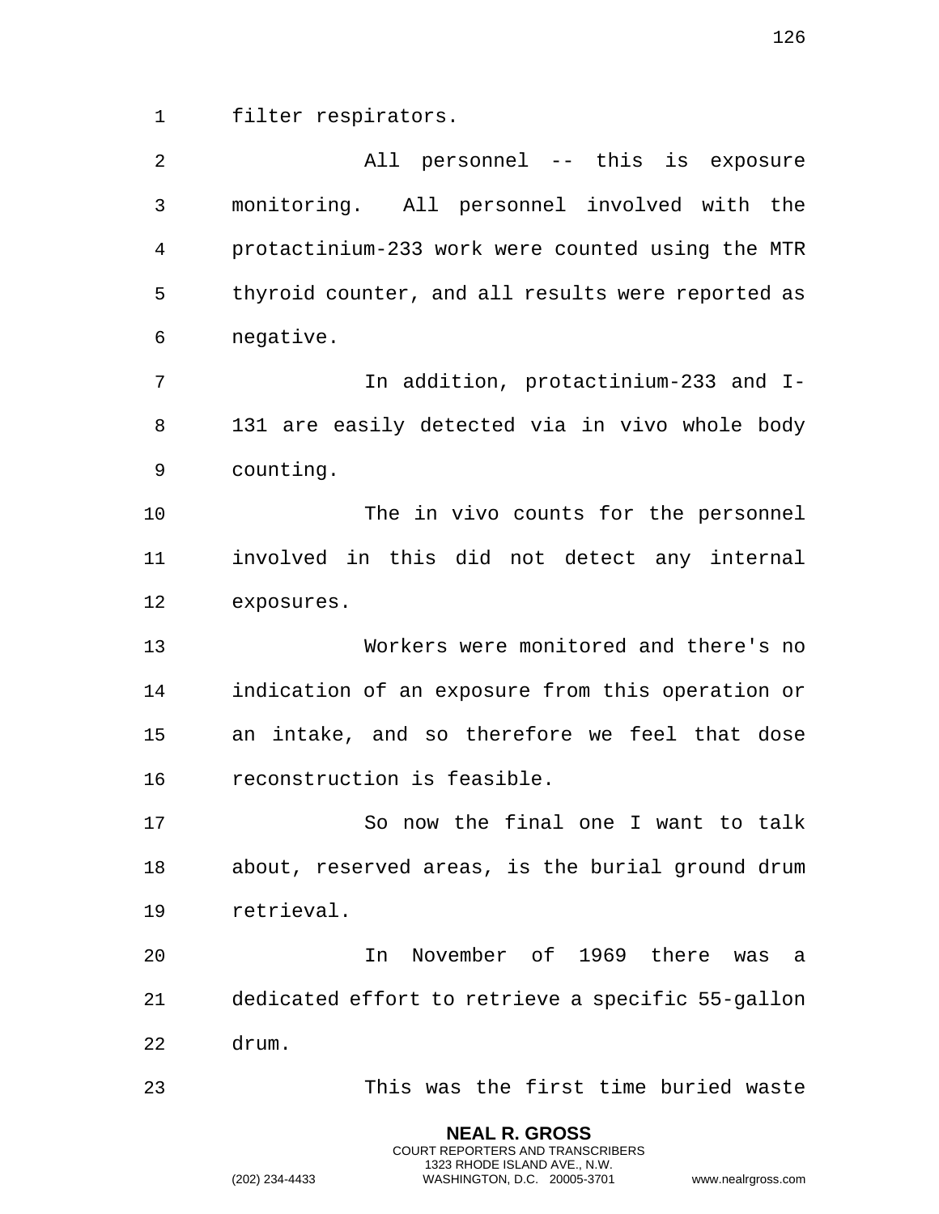filter respirators.

All personnel -- this is exposure monitoring. All personnel involved with the protactinium-233 work were counted using the MTR thyroid counter, and all results were reported as negative.

In addition, protactinium-233 and I-131 are easily detected via in vivo whole body counting.

The in vivo counts for the personnel involved in this did not detect any internal exposures.

Workers were monitored and there's no indication of an exposure from this operation or an intake, and so therefore we feel that dose reconstruction is feasible.

So now the final one I want to talk about, reserved areas, is the burial ground drum retrieval.

In November of 1969 there was a dedicated effort to retrieve a specific 55-gallon drum.

This was the first time buried waste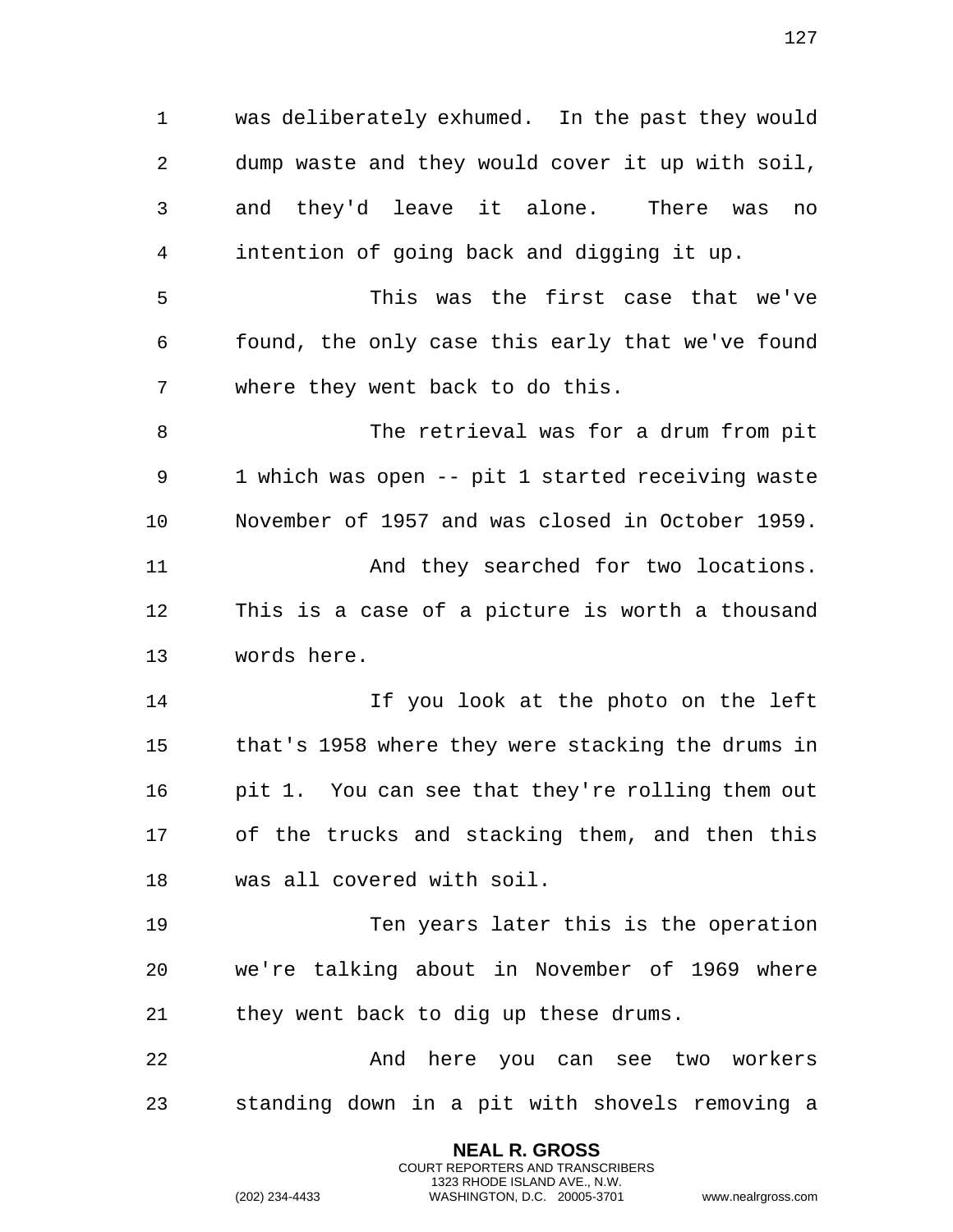was deliberately exhumed. In the past they would dump waste and they would cover it up with soil, and they'd leave it alone. There was no intention of going back and digging it up.

This was the first case that we've found, the only case this early that we've found where they went back to do this.

The retrieval was for a drum from pit 1 which was open -- pit 1 started receiving waste November of 1957 and was closed in October 1959.

And they searched for two locations. This is a case of a picture is worth a thousand words here.

If you look at the photo on the left that's 1958 where they were stacking the drums in pit 1. You can see that they're rolling them out of the trucks and stacking them, and then this was all covered with soil.

Ten years later this is the operation we're talking about in November of 1969 where they went back to dig up these drums.

And here you can see two workers standing down in a pit with shovels removing a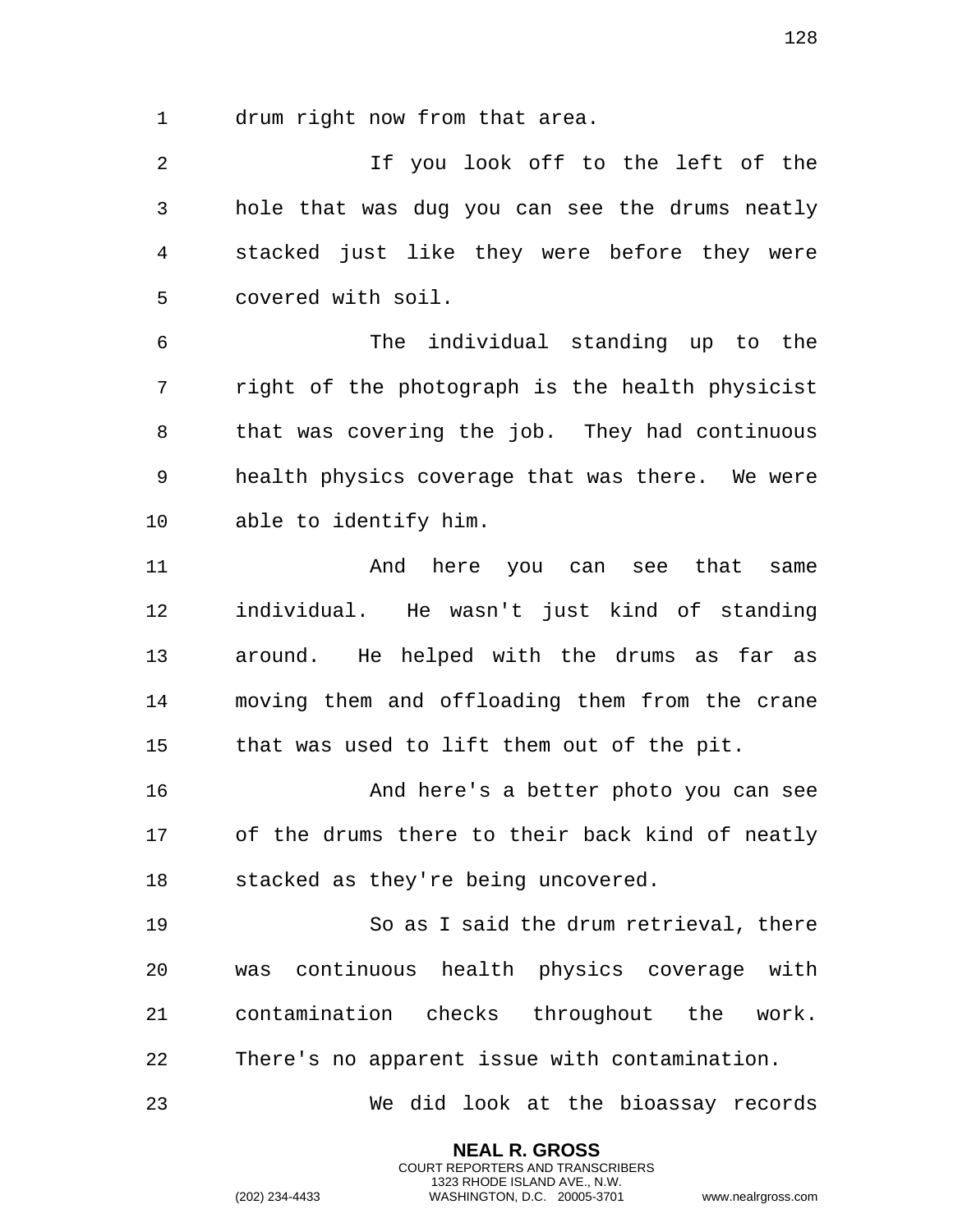drum right now from that area.

If you look off to the left of the hole that was dug you can see the drums neatly stacked just like they were before they were covered with soil.

The individual standing up to the right of the photograph is the health physicist that was covering the job. They had continuous health physics coverage that was there. We were able to identify him.

And here you can see that same individual. He wasn't just kind of standing around. He helped with the drums as far as moving them and offloading them from the crane that was used to lift them out of the pit.

And here's a better photo you can see of the drums there to their back kind of neatly stacked as they're being uncovered.

So as I said the drum retrieval, there was continuous health physics coverage with contamination checks throughout the work. There's no apparent issue with contamination.

We did look at the bioassay records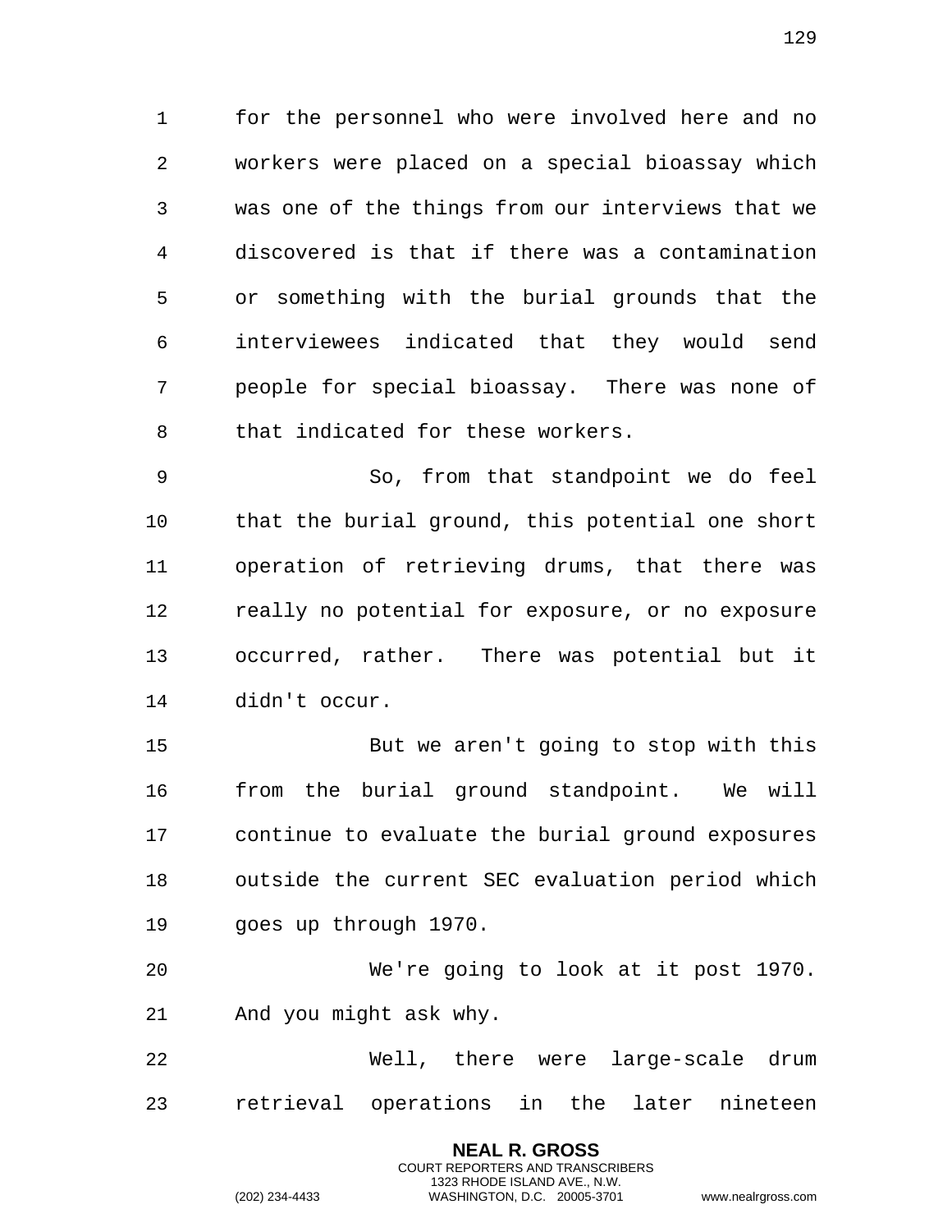for the personnel who were involved here and no workers were placed on a special bioassay which was one of the things from our interviews that we discovered is that if there was a contamination or something with the burial grounds that the interviewees indicated that they would send people for special bioassay. There was none of that indicated for these workers.

So, from that standpoint we do feel that the burial ground, this potential one short operation of retrieving drums, that there was really no potential for exposure, or no exposure occurred, rather. There was potential but it didn't occur.

But we aren't going to stop with this from the burial ground standpoint. We will continue to evaluate the burial ground exposures outside the current SEC evaluation period which goes up through 1970.

We're going to look at it post 1970. And you might ask why.

Well, there were large-scale drum retrieval operations in the later nineteen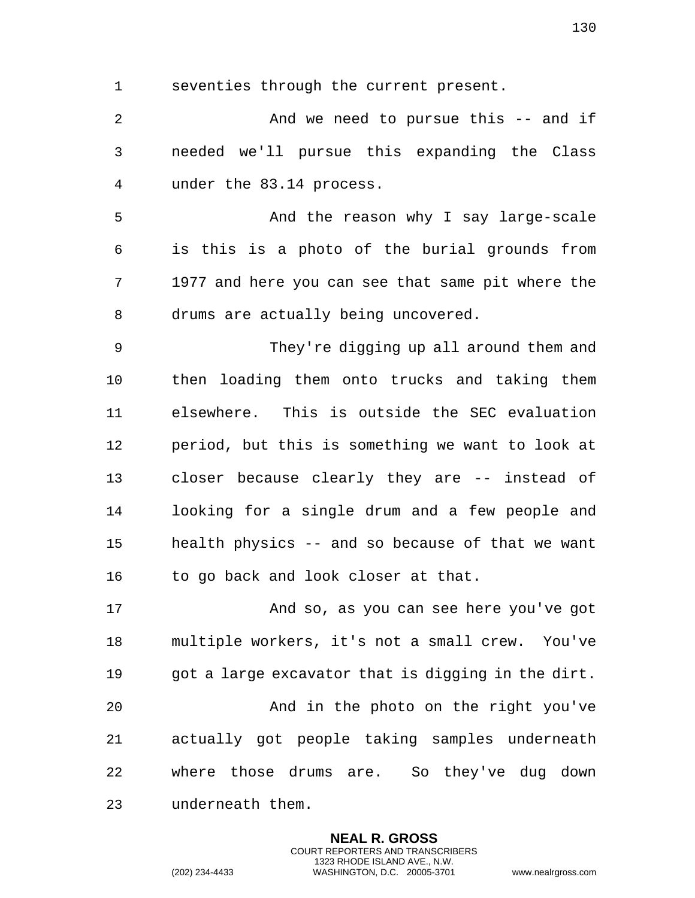seventies through the current present.

And we need to pursue this -- and if needed we'll pursue this expanding the Class under the 83.14 process.

And the reason why I say large-scale is this is a photo of the burial grounds from 1977 and here you can see that same pit where the drums are actually being uncovered.

They're digging up all around them and then loading them onto trucks and taking them elsewhere. This is outside the SEC evaluation period, but this is something we want to look at closer because clearly they are -- instead of looking for a single drum and a few people and health physics -- and so because of that we want to go back and look closer at that.

And so, as you can see here you've got multiple workers, it's not a small crew. You've got a large excavator that is digging in the dirt.

And in the photo on the right you've actually got people taking samples underneath where those drums are. So they've dug down underneath them.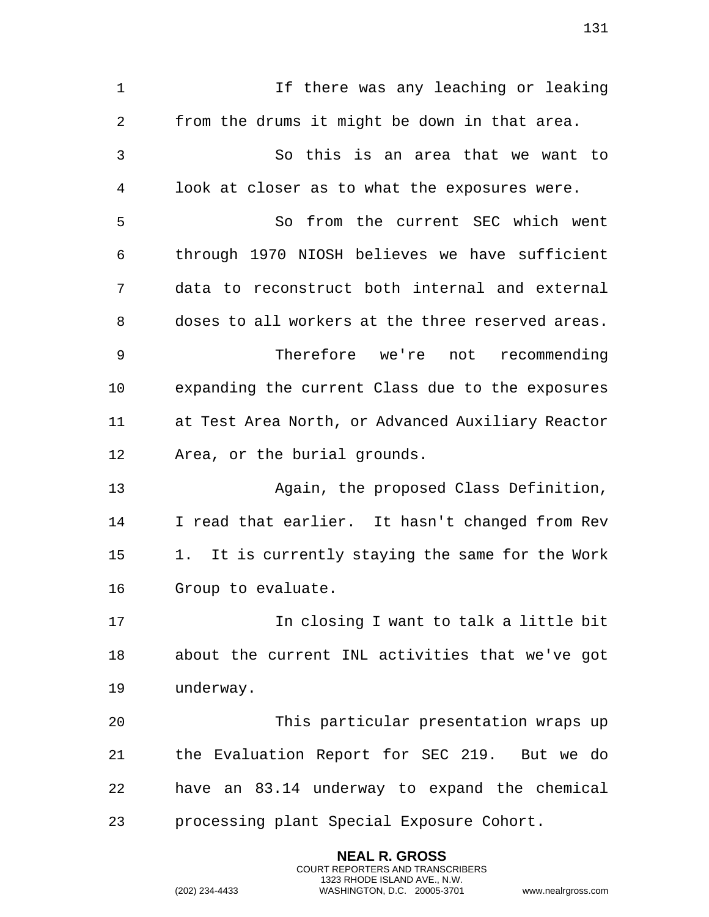If there was any leaching or leaking from the drums it might be down in that area.

So this is an area that we want to look at closer as to what the exposures were.

So from the current SEC which went through 1970 NIOSH believes we have sufficient data to reconstruct both internal and external doses to all workers at the three reserved areas.

Therefore we're not recommending expanding the current Class due to the exposures at Test Area North, or Advanced Auxiliary Reactor Area, or the burial grounds.

Again, the proposed Class Definition, I read that earlier. It hasn't changed from Rev 1. It is currently staying the same for the Work Group to evaluate.

In closing I want to talk a little bit about the current INL activities that we've got underway.

This particular presentation wraps up the Evaluation Report for SEC 219. But we do have an 83.14 underway to expand the chemical processing plant Special Exposure Cohort.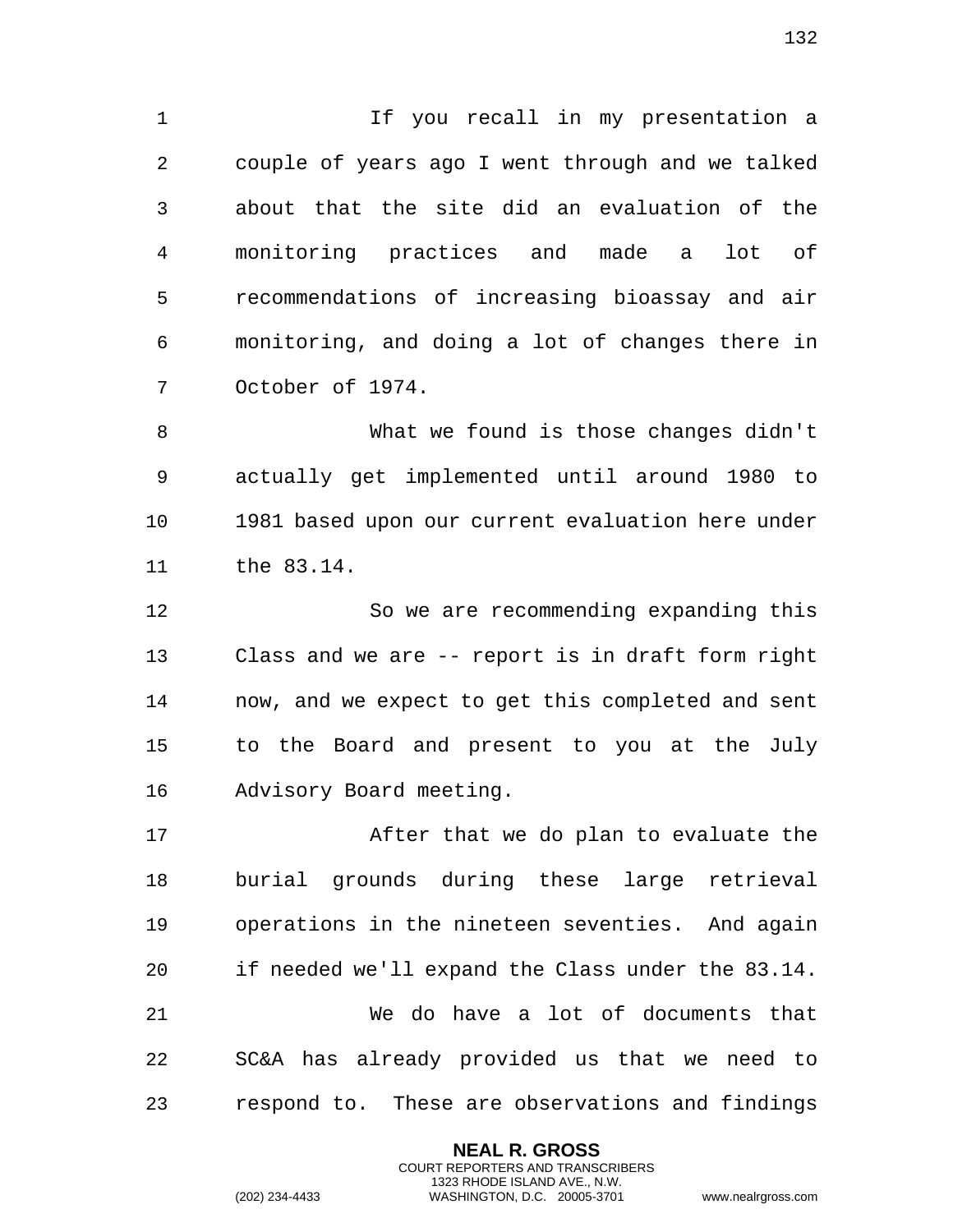If you recall in my presentation a couple of years ago I went through and we talked about that the site did an evaluation of the monitoring practices and made a lot of recommendations of increasing bioassay and air monitoring, and doing a lot of changes there in October of 1974.

What we found is those changes didn't actually get implemented until around 1980 to 1981 based upon our current evaluation here under the 83.14.

So we are recommending expanding this Class and we are -- report is in draft form right now, and we expect to get this completed and sent to the Board and present to you at the July Advisory Board meeting.

After that we do plan to evaluate the burial grounds during these large retrieval operations in the nineteen seventies. And again if needed we'll expand the Class under the 83.14.

We do have a lot of documents that SC&A has already provided us that we need to respond to. These are observations and findings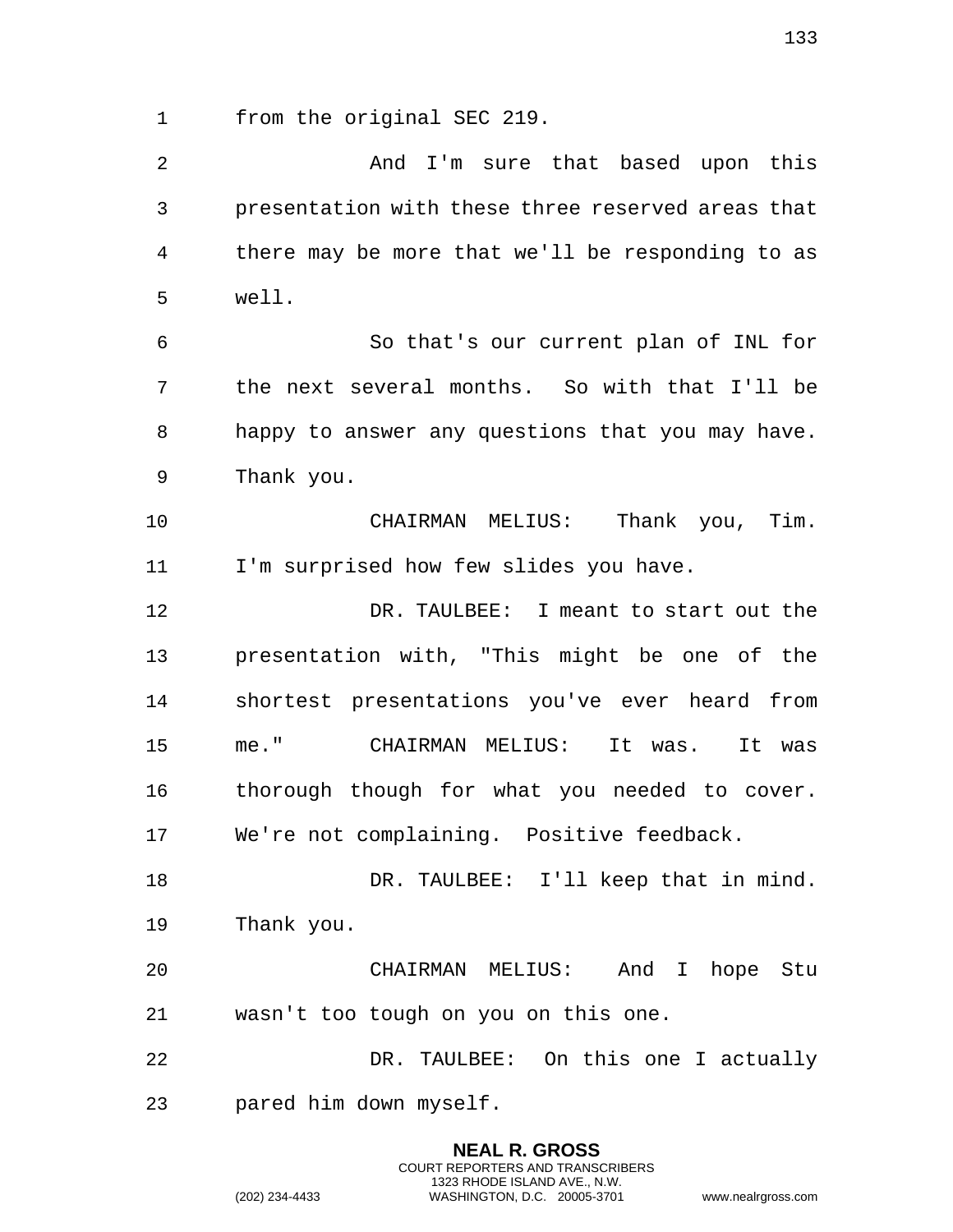from the original SEC 219.

And I'm sure that based upon this presentation with these three reserved areas that there may be more that we'll be responding to as well.

So that's our current plan of INL for the next several months. So with that I'll be happy to answer any questions that you may have. Thank you.

CHAIRMAN MELIUS: Thank you, Tim. I'm surprised how few slides you have.

DR. TAULBEE: I meant to start out the presentation with, "This might be one of the shortest presentations you've ever heard from me." CHAIRMAN MELIUS: It was. It was thorough though for what you needed to cover. We're not complaining. Positive feedback.

DR. TAULBEE: I'll keep that in mind. Thank you.

CHAIRMAN MELIUS: And I hope Stu wasn't too tough on you on this one.

DR. TAULBEE: On this one I actually pared him down myself.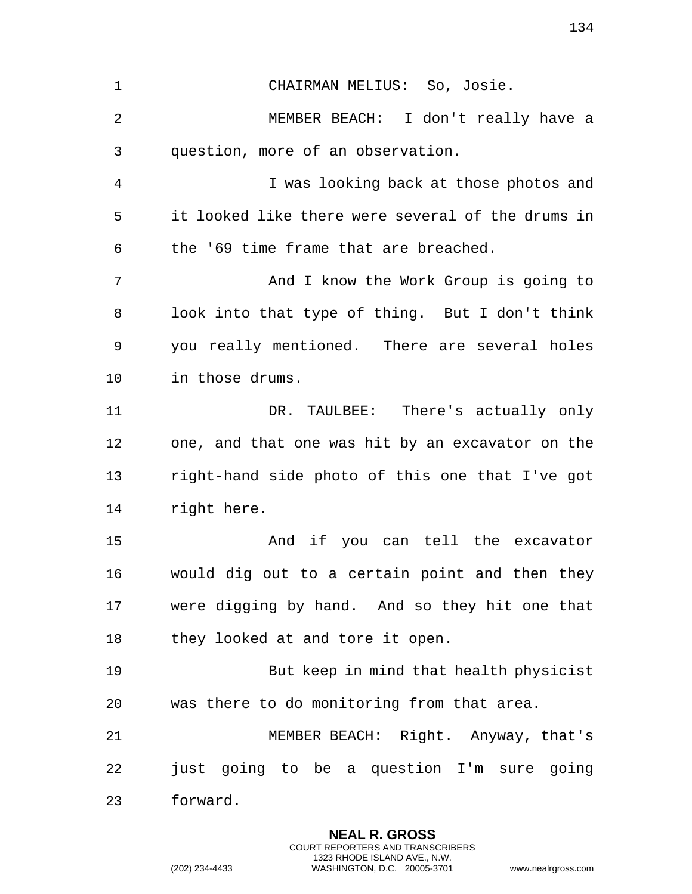CHAIRMAN MELIUS: So, Josie.

MEMBER BEACH: I don't really have a question, more of an observation.

I was looking back at those photos and it looked like there were several of the drums in the '69 time frame that are breached.

And I know the Work Group is going to look into that type of thing. But I don't think you really mentioned. There are several holes in those drums.

DR. TAULBEE: There's actually only one, and that one was hit by an excavator on the right-hand side photo of this one that I've got right here.

And if you can tell the excavator would dig out to a certain point and then they were digging by hand. And so they hit one that they looked at and tore it open.

But keep in mind that health physicist was there to do monitoring from that area.

MEMBER BEACH: Right. Anyway, that's just going to be a question I'm sure going forward.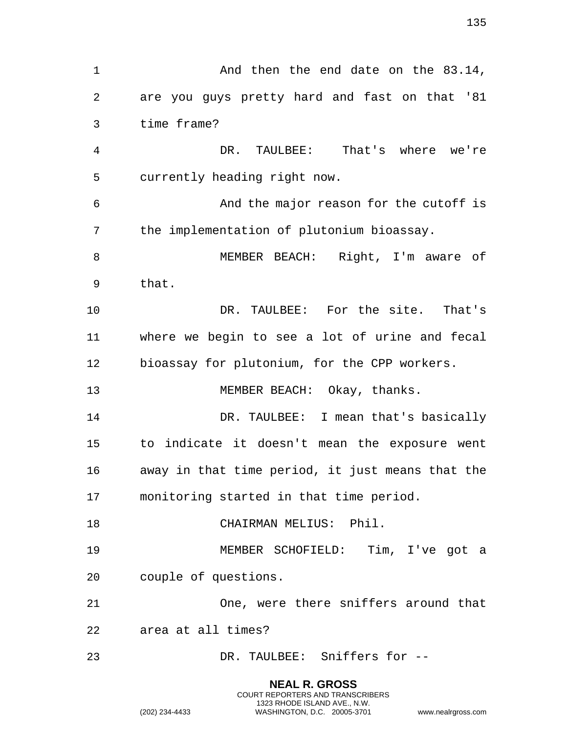And then the end date on the 83.14, are you guys pretty hard and fast on that '81 time frame?

DR. TAULBEE: That's where we're currently heading right now.

And the major reason for the cutoff is the implementation of plutonium bioassay.

MEMBER BEACH: Right, I'm aware of that.

DR. TAULBEE: For the site. That's where we begin to see a lot of urine and fecal bioassay for plutonium, for the CPP workers.

MEMBER BEACH: Okay, thanks.

DR. TAULBEE: I mean that's basically to indicate it doesn't mean the exposure went away in that time period, it just means that the monitoring started in that time period.

CHAIRMAN MELIUS: Phil.

MEMBER SCHOFIELD: Tim, I've got a couple of questions.

One, were there sniffers around that area at all times?

DR. TAULBEE: Sniffers for --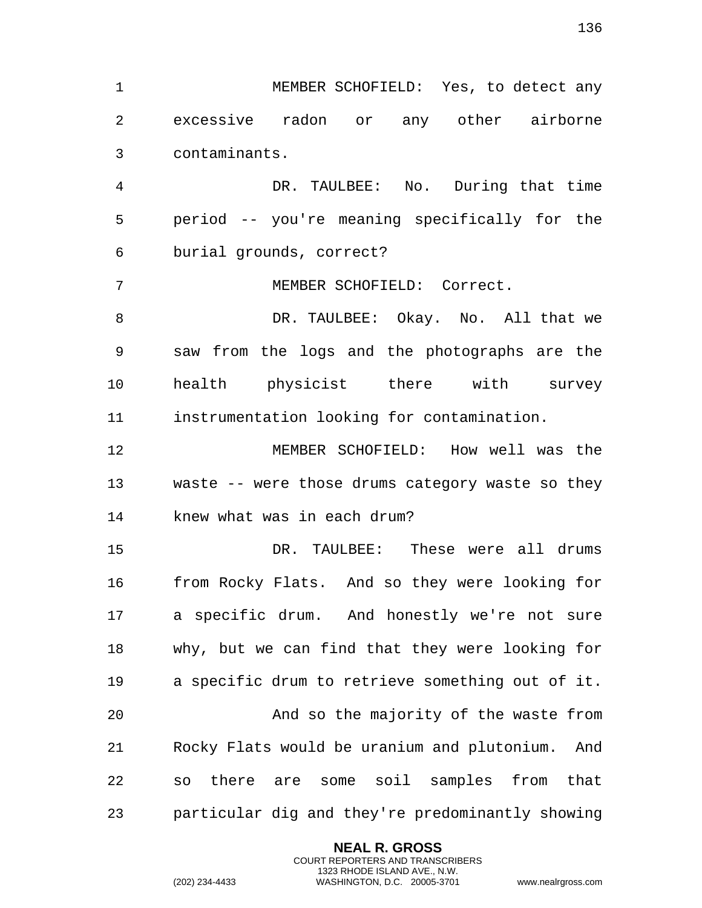MEMBER SCHOFIELD: Yes, to detect any excessive radon or any other airborne contaminants.

DR. TAULBEE: No. During that time period -- you're meaning specifically for the burial grounds, correct?

MEMBER SCHOFIELD: Correct.

DR. TAULBEE: Okay. No. All that we saw from the logs and the photographs are the health physicist there with survey instrumentation looking for contamination.

MEMBER SCHOFIELD: How well was the waste -- were those drums category waste so they knew what was in each drum?

DR. TAULBEE: These were all drums from Rocky Flats. And so they were looking for a specific drum. And honestly we're not sure why, but we can find that they were looking for a specific drum to retrieve something out of it.

And so the majority of the waste from Rocky Flats would be uranium and plutonium. And so there are some soil samples from that particular dig and they're predominantly showing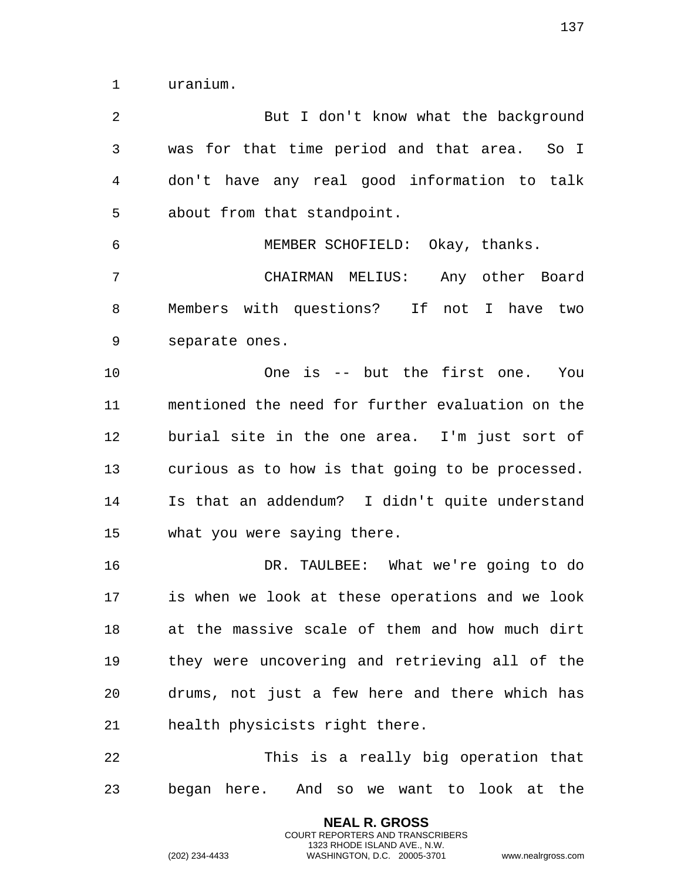uranium.

But I don't know what the background was for that time period and that area. So I don't have any real good information to talk about from that standpoint.

MEMBER SCHOFIELD: Okay, thanks.

CHAIRMAN MELIUS: Any other Board Members with questions? If not I have two separate ones.

One is -- but the first one. You mentioned the need for further evaluation on the burial site in the one area. I'm just sort of curious as to how is that going to be processed. Is that an addendum? I didn't quite understand what you were saying there.

DR. TAULBEE: What we're going to do is when we look at these operations and we look at the massive scale of them and how much dirt they were uncovering and retrieving all of the drums, not just a few here and there which has health physicists right there.

This is a really big operation that began here. And so we want to look at the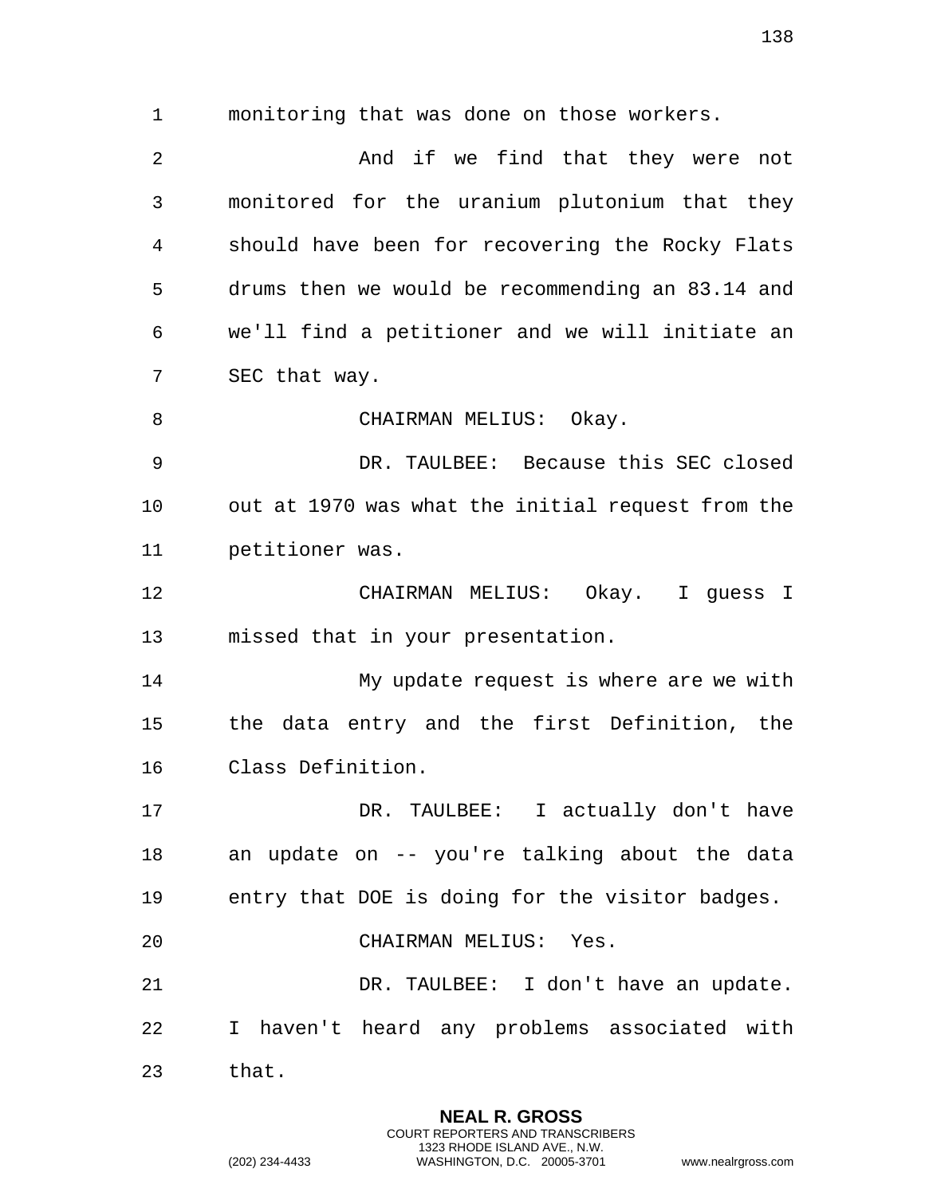monitoring that was done on those workers.

And if we find that they were not monitored for the uranium plutonium that they should have been for recovering the Rocky Flats drums then we would be recommending an 83.14 and we'll find a petitioner and we will initiate an SEC that way.

CHAIRMAN MELIUS: Okay.

DR. TAULBEE: Because this SEC closed out at 1970 was what the initial request from the petitioner was.

CHAIRMAN MELIUS: Okay. I guess I missed that in your presentation.

My update request is where are we with the data entry and the first Definition, the Class Definition.

DR. TAULBEE: I actually don't have an update on -- you're talking about the data entry that DOE is doing for the visitor badges.

CHAIRMAN MELIUS: Yes.

DR. TAULBEE: I don't have an update. I haven't heard any problems associated with that.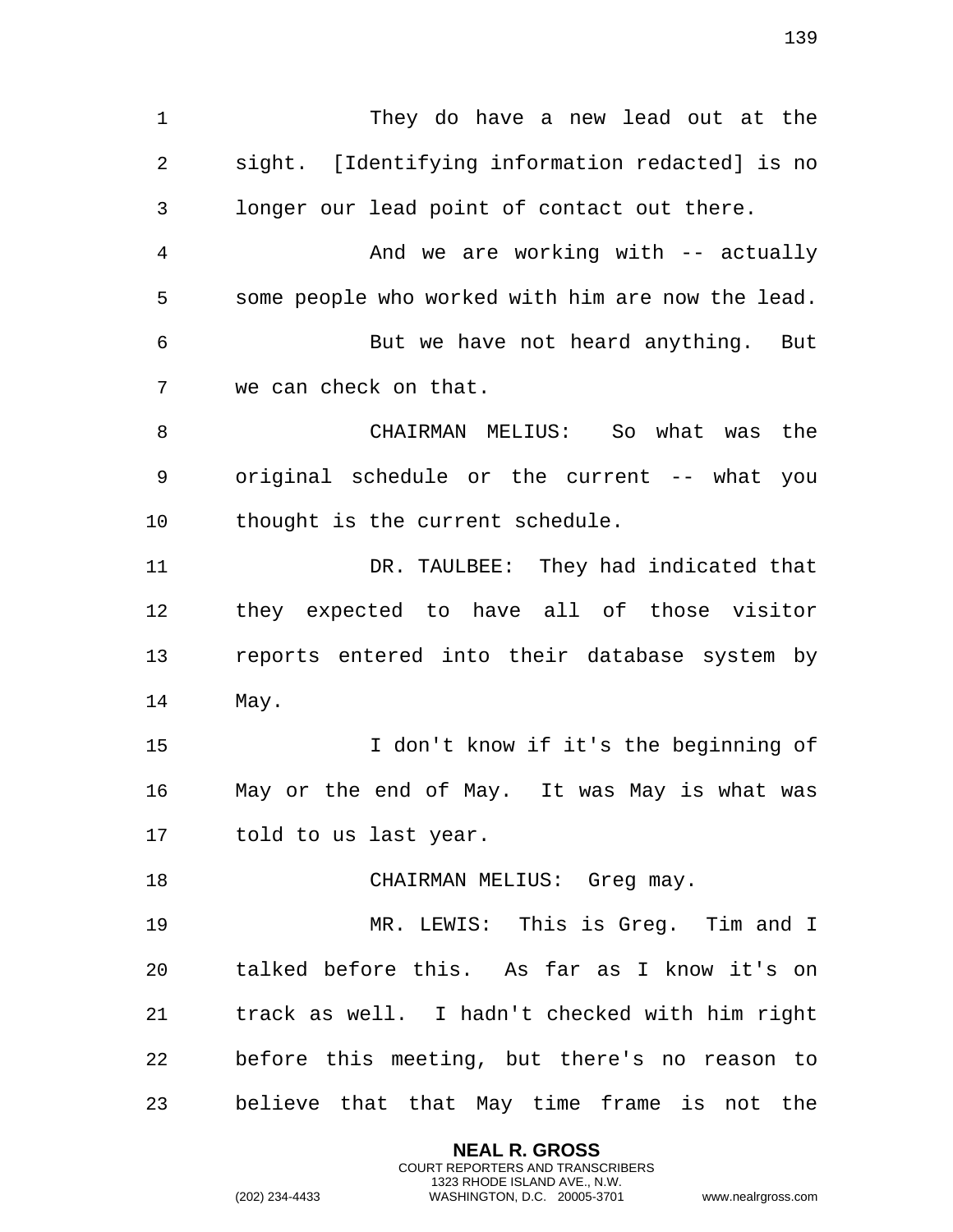They do have a new lead out at the sight. [Identifying information redacted] is no longer our lead point of contact out there.

And we are working with -- actually some people who worked with him are now the lead.

But we have not heard anything. But we can check on that.

CHAIRMAN MELIUS: So what was the original schedule or the current -- what you thought is the current schedule.

DR. TAULBEE: They had indicated that they expected to have all of those visitor reports entered into their database system by May.

I don't know if it's the beginning of May or the end of May. It was May is what was told to us last year.

CHAIRMAN MELIUS: Greg may.

MR. LEWIS: This is Greg. Tim and I talked before this. As far as I know it's on track as well. I hadn't checked with him right before this meeting, but there's no reason to believe that that May time frame is not the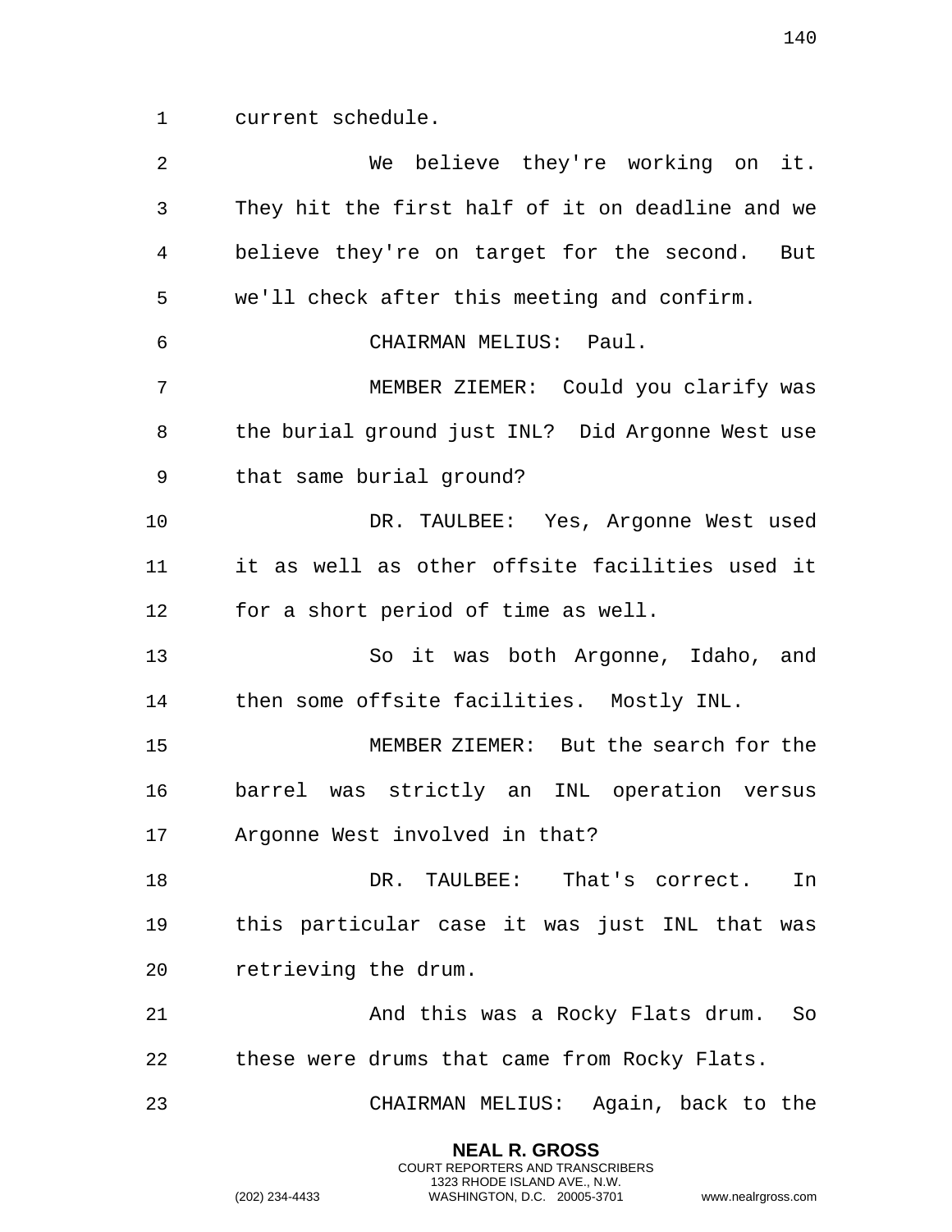current schedule.

We believe they're working on it. They hit the first half of it on deadline and we believe they're on target for the second. But we'll check after this meeting and confirm.

CHAIRMAN MELIUS: Paul.

MEMBER ZIEMER: Could you clarify was the burial ground just INL? Did Argonne West use that same burial ground?

DR. TAULBEE: Yes, Argonne West used it as well as other offsite facilities used it for a short period of time as well.

So it was both Argonne, Idaho, and then some offsite facilities. Mostly INL.

MEMBER ZIEMER: But the search for the barrel was strictly an INL operation versus Argonne West involved in that?

DR. TAULBEE: That's correct. In this particular case it was just INL that was retrieving the drum.

And this was a Rocky Flats drum. So these were drums that came from Rocky Flats.

CHAIRMAN MELIUS: Again, back to the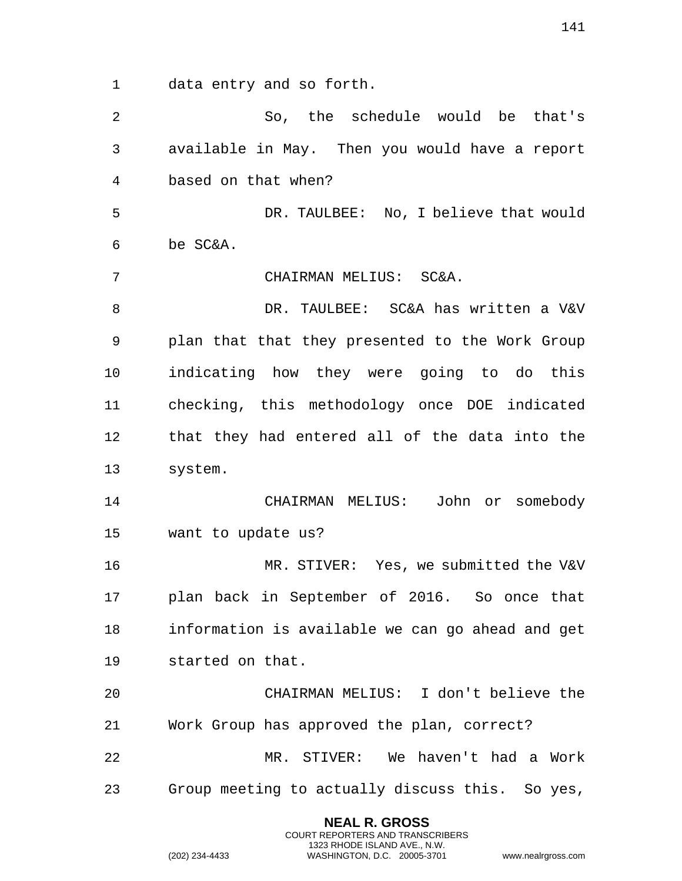data entry and so forth.

So, the schedule would be that's available in May. Then you would have a report based on that when?

DR. TAULBEE: No, I believe that would be SC&A.

CHAIRMAN MELIUS: SC&A.

DR. TAULBEE: SC&A has written a V&V plan that that they presented to the Work Group indicating how they were going to do this checking, this methodology once DOE indicated that they had entered all of the data into the system.

CHAIRMAN MELIUS: John or somebody want to update us?

MR. STIVER: Yes, we submitted the V&V plan back in September of 2016. So once that information is available we can go ahead and get started on that.

CHAIRMAN MELIUS: I don't believe the Work Group has approved the plan, correct?

MR. STIVER: We haven't had a Work Group meeting to actually discuss this. So yes,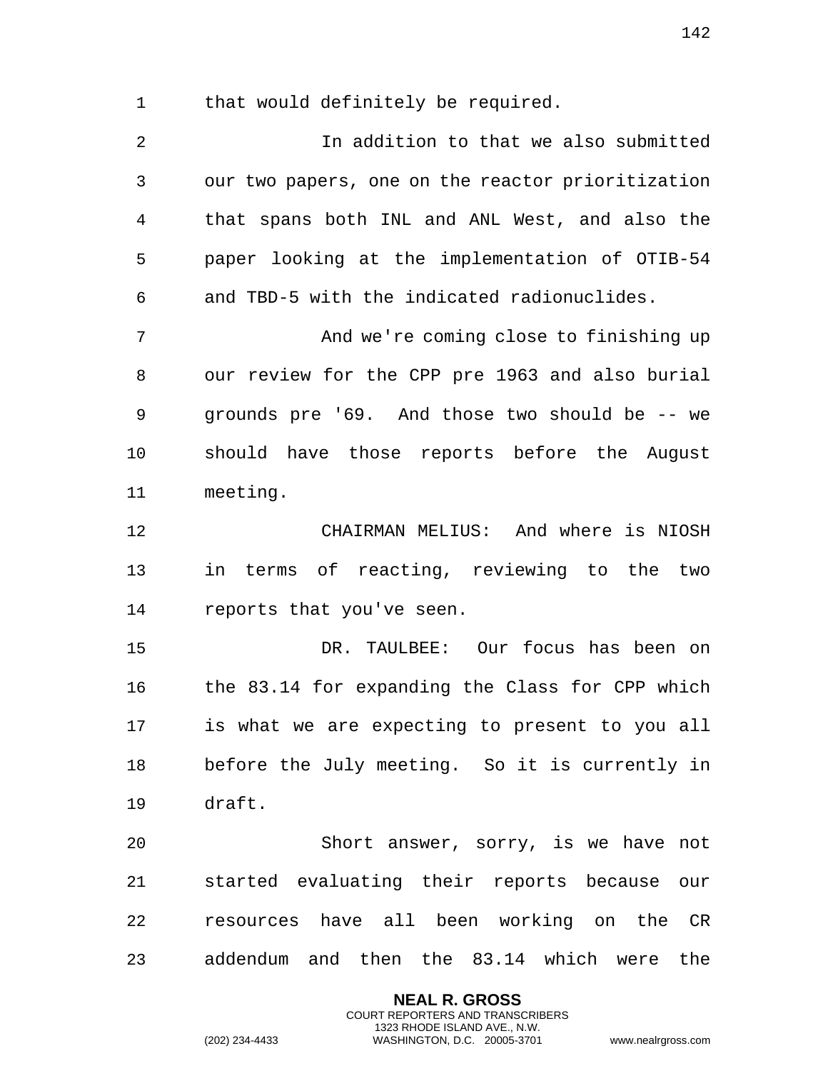that would definitely be required.

In addition to that we also submitted our two papers, one on the reactor prioritization that spans both INL and ANL West, and also the paper looking at the implementation of OTIB-54 and TBD-5 with the indicated radionuclides.

And we're coming close to finishing up our review for the CPP pre 1963 and also burial grounds pre '69. And those two should be -- we should have those reports before the August meeting.

CHAIRMAN MELIUS: And where is NIOSH in terms of reacting, reviewing to the two reports that you've seen.

DR. TAULBEE: Our focus has been on the 83.14 for expanding the Class for CPP which is what we are expecting to present to you all before the July meeting. So it is currently in draft.

Short answer, sorry, is we have not started evaluating their reports because our resources have all been working on the CR addendum and then the 83.14 which were the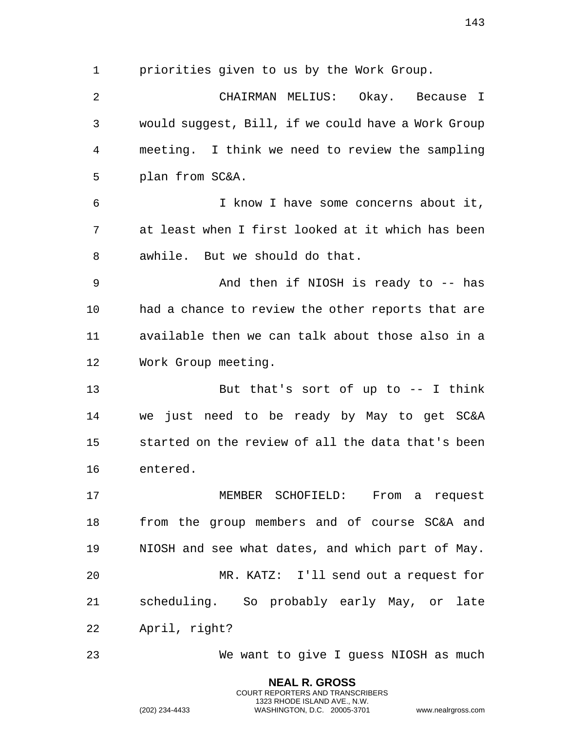priorities given to us by the Work Group.

CHAIRMAN MELIUS: Okay. Because I would suggest, Bill, if we could have a Work Group meeting. I think we need to review the sampling plan from SC&A.

I know I have some concerns about it, at least when I first looked at it which has been awhile. But we should do that.

And then if NIOSH is ready to -- has had a chance to review the other reports that are available then we can talk about those also in a Work Group meeting.

But that's sort of up to -- I think we just need to be ready by May to get SC&A started on the review of all the data that's been entered.

MEMBER SCHOFIELD: From a request from the group members and of course SC&A and NIOSH and see what dates, and which part of May.

MR. KATZ: I'll send out a request for scheduling. So probably early May, or late April, right?

We want to give I guess NIOSH as much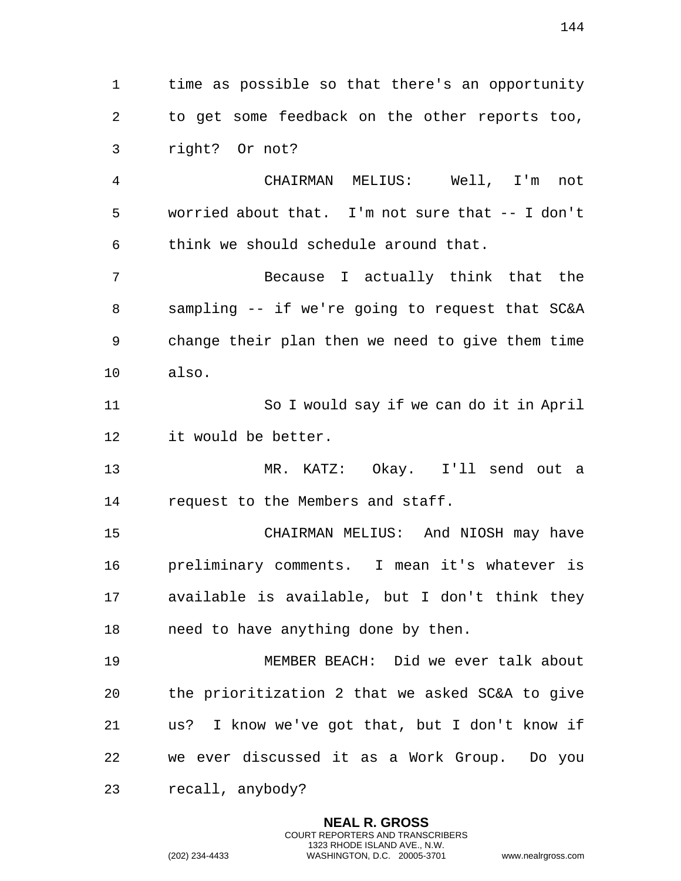time as possible so that there's an opportunity to get some feedback on the other reports too, right? Or not?

CHAIRMAN MELIUS: Well, I'm not worried about that. I'm not sure that -- I don't think we should schedule around that.

Because I actually think that the sampling -- if we're going to request that SC&A change their plan then we need to give them time also.

So I would say if we can do it in April it would be better.

MR. KATZ: Okay. I'll send out a request to the Members and staff.

CHAIRMAN MELIUS: And NIOSH may have preliminary comments. I mean it's whatever is available is available, but I don't think they need to have anything done by then.

MEMBER BEACH: Did we ever talk about the prioritization 2 that we asked SC&A to give us? I know we've got that, but I don't know if we ever discussed it as a Work Group. Do you recall, anybody?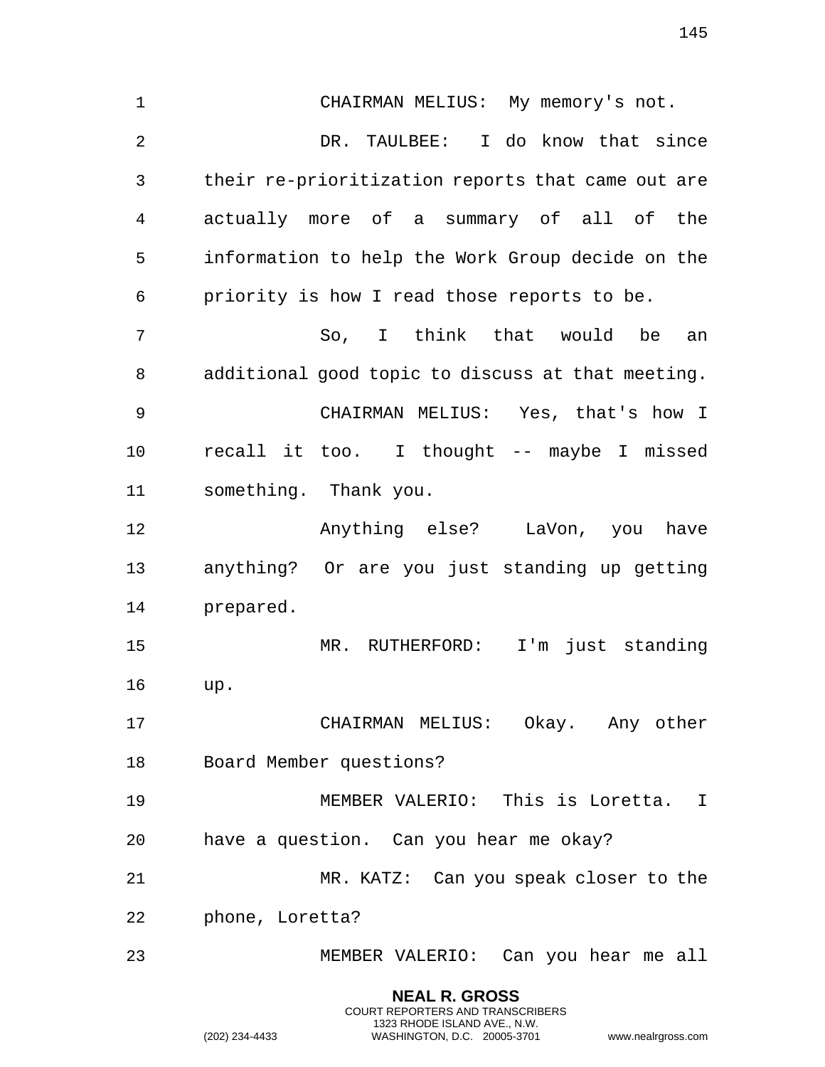CHAIRMAN MELIUS: My memory's not.

DR. TAULBEE: I do know that since their re-prioritization reports that came out are actually more of a summary of all of the information to help the Work Group decide on the priority is how I read those reports to be.

So, I think that would be an additional good topic to discuss at that meeting.

CHAIRMAN MELIUS: Yes, that's how I recall it too. I thought -- maybe I missed something. Thank you.

Anything else? LaVon, you have anything? Or are you just standing up getting prepared.

MR. RUTHERFORD: I'm just standing up.

CHAIRMAN MELIUS: Okay. Any other Board Member questions?

MEMBER VALERIO: This is Loretta. I have a question. Can you hear me okay?

MR. KATZ: Can you speak closer to the phone, Loretta?

MEMBER VALERIO: Can you hear me all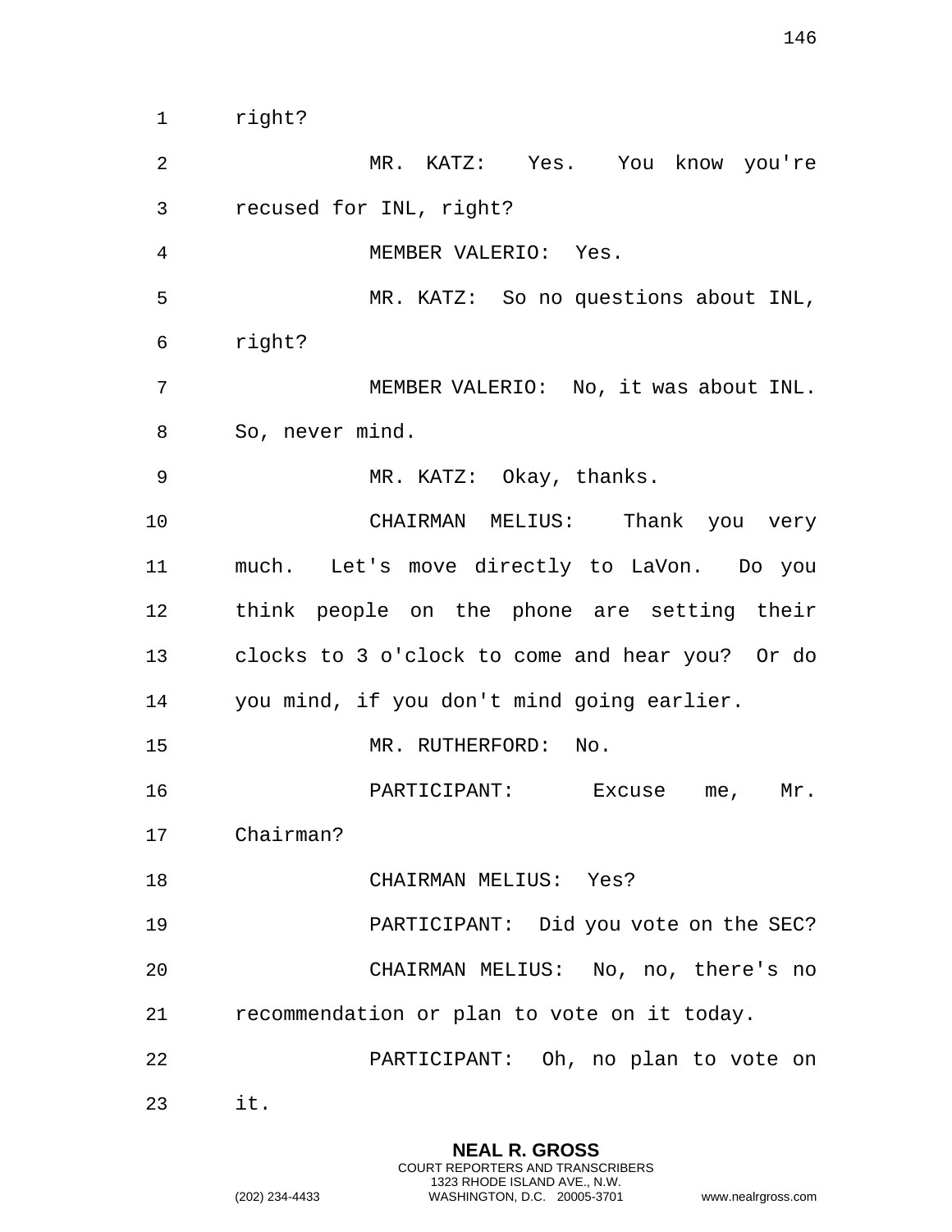right?

MR. KATZ: Yes. You know you're recused for INL, right?

MEMBER VALERIO: Yes.

MR. KATZ: So no questions about INL, right?

MEMBER VALERIO: No, it was about INL. So, never mind.

MR. KATZ: Okay, thanks.

CHAIRMAN MELIUS: Thank you very much. Let's move directly to LaVon. Do you think people on the phone are setting their clocks to 3 o'clock to come and hear you? Or do you mind, if you don't mind going earlier.

MR. RUTHERFORD: No.

PARTICIPANT: Excuse me, Mr. Chairman?

CHAIRMAN MELIUS: Yes?

PARTICIPANT: Did you vote on the SEC?

CHAIRMAN MELIUS: No, no, there's no recommendation or plan to vote on it today.

PARTICIPANT: Oh, no plan to vote on it.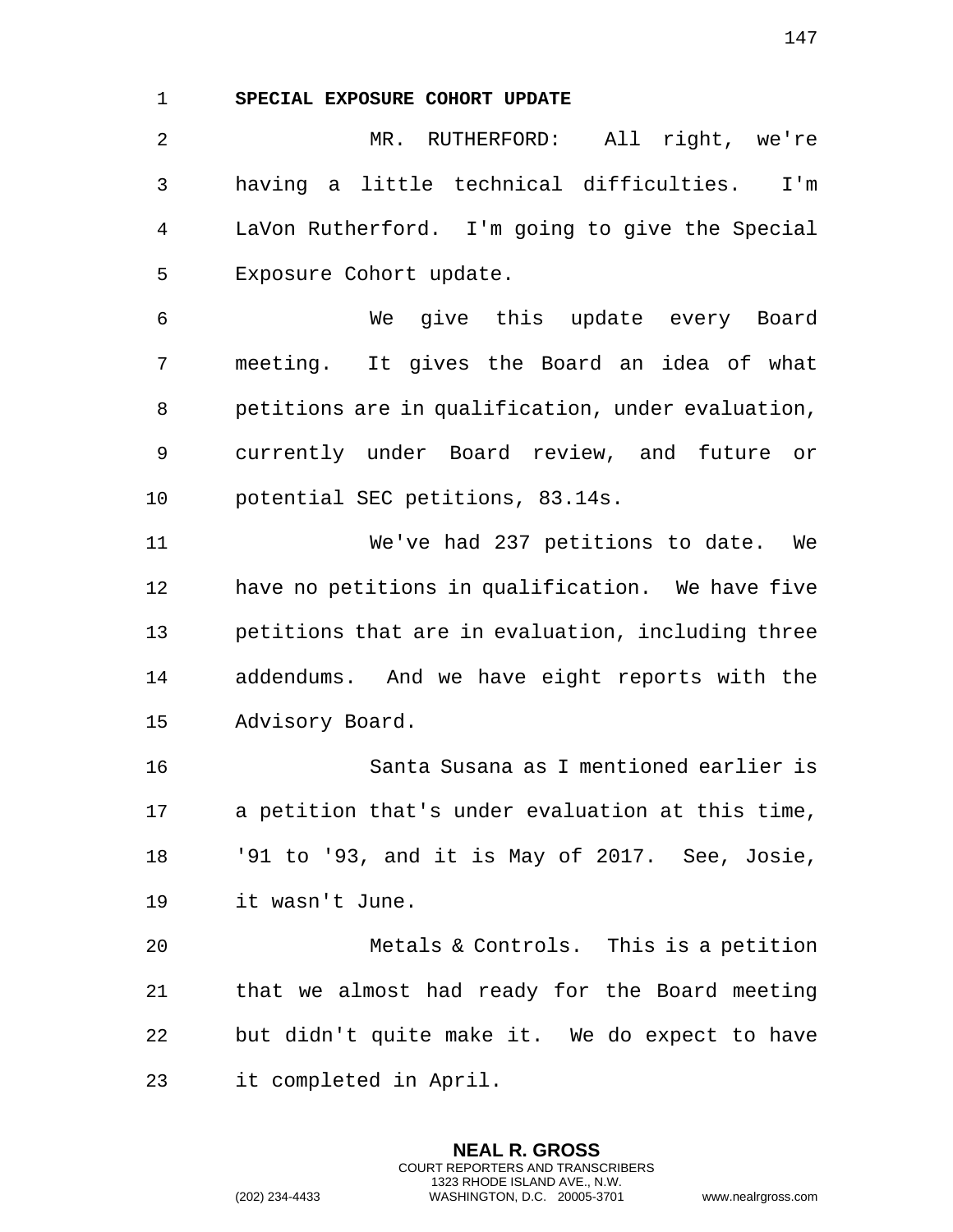**SPECIAL EXPOSURE COHORT UPDATE**

MR. RUTHERFORD: All right, we're having a little technical difficulties. I'm LaVon Rutherford. I'm going to give the Special Exposure Cohort update.

We give this update every Board meeting. It gives the Board an idea of what petitions are in qualification, under evaluation, currently under Board review, and future or potential SEC petitions, 83.14s.

We've had 237 petitions to date. We have no petitions in qualification. We have five petitions that are in evaluation, including three addendums. And we have eight reports with the Advisory Board.

Santa Susana as I mentioned earlier is a petition that's under evaluation at this time, '91 to '93, and it is May of 2017. See, Josie, it wasn't June.

Metals & Controls. This is a petition that we almost had ready for the Board meeting but didn't quite make it. We do expect to have it completed in April.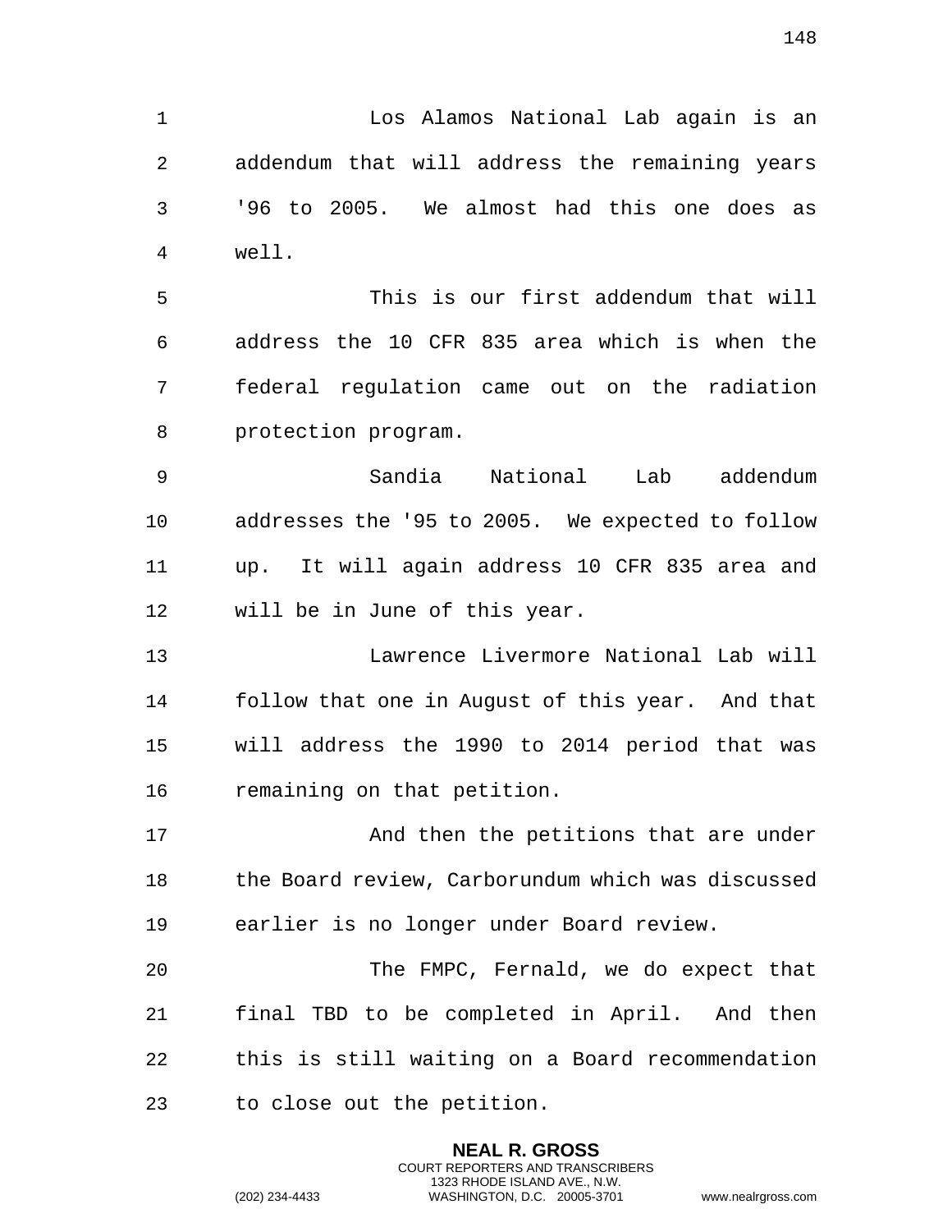Los Alamos National Lab again is an addendum that will address the remaining years '96 to 2005. We almost had this one does as well.

This is our first addendum that will address the 10 CFR 835 area which is when the federal regulation came out on the radiation protection program.

Sandia National Lab addendum addresses the '95 to 2005. We expected to follow up. It will again address 10 CFR 835 area and will be in June of this year.

Lawrence Livermore National Lab will follow that one in August of this year. And that will address the 1990 to 2014 period that was remaining on that petition.

And then the petitions that are under the Board review, Carborundum which was discussed earlier is no longer under Board review.

The FMPC, Fernald, we do expect that final TBD to be completed in April. And then this is still waiting on a Board recommendation to close out the petition.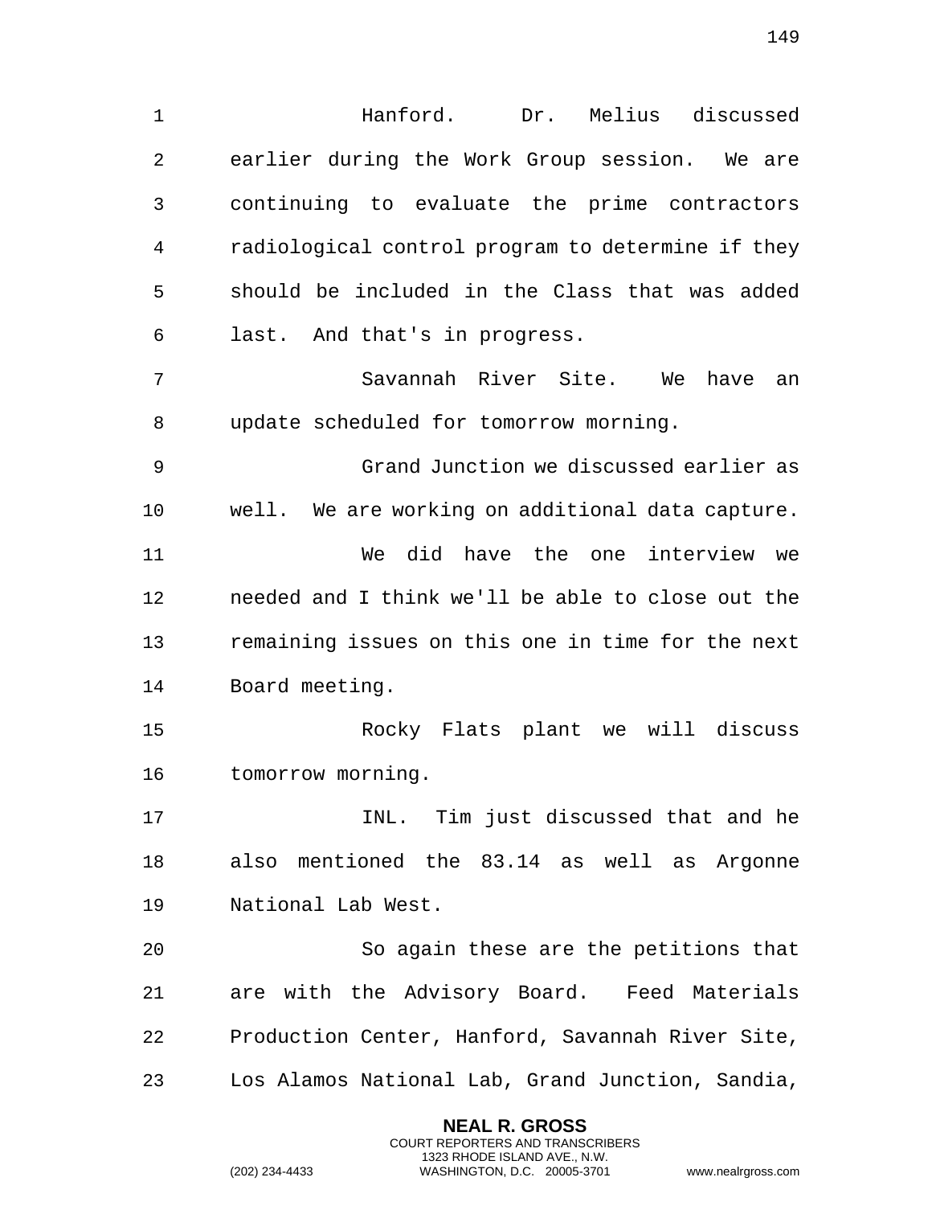Hanford. Dr. Melius discussed earlier during the Work Group session. We are continuing to evaluate the prime contractors radiological control program to determine if they should be included in the Class that was added last. And that's in progress.

Savannah River Site. We have an update scheduled for tomorrow morning.

Grand Junction we discussed earlier as well. We are working on additional data capture.

We did have the one interview we needed and I think we'll be able to close out the remaining issues on this one in time for the next Board meeting.

Rocky Flats plant we will discuss tomorrow morning.

INL. Tim just discussed that and he also mentioned the 83.14 as well as Argonne National Lab West.

So again these are the petitions that are with the Advisory Board. Feed Materials Production Center, Hanford, Savannah River Site, Los Alamos National Lab, Grand Junction, Sandia,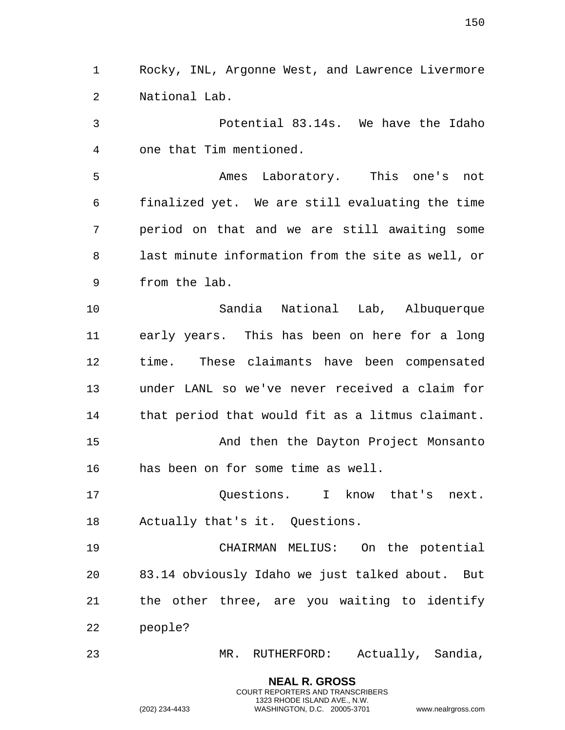Rocky, INL, Argonne West, and Lawrence Livermore National Lab.

Potential 83.14s. We have the Idaho one that Tim mentioned.

Ames Laboratory. This one's not finalized yet. We are still evaluating the time period on that and we are still awaiting some last minute information from the site as well, or from the lab.

Sandia National Lab, Albuquerque early years. This has been on here for a long time. These claimants have been compensated under LANL so we've never received a claim for that period that would fit as a litmus claimant.

And then the Dayton Project Monsanto has been on for some time as well.

Questions. I know that's next. Actually that's it. Questions.

CHAIRMAN MELIUS: On the potential 83.14 obviously Idaho we just talked about. But the other three, are you waiting to identify people?

MR. RUTHERFORD: Actually, Sandia,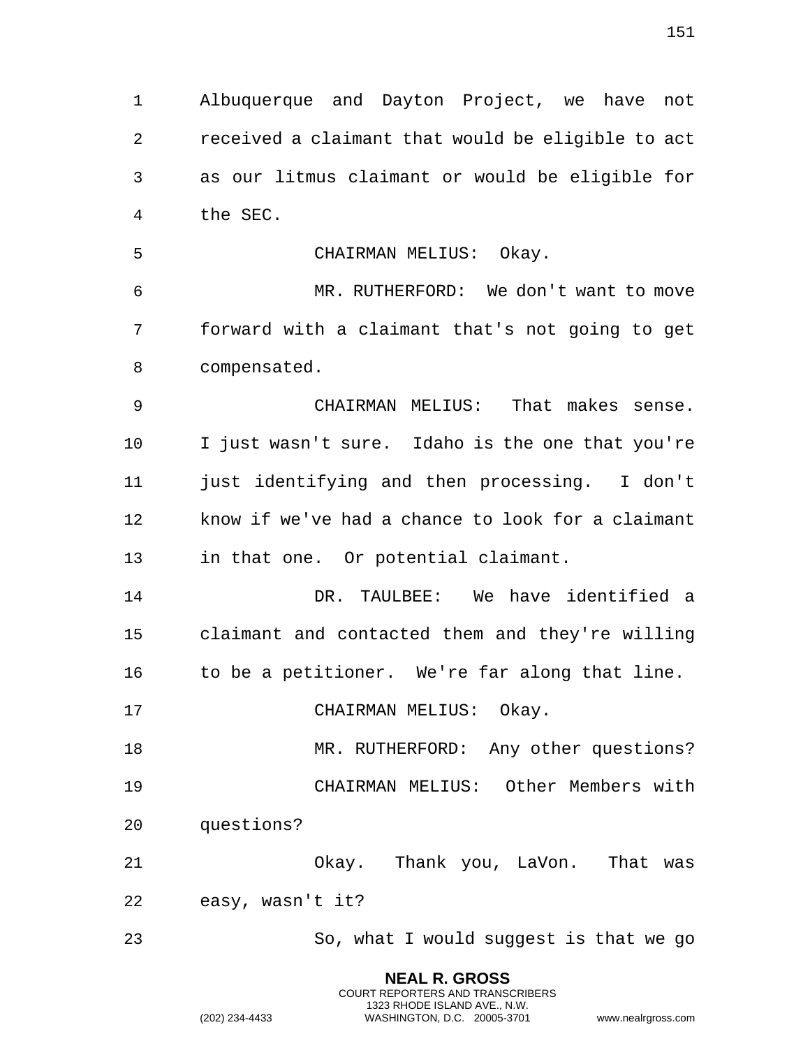Albuquerque and Dayton Project, we have not received a claimant that would be eligible to act as our litmus claimant or would be eligible for the SEC.

CHAIRMAN MELIUS: Okay.

MR. RUTHERFORD: We don't want to move forward with a claimant that's not going to get compensated.

CHAIRMAN MELIUS: That makes sense. I just wasn't sure. Idaho is the one that you're just identifying and then processing. I don't know if we've had a chance to look for a claimant in that one. Or potential claimant.

DR. TAULBEE: We have identified a claimant and contacted them and they're willing to be a petitioner. We're far along that line.

CHAIRMAN MELIUS: Okay.

MR. RUTHERFORD: Any other questions?

CHAIRMAN MELIUS: Other Members with questions?

Okay. Thank you, LaVon. That was easy, wasn't it?

So, what I would suggest is that we go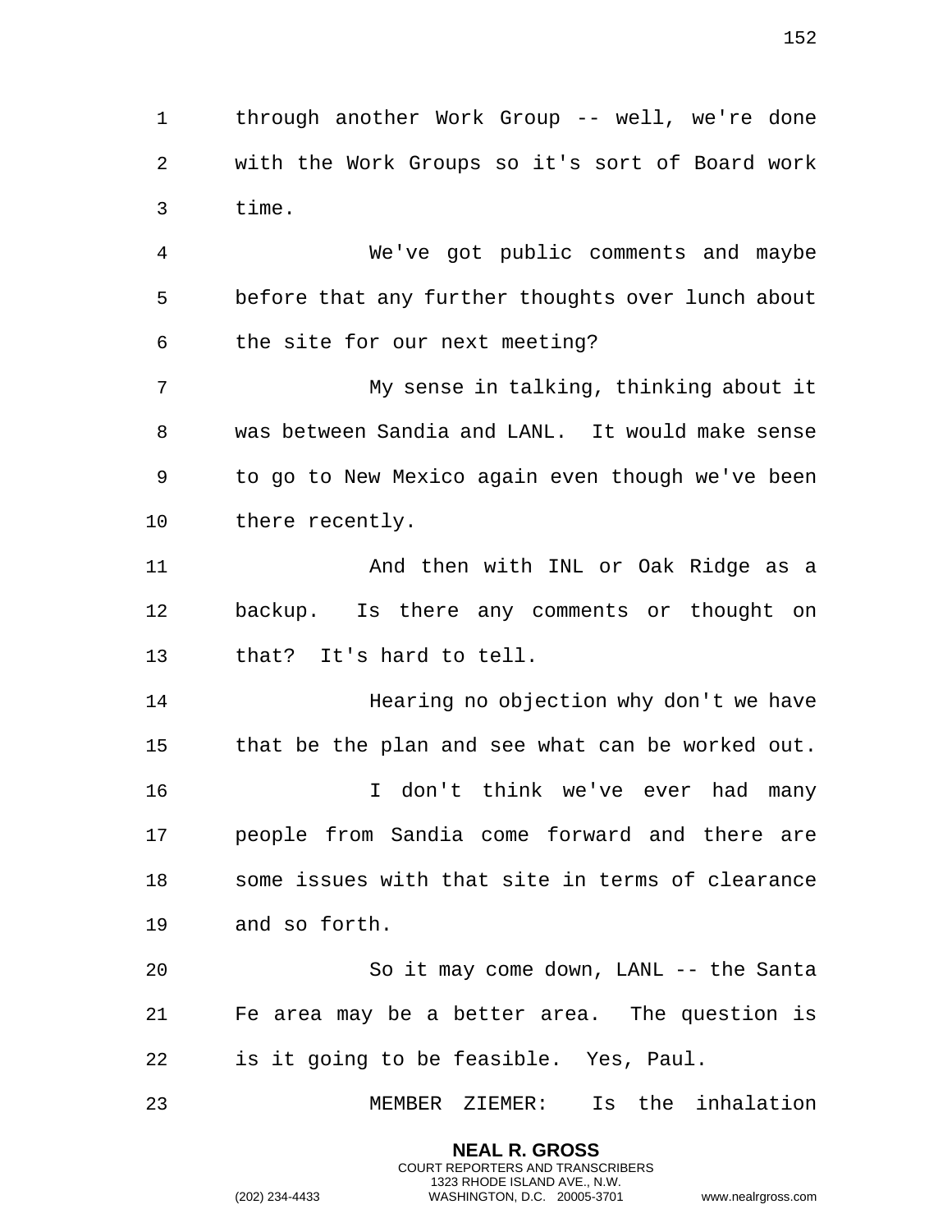through another Work Group -- well, we're done with the Work Groups so it's sort of Board work time.

We've got public comments and maybe before that any further thoughts over lunch about the site for our next meeting?

My sense in talking, thinking about it was between Sandia and LANL. It would make sense to go to New Mexico again even though we've been there recently.

And then with INL or Oak Ridge as a backup. Is there any comments or thought on that? It's hard to tell.

Hearing no objection why don't we have that be the plan and see what can be worked out.

I don't think we've ever had many people from Sandia come forward and there are some issues with that site in terms of clearance and so forth.

So it may come down, LANL -- the Santa Fe area may be a better area. The question is is it going to be feasible. Yes, Paul.

MEMBER ZIEMER: Is the inhalation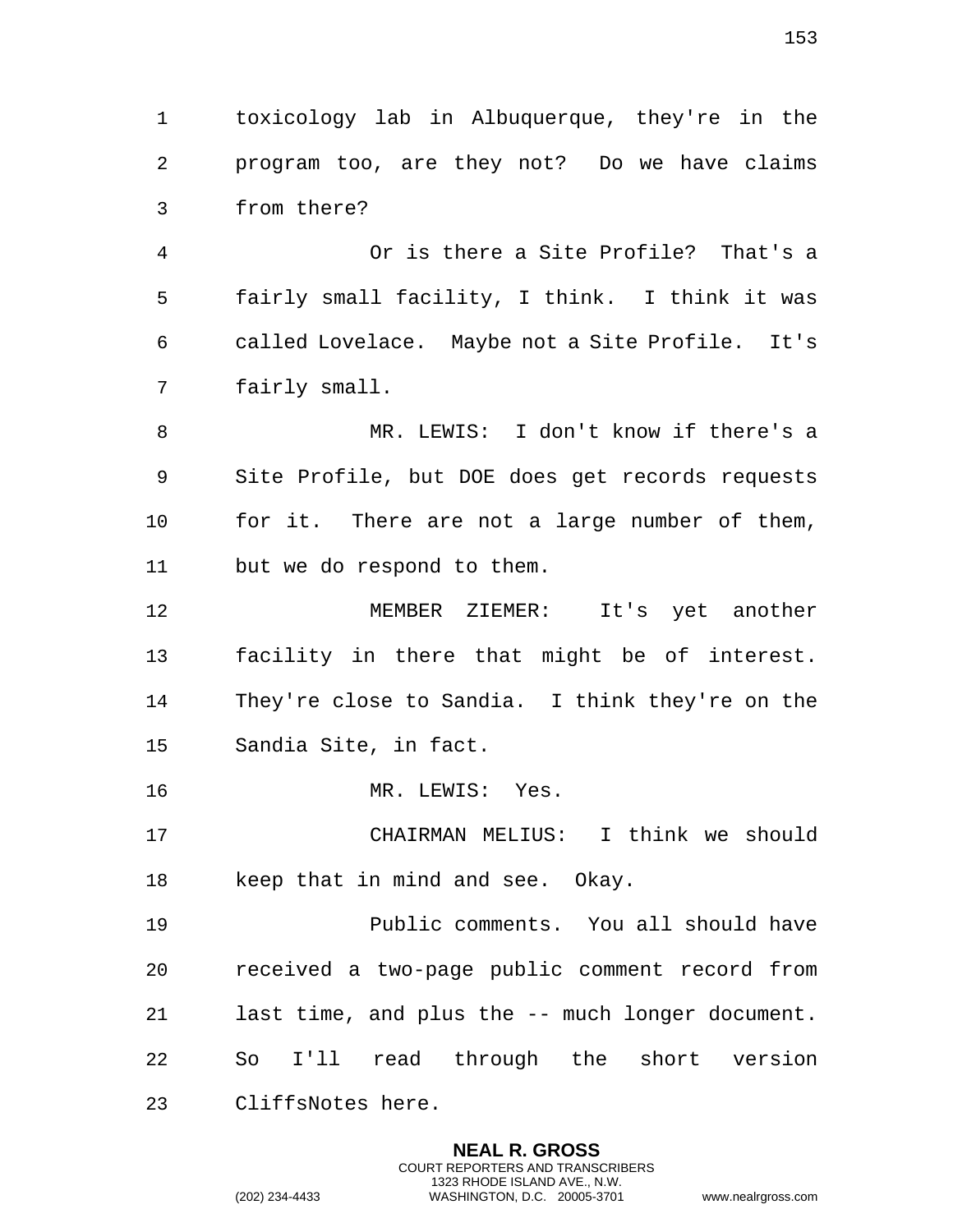toxicology lab in Albuquerque, they're in the program too, are they not? Do we have claims from there?

Or is there a Site Profile? That's a fairly small facility, I think. I think it was called Lovelace. Maybe not a Site Profile. It's fairly small.

MR. LEWIS: I don't know if there's a Site Profile, but DOE does get records requests for it. There are not a large number of them, but we do respond to them.

MEMBER ZIEMER: It's yet another facility in there that might be of interest. They're close to Sandia. I think they're on the Sandia Site, in fact.

MR. LEWIS: Yes.

CHAIRMAN MELIUS: I think we should keep that in mind and see. Okay.

Public comments. You all should have received a two-page public comment record from last time, and plus the -- much longer document. So I'll read through the short version CliffsNotes here.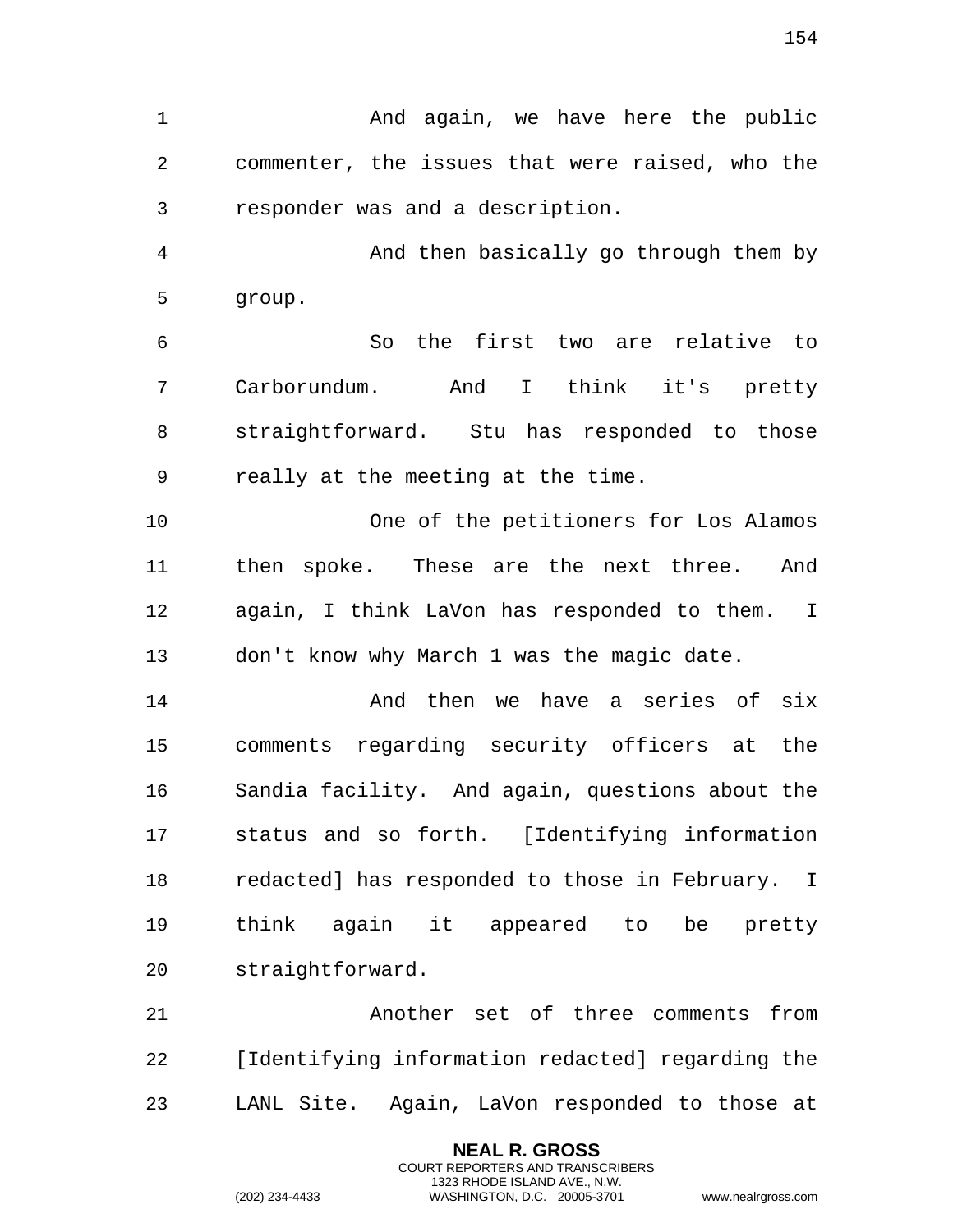And again, we have here the public commenter, the issues that were raised, who the responder was and a description.

And then basically go through them by group.

So the first two are relative to Carborundum. And I think it's pretty straightforward. Stu has responded to those really at the meeting at the time.

One of the petitioners for Los Alamos then spoke. These are the next three. And again, I think LaVon has responded to them. I don't know why March 1 was the magic date.

And then we have a series of six comments regarding security officers at the Sandia facility. And again, questions about the status and so forth. [Identifying information redacted] has responded to those in February. I think again it appeared to be pretty straightforward.

Another set of three comments from [Identifying information redacted] regarding the LANL Site. Again, LaVon responded to those at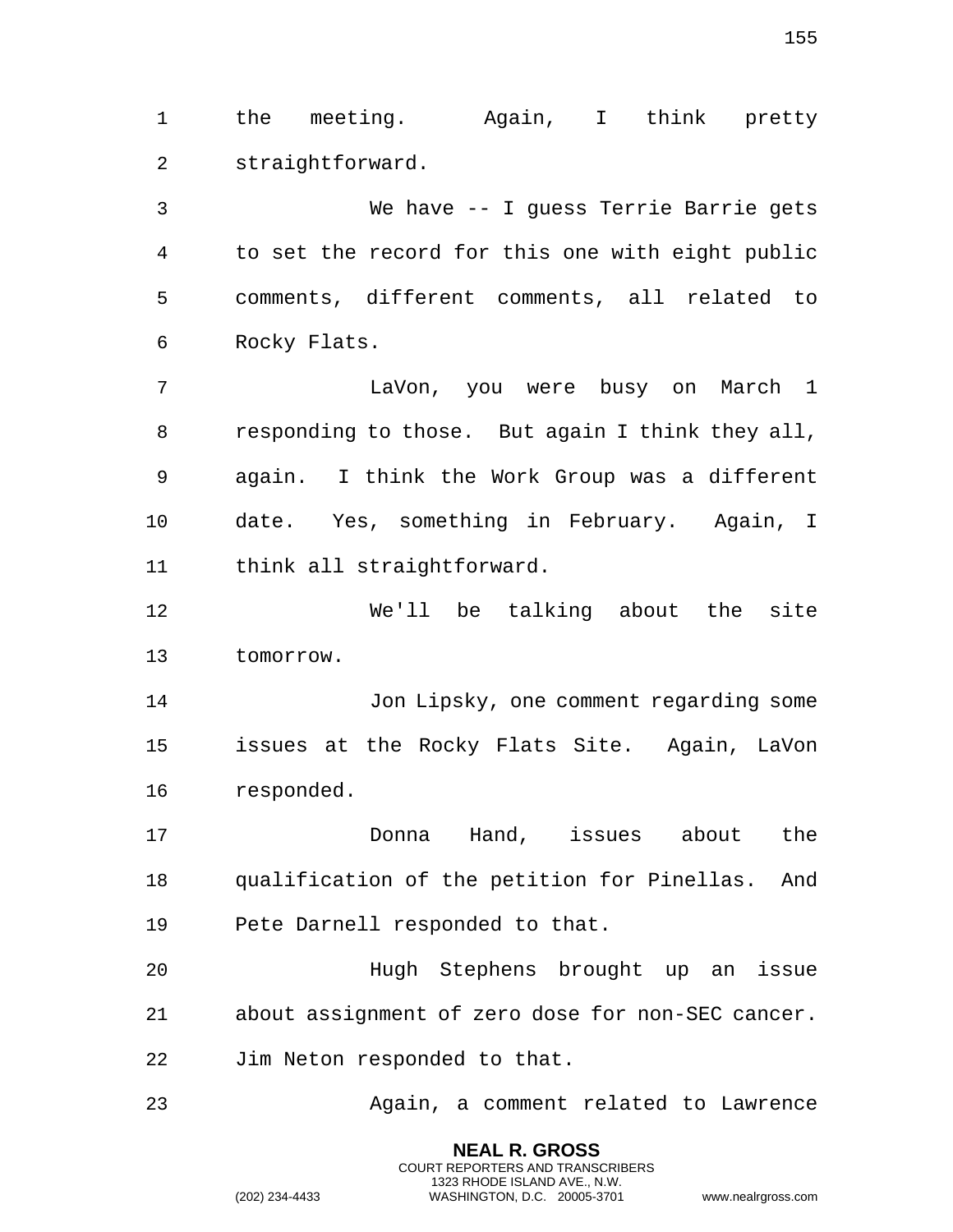the meeting. Again, I think pretty straightforward.

We have -- I guess Terrie Barrie gets to set the record for this one with eight public comments, different comments, all related to Rocky Flats.

LaVon, you were busy on March 1 responding to those. But again I think they all, again. I think the Work Group was a different date. Yes, something in February. Again, I think all straightforward.

We'll be talking about the site tomorrow.

Jon Lipsky, one comment regarding some issues at the Rocky Flats Site. Again, LaVon responded.

Donna Hand, issues about the qualification of the petition for Pinellas. And Pete Darnell responded to that.

Hugh Stephens brought up an issue about assignment of zero dose for non-SEC cancer. Jim Neton responded to that.

Again, a comment related to Lawrence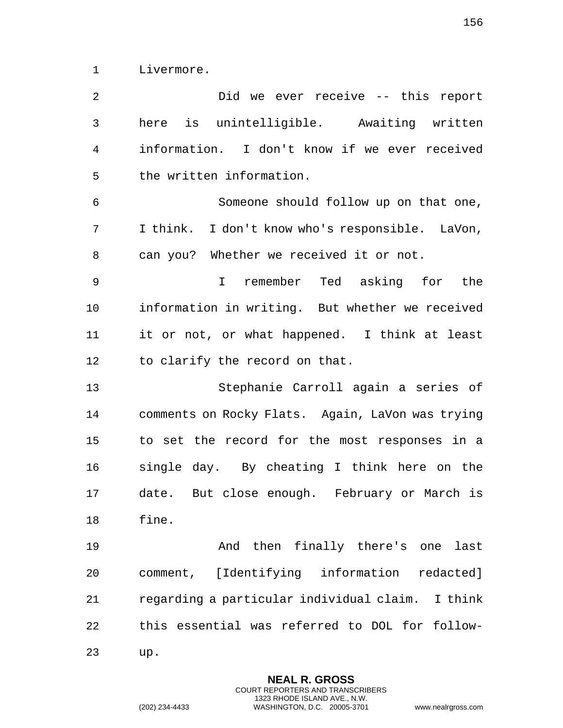Livermore.

Did we ever receive -- this report here is unintelligible. Awaiting written information. I don't know if we ever received the written information.

Someone should follow up on that one, I think. I don't know who's responsible. LaVon, can you? Whether we received it or not.

I remember Ted asking for the information in writing. But whether we received it or not, or what happened. I think at least to clarify the record on that.

Stephanie Carroll again a series of comments on Rocky Flats. Again, LaVon was trying to set the record for the most responses in a single day. By cheating I think here on the date. But close enough. February or March is fine.

And then finally there's one last comment, [Identifying information redacted] regarding a particular individual claim. I think this essential was referred to DOL for follow-up.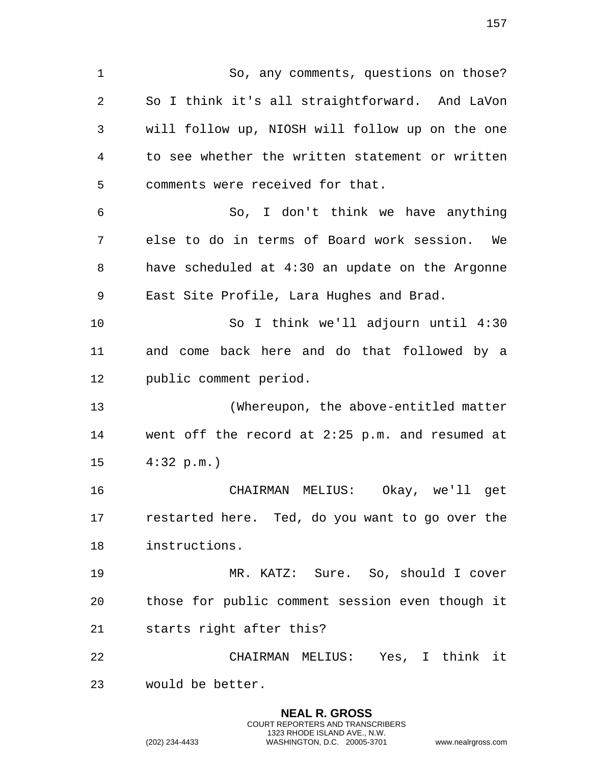So, any comments, questions on those? So I think it's all straightforward. And LaVon will follow up, NIOSH will follow up on the one to see whether the written statement or written comments were received for that.

So, I don't think we have anything else to do in terms of Board work session. We have scheduled at 4:30 an update on the Argonne East Site Profile, Lara Hughes and Brad.

So I think we'll adjourn until 4:30 and come back here and do that followed by a public comment period.

(Whereupon, the above-entitled matter went off the record at 2:25 p.m. and resumed at 4:32 p.m.)

CHAIRMAN MELIUS: Okay, we'll get restarted here. Ted, do you want to go over the instructions.

MR. KATZ: Sure. So, should I cover those for public comment session even though it starts right after this?

CHAIRMAN MELIUS: Yes, I think it would be better.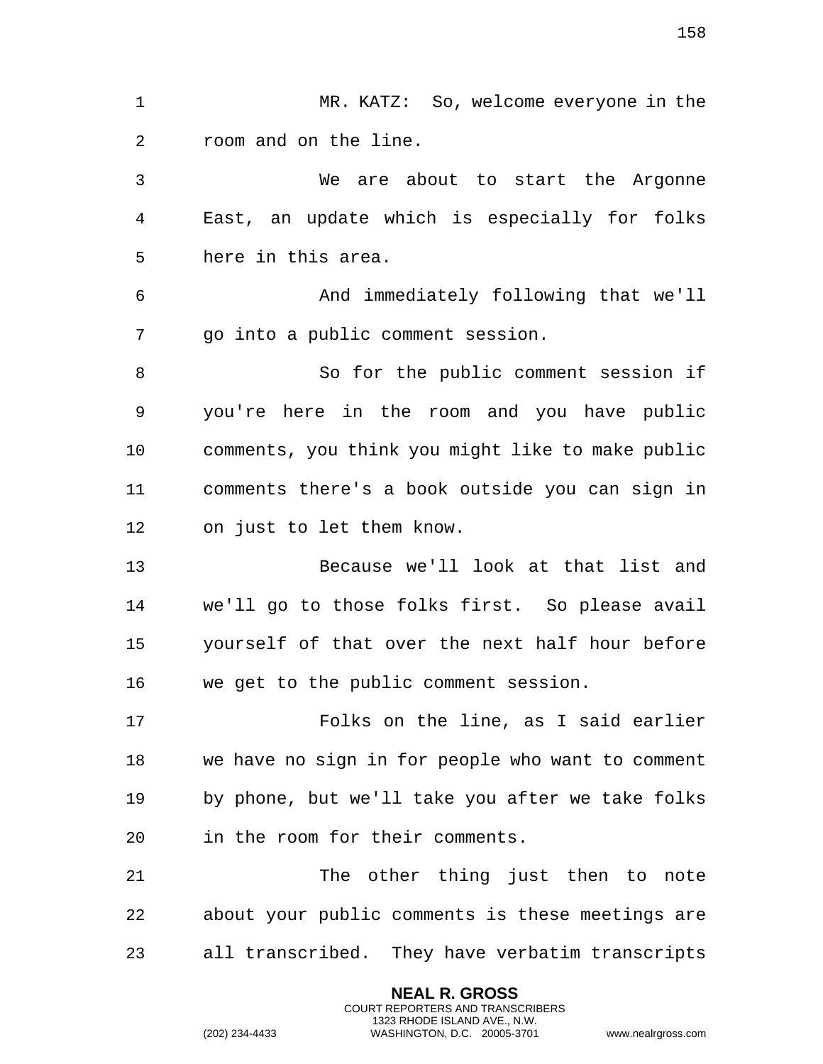MR. KATZ: So, welcome everyone in the room and on the line.

We are about to start the Argonne East, an update which is especially for folks here in this area.

And immediately following that we'll go into a public comment session.

So for the public comment session if you're here in the room and you have public comments, you think you might like to make public comments there's a book outside you can sign in on just to let them know.

Because we'll look at that list and we'll go to those folks first. So please avail yourself of that over the next half hour before we get to the public comment session.

Folks on the line, as I said earlier we have no sign in for people who want to comment by phone, but we'll take you after we take folks in the room for their comments.

The other thing just then to note about your public comments is these meetings are all transcribed. They have verbatim transcripts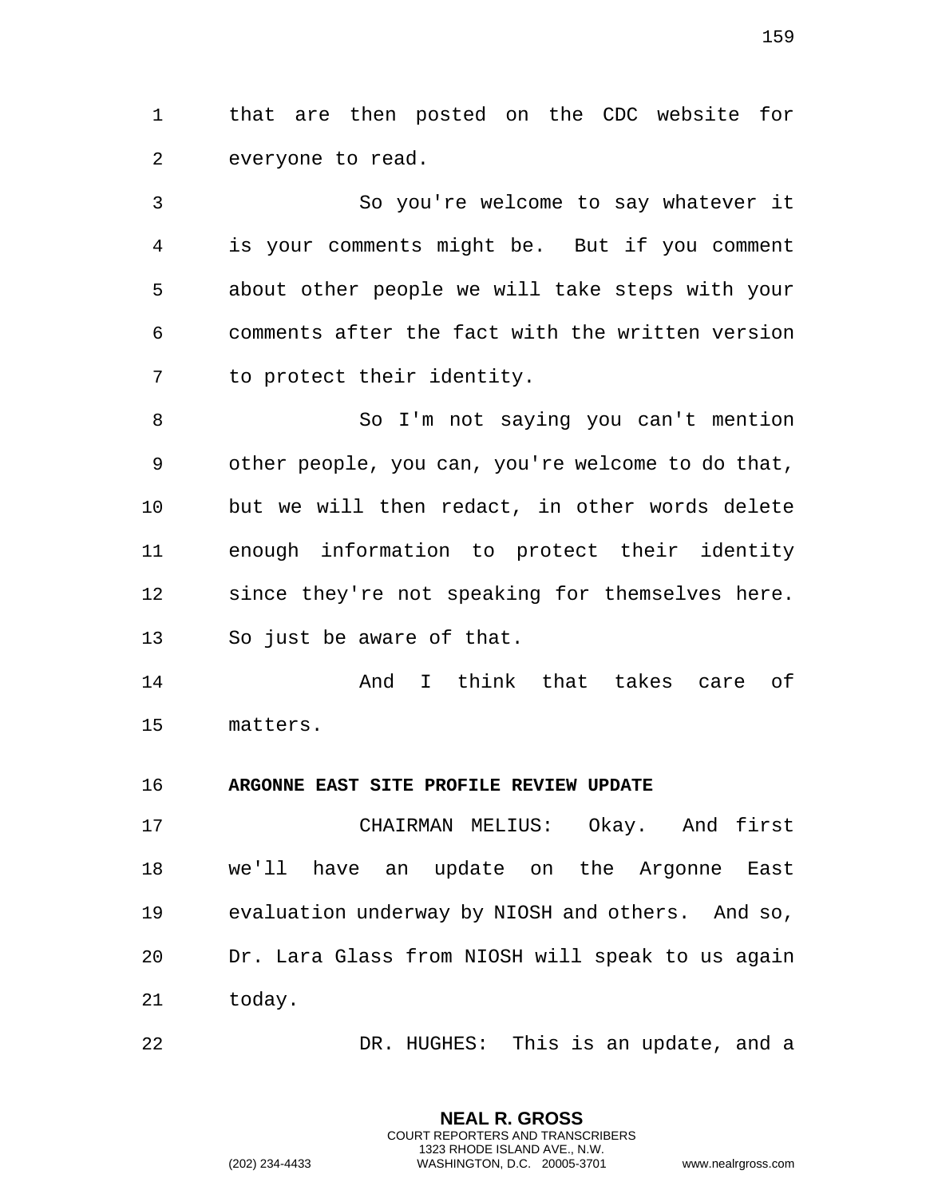that are then posted on the CDC website for everyone to read.

So you're welcome to say whatever it is your comments might be. But if you comment about other people we will take steps with your comments after the fact with the written version to protect their identity.

So I'm not saying you can't mention other people, you can, you're welcome to do that, but we will then redact, in other words delete enough information to protect their identity since they're not speaking for themselves here. So just be aware of that.

And I think that takes care of matters.

**ARGONNE EAST SITE PROFILE REVIEW UPDATE**

CHAIRMAN MELIUS: Okay. And first we'll have an update on the Argonne East evaluation underway by NIOSH and others. And so, Dr. Lara Glass from NIOSH will speak to us again today.

DR. HUGHES: This is an update, and a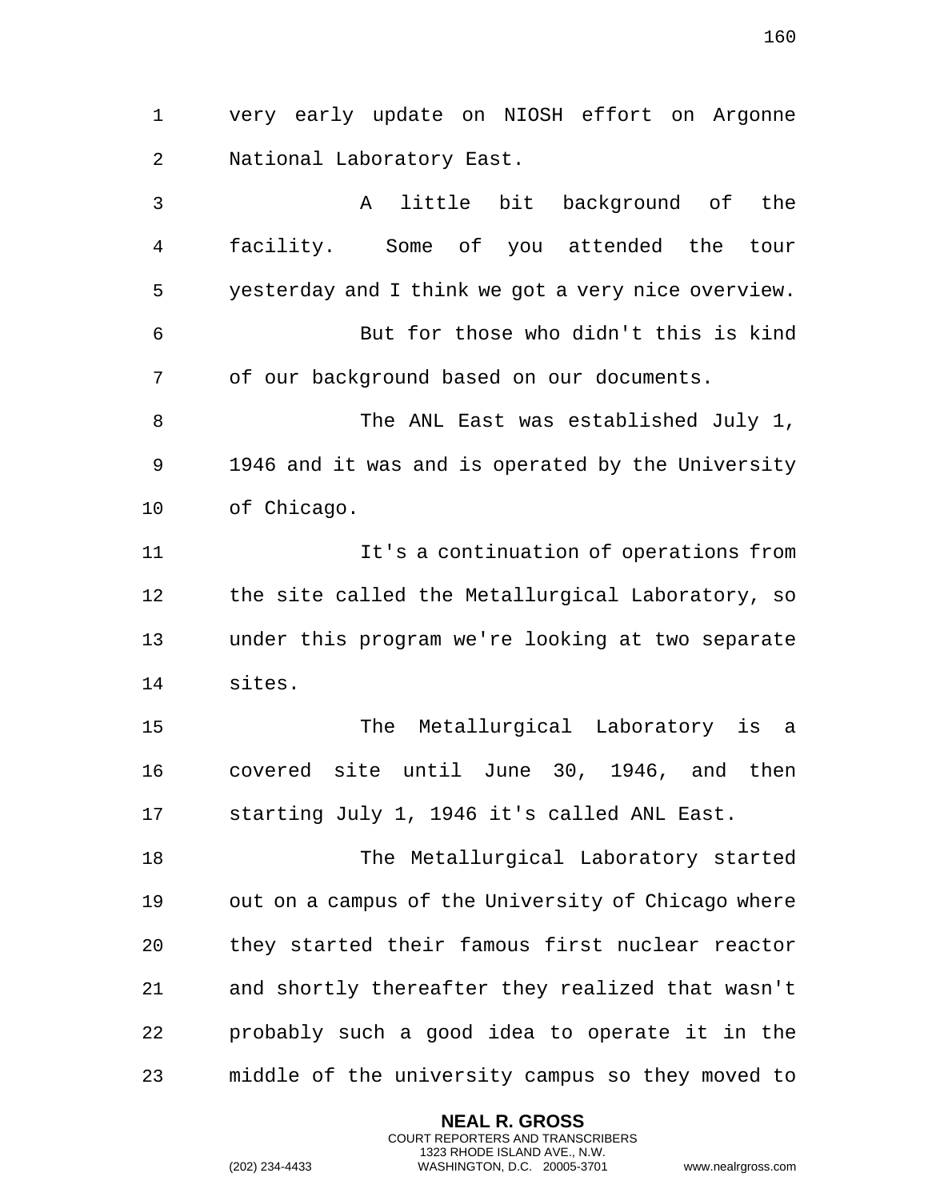very early update on NIOSH effort on Argonne National Laboratory East.

A little bit background of the facility. Some of you attended the tour yesterday and I think we got a very nice overview.

But for those who didn't this is kind of our background based on our documents.

The ANL East was established July 1, 1946 and it was and is operated by the University of Chicago.

It's a continuation of operations from the site called the Metallurgical Laboratory, so under this program we're looking at two separate sites.

The Metallurgical Laboratory is a covered site until June 30, 1946, and then starting July 1, 1946 it's called ANL East.

The Metallurgical Laboratory started out on a campus of the University of Chicago where they started their famous first nuclear reactor and shortly thereafter they realized that wasn't probably such a good idea to operate it in the middle of the university campus so they moved to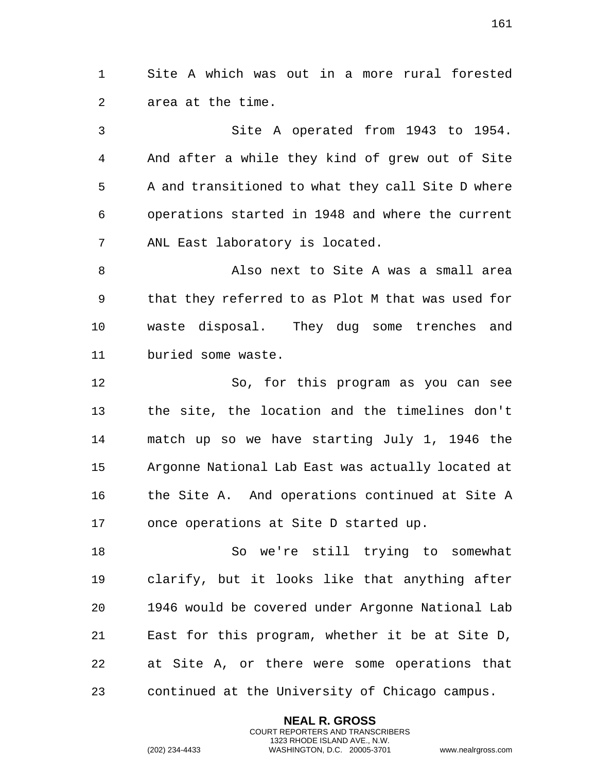Site A which was out in a more rural forested area at the time.

Site A operated from 1943 to 1954. And after a while they kind of grew out of Site A and transitioned to what they call Site D where operations started in 1948 and where the current ANL East laboratory is located.

Also next to Site A was a small area that they referred to as Plot M that was used for waste disposal. They dug some trenches and buried some waste.

So, for this program as you can see the site, the location and the timelines don't match up so we have starting July 1, 1946 the Argonne National Lab East was actually located at the Site A. And operations continued at Site A once operations at Site D started up.

So we're still trying to somewhat clarify, but it looks like that anything after 1946 would be covered under Argonne National Lab East for this program, whether it be at Site D, at Site A, or there were some operations that continued at the University of Chicago campus.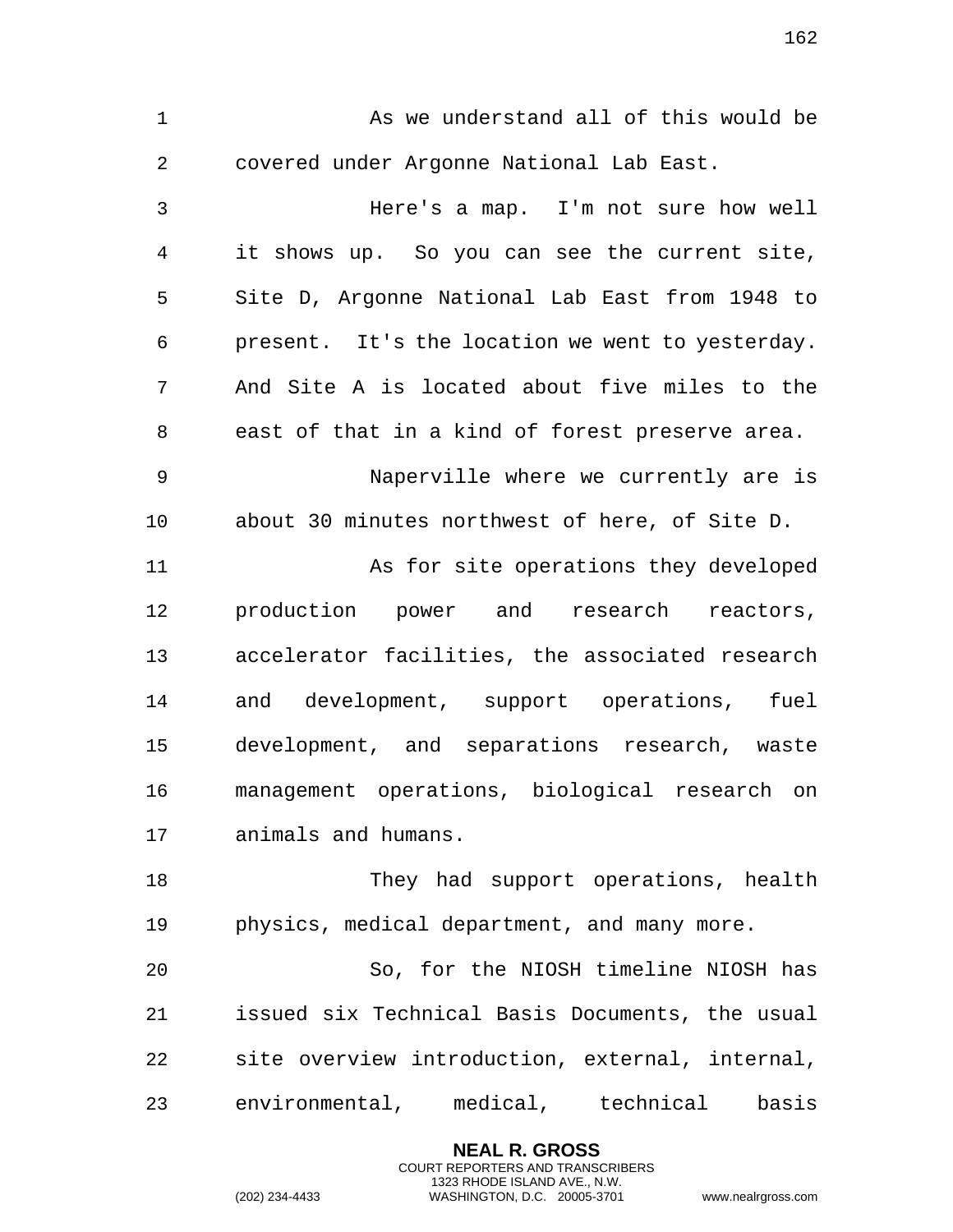As we understand all of this would be covered under Argonne National Lab East.

Here's a map. I'm not sure how well it shows up. So you can see the current site, Site D, Argonne National Lab East from 1948 to present. It's the location we went to yesterday. And Site A is located about five miles to the east of that in a kind of forest preserve area.

Naperville where we currently are is about 30 minutes northwest of here, of Site D.

As for site operations they developed production power and research reactors, accelerator facilities, the associated research and development, support operations, fuel development, and separations research, waste management operations, biological research on animals and humans.

They had support operations, health physics, medical department, and many more.

So, for the NIOSH timeline NIOSH has issued six Technical Basis Documents, the usual site overview introduction, external, internal, environmental, medical, technical basis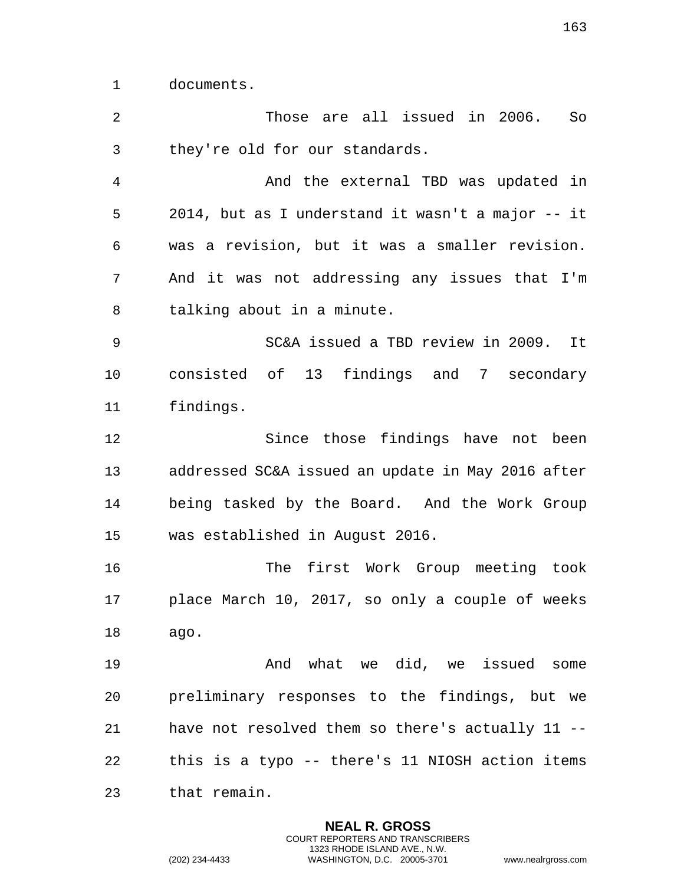documents.

Those are all issued in 2006. So they're old for our standards.

And the external TBD was updated in 2014, but as I understand it wasn't a major -- it was a revision, but it was a smaller revision. And it was not addressing any issues that I'm talking about in a minute.

SC&A issued a TBD review in 2009. It consisted of 13 findings and 7 secondary findings.

Since those findings have not been addressed SC&A issued an update in May 2016 after being tasked by the Board. And the Work Group was established in August 2016.

The first Work Group meeting took place March 10, 2017, so only a couple of weeks ago.

And what we did, we issued some preliminary responses to the findings, but we have not resolved them so there's actually 11 -- this is a typo -- there's 11 NIOSH action items that remain.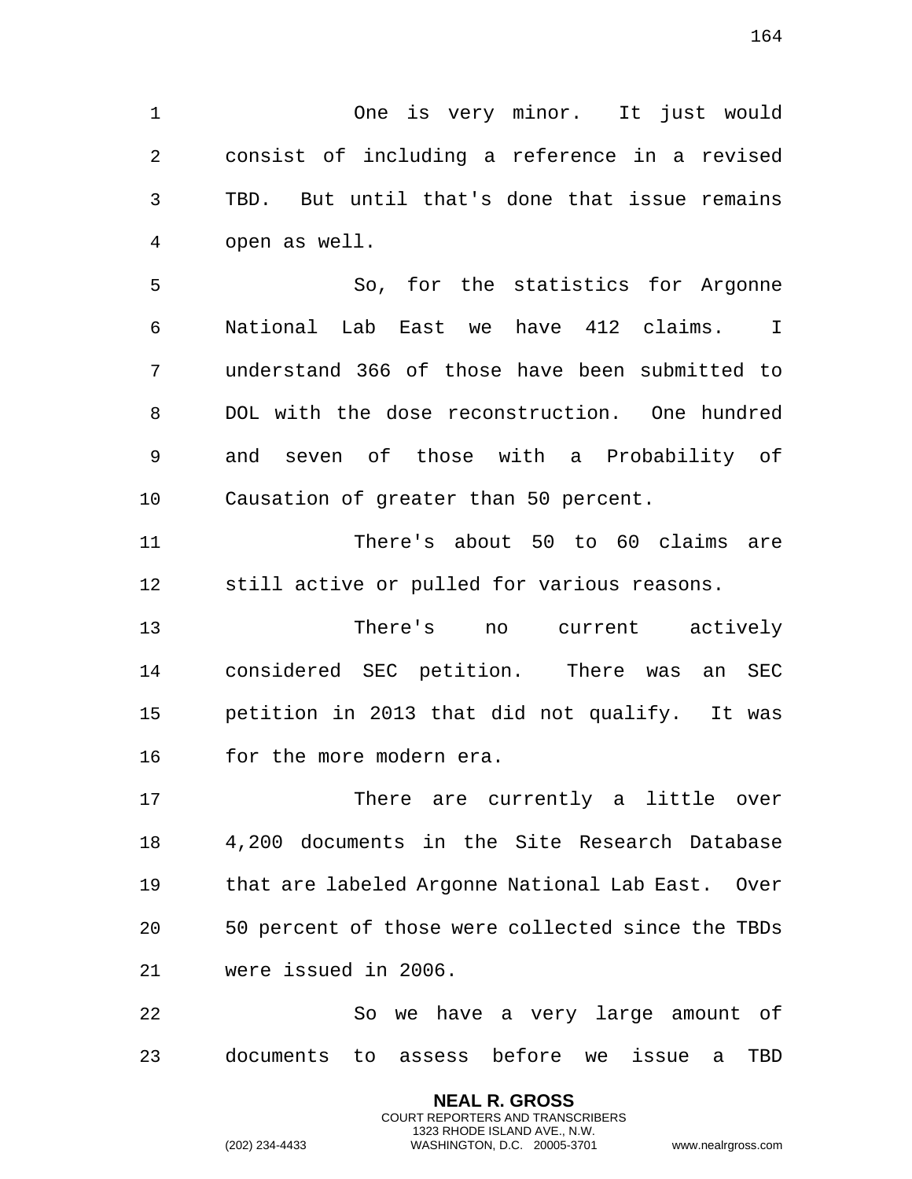One is very minor. It just would consist of including a reference in a revised TBD. But until that's done that issue remains open as well.

So, for the statistics for Argonne National Lab East we have 412 claims. I understand 366 of those have been submitted to DOL with the dose reconstruction. One hundred and seven of those with a Probability of Causation of greater than 50 percent.

There's about 50 to 60 claims are still active or pulled for various reasons.

There's no current actively considered SEC petition. There was an SEC petition in 2013 that did not qualify. It was for the more modern era.

There are currently a little over 4,200 documents in the Site Research Database that are labeled Argonne National Lab East. Over 50 percent of those were collected since the TBDs were issued in 2006.

So we have a very large amount of documents to assess before we issue a TBD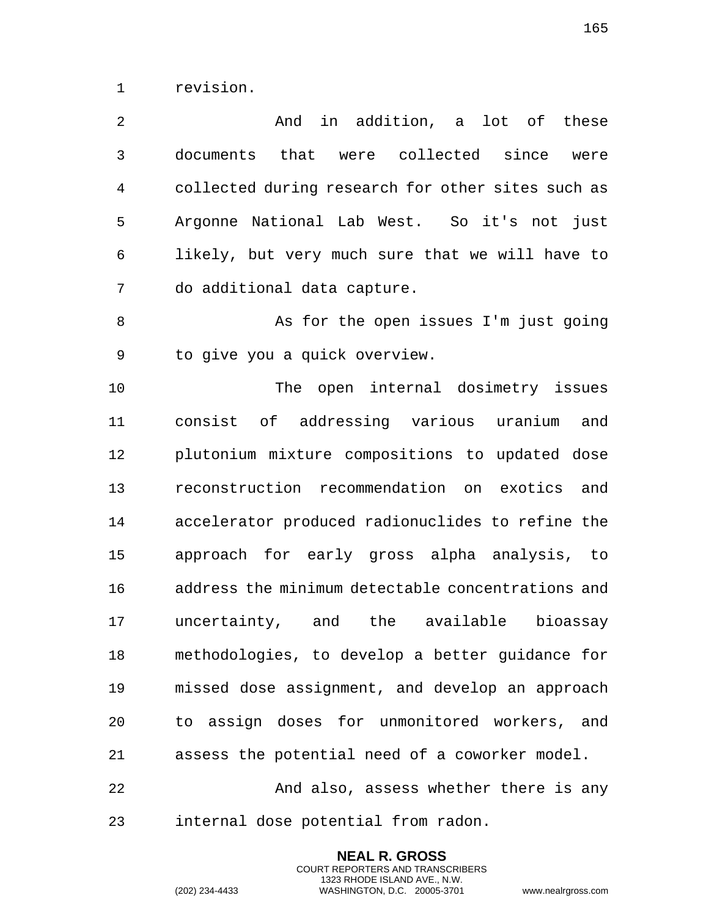revision.

And in addition, a lot of these documents that were collected since were collected during research for other sites such as Argonne National Lab West. So it's not just likely, but very much sure that we will have to do additional data capture.

As for the open issues I'm just going to give you a quick overview.

The open internal dosimetry issues consist of addressing various uranium and plutonium mixture compositions to updated dose reconstruction recommendation on exotics and accelerator produced radionuclides to refine the approach for early gross alpha analysis, to address the minimum detectable concentrations and uncertainty, and the available bioassay methodologies, to develop a better guidance for missed dose assignment, and develop an approach to assign doses for unmonitored workers, and assess the potential need of a coworker model.

And also, assess whether there is any internal dose potential from radon.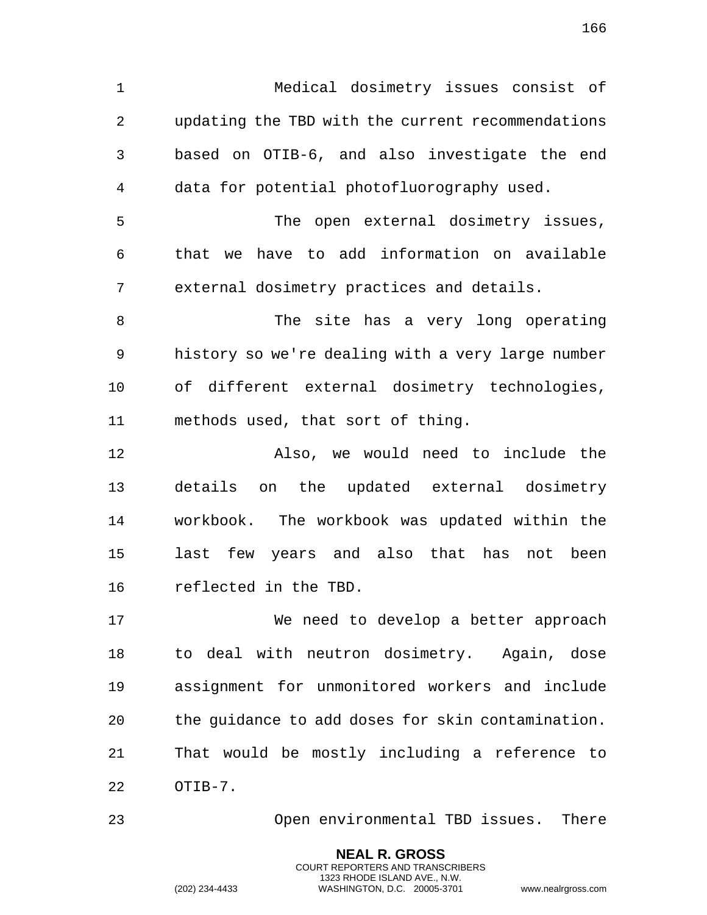Medical dosimetry issues consist of updating the TBD with the current recommendations based on OTIB-6, and also investigate the end data for potential photofluorography used.

The open external dosimetry issues, that we have to add information on available external dosimetry practices and details.

The site has a very long operating history so we're dealing with a very large number of different external dosimetry technologies, methods used, that sort of thing.

Also, we would need to include the details on the updated external dosimetry workbook. The workbook was updated within the last few years and also that has not been reflected in the TBD.

We need to develop a better approach to deal with neutron dosimetry. Again, dose assignment for unmonitored workers and include the guidance to add doses for skin contamination. That would be mostly including a reference to OTIB-7.

Open environmental TBD issues. There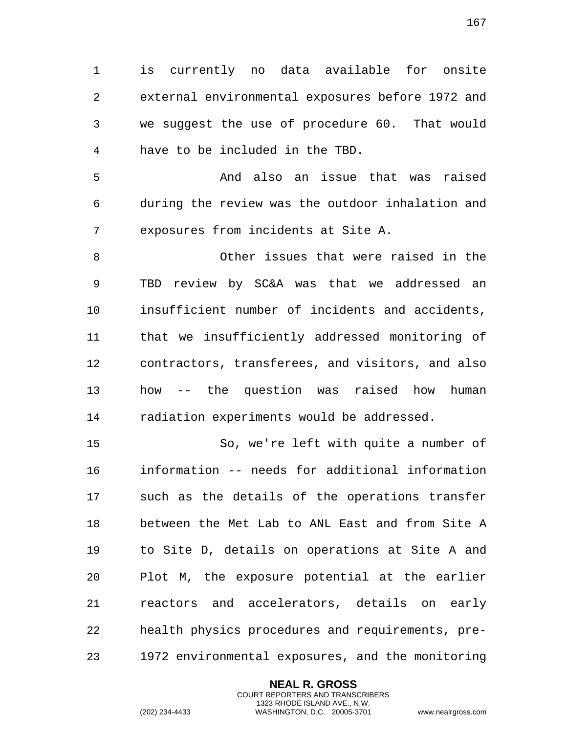is currently no data available for onsite external environmental exposures before 1972 and we suggest the use of procedure 60. That would have to be included in the TBD.

And also an issue that was raised during the review was the outdoor inhalation and exposures from incidents at Site A.

Other issues that were raised in the TBD review by SC&A was that we addressed an insufficient number of incidents and accidents, that we insufficiently addressed monitoring of contractors, transferees, and visitors, and also how -- the question was raised how human radiation experiments would be addressed.

So, we're left with quite a number of information -- needs for additional information such as the details of the operations transfer between the Met Lab to ANL East and from Site A to Site D, details on operations at Site A and Plot M, the exposure potential at the earlier reactors and accelerators, details on early health physics procedures and requirements, pre-1972 environmental exposures, and the monitoring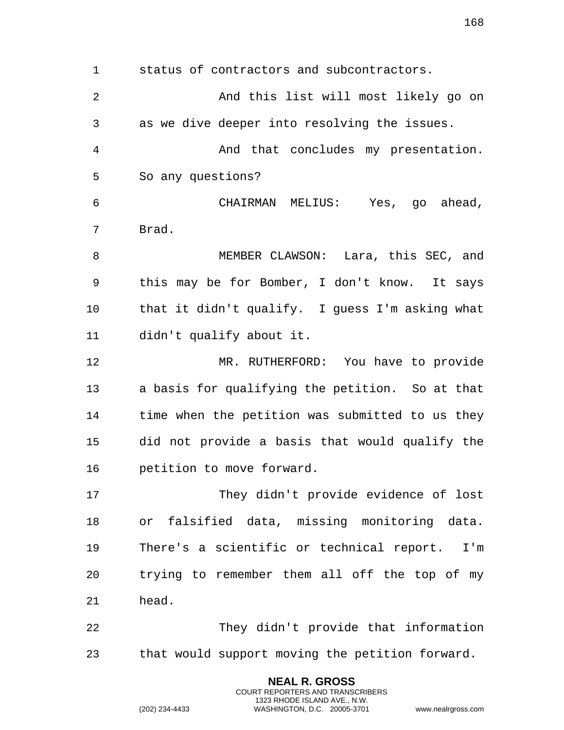status of contractors and subcontractors.

And this list will most likely go on as we dive deeper into resolving the issues.

And that concludes my presentation. So any questions?

CHAIRMAN MELIUS: Yes, go ahead, Brad.

MEMBER CLAWSON: Lara, this SEC, and this may be for Bomber, I don't know. It says that it didn't qualify. I guess I'm asking what didn't qualify about it.

MR. RUTHERFORD: You have to provide a basis for qualifying the petition. So at that time when the petition was submitted to us they did not provide a basis that would qualify the petition to move forward.

They didn't provide evidence of lost or falsified data, missing monitoring data. There's a scientific or technical report. I'm trying to remember them all off the top of my head.

They didn't provide that information that would support moving the petition forward.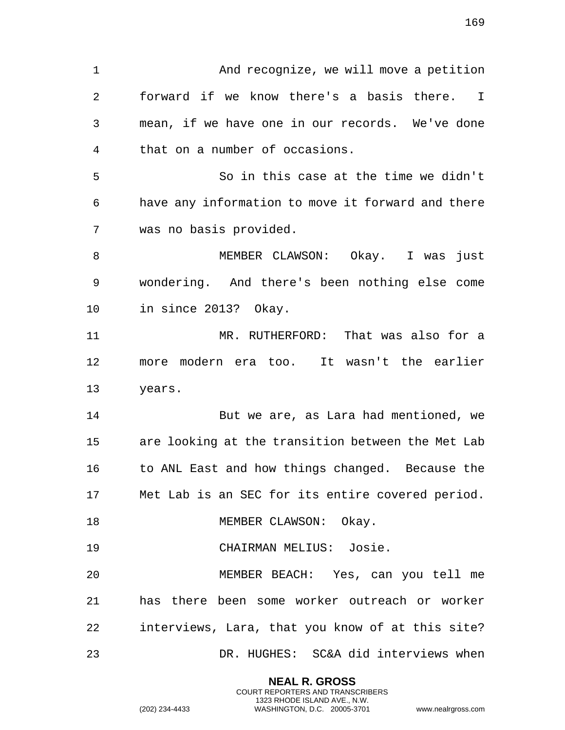And recognize, we will move a petition forward if we know there's a basis there. I mean, if we have one in our records. We've done that on a number of occasions.

So in this case at the time we didn't have any information to move it forward and there was no basis provided.

MEMBER CLAWSON: Okay. I was just wondering. And there's been nothing else come in since 2013? Okay.

MR. RUTHERFORD: That was also for a more modern era too. It wasn't the earlier years.

But we are, as Lara had mentioned, we are looking at the transition between the Met Lab to ANL East and how things changed. Because the Met Lab is an SEC for its entire covered period.

MEMBER CLAWSON: Okay.

CHAIRMAN MELIUS: Josie.

MEMBER BEACH: Yes, can you tell me has there been some worker outreach or worker interviews, Lara, that you know of at this site?

DR. HUGHES: SC&A did interviews when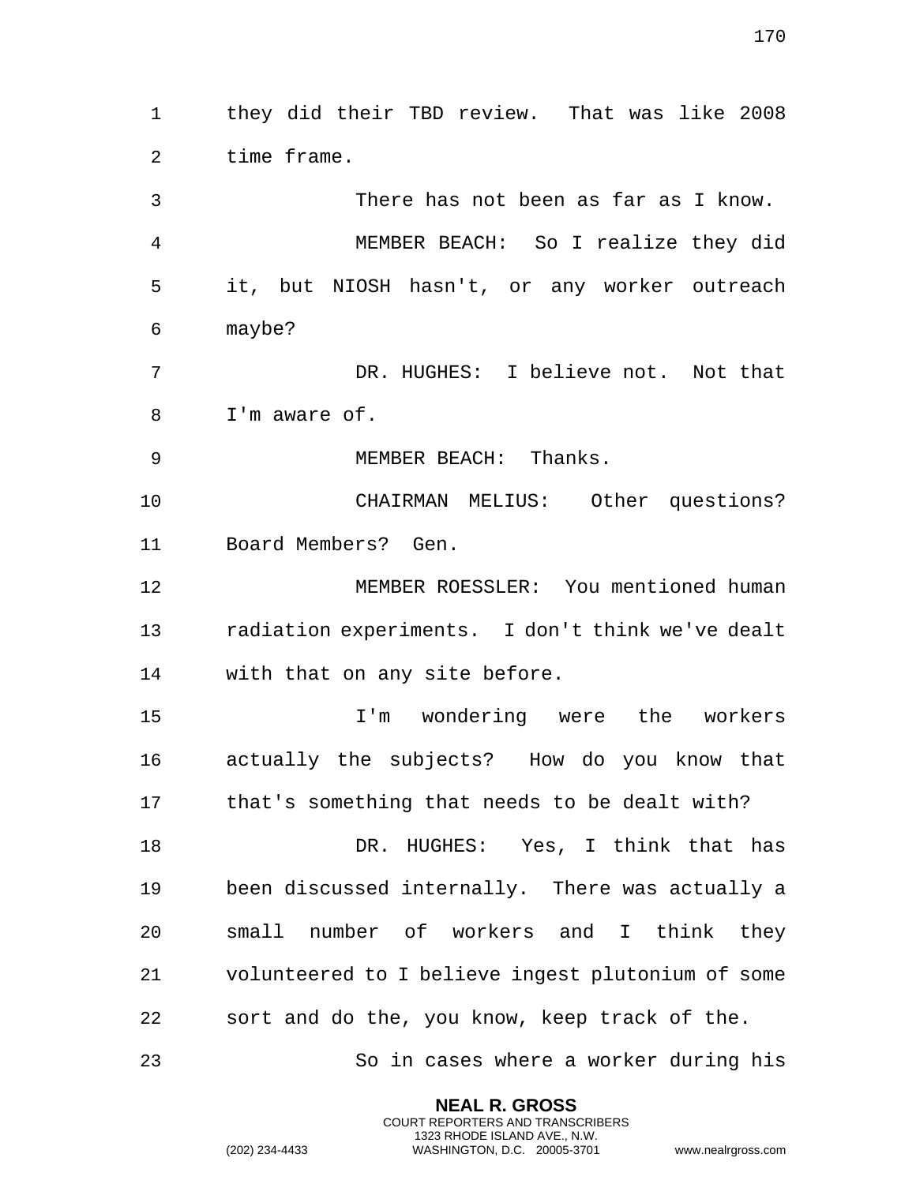they did their TBD review. That was like 2008 time frame.

There has not been as far as I know.

MEMBER BEACH: So I realize they did it, but NIOSH hasn't, or any worker outreach maybe?

DR. HUGHES: I believe not. Not that I'm aware of.

MEMBER BEACH: Thanks.

CHAIRMAN MELIUS: Other questions? Board Members? Gen.

MEMBER ROESSLER: You mentioned human radiation experiments. I don't think we've dealt with that on any site before.

I'm wondering were the workers actually the subjects? How do you know that that's something that needs to be dealt with?

DR. HUGHES: Yes, I think that has been discussed internally. There was actually a small number of workers and I think they volunteered to I believe ingest plutonium of some sort and do the, you know, keep track of the.

So in cases where a worker during his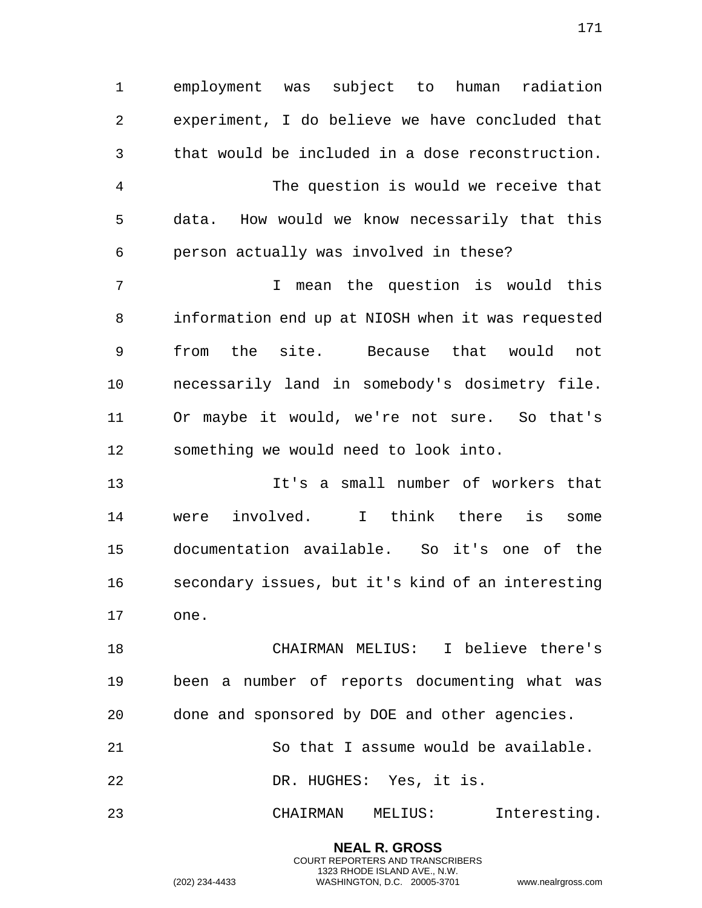employment was subject to human radiation experiment, I do believe we have concluded that that would be included in a dose reconstruction.

The question is would we receive that data. How would we know necessarily that this person actually was involved in these?

I mean the question is would this information end up at NIOSH when it was requested from the site. Because that would not necessarily land in somebody's dosimetry file. Or maybe it would, we're not sure. So that's something we would need to look into.

It's a small number of workers that were involved. I think there is some documentation available. So it's one of the secondary issues, but it's kind of an interesting one.

CHAIRMAN MELIUS: I believe there's been a number of reports documenting what was done and sponsored by DOE and other agencies.

So that I assume would be available.

DR. HUGHES: Yes, it is.

CHAIRMAN MELIUS: Interesting.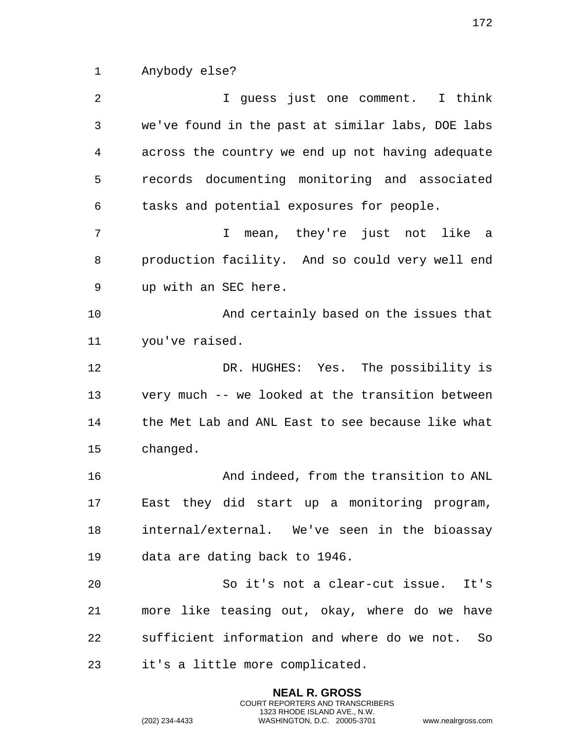Anybody else?

I guess just one comment. I think we've found in the past at similar labs, DOE labs across the country we end up not having adequate records documenting monitoring and associated tasks and potential exposures for people.

I mean, they're just not like a production facility. And so could very well end up with an SEC here.

And certainly based on the issues that you've raised.

DR. HUGHES: Yes. The possibility is very much -- we looked at the transition between the Met Lab and ANL East to see because like what changed.

And indeed, from the transition to ANL East they did start up a monitoring program, internal/external. We've seen in the bioassay data are dating back to 1946.

So it's not a clear-cut issue. It's more like teasing out, okay, where do we have sufficient information and where do we not. So it's a little more complicated.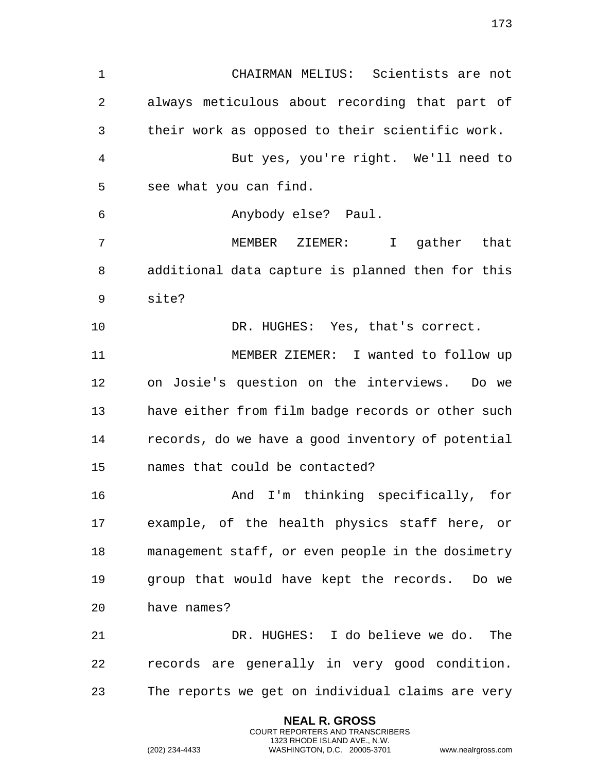CHAIRMAN MELIUS: Scientists are not always meticulous about recording that part of their work as opposed to their scientific work.

But yes, you're right. We'll need to see what you can find.

Anybody else? Paul.

MEMBER ZIEMER: I gather that additional data capture is planned then for this site?

DR. HUGHES: Yes, that's correct.

MEMBER ZIEMER: I wanted to follow up on Josie's question on the interviews. Do we have either from film badge records or other such records, do we have a good inventory of potential names that could be contacted?

And I'm thinking specifically, for example, of the health physics staff here, or management staff, or even people in the dosimetry group that would have kept the records. Do we have names?

DR. HUGHES: I do believe we do. The records are generally in very good condition. The reports we get on individual claims are very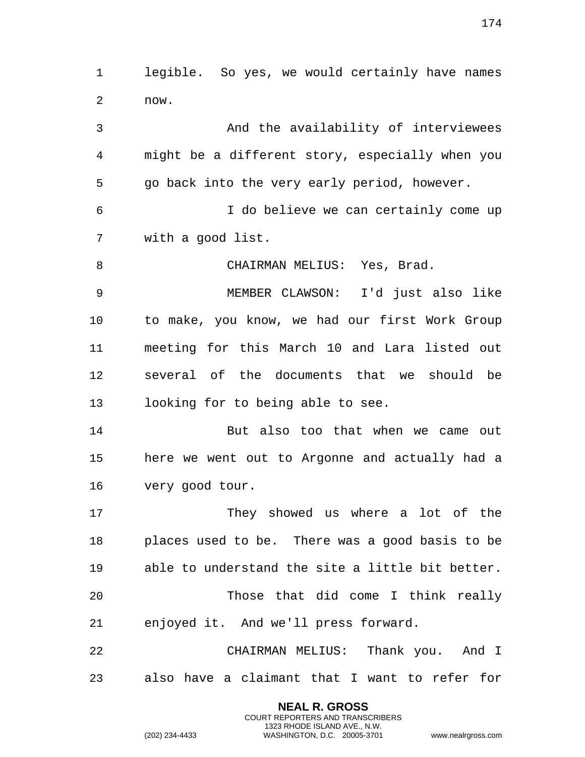legible. So yes, we would certainly have names now.

And the availability of interviewees might be a different story, especially when you go back into the very early period, however.

I do believe we can certainly come up with a good list.

CHAIRMAN MELIUS: Yes, Brad.

MEMBER CLAWSON: I'd just also like to make, you know, we had our first Work Group meeting for this March 10 and Lara listed out several of the documents that we should be looking for to being able to see.

But also too that when we came out here we went out to Argonne and actually had a very good tour.

They showed us where a lot of the places used to be. There was a good basis to be able to understand the site a little bit better.

Those that did come I think really enjoyed it. And we'll press forward.

CHAIRMAN MELIUS: Thank you. And I also have a claimant that I want to refer for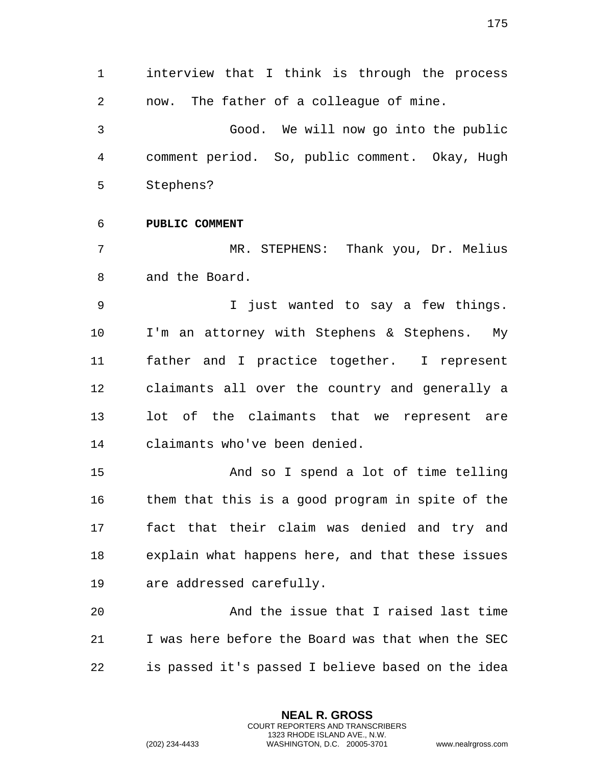interview that I think is through the process now. The father of a colleague of mine.

Good. We will now go into the public comment period. So, public comment. Okay, Hugh Stephens?

**PUBLIC COMMENT**

MR. STEPHENS: Thank you, Dr. Melius and the Board.

I just wanted to say a few things. I'm an attorney with Stephens & Stephens. My father and I practice together. I represent claimants all over the country and generally a lot of the claimants that we represent are claimants who've been denied.

And so I spend a lot of time telling them that this is a good program in spite of the fact that their claim was denied and try and explain what happens here, and that these issues are addressed carefully.

And the issue that I raised last time I was here before the Board was that when the SEC is passed it's passed I believe based on the idea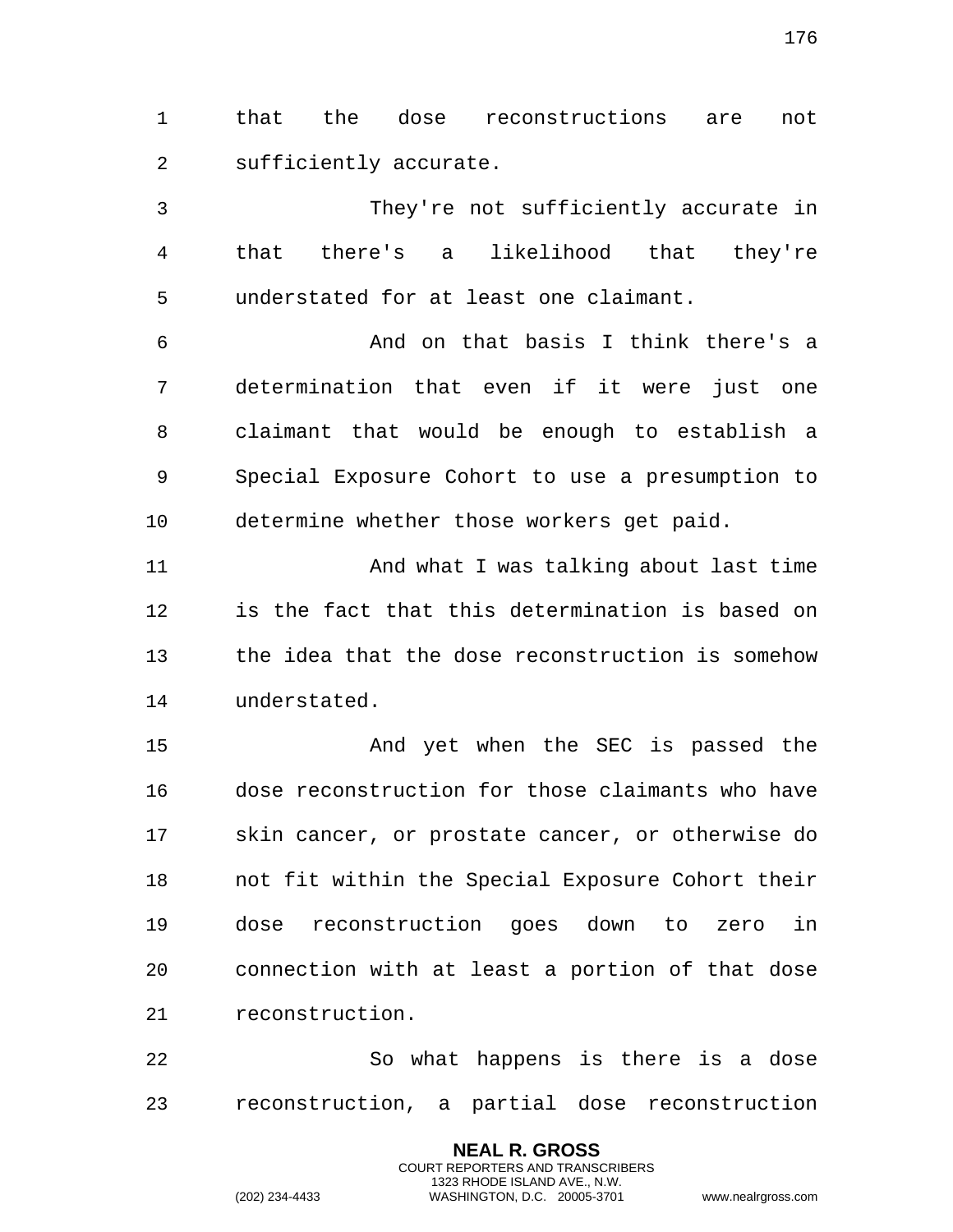that the dose reconstructions are not sufficiently accurate.

They're not sufficiently accurate in that there's a likelihood that they're understated for at least one claimant.

And on that basis I think there's a determination that even if it were just one claimant that would be enough to establish a Special Exposure Cohort to use a presumption to determine whether those workers get paid.

And what I was talking about last time is the fact that this determination is based on the idea that the dose reconstruction is somehow understated.

And yet when the SEC is passed the dose reconstruction for those claimants who have skin cancer, or prostate cancer, or otherwise do not fit within the Special Exposure Cohort their dose reconstruction goes down to zero in connection with at least a portion of that dose reconstruction.

So what happens is there is a dose reconstruction, a partial dose reconstruction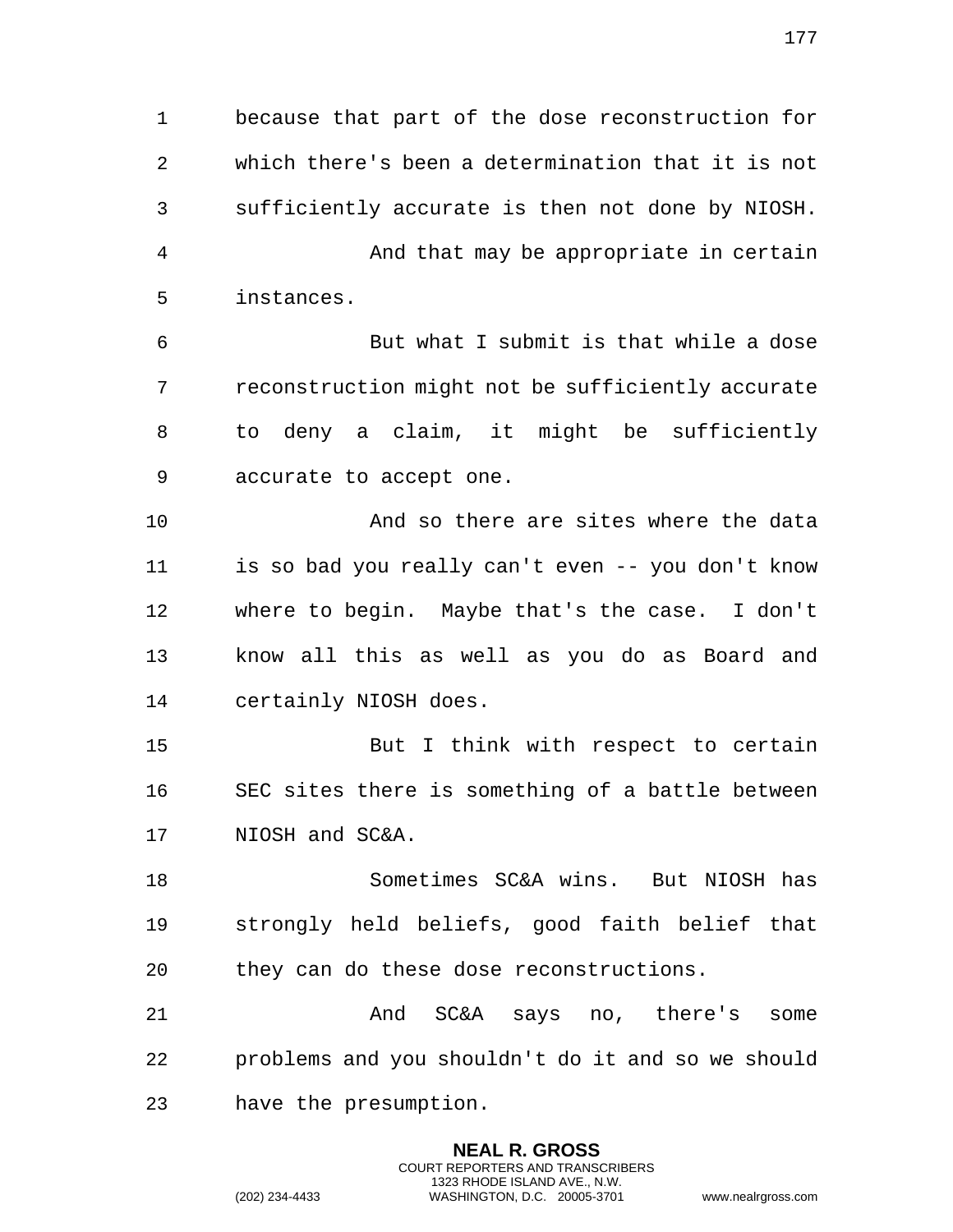because that part of the dose reconstruction for which there's been a determination that it is not sufficiently accurate is then not done by NIOSH.

And that may be appropriate in certain instances.

But what I submit is that while a dose reconstruction might not be sufficiently accurate to deny a claim, it might be sufficiently accurate to accept one.

And so there are sites where the data is so bad you really can't even -- you don't know where to begin. Maybe that's the case. I don't know all this as well as you do as Board and certainly NIOSH does.

But I think with respect to certain SEC sites there is something of a battle between NIOSH and SC&A.

Sometimes SC&A wins. But NIOSH has strongly held beliefs, good faith belief that they can do these dose reconstructions.

And SC&A says no, there's some problems and you shouldn't do it and so we should have the presumption.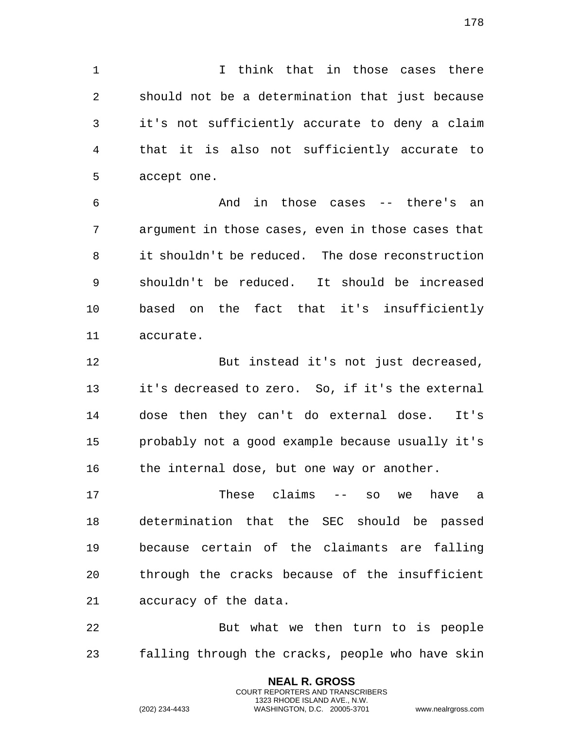I think that in those cases there should not be a determination that just because it's not sufficiently accurate to deny a claim that it is also not sufficiently accurate to accept one.

And in those cases -- there's an argument in those cases, even in those cases that it shouldn't be reduced. The dose reconstruction shouldn't be reduced. It should be increased based on the fact that it's insufficiently accurate.

But instead it's not just decreased, it's decreased to zero. So, if it's the external dose then they can't do external dose. It's probably not a good example because usually it's the internal dose, but one way or another.

These claims -- so we have a determination that the SEC should be passed because certain of the claimants are falling through the cracks because of the insufficient accuracy of the data.

But what we then turn to is people falling through the cracks, people who have skin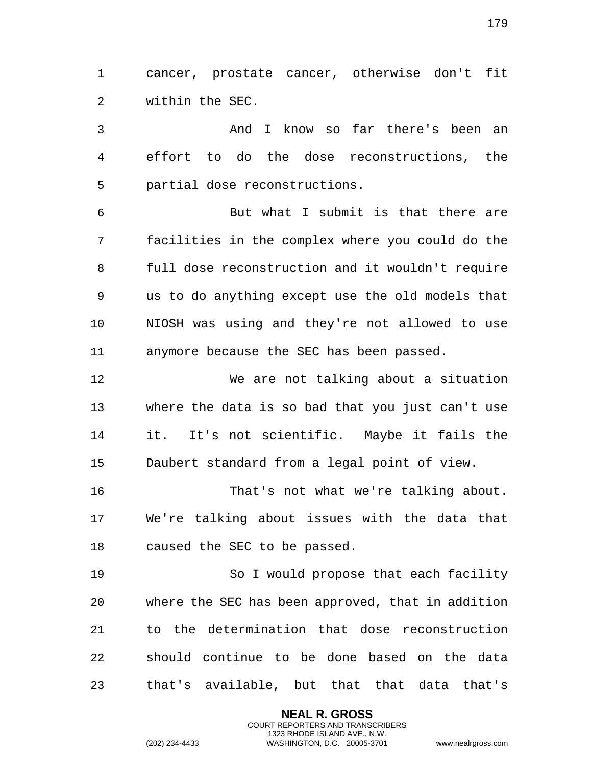cancer, prostate cancer, otherwise don't fit within the SEC.

And I know so far there's been an effort to do the dose reconstructions, the partial dose reconstructions.

But what I submit is that there are facilities in the complex where you could do the full dose reconstruction and it wouldn't require us to do anything except use the old models that NIOSH was using and they're not allowed to use anymore because the SEC has been passed.

We are not talking about a situation where the data is so bad that you just can't use it. It's not scientific. Maybe it fails the Daubert standard from a legal point of view.

That's not what we're talking about. We're talking about issues with the data that caused the SEC to be passed.

So I would propose that each facility where the SEC has been approved, that in addition to the determination that dose reconstruction should continue to be done based on the data that's available, but that that data that's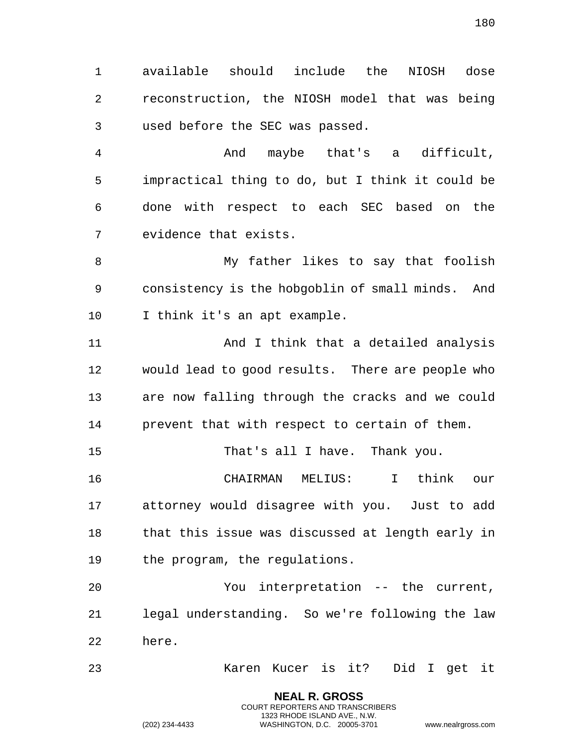available should include the NIOSH dose reconstruction, the NIOSH model that was being used before the SEC was passed.

And maybe that's a difficult, impractical thing to do, but I think it could be done with respect to each SEC based on the evidence that exists.

My father likes to say that foolish consistency is the hobgoblin of small minds. And I think it's an apt example.

And I think that a detailed analysis would lead to good results. There are people who are now falling through the cracks and we could prevent that with respect to certain of them.

That's all I have. Thank you.

CHAIRMAN MELIUS: I think our attorney would disagree with you. Just to add that this issue was discussed at length early in the program, the regulations.

You interpretation -- the current, legal understanding. So we're following the law here.

Karen Kucer is it? Did I get it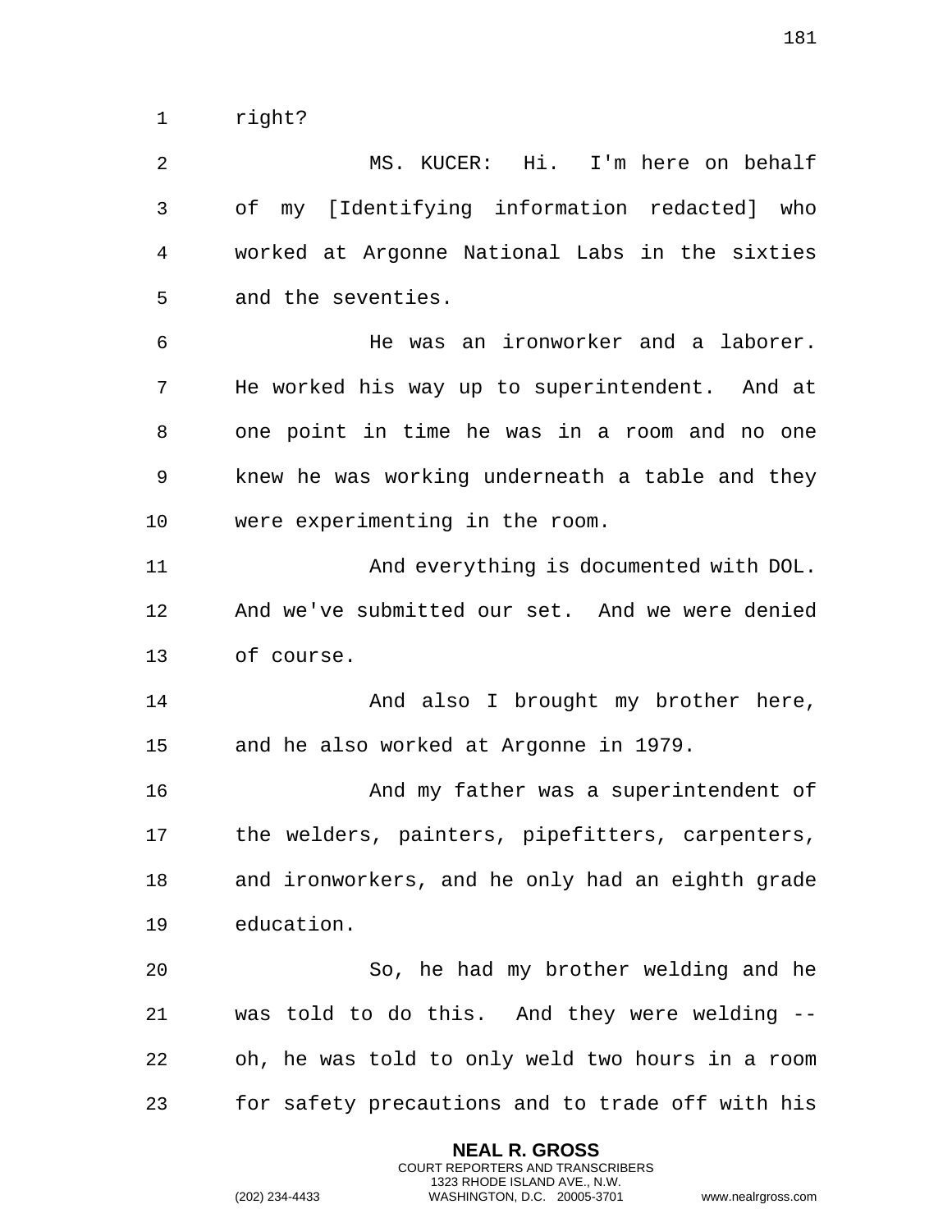right?

MS. KUCER: Hi. I'm here on behalf of my [Identifying information redacted] who worked at Argonne National Labs in the sixties and the seventies.

He was an ironworker and a laborer. He worked his way up to superintendent. And at one point in time he was in a room and no one knew he was working underneath a table and they were experimenting in the room.

And everything is documented with DOL. And we've submitted our set. And we were denied of course.

And also I brought my brother here, and he also worked at Argonne in 1979.

And my father was a superintendent of the welders, painters, pipefitters, carpenters, and ironworkers, and he only had an eighth grade education.

So, he had my brother welding and he was told to do this. And they were welding -- oh, he was told to only weld two hours in a room for safety precautions and to trade off with his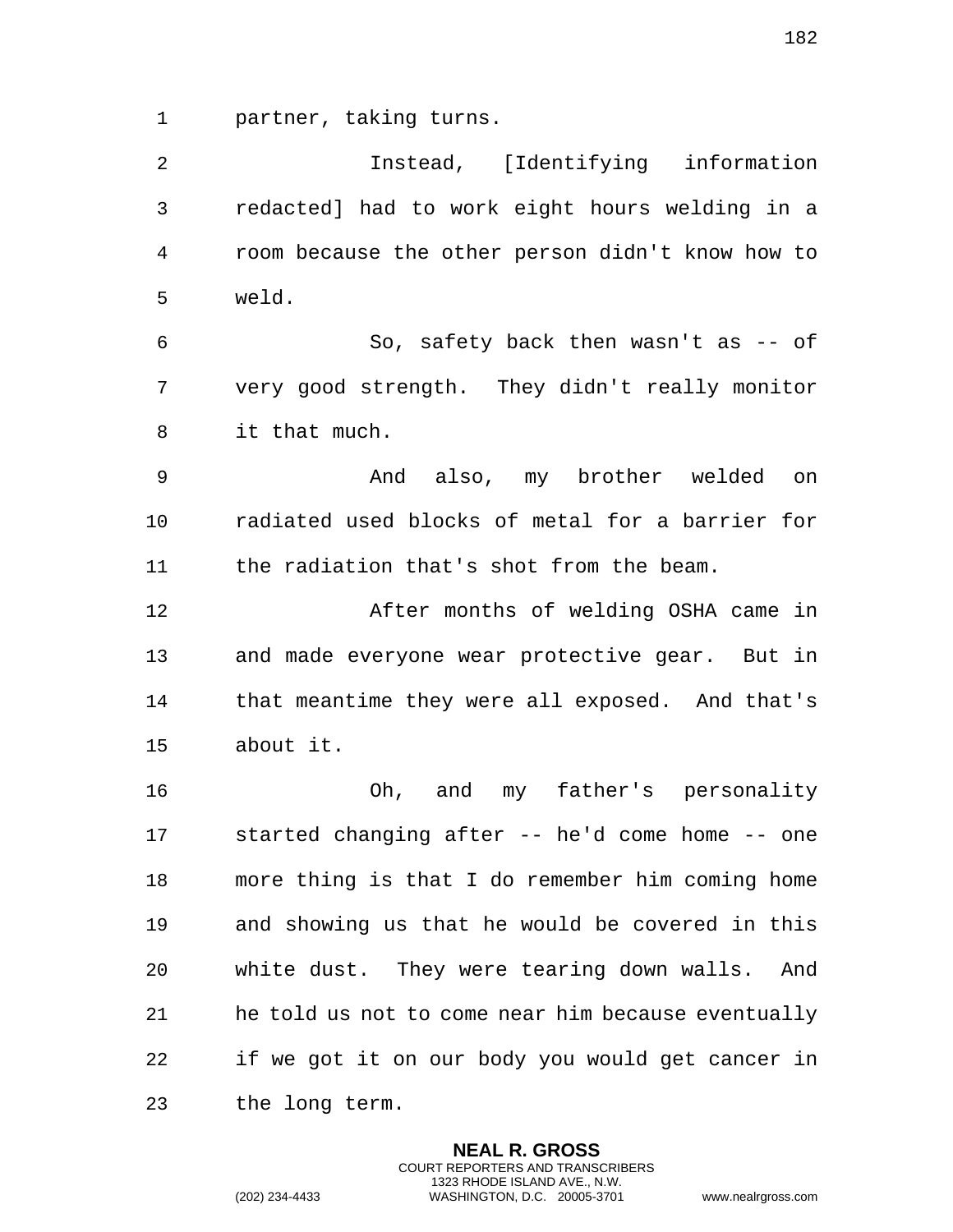partner, taking turns.

Instead, [Identifying information redacted] had to work eight hours welding in a room because the other person didn't know how to weld.

So, safety back then wasn't as -- of very good strength. They didn't really monitor it that much.

And also, my brother welded on radiated used blocks of metal for a barrier for the radiation that's shot from the beam.

After months of welding OSHA came in and made everyone wear protective gear. But in that meantime they were all exposed. And that's about it.

Oh, and my father's personality started changing after -- he'd come home -- one more thing is that I do remember him coming home and showing us that he would be covered in this white dust. They were tearing down walls. And he told us not to come near him because eventually if we got it on our body you would get cancer in the long term.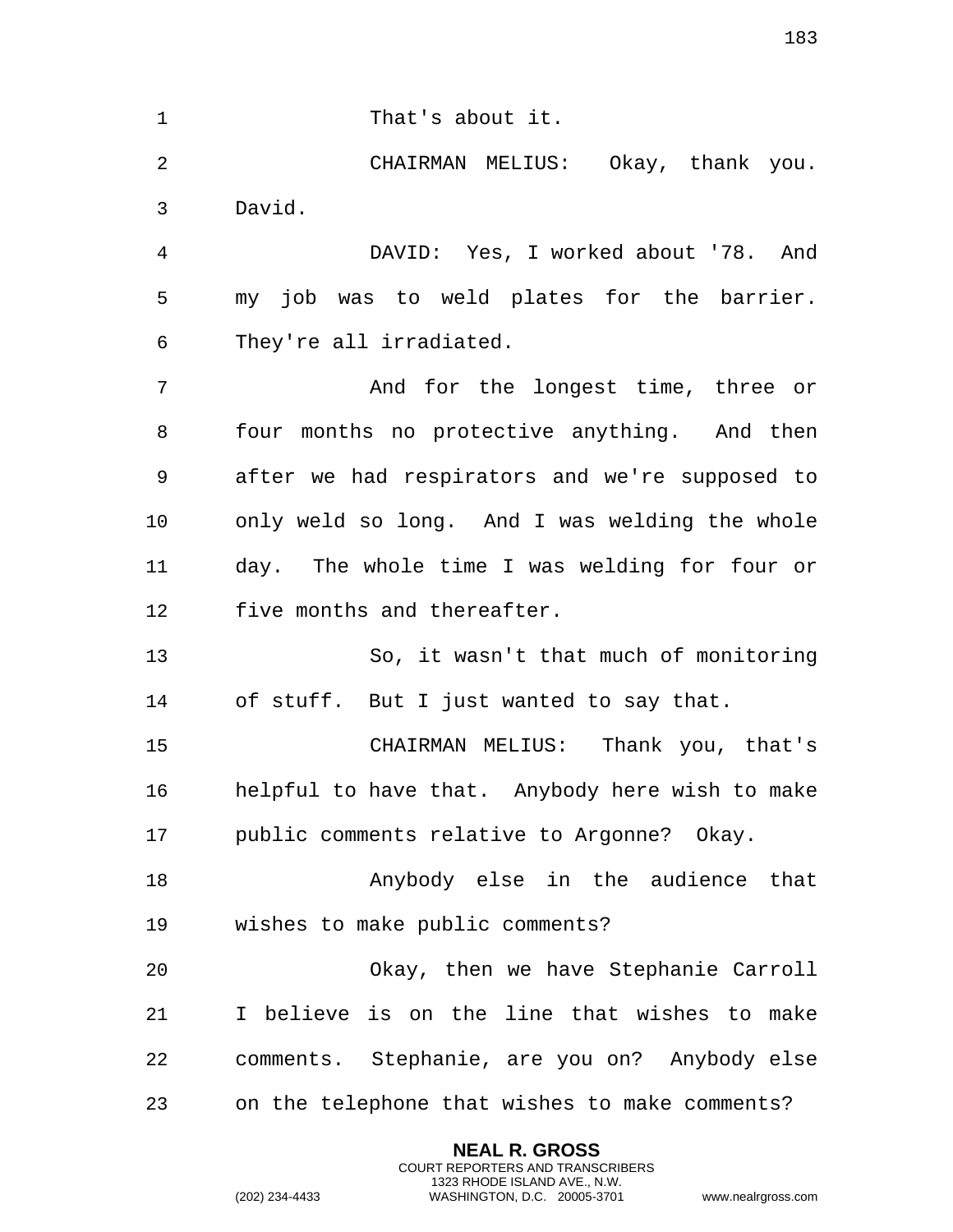That's about it.

CHAIRMAN MELIUS: Okay, thank you. David.

DAVID: Yes, I worked about '78. And my job was to weld plates for the barrier. They're all irradiated.

And for the longest time, three or four months no protective anything. And then after we had respirators and we're supposed to only weld so long. And I was welding the whole day. The whole time I was welding for four or five months and thereafter.

So, it wasn't that much of monitoring of stuff. But I just wanted to say that.

CHAIRMAN MELIUS: Thank you, that's helpful to have that. Anybody here wish to make public comments relative to Argonne? Okay.

Anybody else in the audience that wishes to make public comments?

Okay, then we have Stephanie Carroll I believe is on the line that wishes to make comments. Stephanie, are you on? Anybody else on the telephone that wishes to make comments?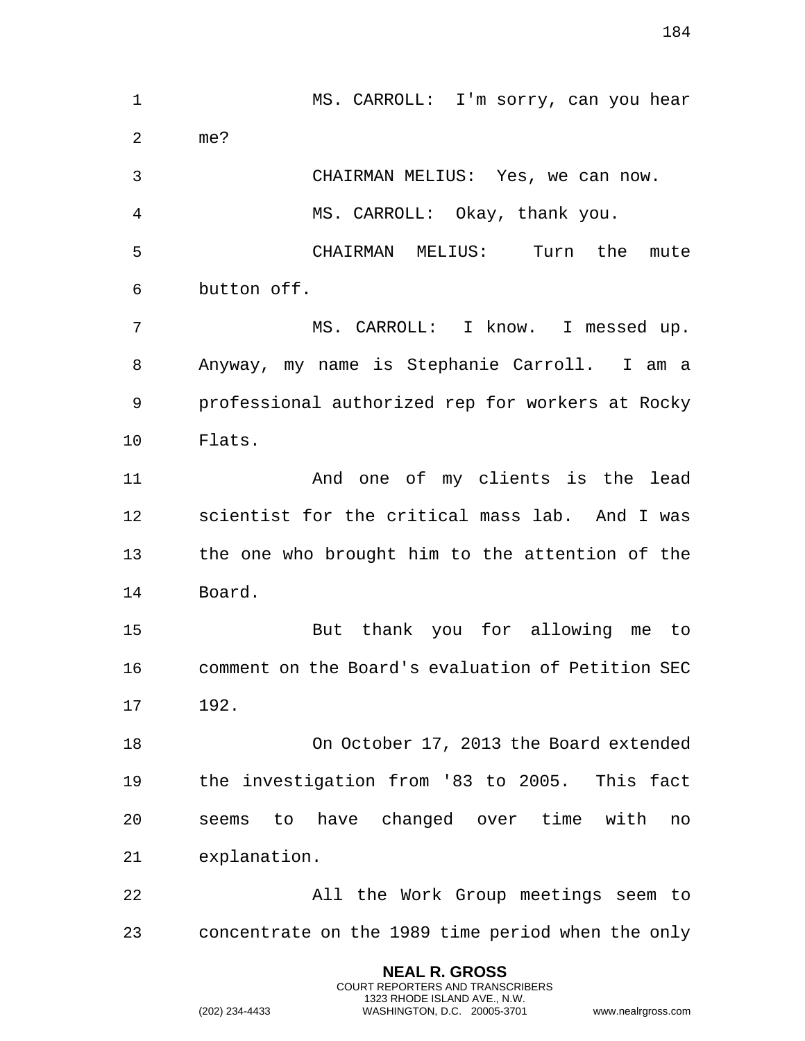MS. CARROLL: I'm sorry, can you hear me?

CHAIRMAN MELIUS: Yes, we can now.

MS. CARROLL: Okay, thank you.

CHAIRMAN MELIUS: Turn the mute button off.

MS. CARROLL: I know. I messed up. Anyway, my name is Stephanie Carroll. I am a professional authorized rep for workers at Rocky Flats.

And one of my clients is the lead scientist for the critical mass lab. And I was the one who brought him to the attention of the Board.

But thank you for allowing me to comment on the Board's evaluation of Petition SEC 192.

On October 17, 2013 the Board extended the investigation from '83 to 2005. This fact seems to have changed over time with no explanation.

All the Work Group meetings seem to concentrate on the 1989 time period when the only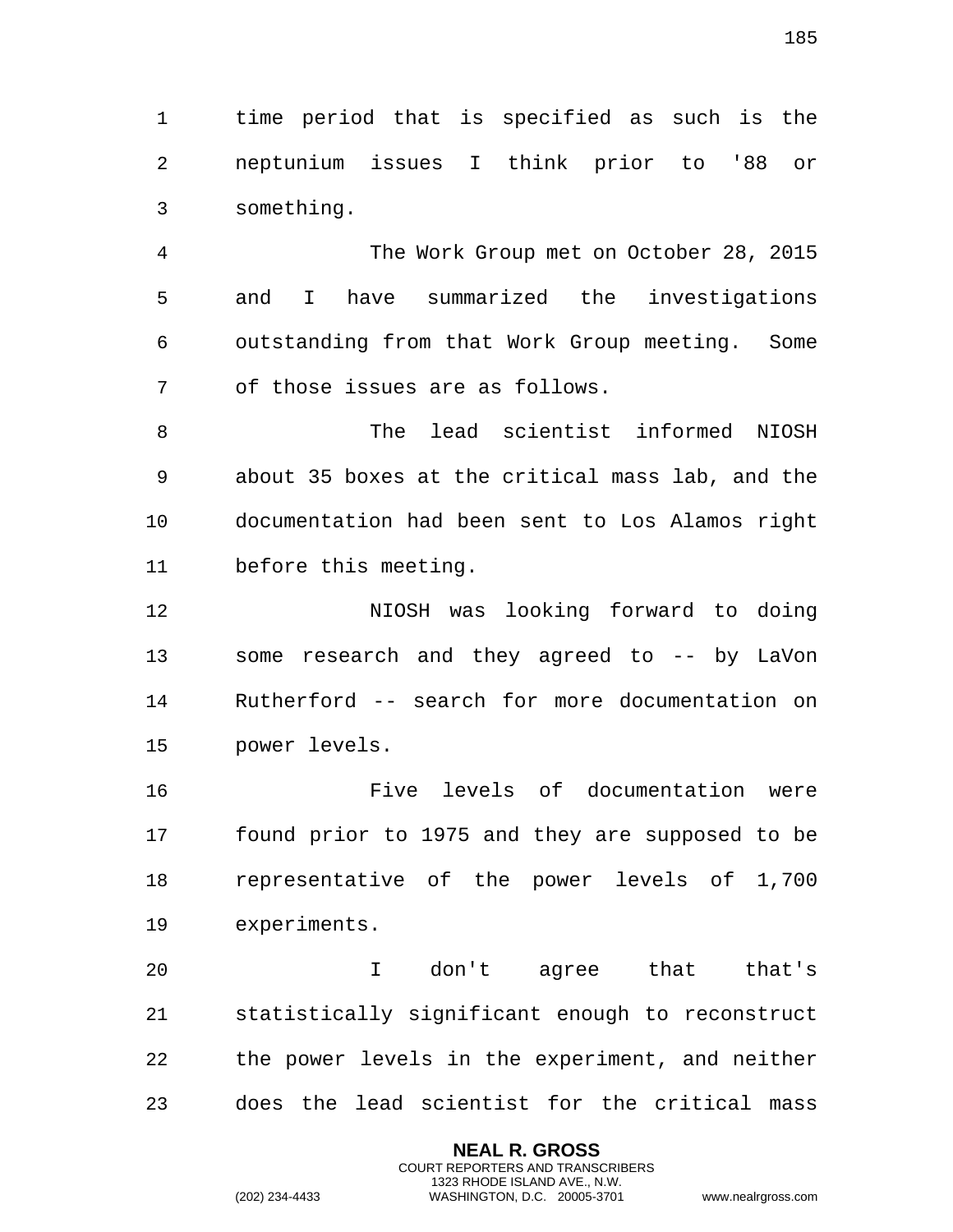time period that is specified as such is the neptunium issues I think prior to '88 or something.

The Work Group met on October 28, 2015 and I have summarized the investigations outstanding from that Work Group meeting. Some of those issues are as follows.

The lead scientist informed NIOSH about 35 boxes at the critical mass lab, and the documentation had been sent to Los Alamos right before this meeting.

NIOSH was looking forward to doing some research and they agreed to -- by LaVon Rutherford -- search for more documentation on power levels.

Five levels of documentation were found prior to 1975 and they are supposed to be representative of the power levels of 1,700 experiments.

I don't agree that that's statistically significant enough to reconstruct the power levels in the experiment, and neither does the lead scientist for the critical mass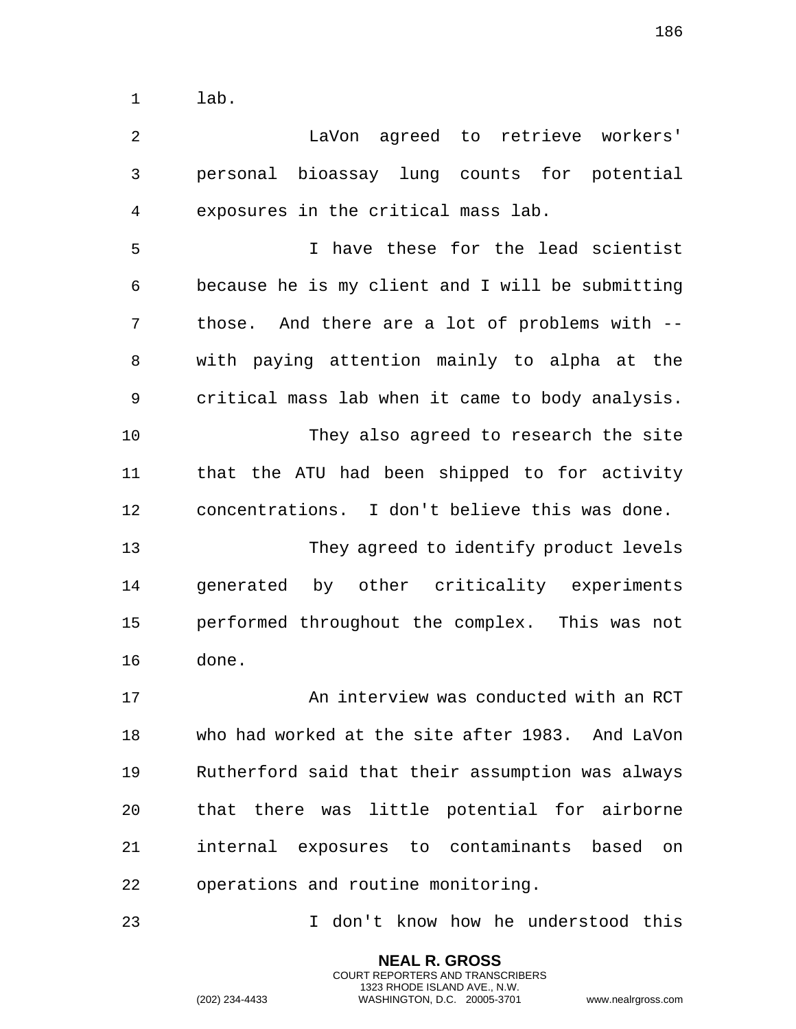lab.

LaVon agreed to retrieve workers' personal bioassay lung counts for potential exposures in the critical mass lab.

I have these for the lead scientist because he is my client and I will be submitting those. And there are a lot of problems with -- with paying attention mainly to alpha at the critical mass lab when it came to body analysis.

They also agreed to research the site that the ATU had been shipped to for activity concentrations. I don't believe this was done.

They agreed to identify product levels generated by other criticality experiments performed throughout the complex. This was not done.

An interview was conducted with an RCT who had worked at the site after 1983. And LaVon Rutherford said that their assumption was always that there was little potential for airborne internal exposures to contaminants based on operations and routine monitoring.

I don't know how he understood this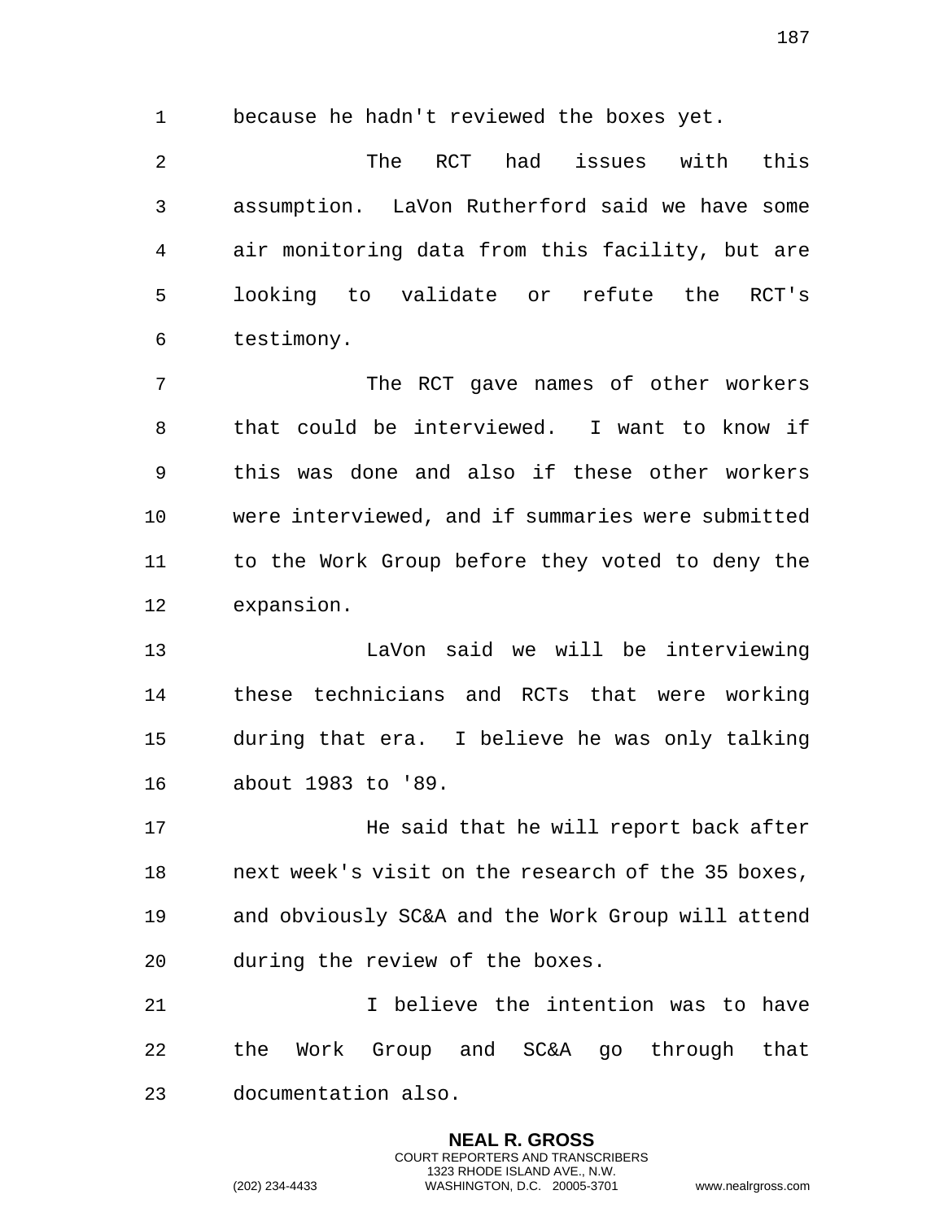because he hadn't reviewed the boxes yet.

The RCT had issues with this assumption. LaVon Rutherford said we have some air monitoring data from this facility, but are looking to validate or refute the RCT's testimony.

The RCT gave names of other workers that could be interviewed. I want to know if this was done and also if these other workers were interviewed, and if summaries were submitted to the Work Group before they voted to deny the expansion.

LaVon said we will be interviewing these technicians and RCTs that were working during that era. I believe he was only talking about 1983 to '89.

He said that he will report back after next week's visit on the research of the 35 boxes, and obviously SC&A and the Work Group will attend during the review of the boxes.

I believe the intention was to have the Work Group and SC&A go through that documentation also.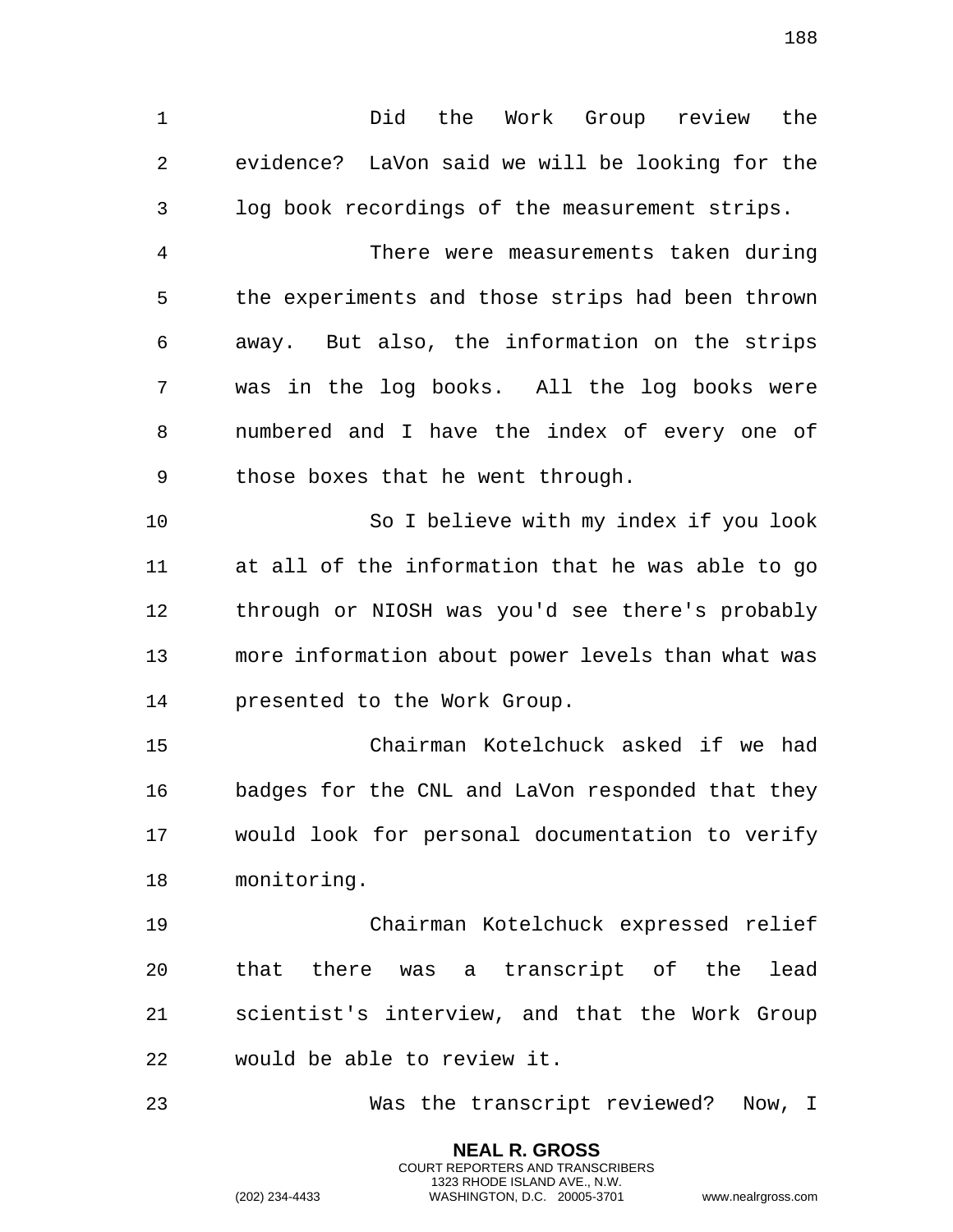Did the Work Group review the evidence? LaVon said we will be looking for the log book recordings of the measurement strips.

There were measurements taken during the experiments and those strips had been thrown away. But also, the information on the strips was in the log books. All the log books were numbered and I have the index of every one of those boxes that he went through.

So I believe with my index if you look at all of the information that he was able to go through or NIOSH was you'd see there's probably more information about power levels than what was presented to the Work Group.

Chairman Kotelchuck asked if we had badges for the CNL and LaVon responded that they would look for personal documentation to verify monitoring.

Chairman Kotelchuck expressed relief that there was a transcript of the lead scientist's interview, and that the Work Group would be able to review it.

Was the transcript reviewed? Now, I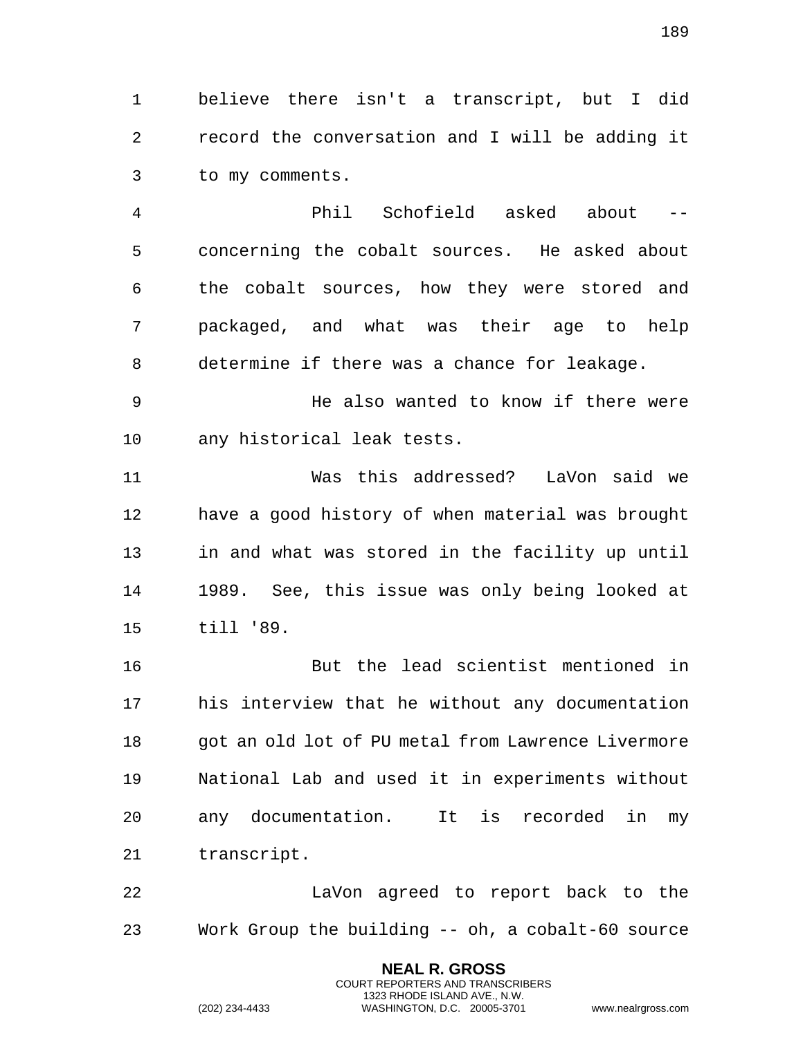believe there isn't a transcript, but I did record the conversation and I will be adding it to my comments.

Phil Schofield asked about -- concerning the cobalt sources. He asked about the cobalt sources, how they were stored and packaged, and what was their age to help determine if there was a chance for leakage.

He also wanted to know if there were any historical leak tests.

Was this addressed? LaVon said we have a good history of when material was brought in and what was stored in the facility up until 1989. See, this issue was only being looked at till '89.

But the lead scientist mentioned in his interview that he without any documentation got an old lot of PU metal from Lawrence Livermore National Lab and used it in experiments without any documentation. It is recorded in my transcript.

LaVon agreed to report back to the Work Group the building -- oh, a cobalt-60 source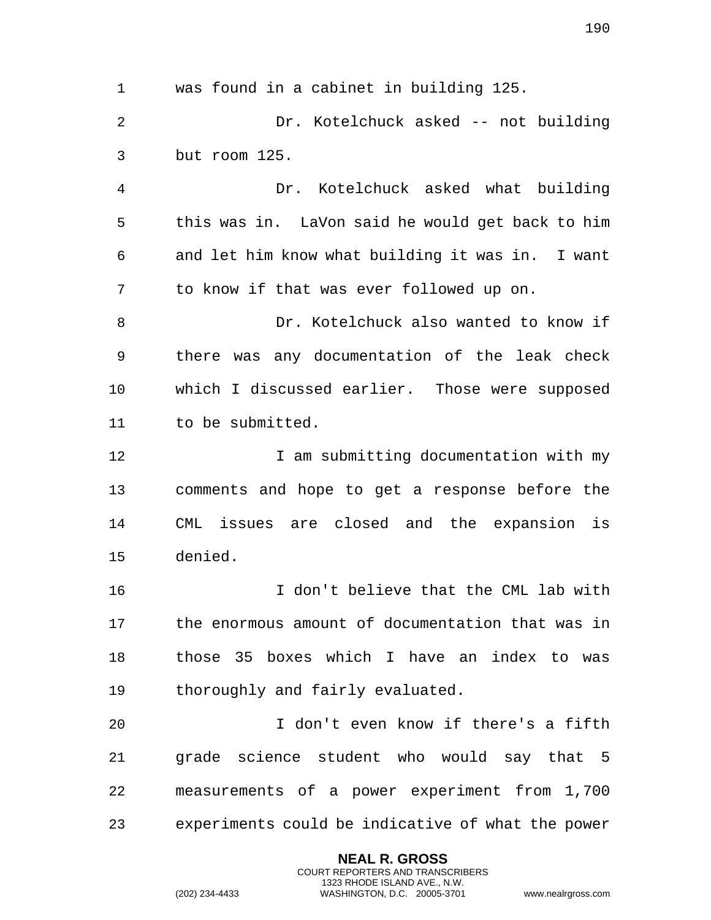was found in a cabinet in building 125.

Dr. Kotelchuck asked -- not building but room 125.

Dr. Kotelchuck asked what building this was in. LaVon said he would get back to him and let him know what building it was in. I want to know if that was ever followed up on.

Dr. Kotelchuck also wanted to know if there was any documentation of the leak check which I discussed earlier. Those were supposed to be submitted.

I am submitting documentation with my comments and hope to get a response before the CML issues are closed and the expansion is denied.

I don't believe that the CML lab with the enormous amount of documentation that was in those 35 boxes which I have an index to was thoroughly and fairly evaluated.

I don't even know if there's a fifth grade science student who would say that 5 measurements of a power experiment from 1,700 experiments could be indicative of what the power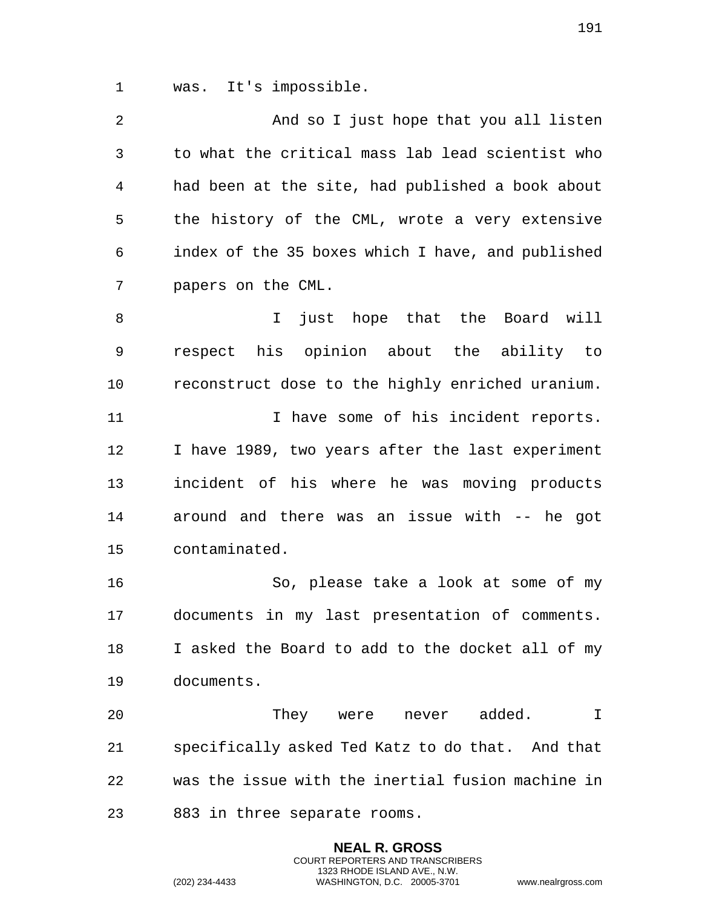was. It's impossible.

And so I just hope that you all listen to what the critical mass lab lead scientist who had been at the site, had published a book about the history of the CML, wrote a very extensive index of the 35 boxes which I have, and published papers on the CML.

I just hope that the Board will respect his opinion about the ability to reconstruct dose to the highly enriched uranium.

I have some of his incident reports. I have 1989, two years after the last experiment incident of his where he was moving products around and there was an issue with -- he got contaminated.

So, please take a look at some of my documents in my last presentation of comments. I asked the Board to add to the docket all of my documents.

They were never added. I specifically asked Ted Katz to do that. And that was the issue with the inertial fusion machine in 883 in three separate rooms.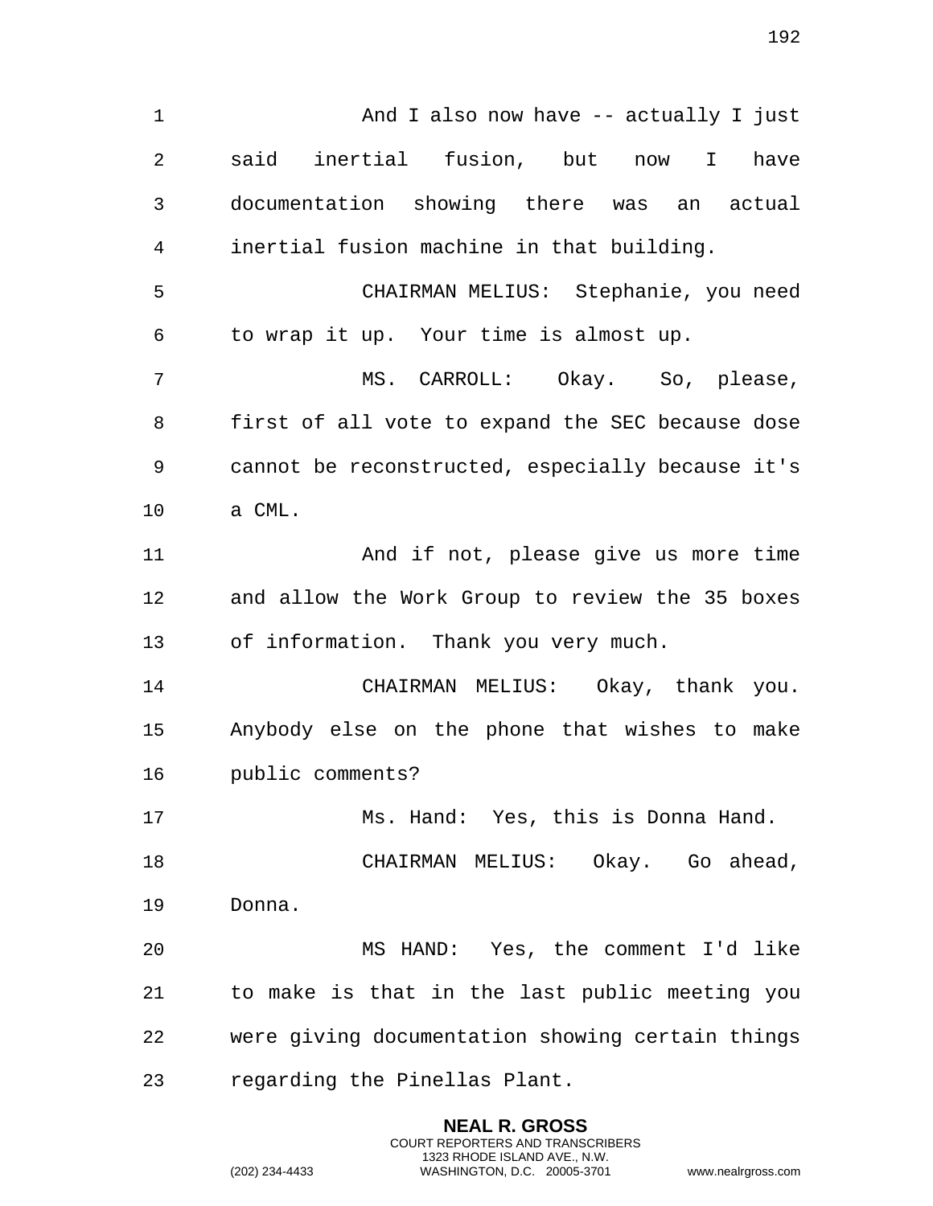And I also now have -- actually I just said inertial fusion, but now I have documentation showing there was an actual inertial fusion machine in that building.

CHAIRMAN MELIUS: Stephanie, you need to wrap it up. Your time is almost up.

MS. CARROLL: Okay. So, please, first of all vote to expand the SEC because dose cannot be reconstructed, especially because it's a CML.

And if not, please give us more time and allow the Work Group to review the 35 boxes of information. Thank you very much.

CHAIRMAN MELIUS: Okay, thank you. Anybody else on the phone that wishes to make public comments?

Ms. Hand: Yes, this is Donna Hand.

CHAIRMAN MELIUS: Okay. Go ahead, Donna.

MS HAND: Yes, the comment I'd like to make is that in the last public meeting you were giving documentation showing certain things regarding the Pinellas Plant.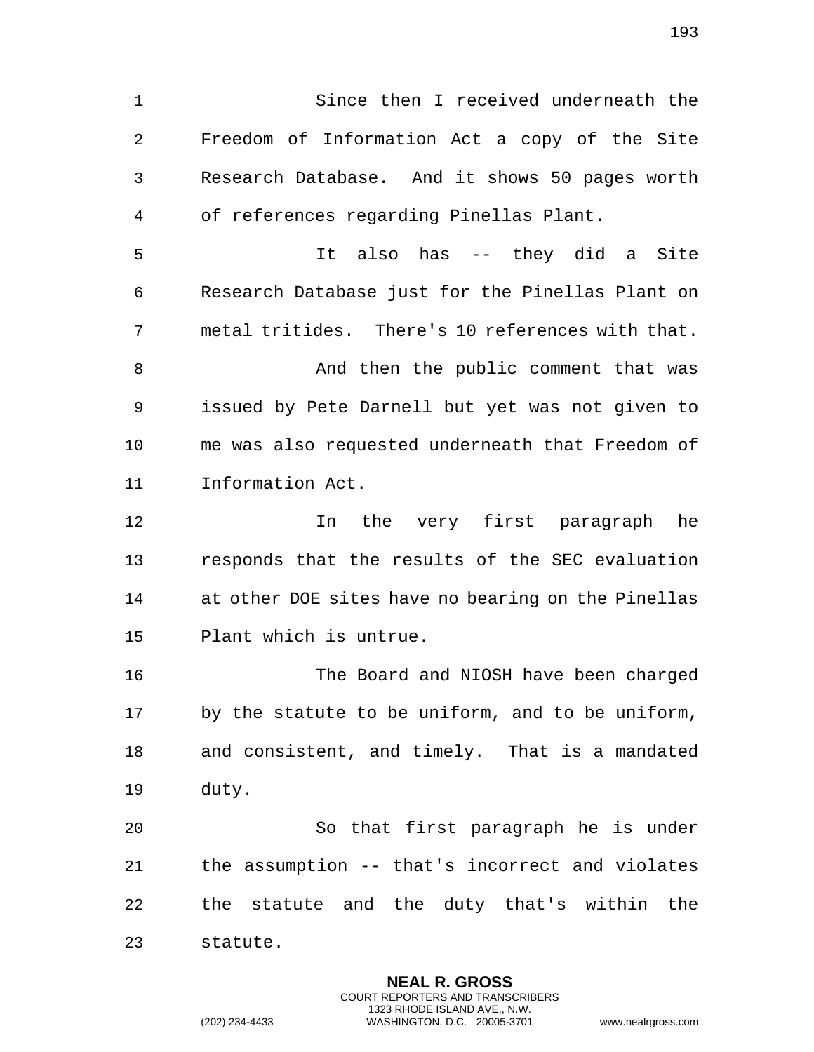Since then I received underneath the Freedom of Information Act a copy of the Site Research Database. And it shows 50 pages worth of references regarding Pinellas Plant.

It also has -- they did a Site Research Database just for the Pinellas Plant on metal tritides. There's 10 references with that.

And then the public comment that was issued by Pete Darnell but yet was not given to me was also requested underneath that Freedom of Information Act.

In the very first paragraph he responds that the results of the SEC evaluation at other DOE sites have no bearing on the Pinellas Plant which is untrue.

The Board and NIOSH have been charged by the statute to be uniform, and to be uniform, and consistent, and timely. That is a mandated duty.

So that first paragraph he is under the assumption -- that's incorrect and violates the statute and the duty that's within the statute.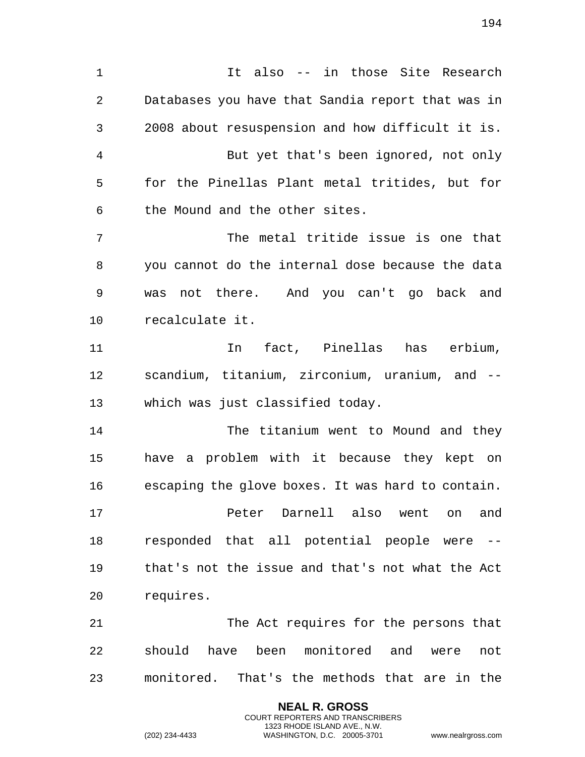It also -- in those Site Research Databases you have that Sandia report that was in 2008 about resuspension and how difficult it is.

But yet that's been ignored, not only for the Pinellas Plant metal tritides, but for the Mound and the other sites.

The metal tritide issue is one that you cannot do the internal dose because the data was not there. And you can't go back and recalculate it.

In fact, Pinellas has erbium, scandium, titanium, zirconium, uranium, and -- which was just classified today.

The titanium went to Mound and they have a problem with it because they kept on escaping the glove boxes. It was hard to contain.

Peter Darnell also went on and responded that all potential people were -- that's not the issue and that's not what the Act requires.

The Act requires for the persons that should have been monitored and were not monitored. That's the methods that are in the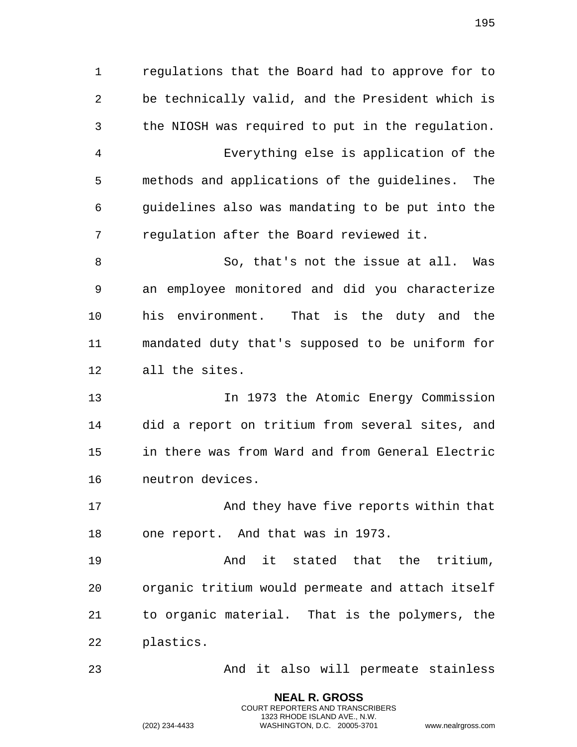regulations that the Board had to approve for to be technically valid, and the President which is the NIOSH was required to put in the regulation.

Everything else is application of the methods and applications of the guidelines. The guidelines also was mandating to be put into the regulation after the Board reviewed it.

So, that's not the issue at all. Was an employee monitored and did you characterize his environment. That is the duty and the mandated duty that's supposed to be uniform for all the sites.

In 1973 the Atomic Energy Commission did a report on tritium from several sites, and in there was from Ward and from General Electric neutron devices.

And they have five reports within that one report. And that was in 1973.

And it stated that the tritium, organic tritium would permeate and attach itself to organic material. That is the polymers, the plastics.

And it also will permeate stainless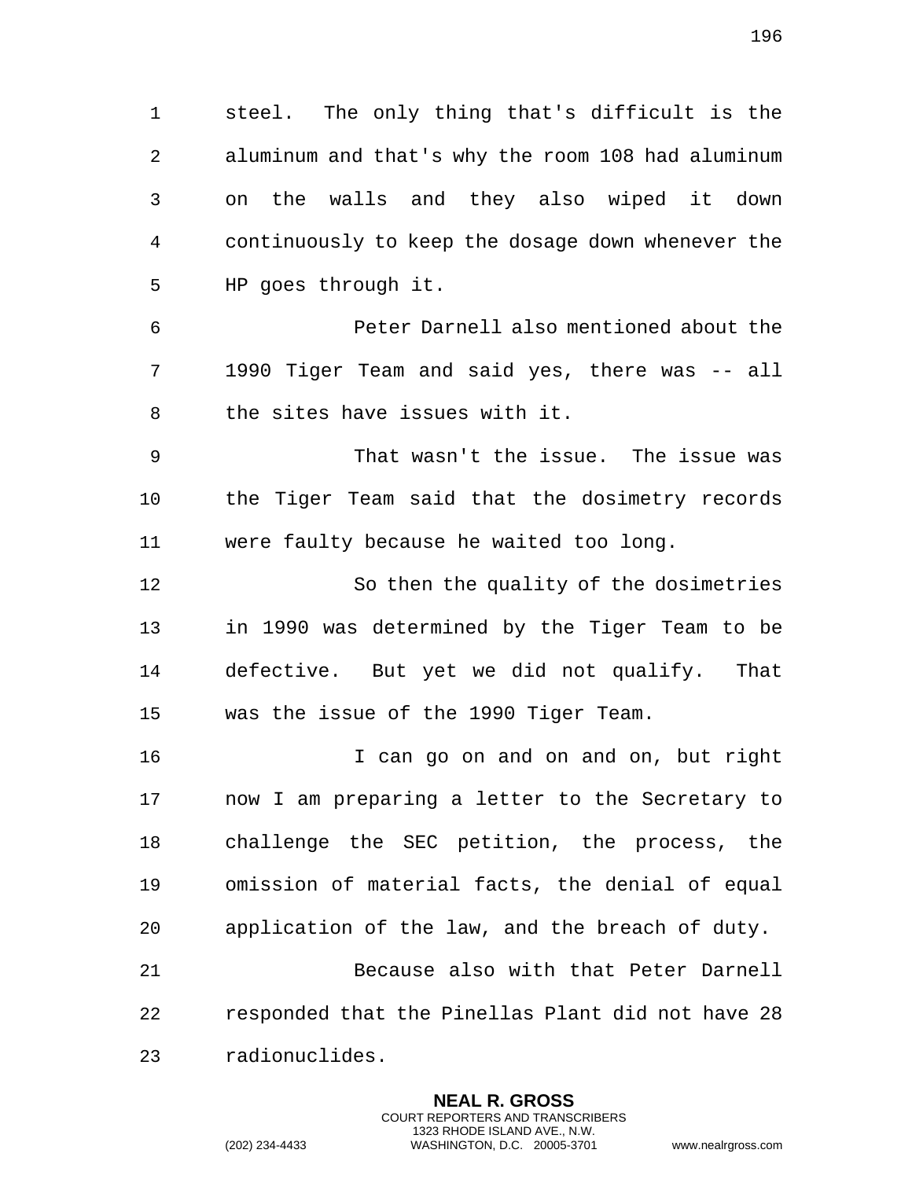steel. The only thing that's difficult is the aluminum and that's why the room 108 had aluminum on the walls and they also wiped it down continuously to keep the dosage down whenever the HP goes through it.

Peter Darnell also mentioned about the 1990 Tiger Team and said yes, there was -- all the sites have issues with it.

That wasn't the issue. The issue was the Tiger Team said that the dosimetry records were faulty because he waited too long.

So then the quality of the dosimetries in 1990 was determined by the Tiger Team to be defective. But yet we did not qualify. That was the issue of the 1990 Tiger Team.

I can go on and on and on, but right now I am preparing a letter to the Secretary to challenge the SEC petition, the process, the omission of material facts, the denial of equal application of the law, and the breach of duty.

Because also with that Peter Darnell responded that the Pinellas Plant did not have 28 radionuclides.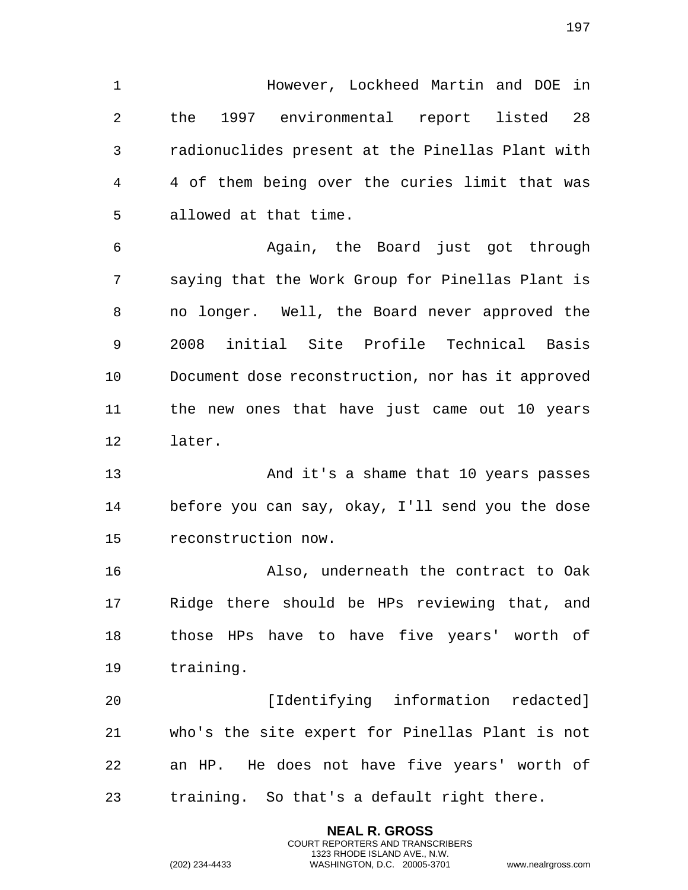However, Lockheed Martin and DOE in the 1997 environmental report listed 28 radionuclides present at the Pinellas Plant with 4 of them being over the curies limit that was allowed at that time.

Again, the Board just got through saying that the Work Group for Pinellas Plant is no longer. Well, the Board never approved the 2008 initial Site Profile Technical Basis Document dose reconstruction, nor has it approved the new ones that have just came out 10 years later.

And it's a shame that 10 years passes before you can say, okay, I'll send you the dose reconstruction now.

Also, underneath the contract to Oak Ridge there should be HPs reviewing that, and those HPs have to have five years' worth of training.

[Identifying information redacted] who's the site expert for Pinellas Plant is not an HP. He does not have five years' worth of training. So that's a default right there.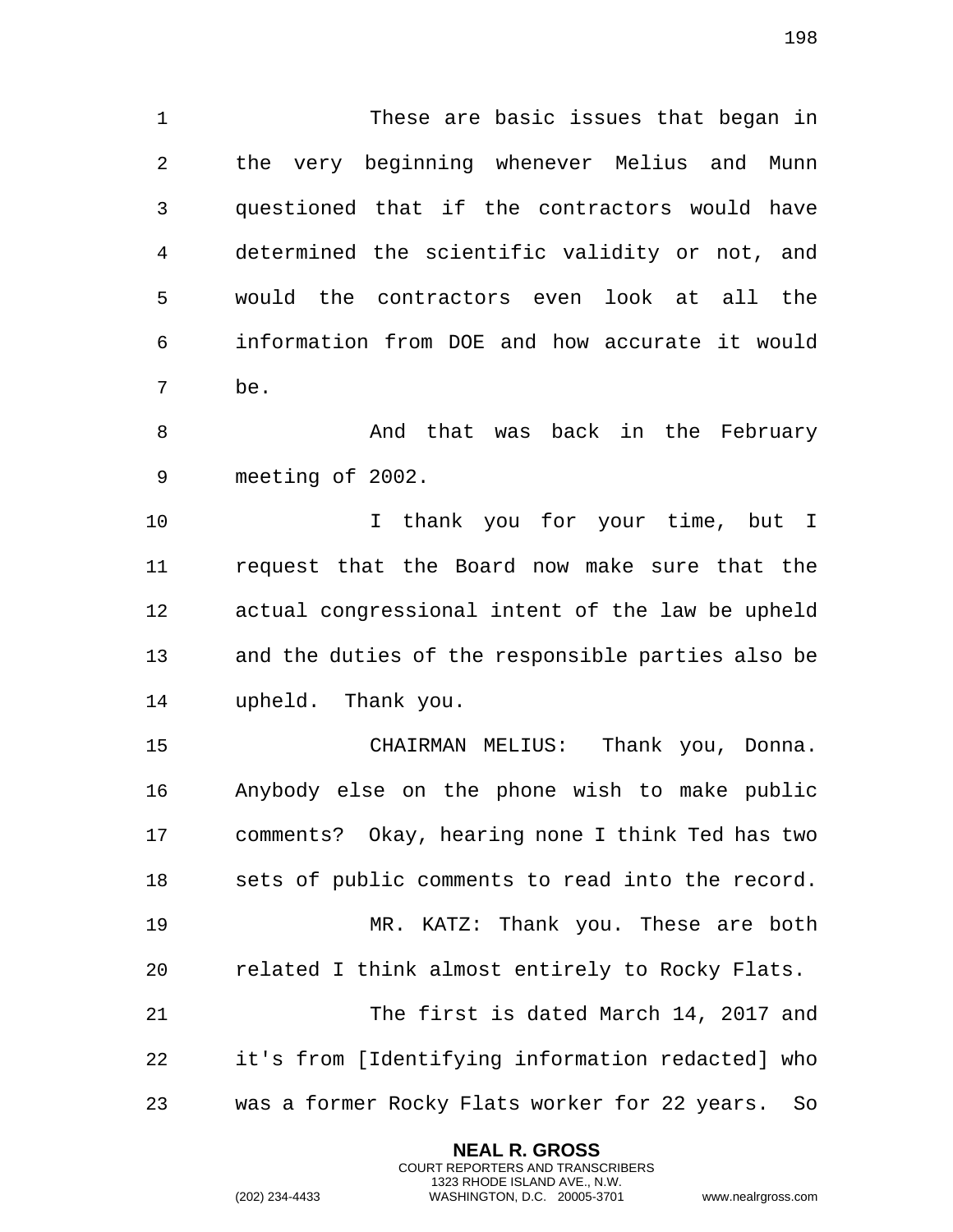These are basic issues that began in the very beginning whenever Melius and Munn questioned that if the contractors would have determined the scientific validity or not, and would the contractors even look at all the information from DOE and how accurate it would be.

And that was back in the February meeting of 2002.

I thank you for your time, but I request that the Board now make sure that the actual congressional intent of the law be upheld and the duties of the responsible parties also be upheld. Thank you.

CHAIRMAN MELIUS: Thank you, Donna. Anybody else on the phone wish to make public comments? Okay, hearing none I think Ted has two sets of public comments to read into the record.

MR. KATZ: Thank you. These are both related I think almost entirely to Rocky Flats.

The first is dated March 14, 2017 and it's from [Identifying information redacted] who was a former Rocky Flats worker for 22 years. So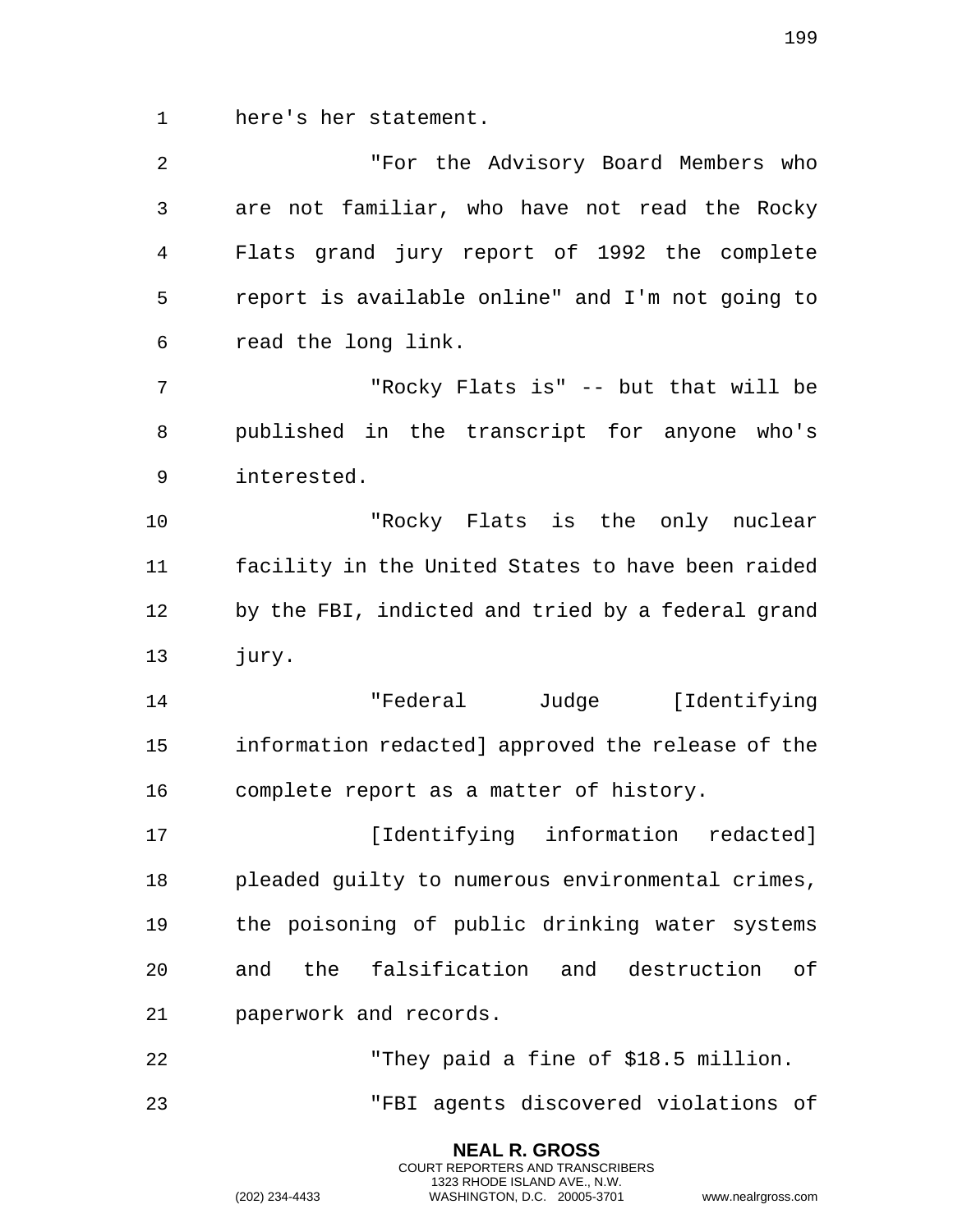here's her statement.

"For the Advisory Board Members who are not familiar, who have not read the Rocky Flats grand jury report of 1992 the complete report is available online" and I'm not going to read the long link.

"Rocky Flats is" -- but that will be published in the transcript for anyone who's interested.

"Rocky Flats is the only nuclear facility in the United States to have been raided by the FBI, indicted and tried by a federal grand jury.

"Federal Judge [Identifying information redacted] approved the release of the complete report as a matter of history.

[Identifying information redacted] pleaded guilty to numerous environmental crimes, the poisoning of public drinking water systems and the falsification and destruction of paperwork and records.

"They paid a fine of $18.5 million.

"FBI agents discovered violations of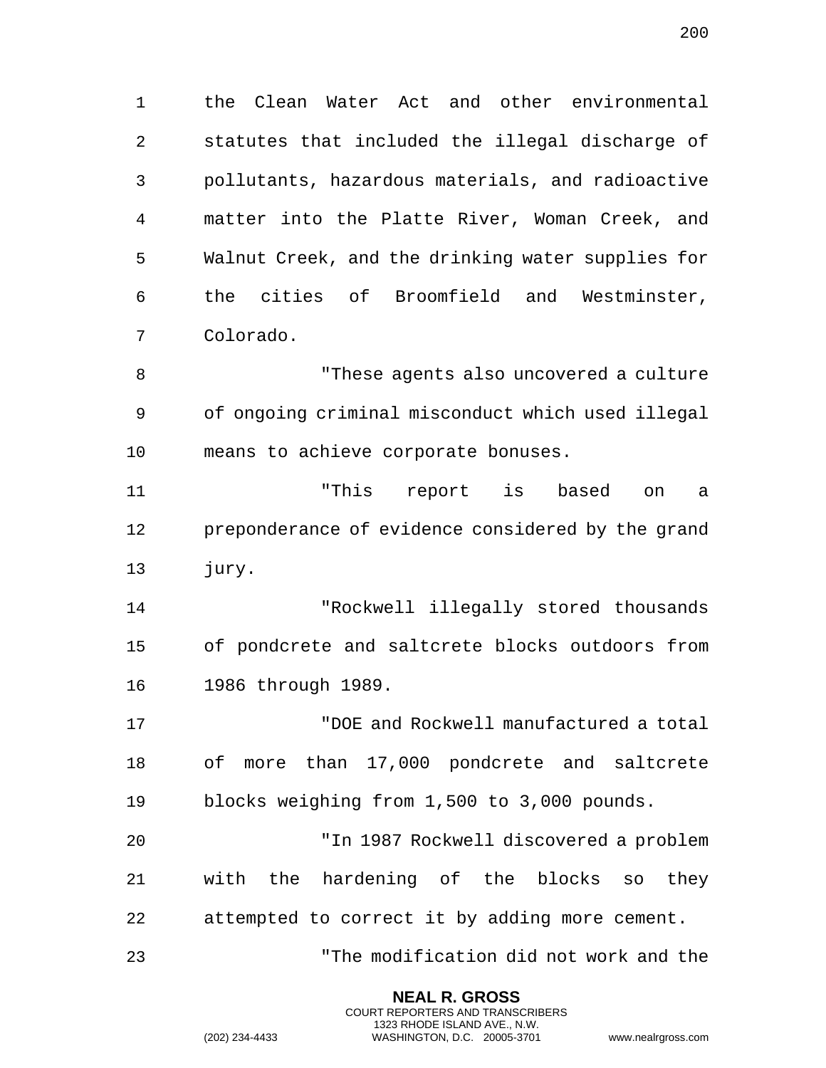the Clean Water Act and other environmental statutes that included the illegal discharge of pollutants, hazardous materials, and radioactive matter into the Platte River, Woman Creek, and Walnut Creek, and the drinking water supplies for the cities of Broomfield and Westminster, Colorado.

"These agents also uncovered a culture of ongoing criminal misconduct which used illegal means to achieve corporate bonuses.

"This report is based on a preponderance of evidence considered by the grand jury.

"Rockwell illegally stored thousands of pondcrete and saltcrete blocks outdoors from 1986 through 1989.

"DOE and Rockwell manufactured a total of more than 17,000 pondcrete and saltcrete blocks weighing from 1,500 to 3,000 pounds.

"In 1987 Rockwell discovered a problem with the hardening of the blocks so they attempted to correct it by adding more cement.

"The modification did not work and the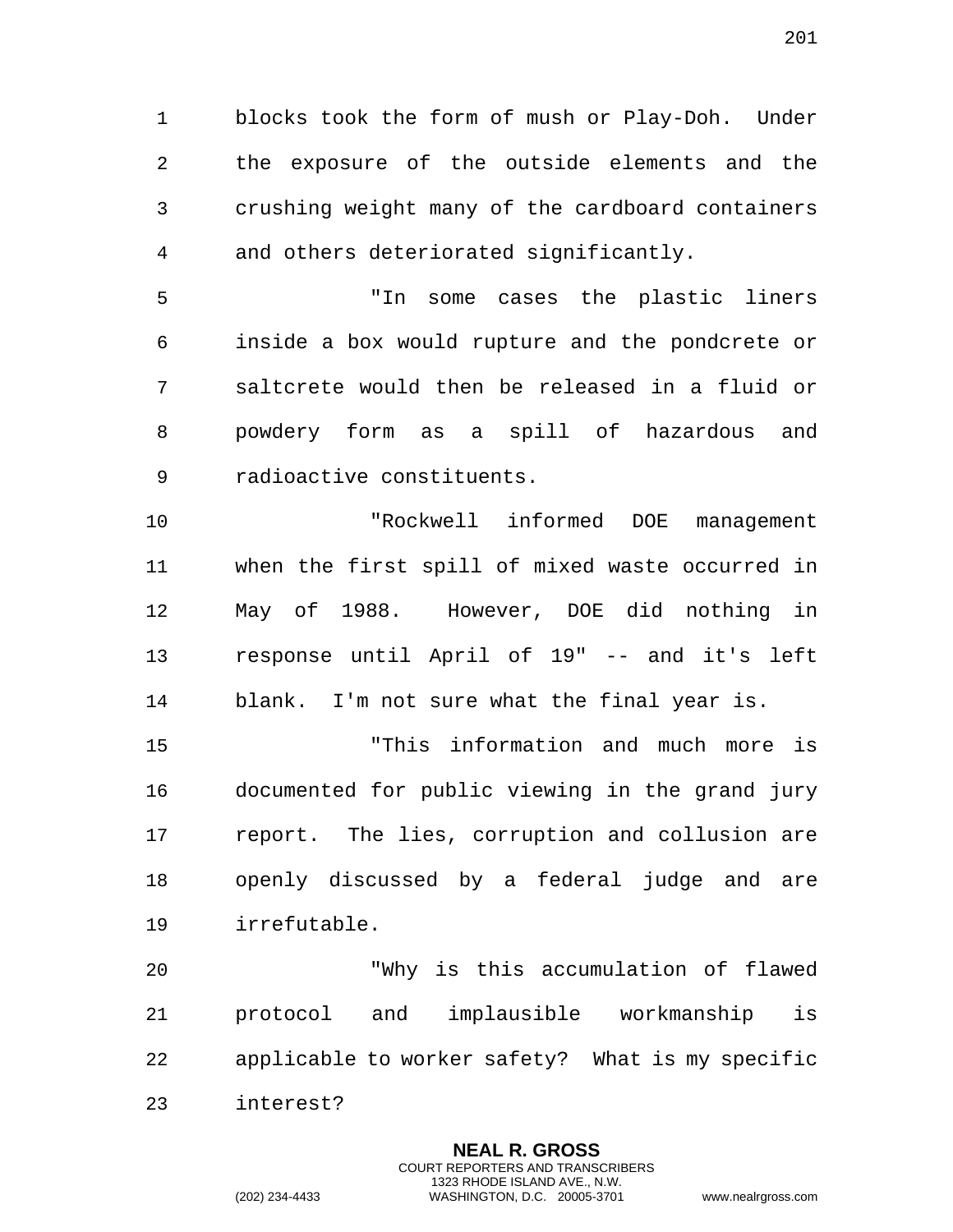blocks took the form of mush or Play-Doh. Under the exposure of the outside elements and the crushing weight many of the cardboard containers and others deteriorated significantly.

"In some cases the plastic liners inside a box would rupture and the pondcrete or saltcrete would then be released in a fluid or powdery form as a spill of hazardous and radioactive constituents.

"Rockwell informed DOE management when the first spill of mixed waste occurred in May of 1988. However, DOE did nothing in response until April of 19" -- and it's left blank. I'm not sure what the final year is.

"This information and much more is documented for public viewing in the grand jury report. The lies, corruption and collusion are openly discussed by a federal judge and are irrefutable.

"Why is this accumulation of flawed protocol and implausible workmanship is applicable to worker safety? What is my specific interest?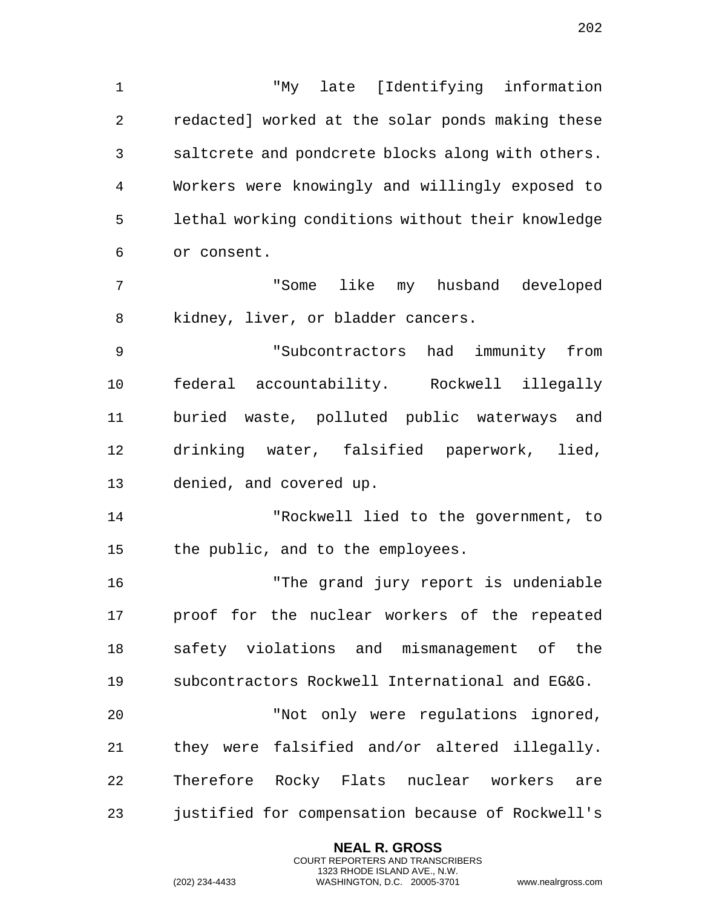"My late [Identifying information redacted] worked at the solar ponds making these saltcrete and pondcrete blocks along with others. Workers were knowingly and willingly exposed to lethal working conditions without their knowledge or consent.

"Some like my husband developed kidney, liver, or bladder cancers.

"Subcontractors had immunity from federal accountability. Rockwell illegally buried waste, polluted public waterways and drinking water, falsified paperwork, lied, denied, and covered up.

"Rockwell lied to the government, to the public, and to the employees.

"The grand jury report is undeniable proof for the nuclear workers of the repeated safety violations and mismanagement of the subcontractors Rockwell International and EG&G.

"Not only were regulations ignored, they were falsified and/or altered illegally. Therefore Rocky Flats nuclear workers are justified for compensation because of Rockwell's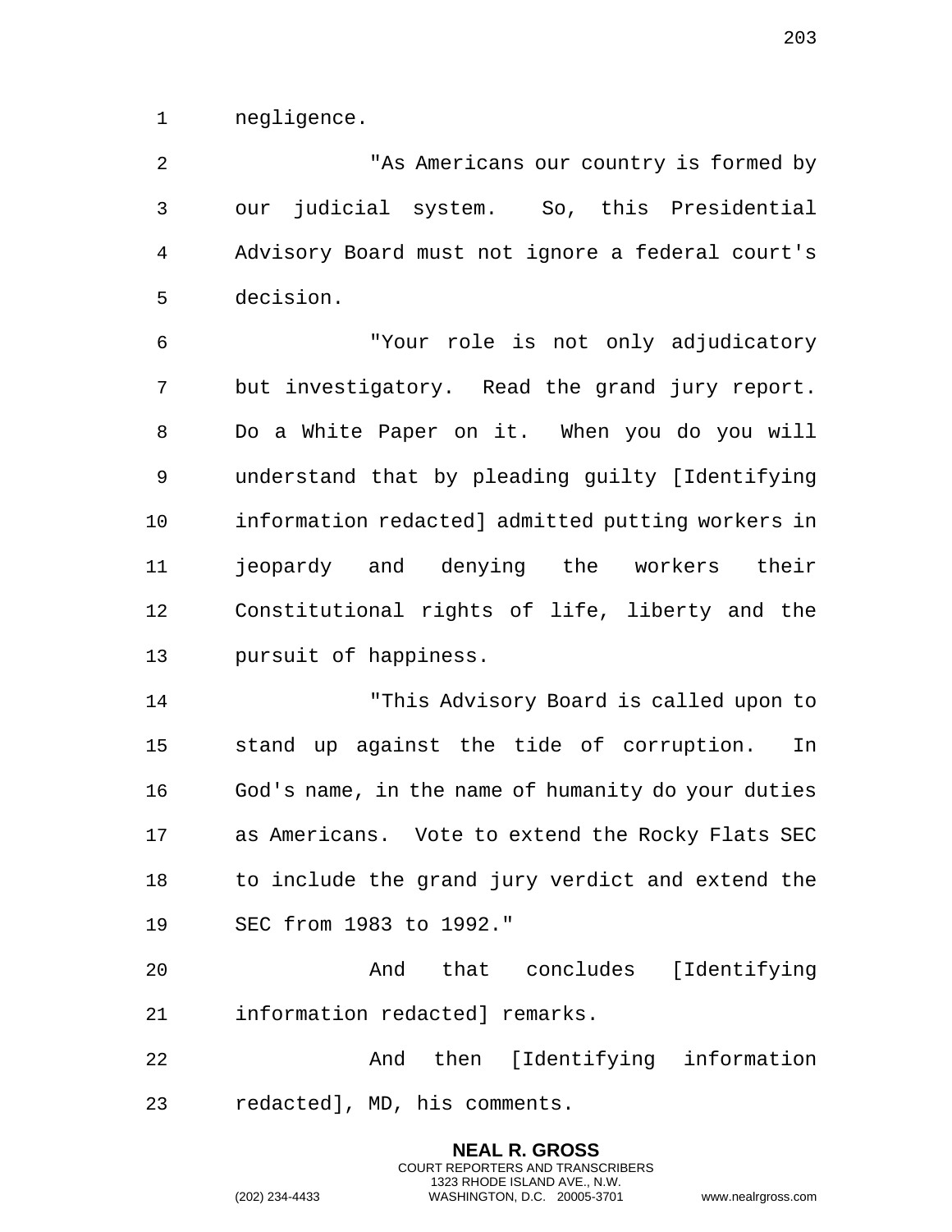negligence.

"As Americans our country is formed by our judicial system. So, this Presidential Advisory Board must not ignore a federal court's decision.

"Your role is not only adjudicatory but investigatory. Read the grand jury report. Do a White Paper on it. When you do you will understand that by pleading guilty [Identifying information redacted] admitted putting workers in jeopardy and denying the workers their Constitutional rights of life, liberty and the pursuit of happiness.

"This Advisory Board is called upon to stand up against the tide of corruption. In God's name, in the name of humanity do your duties as Americans. Vote to extend the Rocky Flats SEC to include the grand jury verdict and extend the SEC from 1983 to 1992."

And that concludes [Identifying information redacted] remarks.

And then [Identifying information redacted], MD, his comments.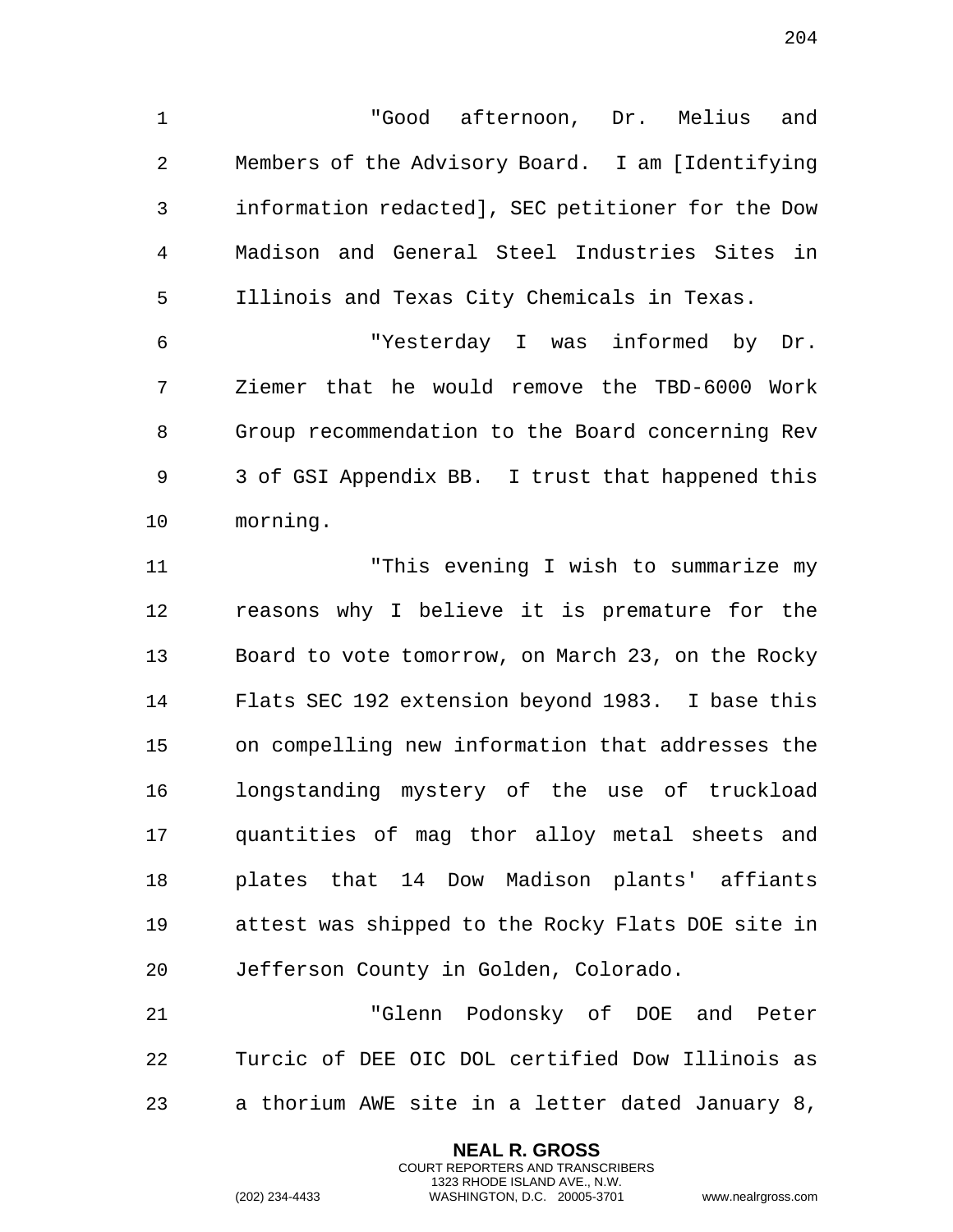"Good afternoon, Dr. Melius and Members of the Advisory Board. I am [Identifying information redacted], SEC petitioner for the Dow Madison and General Steel Industries Sites in Illinois and Texas City Chemicals in Texas.

"Yesterday I was informed by Dr. Ziemer that he would remove the TBD-6000 Work Group recommendation to the Board concerning Rev 3 of GSI Appendix BB. I trust that happened this morning.

"This evening I wish to summarize my reasons why I believe it is premature for the Board to vote tomorrow, on March 23, on the Rocky Flats SEC 192 extension beyond 1983. I base this on compelling new information that addresses the longstanding mystery of the use of truckload quantities of mag thor alloy metal sheets and plates that 14 Dow Madison plants' affiants attest was shipped to the Rocky Flats DOE site in Jefferson County in Golden, Colorado.

"Glenn Podonsky of DOE and Peter Turcic of DEE OIC DOL certified Dow Illinois as a thorium AWE site in a letter dated January 8,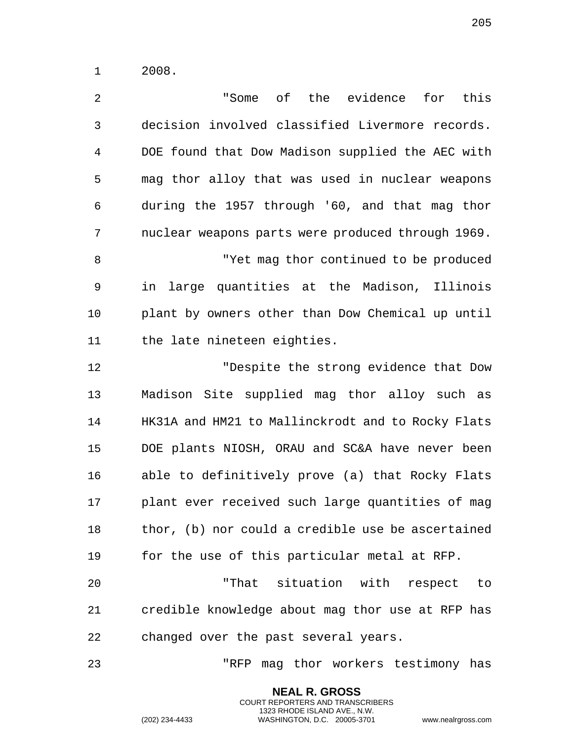2008.

"Some of the evidence for this decision involved classified Livermore records. DOE found that Dow Madison supplied the AEC with mag thor alloy that was used in nuclear weapons during the 1957 through '60, and that mag thor nuclear weapons parts were produced through 1969.

"Yet mag thor continued to be produced in large quantities at the Madison, Illinois plant by owners other than Dow Chemical up until the late nineteen eighties.

"Despite the strong evidence that Dow Madison Site supplied mag thor alloy such as HK31A and HM21 to Mallinckrodt and to Rocky Flats DOE plants NIOSH, ORAU and SC&A have never been able to definitively prove (a) that Rocky Flats plant ever received such large quantities of mag thor, (b) nor could a credible use be ascertained for the use of this particular metal at RFP.

"That situation with respect to credible knowledge about mag thor use at RFP has changed over the past several years.

"RFP mag thor workers testimony has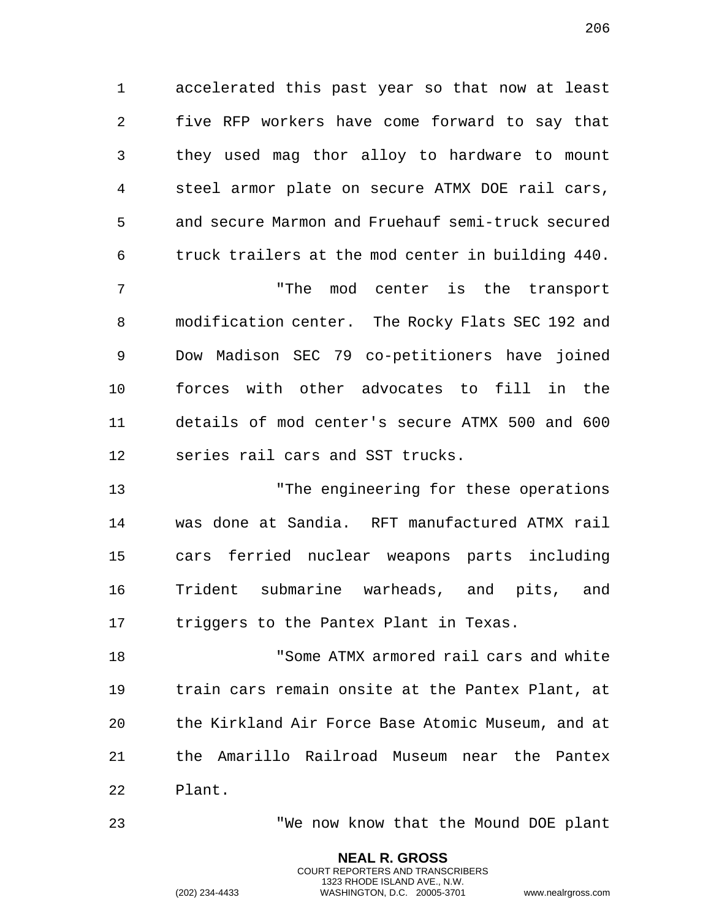accelerated this past year so that now at least five RFP workers have come forward to say that they used mag thor alloy to hardware to mount steel armor plate on secure ATMX DOE rail cars, and secure Marmon and Fruehauf semi-truck secured truck trailers at the mod center in building 440.

"The mod center is the transport modification center. The Rocky Flats SEC 192 and Dow Madison SEC 79 co-petitioners have joined forces with other advocates to fill in the details of mod center's secure ATMX 500 and 600 series rail cars and SST trucks.

"The engineering for these operations was done at Sandia. RFT manufactured ATMX rail cars ferried nuclear weapons parts including Trident submarine warheads, and pits, and triggers to the Pantex Plant in Texas.

"Some ATMX armored rail cars and white train cars remain onsite at the Pantex Plant, at the Kirkland Air Force Base Atomic Museum, and at the Amarillo Railroad Museum near the Pantex Plant.

"We now know that the Mound DOE plant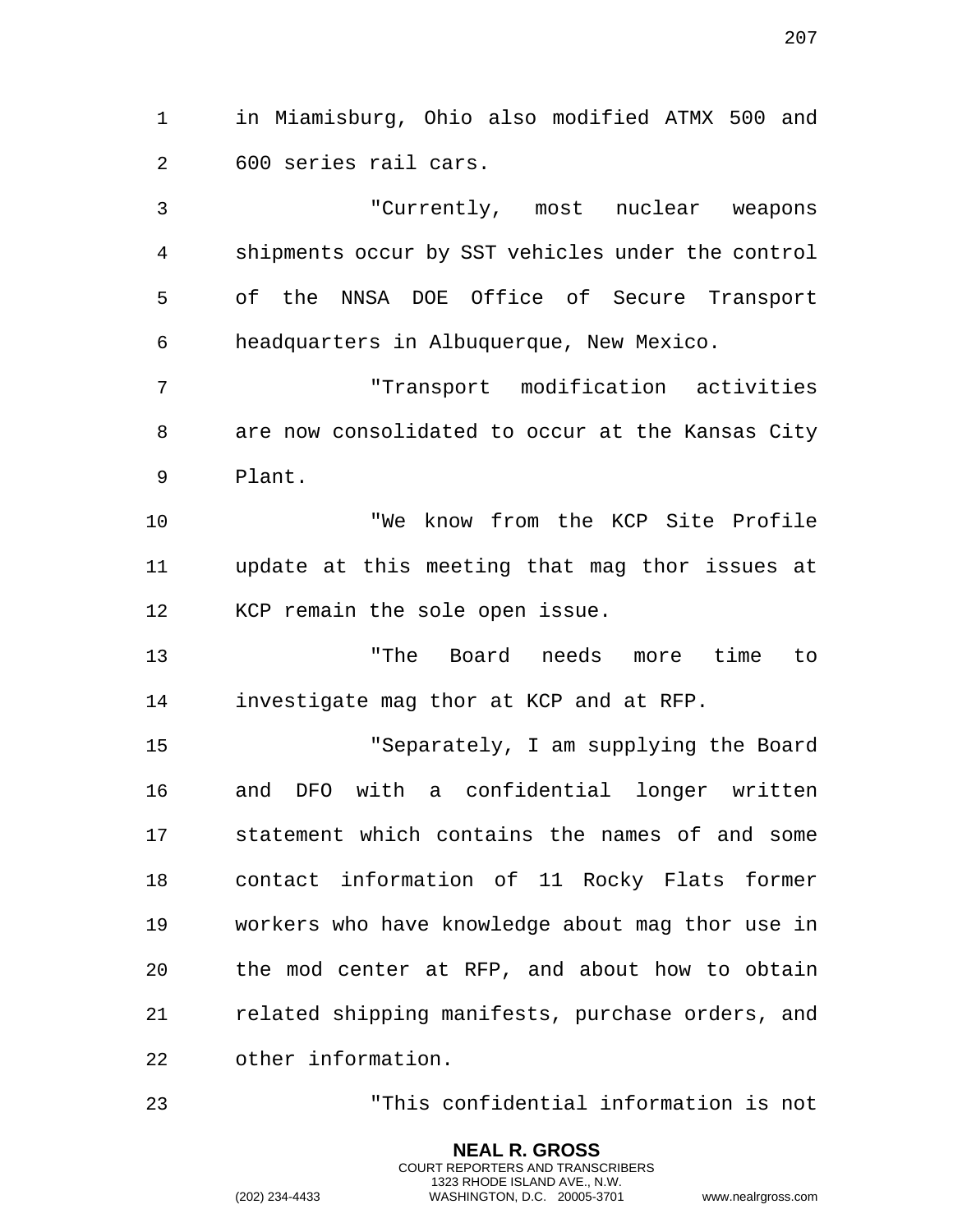in Miamisburg, Ohio also modified ATMX 500 and 600 series rail cars.

"Currently, most nuclear weapons shipments occur by SST vehicles under the control of the NNSA DOE Office of Secure Transport headquarters in Albuquerque, New Mexico.

"Transport modification activities are now consolidated to occur at the Kansas City Plant.

"We know from the KCP Site Profile update at this meeting that mag thor issues at KCP remain the sole open issue.

"The Board needs more time to investigate mag thor at KCP and at RFP.

"Separately, I am supplying the Board and DFO with a confidential longer written statement which contains the names of and some contact information of 11 Rocky Flats former workers who have knowledge about mag thor use in the mod center at RFP, and about how to obtain related shipping manifests, purchase orders, and other information.

"This confidential information is not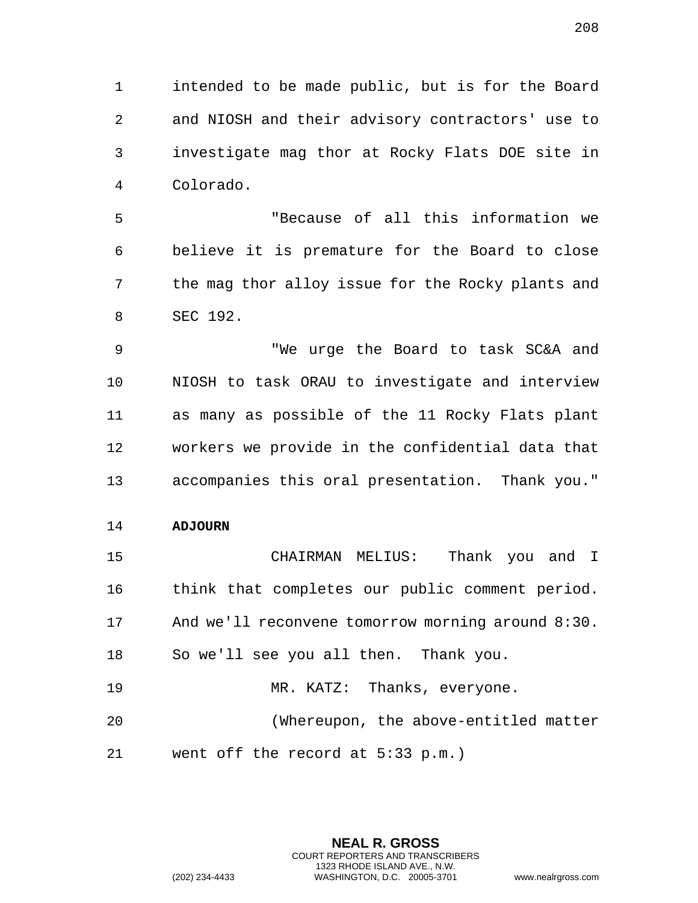intended to be made public, but is for the Board and NIOSH and their advisory contractors' use to investigate mag thor at Rocky Flats DOE site in Colorado.

"Because of all this information we believe it is premature for the Board to close the mag thor alloy issue for the Rocky plants and SEC 192.

"We urge the Board to task SC&A and NIOSH to task ORAU to investigate and interview as many as possible of the 11 Rocky Flats plant workers we provide in the confidential data that accompanies this oral presentation. Thank you."

**ADJOURN**

CHAIRMAN MELIUS: Thank you and I think that completes our public comment period. And we'll reconvene tomorrow morning around 8:30. So we'll see you all then. Thank you.

MR. KATZ: Thanks, everyone.

(Whereupon, the above-entitled matter went off the record at 5:33 p.m.)